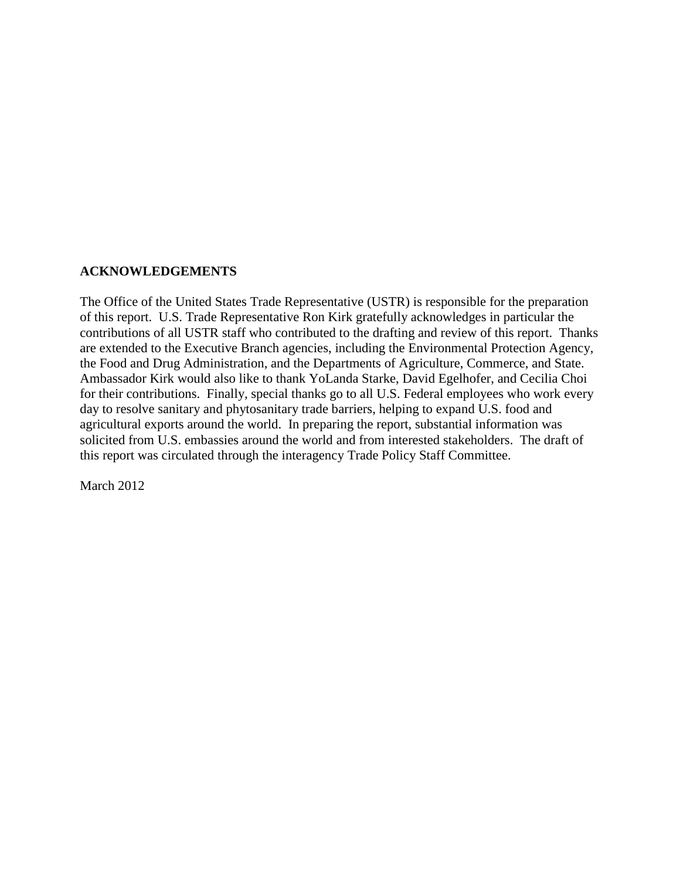## ACKNOWLEDGEMENTS

The Office of the United States Trade Representative (USTR) is responsible for the preparation of this report. U.S. Trade Representative Ron Kirk gratefully acknowledges in particular the contributions of all USTR staff who contributed to the drafting and review of this report. Thanks are extended to the Executive Branch agencies, including the Environmental Protection Agency, the Food and Drug Administration, and the Departments of Agriculture, Commerce, and State. Ambassador Kirk would also like to thank YoLanda Starke, David Egelhofer, and Cecilia Choi for their contributions. Finally, special thanks go to all U.S. Federal employees who work every day to resolve sanitary and phytosanitary trade barriers, helping to expand U.S. food and agricultural exports around the world. In preparing the report, substantial information was solicited from U.S. embassies around the world and from interested stakeholders. The draft of this report was circulated through the interagency Trade Policy Staff Committee.

March 2012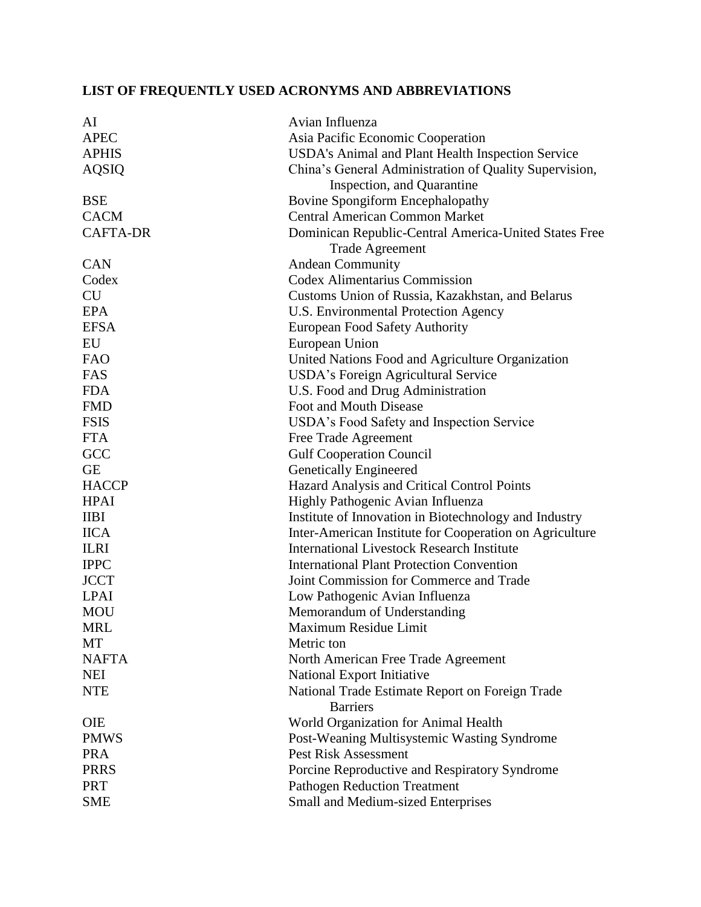## LIST OF FREQUENTLY USED ACRONYMS AND ABBREVIATIONS

| | |
|---|---|
| AI | Avian Influenza |
| APEC | Asia Pacific Economic Cooperation |
| APHIS | USDA's Animal and Plant Health Inspection Service |
| AQSIQ | China's General Administration of Quality Supervision, Inspection, and Quarantine |
| BSE | Bovine Spongiform Encephalopathy |
| CACM | Central American Common Market |
| CAFTA-DR | Dominican Republic-Central America-United States Free Trade Agreement |
| CAN | Andean Community |
| Codex | Codex Alimentarius Commission |
| CU | Customs Union of Russia, Kazakhstan, and Belarus |
| EPA | U.S. Environmental Protection Agency |
| EFSA | European Food Safety Authority |
| EU | European Union |
| FAO | United Nations Food and Agriculture Organization |
| FAS | USDA's Foreign Agricultural Service |
| FDA | U.S. Food and Drug Administration |
| FMD | Foot and Mouth Disease |
| FSIS | USDA's Food Safety and Inspection Service |
| FTA | Free Trade Agreement |
| GCC | Gulf Cooperation Council |
| GE | Genetically Engineered |
| HACCP | Hazard Analysis and Critical Control Points |
| HPAI | Highly Pathogenic Avian Influenza |
| IIBI | Institute of Innovation in Biotechnology and Industry |
| IICA | Inter-American Institute for Cooperation on Agriculture |
| ILRI | International Livestock Research Institute |
| IPPC | International Plant Protection Convention |
| JCCT | Joint Commission for Commerce and Trade |
| LPAI | Low Pathogenic Avian Influenza |
| MOU | Memorandum of Understanding |
| MRL | Maximum Residue Limit |
| MT | Metric ton |
| NAFTA | North American Free Trade Agreement |
| NEI | National Export Initiative |
| NTE | National Trade Estimate Report on Foreign Trade Barriers |
| OIE | World Organization for Animal Health |
| PMWS | Post-Weaning Multisystemic Wasting Syndrome |
| PRA | Pest Risk Assessment |
| PRRS | Porcine Reproductive and Respiratory Syndrome |
| PRT | Pathogen Reduction Treatment |
| SME | Small and Medium-sized Enterprises |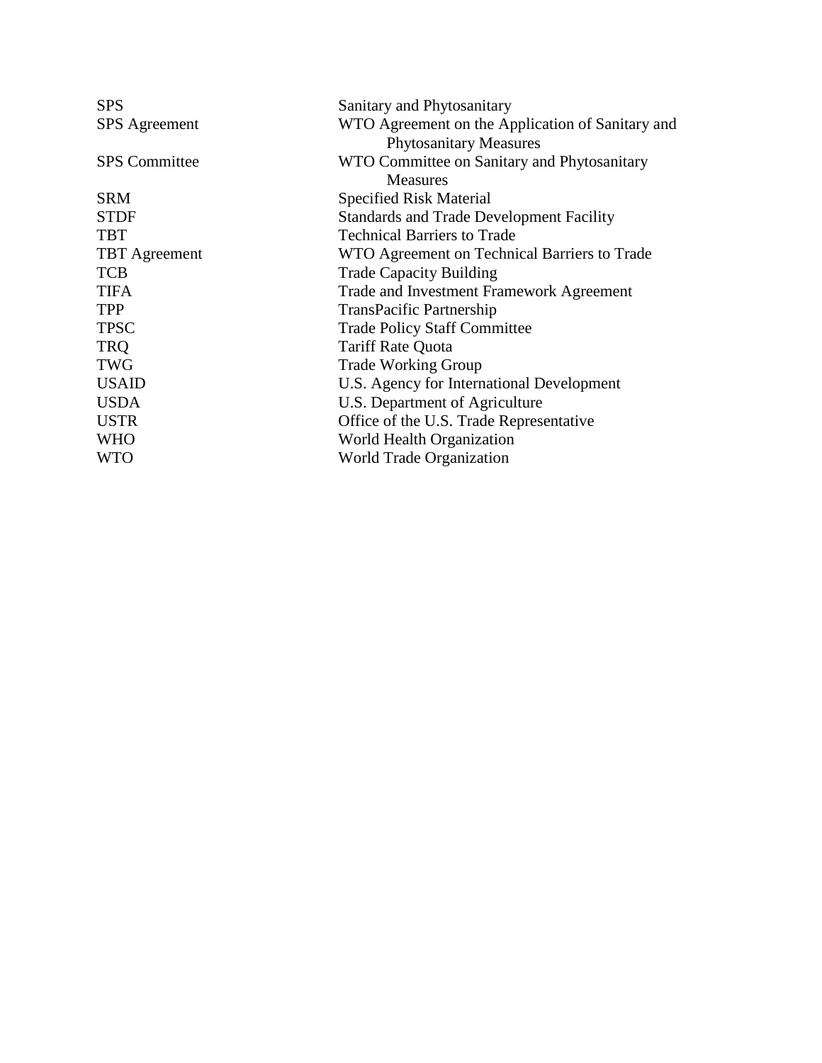| | |
|---|---|
| SPS | Sanitary and Phytosanitary |
| SPS Agreement | WTO Agreement on the Application of Sanitary and Phytosanitary Measures |
| SPS Committee | WTO Committee on Sanitary and Phytosanitary Measures |
| SRM | Specified Risk Material |
| STDF | Standards and Trade Development Facility |
| TBT | Technical Barriers to Trade |
| TBT Agreement | WTO Agreement on Technical Barriers to Trade |
| TCB | Trade Capacity Building |
| TIFA | Trade and Investment Framework Agreement |
| TPP | TransPacific Partnership |
| TPSC | Trade Policy Staff Committee |
| TRQ | Tariff Rate Quota |
| TWG | Trade Working Group |
| USAID | U.S. Agency for International Development |
| USDA | U.S. Department of Agriculture |
| USTR | Office of the U.S. Trade Representative |
| WHO | World Health Organization |
| WTO | World Trade Organization |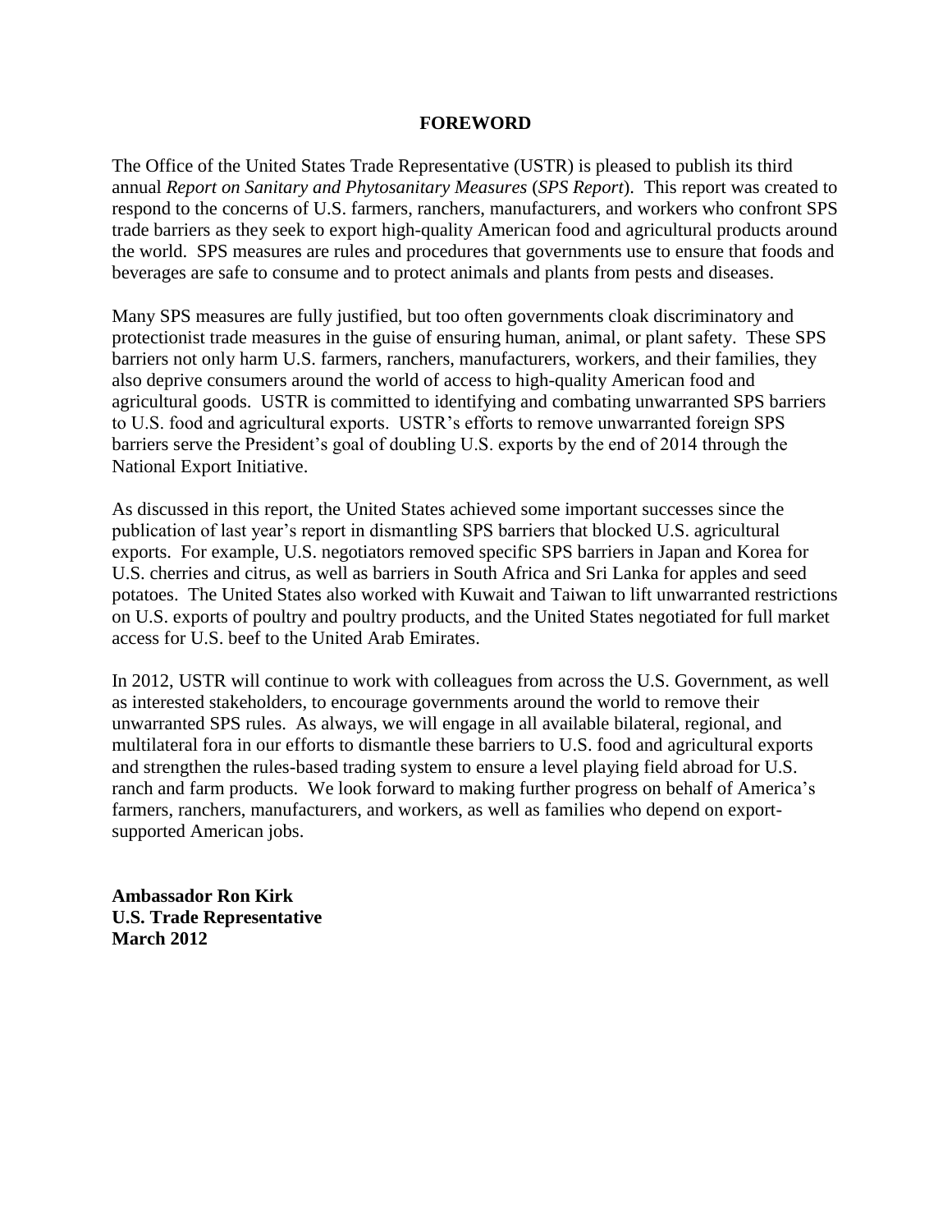# FOREWORD

The Office of the United States Trade Representative (USTR) is pleased to publish its third annual *Report on Sanitary and Phytosanitary Measures* (*SPS Report*). This report was created to respond to the concerns of U.S. farmers, ranchers, manufacturers, and workers who confront SPS trade barriers as they seek to export high-quality American food and agricultural products around the world. SPS measures are rules and procedures that governments use to ensure that foods and beverages are safe to consume and to protect animals and plants from pests and diseases.

Many SPS measures are fully justified, but too often governments cloak discriminatory and protectionist trade measures in the guise of ensuring human, animal, or plant safety. These SPS barriers not only harm U.S. farmers, ranchers, manufacturers, workers, and their families, they also deprive consumers around the world of access to high-quality American food and agricultural goods. USTR is committed to identifying and combating unwarranted SPS barriers to U.S. food and agricultural exports. USTR's efforts to remove unwarranted foreign SPS barriers serve the President's goal of doubling U.S. exports by the end of 2014 through the National Export Initiative.

As discussed in this report, the United States achieved some important successes since the publication of last year's report in dismantling SPS barriers that blocked U.S. agricultural exports. For example, U.S. negotiators removed specific SPS barriers in Japan and Korea for U.S. cherries and citrus, as well as barriers in South Africa and Sri Lanka for apples and seed potatoes. The United States also worked with Kuwait and Taiwan to lift unwarranted restrictions on U.S. exports of poultry and poultry products, and the United States negotiated for full market access for U.S. beef to the United Arab Emirates.

In 2012, USTR will continue to work with colleagues from across the U.S. Government, as well as interested stakeholders, to encourage governments around the world to remove their unwarranted SPS rules. As always, we will engage in all available bilateral, regional, and multilateral fora in our efforts to dismantle these barriers to U.S. food and agricultural exports and strengthen the rules-based trading system to ensure a level playing field abroad for U.S. ranch and farm products. We look forward to making further progress on behalf of America's farmers, ranchers, manufacturers, and workers, as well as families who depend on export-supported American jobs.

**Ambassador Ron Kirk**
**U.S. Trade Representative**
**March 2012**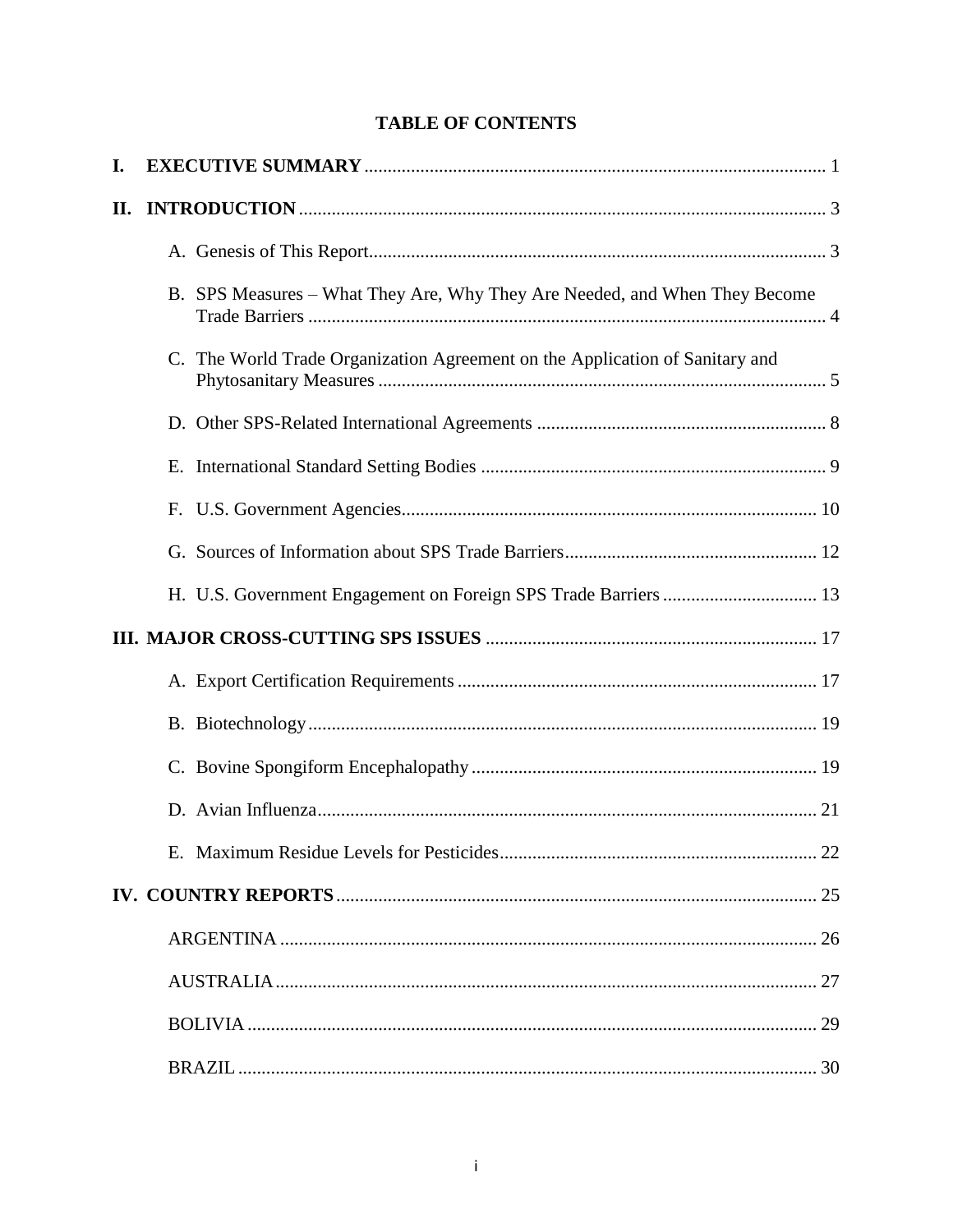# TABLE OF CONTENTS

I. **EXECUTIVE SUMMARY** .................................................................................................. 1

II. **INTRODUCTION** ................................................................................................................ 3

- A. Genesis of This Report ................................................................................................. 3
- B. SPS Measures – What They Are, Why They Are Needed, and When They Become Trade Barriers ............................................................................................................. 4
- C. The World Trade Organization Agreement on the Application of Sanitary and Phytosanitary Measures ............................................................................................... 5
- D. Other SPS-Related International Agreements ............................................................. 8
- E. International Standard Setting Bodies .......................................................................... 9
- F. U.S. Government Agencies ........................................................................................ 10
- G. Sources of Information about SPS Trade Barriers ...................................................... 12
- H. U.S. Government Engagement on Foreign SPS Trade Barriers ................................. 13

III. **MAJOR CROSS-CUTTING SPS ISSUES** ...................................................................... 17

- A. Export Certification Requirements ............................................................................ 17
- B. Biotechnology ............................................................................................................ 19
- C. Bovine Spongiform Encephalopathy ......................................................................... 19
- D. Avian Influenza .......................................................................................................... 21
- E. Maximum Residue Levels for Pesticides ................................................................... 22

IV. **COUNTRY REPORTS** ...................................................................................................... 25

- ARGENTINA .................................................................................................................. 26
- AUSTRALIA ................................................................................................................... 27
- BOLIVIA ......................................................................................................................... 29
- BRAZIL ........................................................................................................................... 30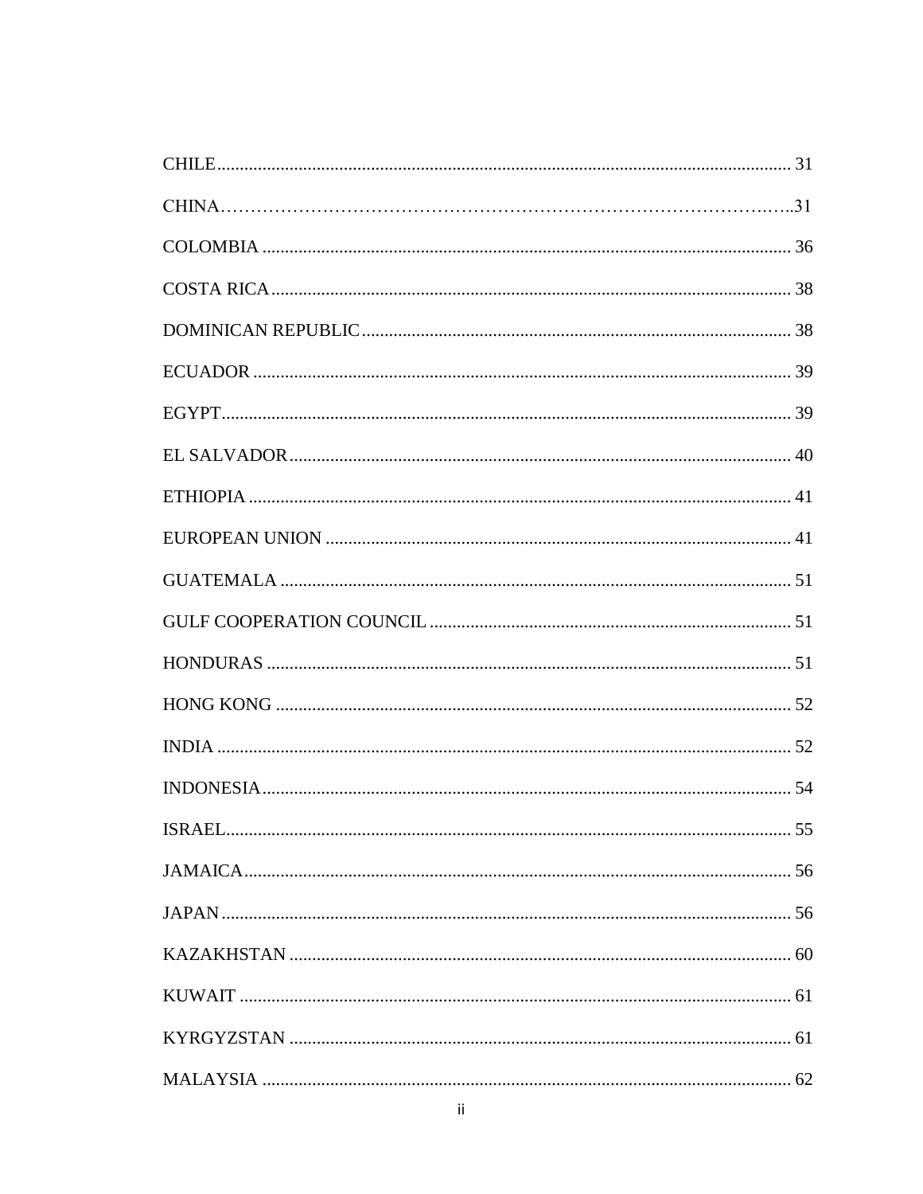CHILE ........................................................................................................................... 31

CHINA……………………………………………………………………………….31

COLOMBIA .................................................................................................................. 36

COSTA RICA ............................................................................................................... 38

DOMINICAN REPUBLIC ............................................................................................ 38

ECUADOR .................................................................................................................... 39

EGYPT .......................................................................................................................... 39

EL SALVADOR ............................................................................................................ 40

ETHIOPIA ..................................................................................................................... 41

EUROPEAN UNION .................................................................................................... 41

GUATEMALA .............................................................................................................. 51

GULF COOPERATION COUNCIL ............................................................................. 51

HONDURAS ................................................................................................................. 51

HONG KONG ............................................................................................................... 52

INDIA ........................................................................................................................... 52

INDONESIA .................................................................................................................. 54

ISRAEL ......................................................................................................................... 55

JAMAICA ...................................................................................................................... 56

JAPAN .......................................................................................................................... 56

KAZAKHSTAN ............................................................................................................ 60

KUWAIT ....................................................................................................................... 61

KYRGYZSTAN ............................................................................................................ 61

MALAYSIA .................................................................................................................. 62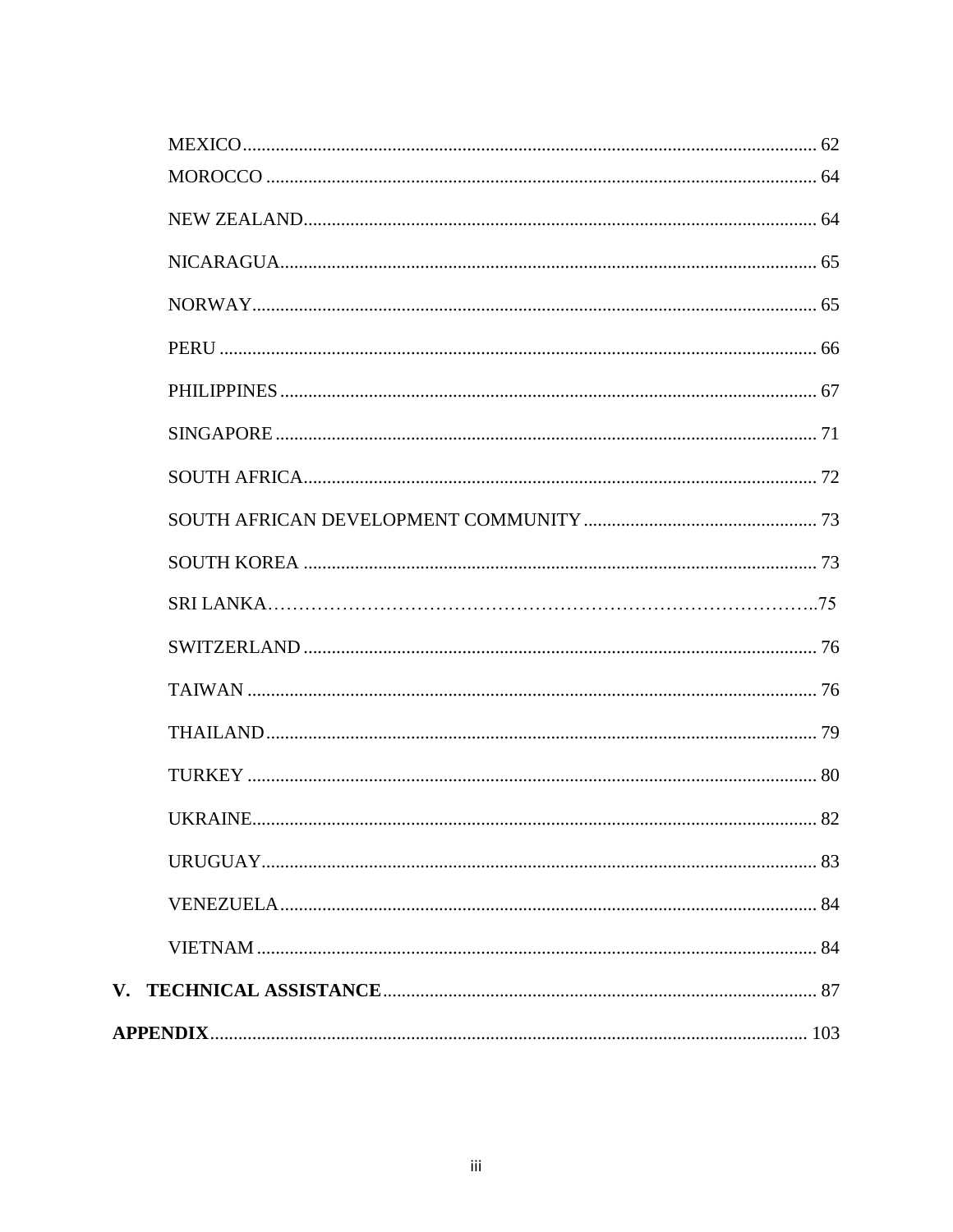MEXICO.......................................................................................................................... 62

MOROCCO ..................................................................................................................... 64

NEW ZEALAND............................................................................................................. 64

NICARAGUA.................................................................................................................. 65

NORWAY........................................................................................................................ 65

PERU ............................................................................................................................... 66

PHILIPPINES .................................................................................................................. 67

SINGAPORE ................................................................................................................... 71

SOUTH AFRICA............................................................................................................. 72

SOUTH AFRICAN DEVELOPMENT COMMUNITY .................................................. 73

SOUTH KOREA ............................................................................................................. 73

SRI LANKA……………………………………………………………………………..75

SWITZERLAND ............................................................................................................. 76

TAIWAN ......................................................................................................................... 76

THAILAND..................................................................................................................... 79

TURKEY ......................................................................................................................... 80

UKRAINE........................................................................................................................ 82

URUGUAY...................................................................................................................... 83

VENEZUELA.................................................................................................................. 84

VIETNAM ....................................................................................................................... 84

**V. TECHNICAL ASSISTANCE**............................................................................................ 87

**APPENDIX**............................................................................................................................ 103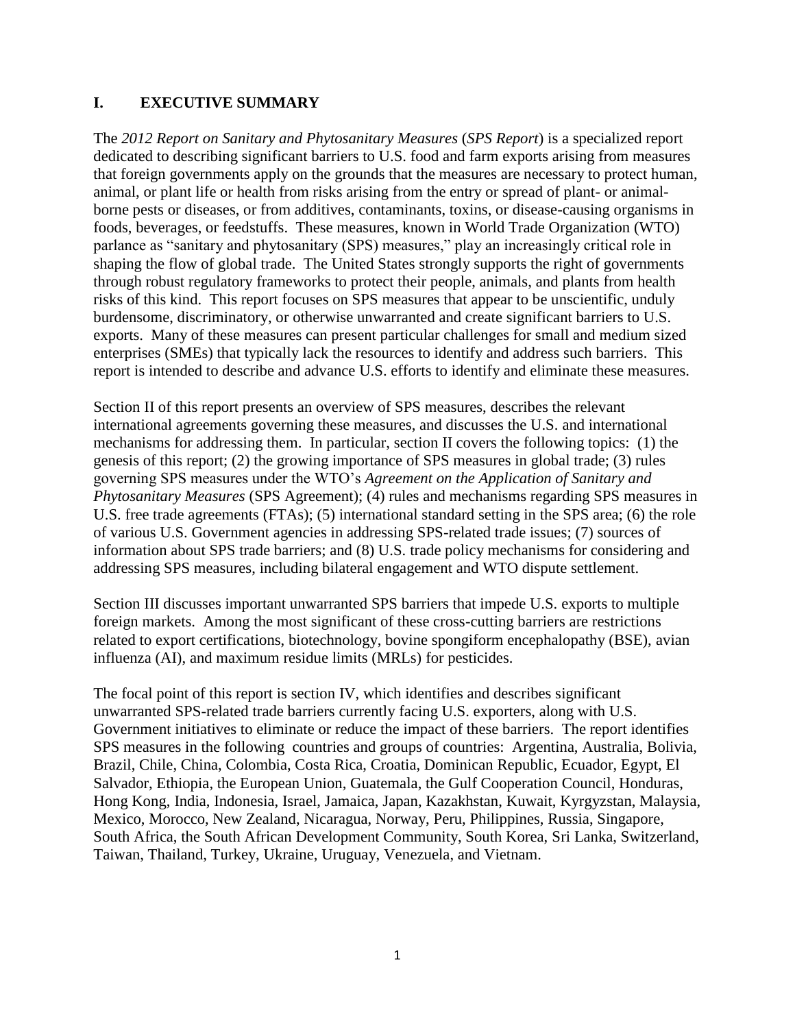# I. EXECUTIVE SUMMARY

The *2012 Report on Sanitary and Phytosanitary Measures* (*SPS Report*) is a specialized report dedicated to describing significant barriers to U.S. food and farm exports arising from measures that foreign governments apply on the grounds that the measures are necessary to protect human, animal, or plant life or health from risks arising from the entry or spread of plant- or animal-borne pests or diseases, or from additives, contaminants, toxins, or disease-causing organisms in foods, beverages, or feedstuffs. These measures, known in World Trade Organization (WTO) parlance as "sanitary and phytosanitary (SPS) measures," play an increasingly critical role in shaping the flow of global trade. The United States strongly supports the right of governments through robust regulatory frameworks to protect their people, animals, and plants from health risks of this kind. This report focuses on SPS measures that appear to be unscientific, unduly burdensome, discriminatory, or otherwise unwarranted and create significant barriers to U.S. exports. Many of these measures can present particular challenges for small and medium sized enterprises (SMEs) that typically lack the resources to identify and address such barriers. This report is intended to describe and advance U.S. efforts to identify and eliminate these measures.

Section II of this report presents an overview of SPS measures, describes the relevant international agreements governing these measures, and discusses the U.S. and international mechanisms for addressing them. In particular, section II covers the following topics: (1) the genesis of this report; (2) the growing importance of SPS measures in global trade; (3) rules governing SPS measures under the WTO's *Agreement on the Application of Sanitary and Phytosanitary Measures* (SPS Agreement); (4) rules and mechanisms regarding SPS measures in U.S. free trade agreements (FTAs); (5) international standard setting in the SPS area; (6) the role of various U.S. Government agencies in addressing SPS-related trade issues; (7) sources of information about SPS trade barriers; and (8) U.S. trade policy mechanisms for considering and addressing SPS measures, including bilateral engagement and WTO dispute settlement.

Section III discusses important unwarranted SPS barriers that impede U.S. exports to multiple foreign markets. Among the most significant of these cross-cutting barriers are restrictions related to export certifications, biotechnology, bovine spongiform encephalopathy (BSE), avian influenza (AI), and maximum residue limits (MRLs) for pesticides.

The focal point of this report is section IV, which identifies and describes significant unwarranted SPS-related trade barriers currently facing U.S. exporters, along with U.S. Government initiatives to eliminate or reduce the impact of these barriers. The report identifies SPS measures in the following countries and groups of countries: Argentina, Australia, Bolivia, Brazil, Chile, China, Colombia, Costa Rica, Croatia, Dominican Republic, Ecuador, Egypt, El Salvador, Ethiopia, the European Union, Guatemala, the Gulf Cooperation Council, Honduras, Hong Kong, India, Indonesia, Israel, Jamaica, Japan, Kazakhstan, Kuwait, Kyrgyzstan, Malaysia, Mexico, Morocco, New Zealand, Nicaragua, Norway, Peru, Philippines, Russia, Singapore, South Africa, the South African Development Community, South Korea, Sri Lanka, Switzerland, Taiwan, Thailand, Turkey, Ukraine, Uruguay, Venezuela, and Vietnam.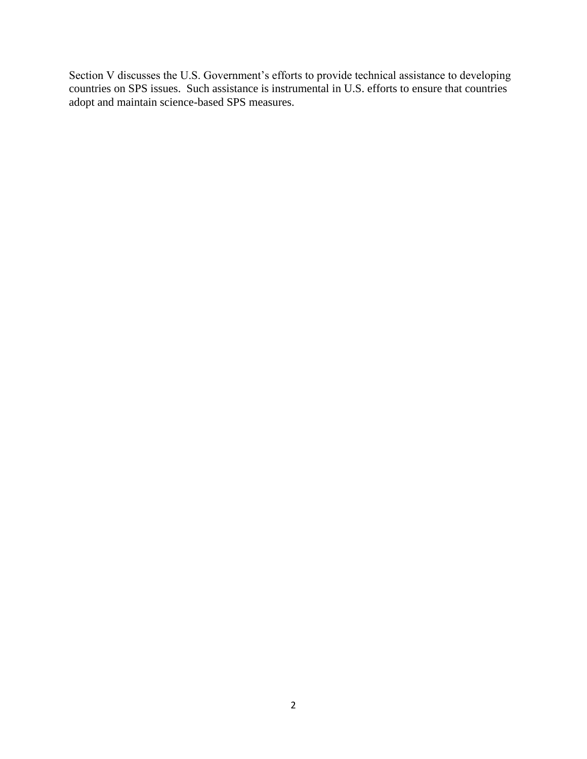Section V discusses the U.S. Government's efforts to provide technical assistance to developing countries on SPS issues. Such assistance is instrumental in U.S. efforts to ensure that countries adopt and maintain science-based SPS measures.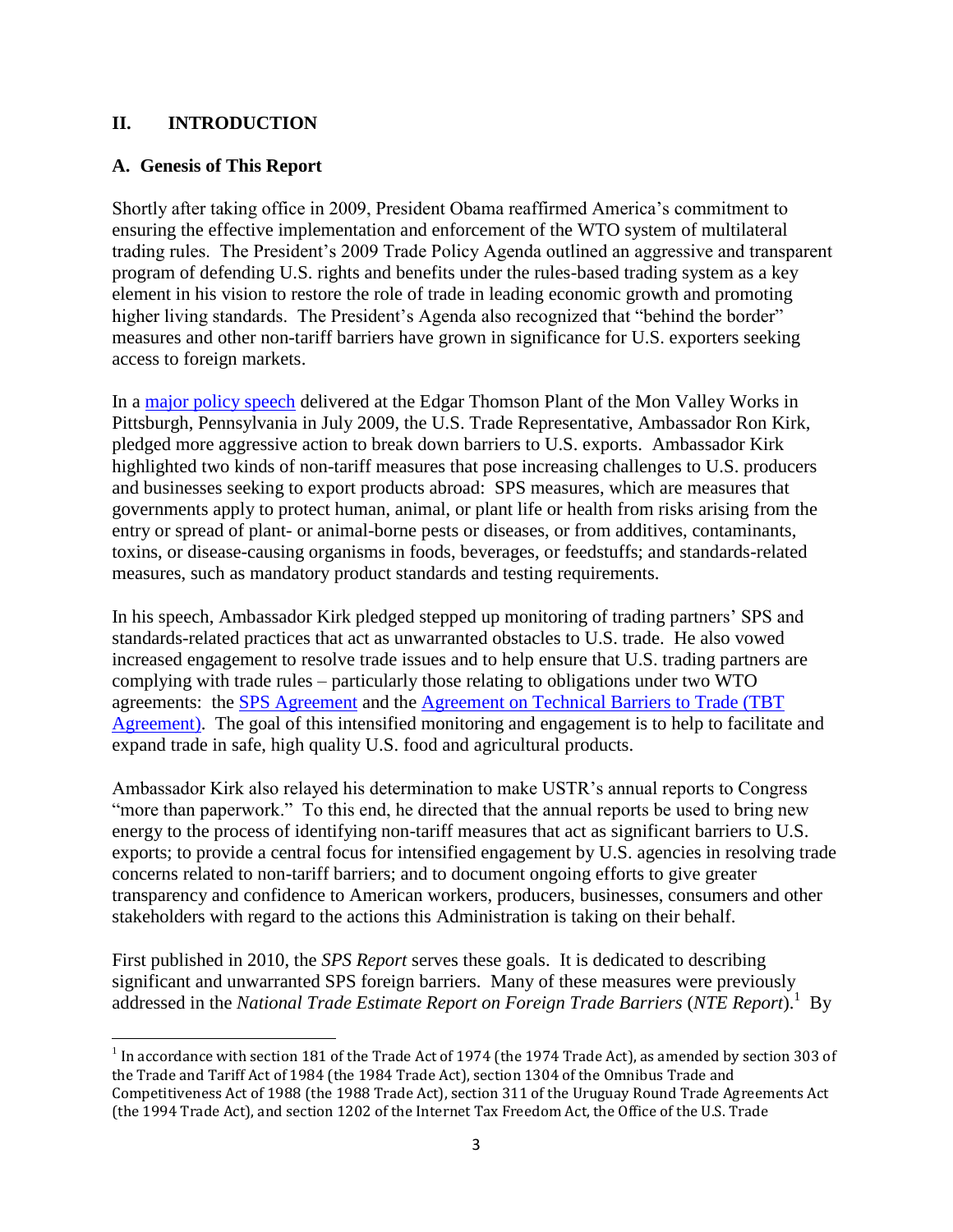## II. INTRODUCTION

### A. Genesis of This Report

Shortly after taking office in 2009, President Obama reaffirmed America's commitment to ensuring the effective implementation and enforcement of the WTO system of multilateral trading rules. The President's 2009 Trade Policy Agenda outlined an aggressive and transparent program of defending U.S. rights and benefits under the rules-based trading system as a key element in his vision to restore the role of trade in leading economic growth and promoting higher living standards. The President's Agenda also recognized that "behind the border" measures and other non-tariff barriers have grown in significance for U.S. exporters seeking access to foreign markets.

In a major policy speech delivered at the Edgar Thomson Plant of the Mon Valley Works in Pittsburgh, Pennsylvania in July 2009, the U.S. Trade Representative, Ambassador Ron Kirk, pledged more aggressive action to break down barriers to U.S. exports. Ambassador Kirk highlighted two kinds of non-tariff measures that pose increasing challenges to U.S. producers and businesses seeking to export products abroad: SPS measures, which are measures that governments apply to protect human, animal, or plant life or health from risks arising from the entry or spread of plant- or animal-borne pests or diseases, or from additives, contaminants, toxins, or disease-causing organisms in foods, beverages, or feedstuffs; and standards-related measures, such as mandatory product standards and testing requirements.

In his speech, Ambassador Kirk pledged stepped up monitoring of trading partners' SPS and standards-related practices that act as unwarranted obstacles to U.S. trade. He also vowed increased engagement to resolve trade issues and to help ensure that U.S. trading partners are complying with trade rules – particularly those relating to obligations under two WTO agreements: the SPS Agreement and the Agreement on Technical Barriers to Trade (TBT Agreement). The goal of this intensified monitoring and engagement is to help to facilitate and expand trade in safe, high quality U.S. food and agricultural products.

Ambassador Kirk also relayed his determination to make USTR's annual reports to Congress "more than paperwork." To this end, he directed that the annual reports be used to bring new energy to the process of identifying non-tariff measures that act as significant barriers to U.S. exports; to provide a central focus for intensified engagement by U.S. agencies in resolving trade concerns related to non-tariff barriers; and to document ongoing efforts to give greater transparency and confidence to American workers, producers, businesses, consumers and other stakeholders with regard to the actions this Administration is taking on their behalf.

First published in 2010, the *SPS Report* serves these goals. It is dedicated to describing significant and unwarranted SPS foreign barriers. Many of these measures were previously addressed in the *National Trade Estimate Report on Foreign Trade Barriers* (*NTE Report*).[1] By

[1] In accordance with section 181 of the Trade Act of 1974 (the 1974 Trade Act), as amended by section 303 of the Trade and Tariff Act of 1984 (the 1984 Trade Act), section 1304 of the Omnibus Trade and Competitiveness Act of 1988 (the 1988 Trade Act), section 311 of the Uruguay Round Trade Agreements Act (the 1994 Trade Act), and section 1202 of the Internet Tax Freedom Act, the Office of the U.S. Trade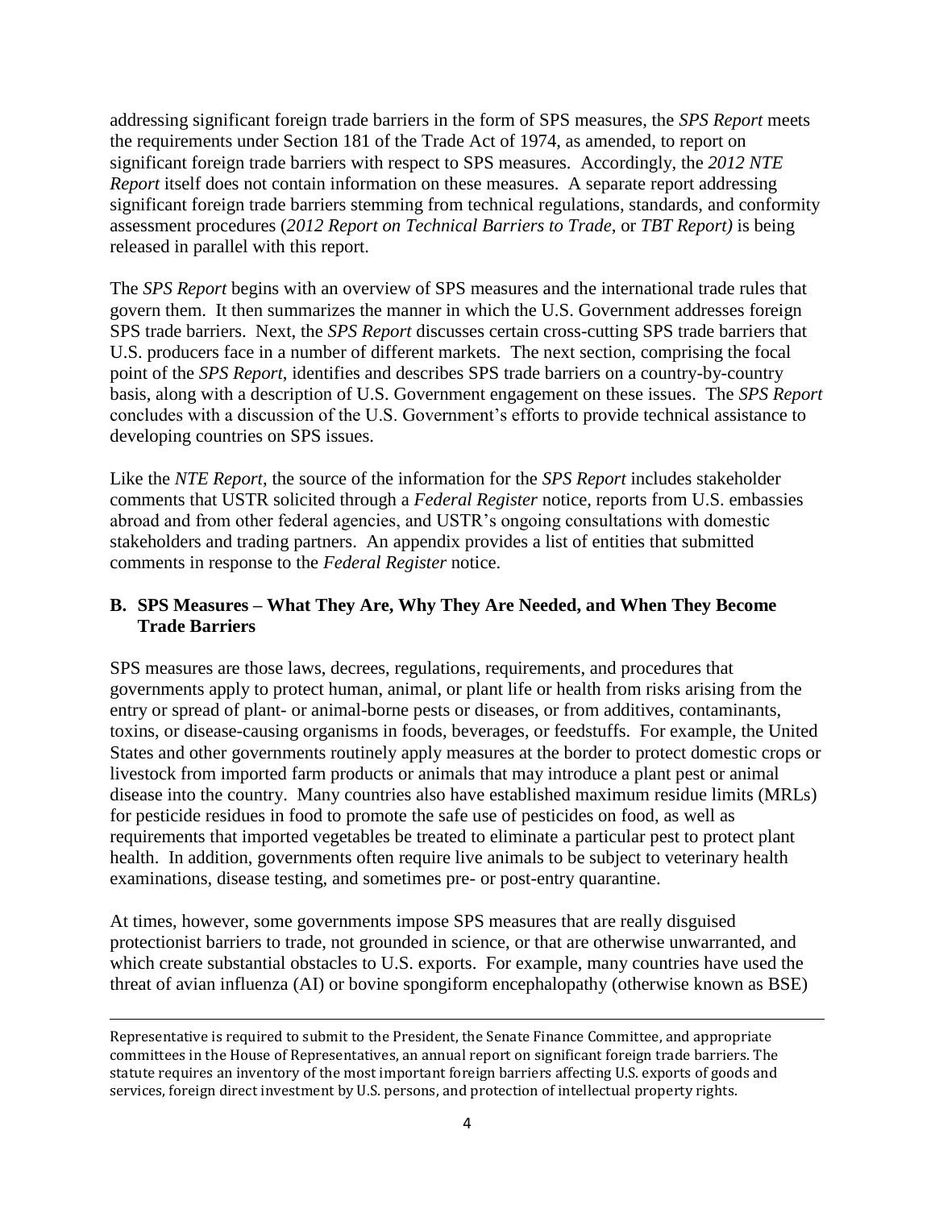addressing significant foreign trade barriers in the form of SPS measures, the *SPS Report* meets the requirements under Section 181 of the Trade Act of 1974, as amended, to report on significant foreign trade barriers with respect to SPS measures. Accordingly, the *2012 NTE Report* itself does not contain information on these measures. A separate report addressing significant foreign trade barriers stemming from technical regulations, standards, and conformity assessment procedures (*2012 Report on Technical Barriers to Trade*, or *TBT Report)* is being released in parallel with this report.

The *SPS Report* begins with an overview of SPS measures and the international trade rules that govern them. It then summarizes the manner in which the U.S. Government addresses foreign SPS trade barriers. Next, the *SPS Report* discusses certain cross-cutting SPS trade barriers that U.S. producers face in a number of different markets. The next section, comprising the focal point of the *SPS Report*, identifies and describes SPS trade barriers on a country-by-country basis, along with a description of U.S. Government engagement on these issues. The *SPS Report* concludes with a discussion of the U.S. Government's efforts to provide technical assistance to developing countries on SPS issues.

Like the *NTE Report*, the source of the information for the *SPS Report* includes stakeholder comments that USTR solicited through a *Federal Register* notice, reports from U.S. embassies abroad and from other federal agencies, and USTR's ongoing consultations with domestic stakeholders and trading partners. An appendix provides a list of entities that submitted comments in response to the *Federal Register* notice.

### B. SPS Measures – What They Are, Why They Are Needed, and When They Become Trade Barriers

SPS measures are those laws, decrees, regulations, requirements, and procedures that governments apply to protect human, animal, or plant life or health from risks arising from the entry or spread of plant- or animal-borne pests or diseases, or from additives, contaminants, toxins, or disease-causing organisms in foods, beverages, or feedstuffs. For example, the United States and other governments routinely apply measures at the border to protect domestic crops or livestock from imported farm products or animals that may introduce a plant pest or animal disease into the country. Many countries also have established maximum residue limits (MRLs) for pesticide residues in food to promote the safe use of pesticides on food, as well as requirements that imported vegetables be treated to eliminate a particular pest to protect plant health. In addition, governments often require live animals to be subject to veterinary health examinations, disease testing, and sometimes pre- or post-entry quarantine.

At times, however, some governments impose SPS measures that are really disguised protectionist barriers to trade, not grounded in science, or that are otherwise unwarranted, and which create substantial obstacles to U.S. exports. For example, many countries have used the threat of avian influenza (AI) or bovine spongiform encephalopathy (otherwise known as BSE)

Representative is required to submit to the President, the Senate Finance Committee, and appropriate committees in the House of Representatives, an annual report on significant foreign trade barriers. The statute requires an inventory of the most important foreign barriers affecting U.S. exports of goods and services, foreign direct investment by U.S. persons, and protection of intellectual property rights.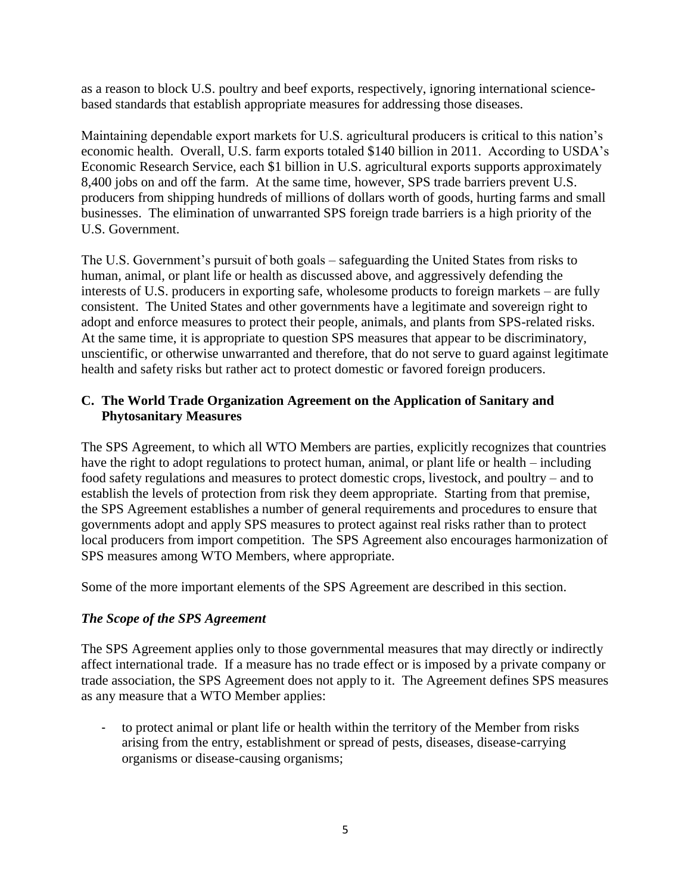as a reason to block U.S. poultry and beef exports, respectively, ignoring international science-based standards that establish appropriate measures for addressing those diseases.

Maintaining dependable export markets for U.S. agricultural producers is critical to this nation's economic health. Overall, U.S. farm exports totaled $140 billion in 2011. According to USDA's Economic Research Service, each $1 billion in U.S. agricultural exports supports approximately 8,400 jobs on and off the farm. At the same time, however, SPS trade barriers prevent U.S. producers from shipping hundreds of millions of dollars worth of goods, hurting farms and small businesses. The elimination of unwarranted SPS foreign trade barriers is a high priority of the U.S. Government.

The U.S. Government's pursuit of both goals – safeguarding the United States from risks to human, animal, or plant life or health as discussed above, and aggressively defending the interests of U.S. producers in exporting safe, wholesome products to foreign markets – are fully consistent. The United States and other governments have a legitimate and sovereign right to adopt and enforce measures to protect their people, animals, and plants from SPS-related risks. At the same time, it is appropriate to question SPS measures that appear to be discriminatory, unscientific, or otherwise unwarranted and therefore, that do not serve to guard against legitimate health and safety risks but rather act to protect domestic or favored foreign producers.

## C. The World Trade Organization Agreement on the Application of Sanitary and Phytosanitary Measures

The SPS Agreement, to which all WTO Members are parties, explicitly recognizes that countries have the right to adopt regulations to protect human, animal, or plant life or health – including food safety regulations and measures to protect domestic crops, livestock, and poultry – and to establish the levels of protection from risk they deem appropriate. Starting from that premise, the SPS Agreement establishes a number of general requirements and procedures to ensure that governments adopt and apply SPS measures to protect against real risks rather than to protect local producers from import competition. The SPS Agreement also encourages harmonization of SPS measures among WTO Members, where appropriate.

Some of the more important elements of the SPS Agreement are described in this section.

### *The Scope of the SPS Agreement*

The SPS Agreement applies only to those governmental measures that may directly or indirectly affect international trade. If a measure has no trade effect or is imposed by a private company or trade association, the SPS Agreement does not apply to it. The Agreement defines SPS measures as any measure that a WTO Member applies:

- to protect animal or plant life or health within the territory of the Member from risks arising from the entry, establishment or spread of pests, diseases, disease-carrying organisms or disease-causing organisms;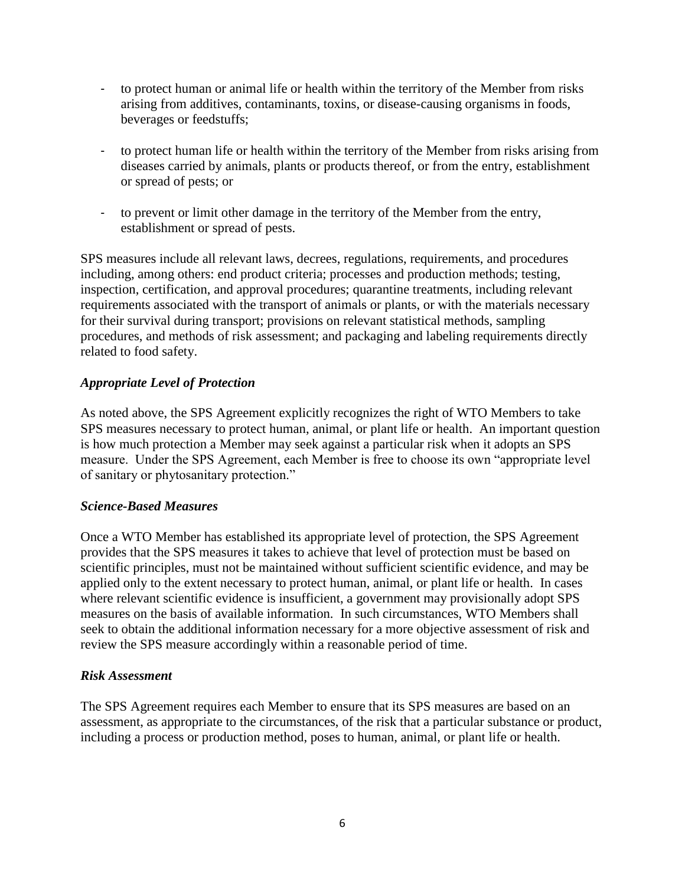- to protect human or animal life or health within the territory of the Member from risks arising from additives, contaminants, toxins, or disease-causing organisms in foods, beverages or feedstuffs;

- to protect human life or health within the territory of the Member from risks arising from diseases carried by animals, plants or products thereof, or from the entry, establishment or spread of pests; or

- to prevent or limit other damage in the territory of the Member from the entry, establishment or spread of pests.

SPS measures include all relevant laws, decrees, regulations, requirements, and procedures including, among others: end product criteria; processes and production methods; testing, inspection, certification, and approval procedures; quarantine treatments, including relevant requirements associated with the transport of animals or plants, or with the materials necessary for their survival during transport; provisions on relevant statistical methods, sampling procedures, and methods of risk assessment; and packaging and labeling requirements directly related to food safety.

### *Appropriate Level of Protection*

As noted above, the SPS Agreement explicitly recognizes the right of WTO Members to take SPS measures necessary to protect human, animal, or plant life or health. An important question is how much protection a Member may seek against a particular risk when it adopts an SPS measure. Under the SPS Agreement, each Member is free to choose its own "appropriate level of sanitary or phytosanitary protection."

### *Science-Based Measures*

Once a WTO Member has established its appropriate level of protection, the SPS Agreement provides that the SPS measures it takes to achieve that level of protection must be based on scientific principles, must not be maintained without sufficient scientific evidence, and may be applied only to the extent necessary to protect human, animal, or plant life or health. In cases where relevant scientific evidence is insufficient, a government may provisionally adopt SPS measures on the basis of available information. In such circumstances, WTO Members shall seek to obtain the additional information necessary for a more objective assessment of risk and review the SPS measure accordingly within a reasonable period of time.

### *Risk Assessment*

The SPS Agreement requires each Member to ensure that its SPS measures are based on an assessment, as appropriate to the circumstances, of the risk that a particular substance or product, including a process or production method, poses to human, animal, or plant life or health.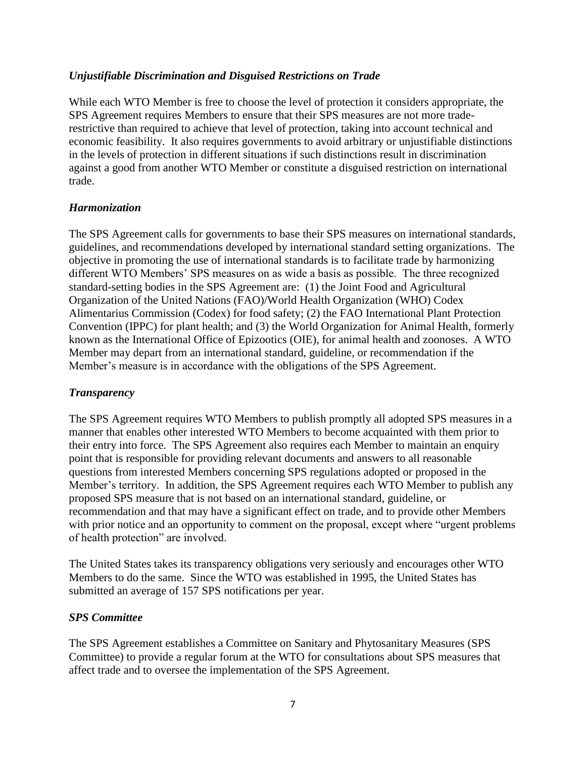### *Unjustifiable Discrimination and Disguised Restrictions on Trade*

While each WTO Member is free to choose the level of protection it considers appropriate, the SPS Agreement requires Members to ensure that their SPS measures are not more trade-restrictive than required to achieve that level of protection, taking into account technical and economic feasibility. It also requires governments to avoid arbitrary or unjustifiable distinctions in the levels of protection in different situations if such distinctions result in discrimination against a good from another WTO Member or constitute a disguised restriction on international trade.

### *Harmonization*

The SPS Agreement calls for governments to base their SPS measures on international standards, guidelines, and recommendations developed by international standard setting organizations. The objective in promoting the use of international standards is to facilitate trade by harmonizing different WTO Members' SPS measures on as wide a basis as possible. The three recognized standard-setting bodies in the SPS Agreement are: (1) the Joint Food and Agricultural Organization of the United Nations (FAO)/World Health Organization (WHO) Codex Alimentarius Commission (Codex) for food safety; (2) the FAO International Plant Protection Convention (IPPC) for plant health; and (3) the World Organization for Animal Health, formerly known as the International Office of Epizootics (OIE), for animal health and zoonoses. A WTO Member may depart from an international standard, guideline, or recommendation if the Member's measure is in accordance with the obligations of the SPS Agreement.

### *Transparency*

The SPS Agreement requires WTO Members to publish promptly all adopted SPS measures in a manner that enables other interested WTO Members to become acquainted with them prior to their entry into force. The SPS Agreement also requires each Member to maintain an enquiry point that is responsible for providing relevant documents and answers to all reasonable questions from interested Members concerning SPS regulations adopted or proposed in the Member's territory. In addition, the SPS Agreement requires each WTO Member to publish any proposed SPS measure that is not based on an international standard, guideline, or recommendation and that may have a significant effect on trade, and to provide other Members with prior notice and an opportunity to comment on the proposal, except where "urgent problems of health protection" are involved.

The United States takes its transparency obligations very seriously and encourages other WTO Members to do the same. Since the WTO was established in 1995, the United States has submitted an average of 157 SPS notifications per year.

### *SPS Committee*

The SPS Agreement establishes a Committee on Sanitary and Phytosanitary Measures (SPS Committee) to provide a regular forum at the WTO for consultations about SPS measures that affect trade and to oversee the implementation of the SPS Agreement.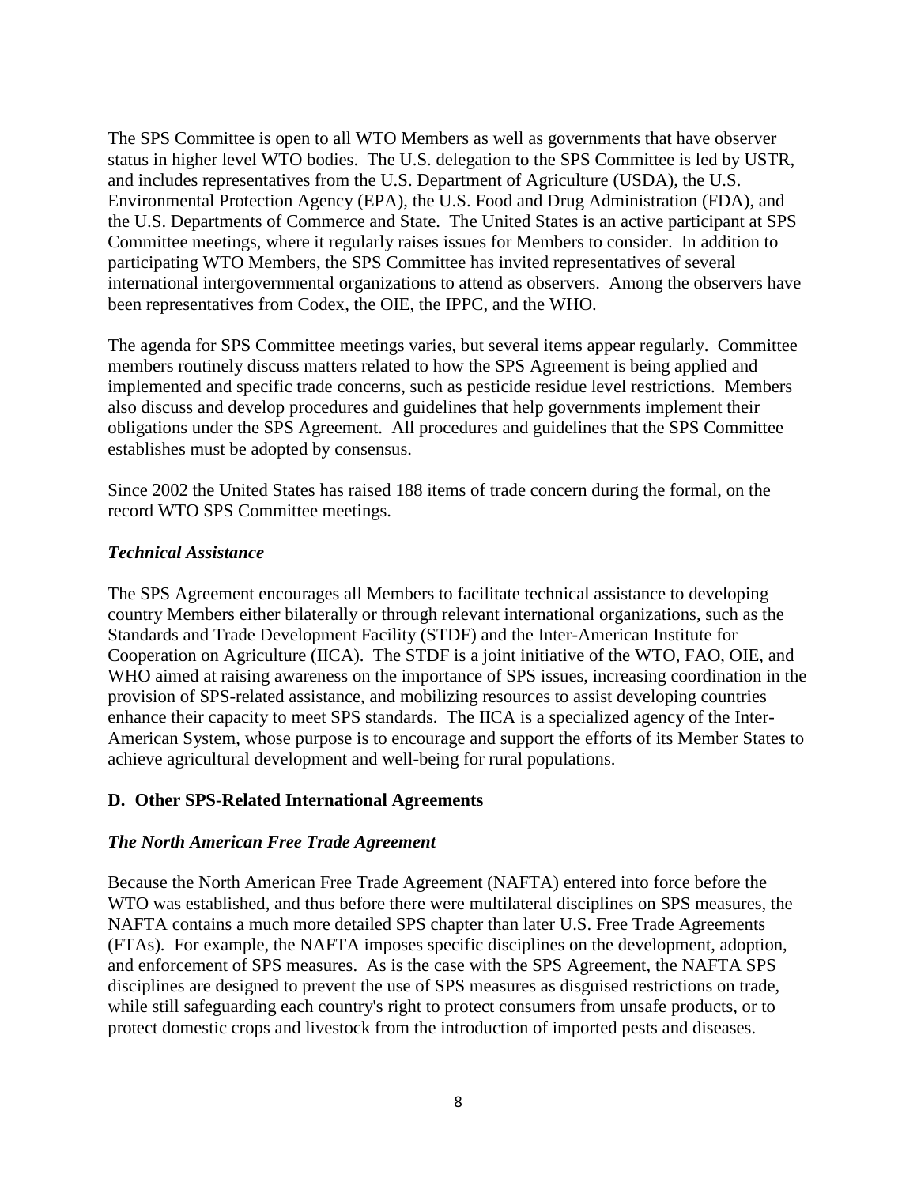The SPS Committee is open to all WTO Members as well as governments that have observer status in higher level WTO bodies. The U.S. delegation to the SPS Committee is led by USTR, and includes representatives from the U.S. Department of Agriculture (USDA), the U.S. Environmental Protection Agency (EPA), the U.S. Food and Drug Administration (FDA), and the U.S. Departments of Commerce and State. The United States is an active participant at SPS Committee meetings, where it regularly raises issues for Members to consider. In addition to participating WTO Members, the SPS Committee has invited representatives of several international intergovernmental organizations to attend as observers. Among the observers have been representatives from Codex, the OIE, the IPPC, and the WHO.

The agenda for SPS Committee meetings varies, but several items appear regularly. Committee members routinely discuss matters related to how the SPS Agreement is being applied and implemented and specific trade concerns, such as pesticide residue level restrictions. Members also discuss and develop procedures and guidelines that help governments implement their obligations under the SPS Agreement. All procedures and guidelines that the SPS Committee establishes must be adopted by consensus.

Since 2002 the United States has raised 188 items of trade concern during the formal, on the record WTO SPS Committee meetings.

*Technical Assistance*

The SPS Agreement encourages all Members to facilitate technical assistance to developing country Members either bilaterally or through relevant international organizations, such as the Standards and Trade Development Facility (STDF) and the Inter-American Institute for Cooperation on Agriculture (IICA). The STDF is a joint initiative of the WTO, FAO, OIE, and WHO aimed at raising awareness on the importance of SPS issues, increasing coordination in the provision of SPS-related assistance, and mobilizing resources to assist developing countries enhance their capacity to meet SPS standards. The IICA is a specialized agency of the Inter-American System, whose purpose is to encourage and support the efforts of its Member States to achieve agricultural development and well-being for rural populations.

### D. Other SPS-Related International Agreements

***The North American Free Trade Agreement***

Because the North American Free Trade Agreement (NAFTA) entered into force before the WTO was established, and thus before there were multilateral disciplines on SPS measures, the NAFTA contains a much more detailed SPS chapter than later U.S. Free Trade Agreements (FTAs). For example, the NAFTA imposes specific disciplines on the development, adoption, and enforcement of SPS measures. As is the case with the SPS Agreement, the NAFTA SPS disciplines are designed to prevent the use of SPS measures as disguised restrictions on trade, while still safeguarding each country's right to protect consumers from unsafe products, or to protect domestic crops and livestock from the introduction of imported pests and diseases.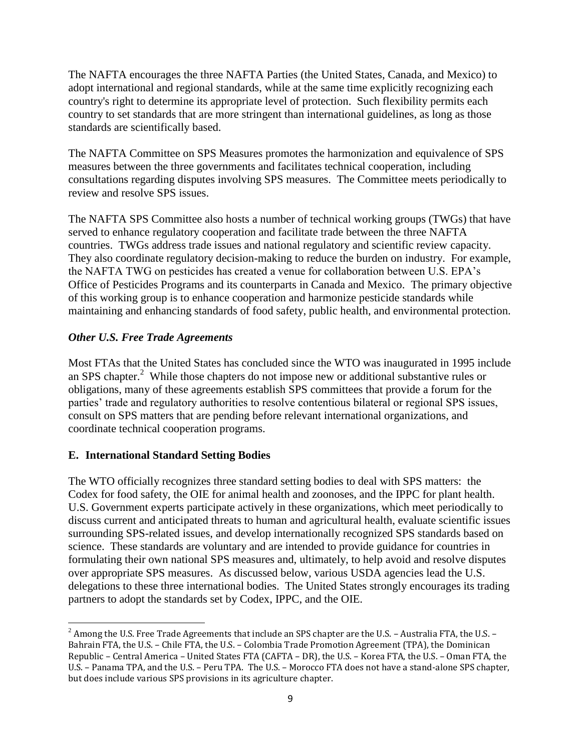The NAFTA encourages the three NAFTA Parties (the United States, Canada, and Mexico) to adopt international and regional standards, while at the same time explicitly recognizing each country's right to determine its appropriate level of protection. Such flexibility permits each country to set standards that are more stringent than international guidelines, as long as those standards are scientifically based.

The NAFTA Committee on SPS Measures promotes the harmonization and equivalence of SPS measures between the three governments and facilitates technical cooperation, including consultations regarding disputes involving SPS measures. The Committee meets periodically to review and resolve SPS issues.

The NAFTA SPS Committee also hosts a number of technical working groups (TWGs) that have served to enhance regulatory cooperation and facilitate trade between the three NAFTA countries. TWGs address trade issues and national regulatory and scientific review capacity. They also coordinate regulatory decision-making to reduce the burden on industry. For example, the NAFTA TWG on pesticides has created a venue for collaboration between U.S. EPA's Office of Pesticides Programs and its counterparts in Canada and Mexico. The primary objective of this working group is to enhance cooperation and harmonize pesticide standards while maintaining and enhancing standards of food safety, public health, and environmental protection.

### *Other U.S. Free Trade Agreements*

Most FTAs that the United States has concluded since the WTO was inaugurated in 1995 include an SPS chapter.[2] While those chapters do not impose new or additional substantive rules or obligations, many of these agreements establish SPS committees that provide a forum for the parties' trade and regulatory authorities to resolve contentious bilateral or regional SPS issues, consult on SPS matters that are pending before relevant international organizations, and coordinate technical cooperation programs.

## E. International Standard Setting Bodies

The WTO officially recognizes three standard setting bodies to deal with SPS matters: the Codex for food safety, the OIE for animal health and zoonoses, and the IPPC for plant health. U.S. Government experts participate actively in these organizations, which meet periodically to discuss current and anticipated threats to human and agricultural health, evaluate scientific issues surrounding SPS-related issues, and develop internationally recognized SPS standards based on science. These standards are voluntary and are intended to provide guidance for countries in formulating their own national SPS measures and, ultimately, to help avoid and resolve disputes over appropriate SPS measures. As discussed below, various USDA agencies lead the U.S. delegations to these three international bodies. The United States strongly encourages its trading partners to adopt the standards set by Codex, IPPC, and the OIE.

[2] Among the U.S. Free Trade Agreements that include an SPS chapter are the U.S. – Australia FTA, the U.S. – Bahrain FTA, the U.S. – Chile FTA, the U.S. – Colombia Trade Promotion Agreement (TPA), the Dominican Republic – Central America – United States FTA (CAFTA – DR), the U.S. – Korea FTA, the U.S. – Oman FTA, the U.S. – Panama TPA, and the U.S. – Peru TPA. The U.S. – Morocco FTA does not have a stand-alone SPS chapter, but does include various SPS provisions in its agriculture chapter.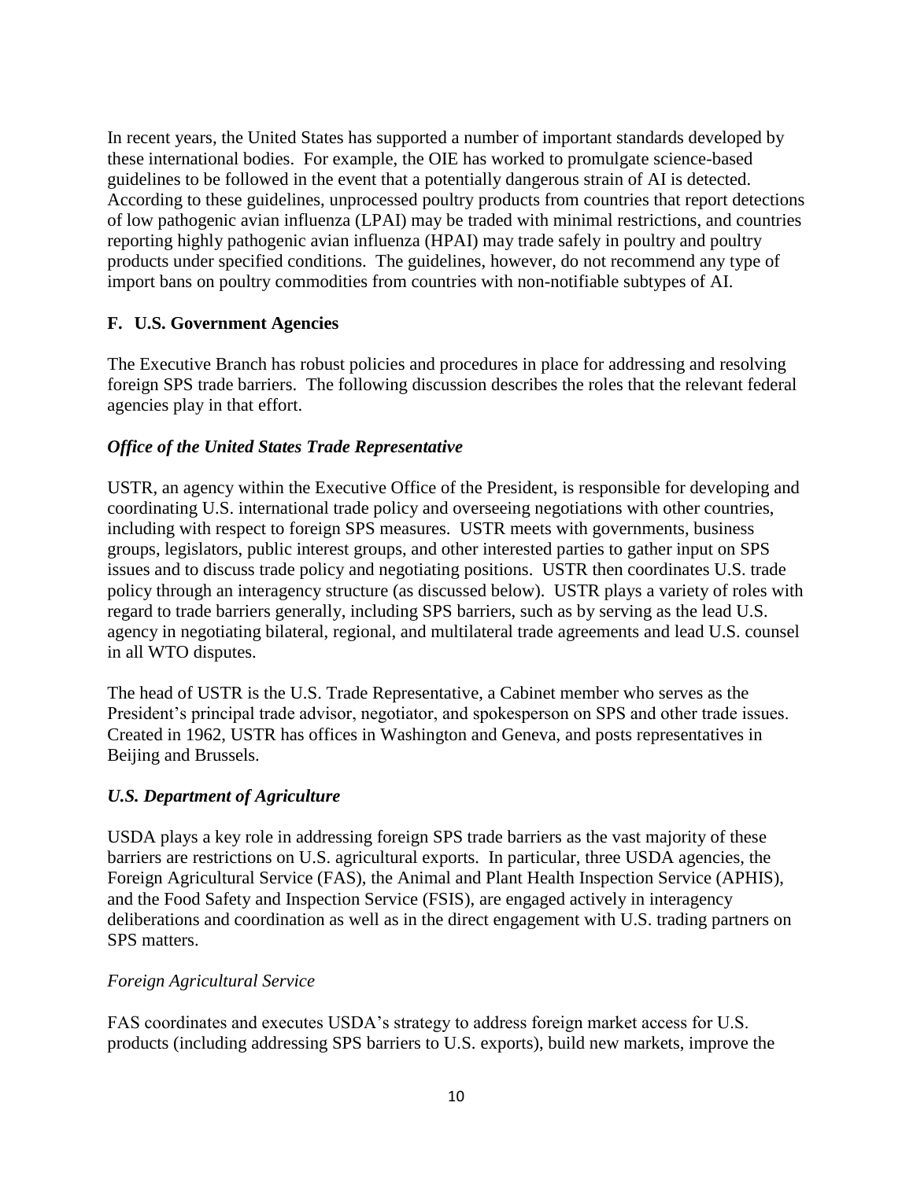In recent years, the United States has supported a number of important standards developed by these international bodies. For example, the OIE has worked to promulgate science-based guidelines to be followed in the event that a potentially dangerous strain of AI is detected. According to these guidelines, unprocessed poultry products from countries that report detections of low pathogenic avian influenza (LPAI) may be traded with minimal restrictions, and countries reporting highly pathogenic avian influenza (HPAI) may trade safely in poultry and poultry products under specified conditions. The guidelines, however, do not recommend any type of import bans on poultry commodities from countries with non-notifiable subtypes of AI.

## F. U.S. Government Agencies

The Executive Branch has robust policies and procedures in place for addressing and resolving foreign SPS trade barriers. The following discussion describes the roles that the relevant federal agencies play in that effort.

### *Office of the United States Trade Representative*

USTR, an agency within the Executive Office of the President, is responsible for developing and coordinating U.S. international trade policy and overseeing negotiations with other countries, including with respect to foreign SPS measures. USTR meets with governments, business groups, legislators, public interest groups, and other interested parties to gather input on SPS issues and to discuss trade policy and negotiating positions. USTR then coordinates U.S. trade policy through an interagency structure (as discussed below). USTR plays a variety of roles with regard to trade barriers generally, including SPS barriers, such as by serving as the lead U.S. agency in negotiating bilateral, regional, and multilateral trade agreements and lead U.S. counsel in all WTO disputes.

The head of USTR is the U.S. Trade Representative, a Cabinet member who serves as the President's principal trade advisor, negotiator, and spokesperson on SPS and other trade issues. Created in 1962, USTR has offices in Washington and Geneva, and posts representatives in Beijing and Brussels.

### *U.S. Department of Agriculture*

USDA plays a key role in addressing foreign SPS trade barriers as the vast majority of these barriers are restrictions on U.S. agricultural exports. In particular, three USDA agencies, the Foreign Agricultural Service (FAS), the Animal and Plant Health Inspection Service (APHIS), and the Food Safety and Inspection Service (FSIS), are engaged actively in interagency deliberations and coordination as well as in the direct engagement with U.S. trading partners on SPS matters.

#### *Foreign Agricultural Service*

FAS coordinates and executes USDA's strategy to address foreign market access for U.S. products (including addressing SPS barriers to U.S. exports), build new markets, improve the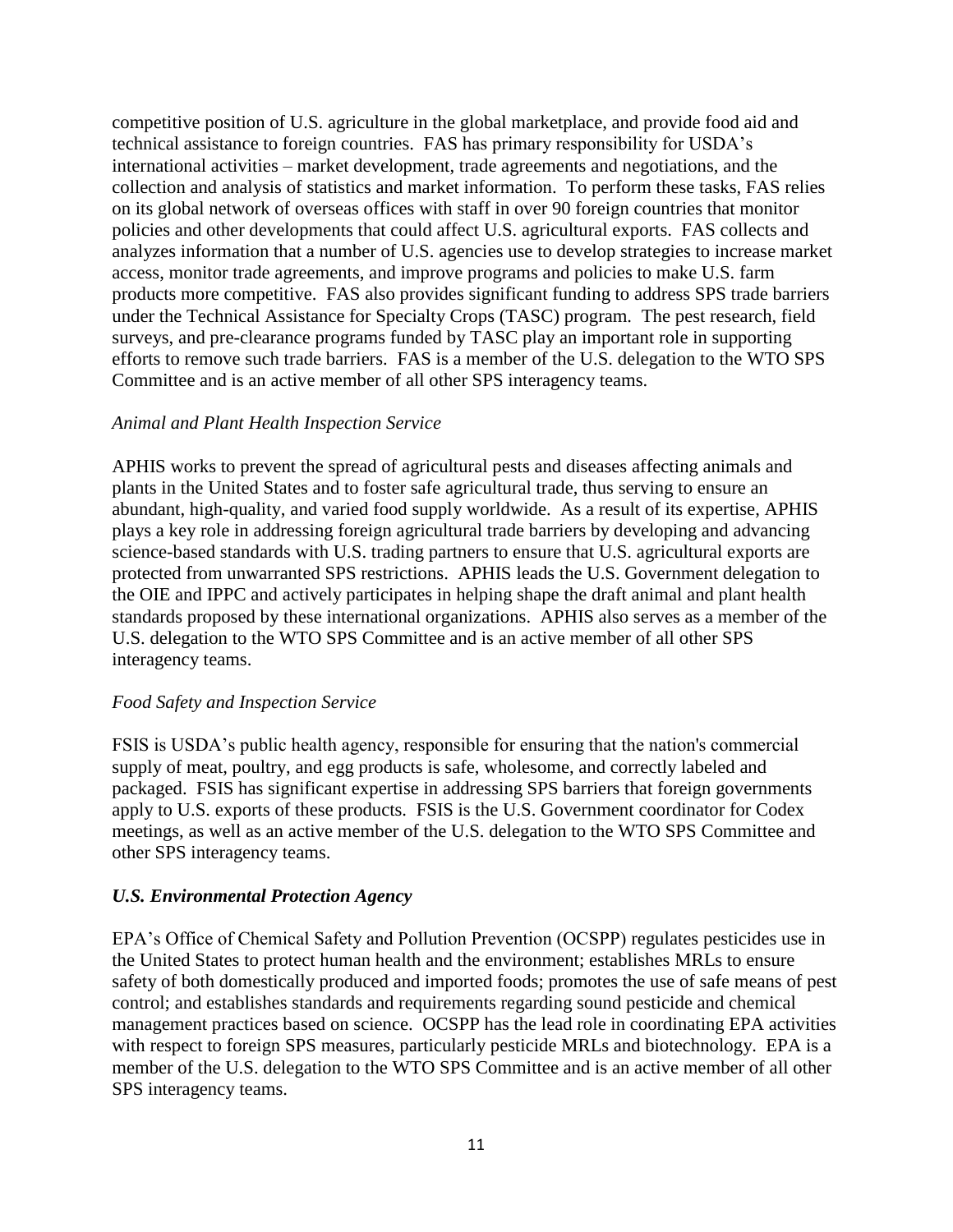competitive position of U.S. agriculture in the global marketplace, and provide food aid and technical assistance to foreign countries. FAS has primary responsibility for USDA's international activities – market development, trade agreements and negotiations, and the collection and analysis of statistics and market information. To perform these tasks, FAS relies on its global network of overseas offices with staff in over 90 foreign countries that monitor policies and other developments that could affect U.S. agricultural exports. FAS collects and analyzes information that a number of U.S. agencies use to develop strategies to increase market access, monitor trade agreements, and improve programs and policies to make U.S. farm products more competitive. FAS also provides significant funding to address SPS trade barriers under the Technical Assistance for Specialty Crops (TASC) program. The pest research, field surveys, and pre-clearance programs funded by TASC play an important role in supporting efforts to remove such trade barriers. FAS is a member of the U.S. delegation to the WTO SPS Committee and is an active member of all other SPS interagency teams.

*Animal and Plant Health Inspection Service*

APHIS works to prevent the spread of agricultural pests and diseases affecting animals and plants in the United States and to foster safe agricultural trade, thus serving to ensure an abundant, high-quality, and varied food supply worldwide. As a result of its expertise, APHIS plays a key role in addressing foreign agricultural trade barriers by developing and advancing science-based standards with U.S. trading partners to ensure that U.S. agricultural exports are protected from unwarranted SPS restrictions. APHIS leads the U.S. Government delegation to the OIE and IPPC and actively participates in helping shape the draft animal and plant health standards proposed by these international organizations. APHIS also serves as a member of the U.S. delegation to the WTO SPS Committee and is an active member of all other SPS interagency teams.

*Food Safety and Inspection Service*

FSIS is USDA's public health agency, responsible for ensuring that the nation's commercial supply of meat, poultry, and egg products is safe, wholesome, and correctly labeled and packaged. FSIS has significant expertise in addressing SPS barriers that foreign governments apply to U.S. exports of these products. FSIS is the U.S. Government coordinator for Codex meetings, as well as an active member of the U.S. delegation to the WTO SPS Committee and other SPS interagency teams.

***U.S. Environmental Protection Agency***

EPA's Office of Chemical Safety and Pollution Prevention (OCSPP) regulates pesticides use in the United States to protect human health and the environment; establishes MRLs to ensure safety of both domestically produced and imported foods; promotes the use of safe means of pest control; and establishes standards and requirements regarding sound pesticide and chemical management practices based on science. OCSPP has the lead role in coordinating EPA activities with respect to foreign SPS measures, particularly pesticide MRLs and biotechnology. EPA is a member of the U.S. delegation to the WTO SPS Committee and is an active member of all other SPS interagency teams.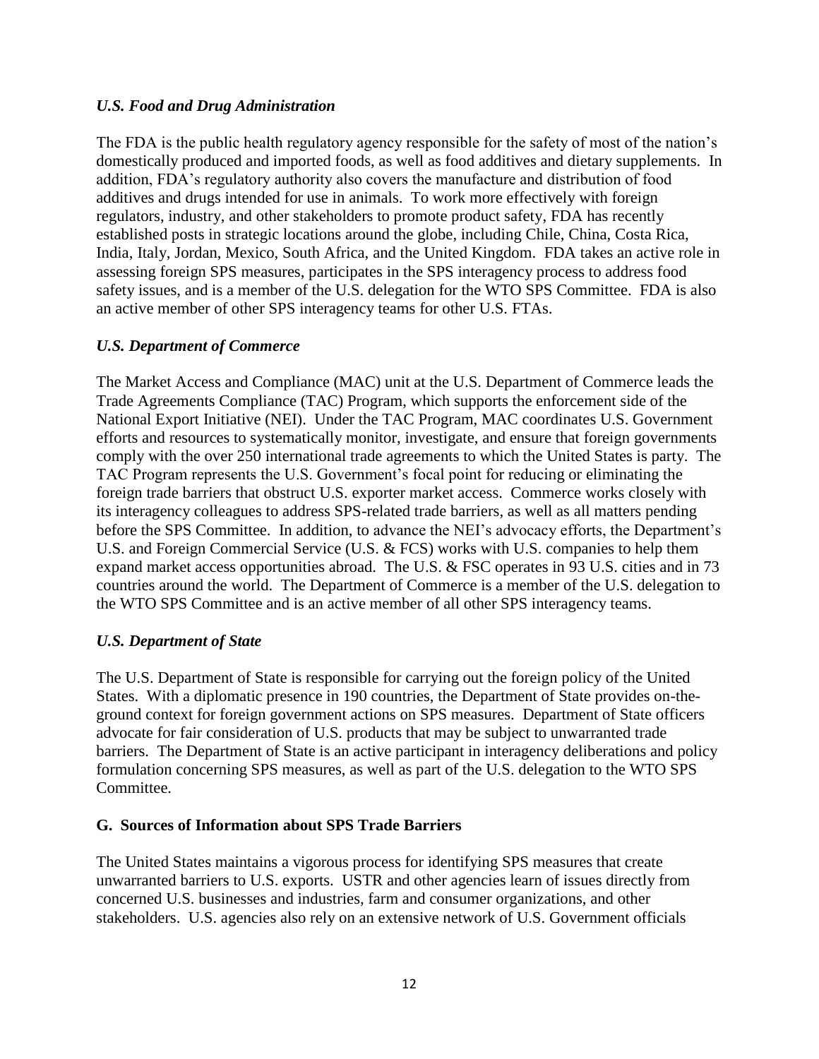### *U.S. Food and Drug Administration*

The FDA is the public health regulatory agency responsible for the safety of most of the nation's domestically produced and imported foods, as well as food additives and dietary supplements. In addition, FDA's regulatory authority also covers the manufacture and distribution of food additives and drugs intended for use in animals. To work more effectively with foreign regulators, industry, and other stakeholders to promote product safety, FDA has recently established posts in strategic locations around the globe, including Chile, China, Costa Rica, India, Italy, Jordan, Mexico, South Africa, and the United Kingdom. FDA takes an active role in assessing foreign SPS measures, participates in the SPS interagency process to address food safety issues, and is a member of the U.S. delegation for the WTO SPS Committee. FDA is also an active member of other SPS interagency teams for other U.S. FTAs.

### *U.S. Department of Commerce*

The Market Access and Compliance (MAC) unit at the U.S. Department of Commerce leads the Trade Agreements Compliance (TAC) Program, which supports the enforcement side of the National Export Initiative (NEI). Under the TAC Program, MAC coordinates U.S. Government efforts and resources to systematically monitor, investigate, and ensure that foreign governments comply with the over 250 international trade agreements to which the United States is party. The TAC Program represents the U.S. Government's focal point for reducing or eliminating the foreign trade barriers that obstruct U.S. exporter market access. Commerce works closely with its interagency colleagues to address SPS-related trade barriers, as well as all matters pending before the SPS Committee. In addition, to advance the NEI's advocacy efforts, the Department's U.S. and Foreign Commercial Service (U.S. & FCS) works with U.S. companies to help them expand market access opportunities abroad. The U.S. & FSC operates in 93 U.S. cities and in 73 countries around the world. The Department of Commerce is a member of the U.S. delegation to the WTO SPS Committee and is an active member of all other SPS interagency teams.

### *U.S. Department of State*

The U.S. Department of State is responsible for carrying out the foreign policy of the United States. With a diplomatic presence in 190 countries, the Department of State provides on-the-ground context for foreign government actions on SPS measures. Department of State officers advocate for fair consideration of U.S. products that may be subject to unwarranted trade barriers. The Department of State is an active participant in interagency deliberations and policy formulation concerning SPS measures, as well as part of the U.S. delegation to the WTO SPS Committee.

## G. Sources of Information about SPS Trade Barriers

The United States maintains a vigorous process for identifying SPS measures that create unwarranted barriers to U.S. exports. USTR and other agencies learn of issues directly from concerned U.S. businesses and industries, farm and consumer organizations, and other stakeholders. U.S. agencies also rely on an extensive network of U.S. Government officials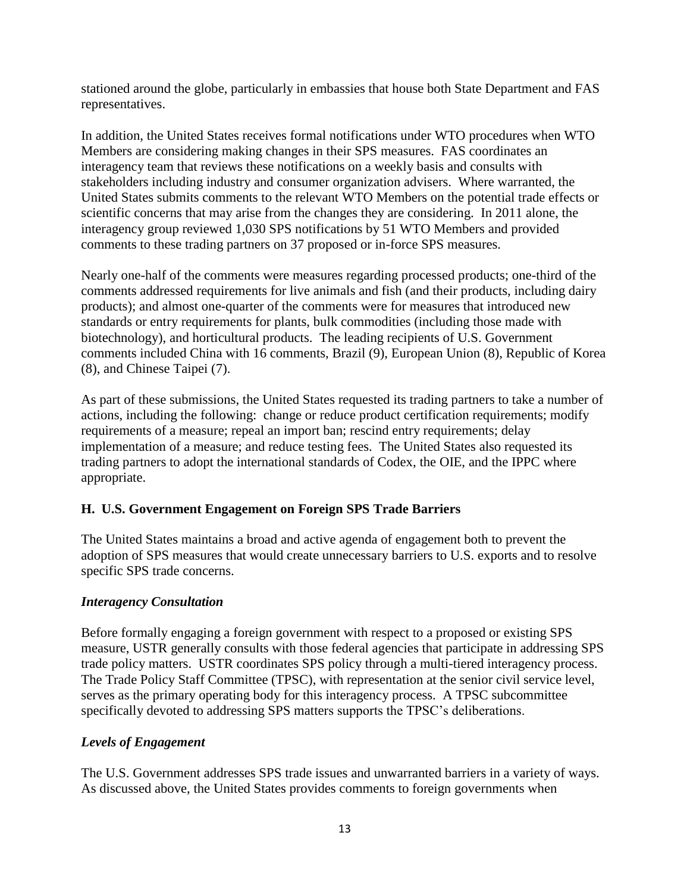stationed around the globe, particularly in embassies that house both State Department and FAS representatives.

In addition, the United States receives formal notifications under WTO procedures when WTO Members are considering making changes in their SPS measures. FAS coordinates an interagency team that reviews these notifications on a weekly basis and consults with stakeholders including industry and consumer organization advisers. Where warranted, the United States submits comments to the relevant WTO Members on the potential trade effects or scientific concerns that may arise from the changes they are considering. In 2011 alone, the interagency group reviewed 1,030 SPS notifications by 51 WTO Members and provided comments to these trading partners on 37 proposed or in-force SPS measures.

Nearly one-half of the comments were measures regarding processed products; one-third of the comments addressed requirements for live animals and fish (and their products, including dairy products); and almost one-quarter of the comments were for measures that introduced new standards or entry requirements for plants, bulk commodities (including those made with biotechnology), and horticultural products. The leading recipients of U.S. Government comments included China with 16 comments, Brazil (9), European Union (8), Republic of Korea (8), and Chinese Taipei (7).

As part of these submissions, the United States requested its trading partners to take a number of actions, including the following: change or reduce product certification requirements; modify requirements of a measure; repeal an import ban; rescind entry requirements; delay implementation of a measure; and reduce testing fees. The United States also requested its trading partners to adopt the international standards of Codex, the OIE, and the IPPC where appropriate.

## H. U.S. Government Engagement on Foreign SPS Trade Barriers

The United States maintains a broad and active agenda of engagement both to prevent the adoption of SPS measures that would create unnecessary barriers to U.S. exports and to resolve specific SPS trade concerns.

### *Interagency Consultation*

Before formally engaging a foreign government with respect to a proposed or existing SPS measure, USTR generally consults with those federal agencies that participate in addressing SPS trade policy matters. USTR coordinates SPS policy through a multi-tiered interagency process. The Trade Policy Staff Committee (TPSC), with representation at the senior civil service level, serves as the primary operating body for this interagency process. A TPSC subcommittee specifically devoted to addressing SPS matters supports the TPSC's deliberations.

### *Levels of Engagement*

The U.S. Government addresses SPS trade issues and unwarranted barriers in a variety of ways. As discussed above, the United States provides comments to foreign governments when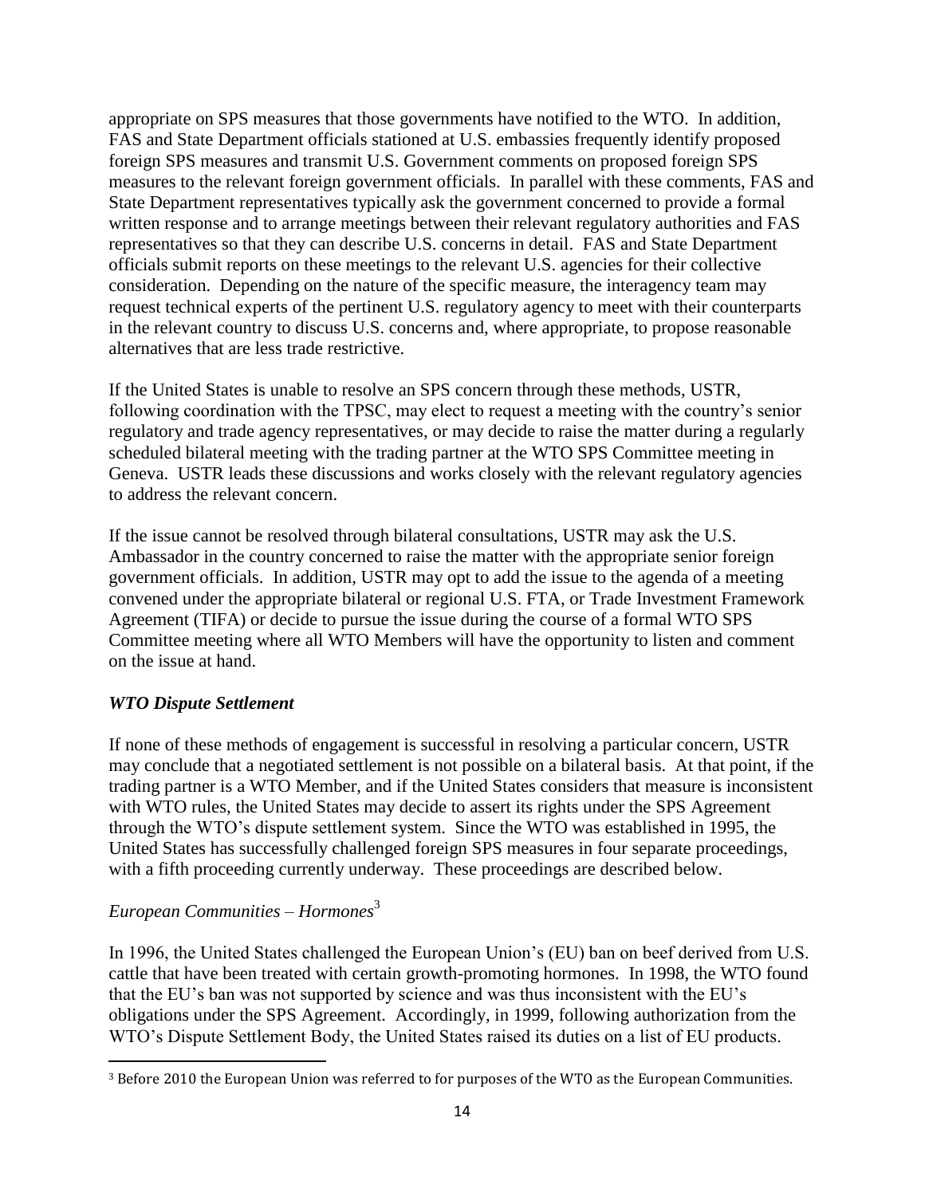appropriate on SPS measures that those governments have notified to the WTO. In addition, FAS and State Department officials stationed at U.S. embassies frequently identify proposed foreign SPS measures and transmit U.S. Government comments on proposed foreign SPS measures to the relevant foreign government officials. In parallel with these comments, FAS and State Department representatives typically ask the government concerned to provide a formal written response and to arrange meetings between their relevant regulatory authorities and FAS representatives so that they can describe U.S. concerns in detail. FAS and State Department officials submit reports on these meetings to the relevant U.S. agencies for their collective consideration. Depending on the nature of the specific measure, the interagency team may request technical experts of the pertinent U.S. regulatory agency to meet with their counterparts in the relevant country to discuss U.S. concerns and, where appropriate, to propose reasonable alternatives that are less trade restrictive.

If the United States is unable to resolve an SPS concern through these methods, USTR, following coordination with the TPSC, may elect to request a meeting with the country's senior regulatory and trade agency representatives, or may decide to raise the matter during a regularly scheduled bilateral meeting with the trading partner at the WTO SPS Committee meeting in Geneva. USTR leads these discussions and works closely with the relevant regulatory agencies to address the relevant concern.

If the issue cannot be resolved through bilateral consultations, USTR may ask the U.S. Ambassador in the country concerned to raise the matter with the appropriate senior foreign government officials. In addition, USTR may opt to add the issue to the agenda of a meeting convened under the appropriate bilateral or regional U.S. FTA, or Trade Investment Framework Agreement (TIFA) or decide to pursue the issue during the course of a formal WTO SPS Committee meeting where all WTO Members will have the opportunity to listen and comment on the issue at hand.

### *WTO Dispute Settlement*

If none of these methods of engagement is successful in resolving a particular concern, USTR may conclude that a negotiated settlement is not possible on a bilateral basis. At that point, if the trading partner is a WTO Member, and if the United States considers that measure is inconsistent with WTO rules, the United States may decide to assert its rights under the SPS Agreement through the WTO's dispute settlement system. Since the WTO was established in 1995, the United States has successfully challenged foreign SPS measures in four separate proceedings, with a fifth proceeding currently underway. These proceedings are described below.

*European Communities – Hormones*[3]

In 1996, the United States challenged the European Union's (EU) ban on beef derived from U.S. cattle that have been treated with certain growth-promoting hormones. In 1998, the WTO found that the EU's ban was not supported by science and was thus inconsistent with the EU's obligations under the SPS Agreement. Accordingly, in 1999, following authorization from the WTO's Dispute Settlement Body, the United States raised its duties on a list of EU products.

[3] Before 2010 the European Union was referred to for purposes of the WTO as the European Communities.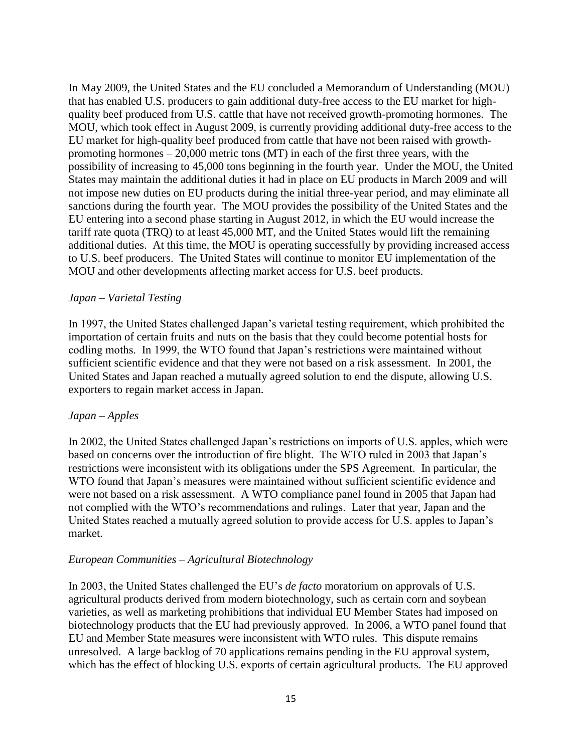In May 2009, the United States and the EU concluded a Memorandum of Understanding (MOU) that has enabled U.S. producers to gain additional duty-free access to the EU market for high-quality beef produced from U.S. cattle that have not received growth-promoting hormones. The MOU, which took effect in August 2009, is currently providing additional duty-free access to the EU market for high-quality beef produced from cattle that have not been raised with growth-promoting hormones – 20,000 metric tons (MT) in each of the first three years, with the possibility of increasing to 45,000 tons beginning in the fourth year. Under the MOU, the United States may maintain the additional duties it had in place on EU products in March 2009 and will not impose new duties on EU products during the initial three-year period, and may eliminate all sanctions during the fourth year. The MOU provides the possibility of the United States and the EU entering into a second phase starting in August 2012, in which the EU would increase the tariff rate quota (TRQ) to at least 45,000 MT, and the United States would lift the remaining additional duties. At this time, the MOU is operating successfully by providing increased access to U.S. beef producers. The United States will continue to monitor EU implementation of the MOU and other developments affecting market access for U.S. beef products.

*Japan – Varietal Testing*

In 1997, the United States challenged Japan's varietal testing requirement, which prohibited the importation of certain fruits and nuts on the basis that they could become potential hosts for codling moths. In 1999, the WTO found that Japan's restrictions were maintained without sufficient scientific evidence and that they were not based on a risk assessment. In 2001, the United States and Japan reached a mutually agreed solution to end the dispute, allowing U.S. exporters to regain market access in Japan.

*Japan – Apples*

In 2002, the United States challenged Japan's restrictions on imports of U.S. apples, which were based on concerns over the introduction of fire blight. The WTO ruled in 2003 that Japan's restrictions were inconsistent with its obligations under the SPS Agreement. In particular, the WTO found that Japan's measures were maintained without sufficient scientific evidence and were not based on a risk assessment. A WTO compliance panel found in 2005 that Japan had not complied with the WTO's recommendations and rulings. Later that year, Japan and the United States reached a mutually agreed solution to provide access for U.S. apples to Japan's market.

*European Communities – Agricultural Biotechnology*

In 2003, the United States challenged the EU's *de facto* moratorium on approvals of U.S. agricultural products derived from modern biotechnology, such as certain corn and soybean varieties, as well as marketing prohibitions that individual EU Member States had imposed on biotechnology products that the EU had previously approved. In 2006, a WTO panel found that EU and Member State measures were inconsistent with WTO rules. This dispute remains unresolved. A large backlog of 70 applications remains pending in the EU approval system, which has the effect of blocking U.S. exports of certain agricultural products. The EU approved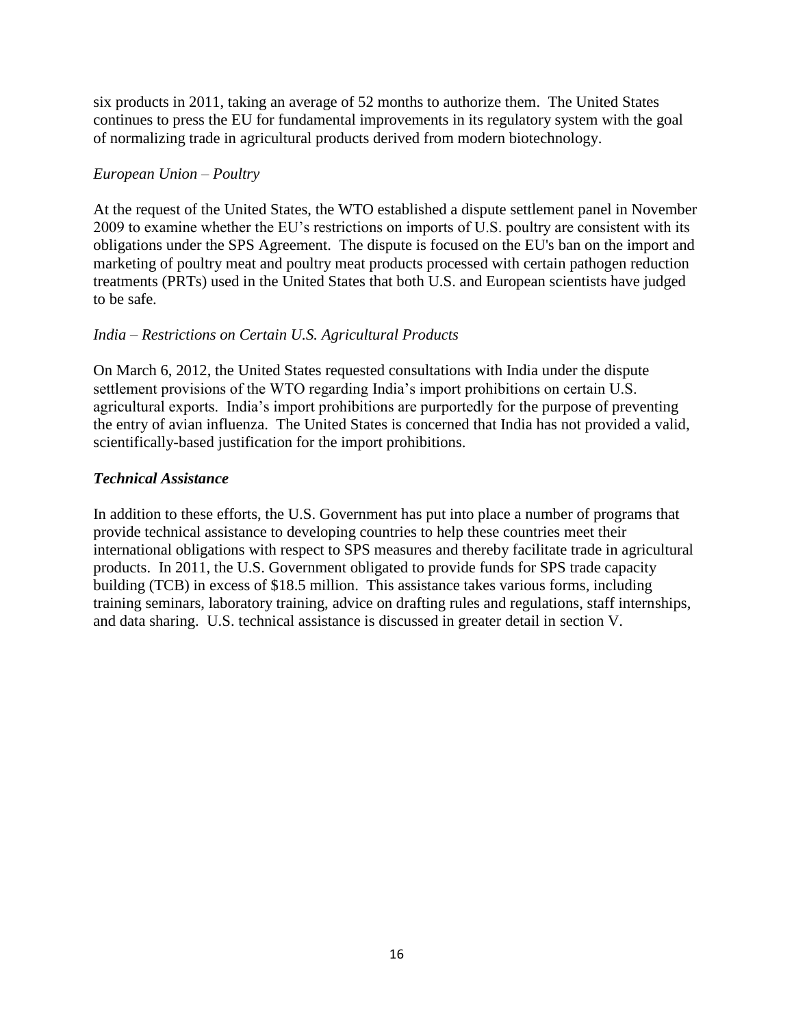six products in 2011, taking an average of 52 months to authorize them. The United States continues to press the EU for fundamental improvements in its regulatory system with the goal of normalizing trade in agricultural products derived from modern biotechnology.

*European Union – Poultry*

At the request of the United States, the WTO established a dispute settlement panel in November 2009 to examine whether the EU's restrictions on imports of U.S. poultry are consistent with its obligations under the SPS Agreement. The dispute is focused on the EU's ban on the import and marketing of poultry meat and poultry meat products processed with certain pathogen reduction treatments (PRTs) used in the United States that both U.S. and European scientists have judged to be safe.

*India – Restrictions on Certain U.S. Agricultural Products*

On March 6, 2012, the United States requested consultations with India under the dispute settlement provisions of the WTO regarding India's import prohibitions on certain U.S. agricultural exports. India's import prohibitions are purportedly for the purpose of preventing the entry of avian influenza. The United States is concerned that India has not provided a valid, scientifically-based justification for the import prohibitions.

### ***Technical Assistance***

In addition to these efforts, the U.S. Government has put into place a number of programs that provide technical assistance to developing countries to help these countries meet their international obligations with respect to SPS measures and thereby facilitate trade in agricultural products. In 2011, the U.S. Government obligated to provide funds for SPS trade capacity building (TCB) in excess of $18.5 million. This assistance takes various forms, including training seminars, laboratory training, advice on drafting rules and regulations, staff internships, and data sharing. U.S. technical assistance is discussed in greater detail in section V.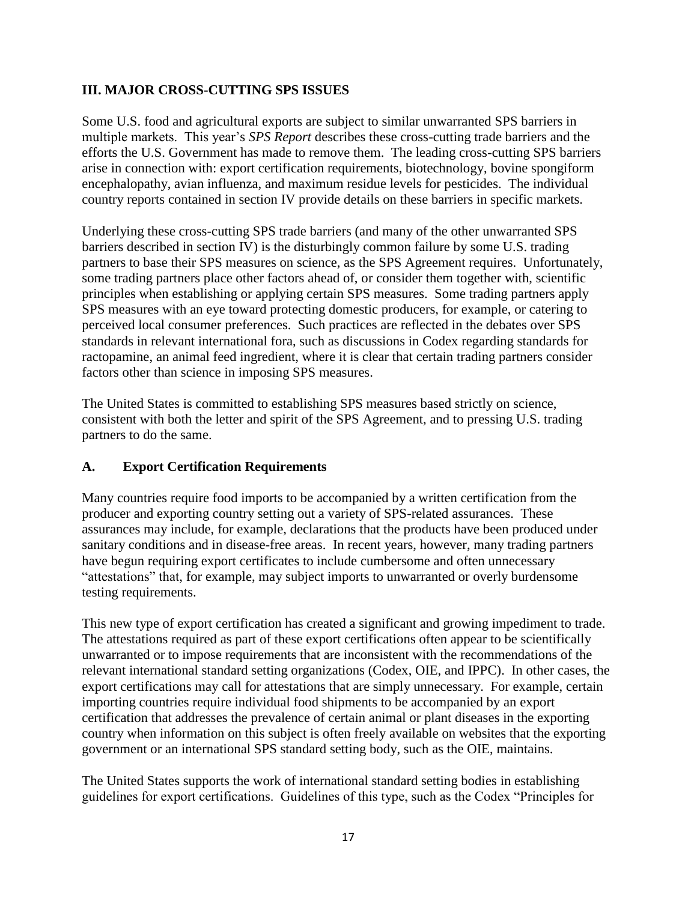## III. MAJOR CROSS-CUTTING SPS ISSUES

Some U.S. food and agricultural exports are subject to similar unwarranted SPS barriers in multiple markets. This year's *SPS Report* describes these cross-cutting trade barriers and the efforts the U.S. Government has made to remove them. The leading cross-cutting SPS barriers arise in connection with: export certification requirements, biotechnology, bovine spongiform encephalopathy, avian influenza, and maximum residue levels for pesticides. The individual country reports contained in section IV provide details on these barriers in specific markets.

Underlying these cross-cutting SPS trade barriers (and many of the other unwarranted SPS barriers described in section IV) is the disturbingly common failure by some U.S. trading partners to base their SPS measures on science, as the SPS Agreement requires. Unfortunately, some trading partners place other factors ahead of, or consider them together with, scientific principles when establishing or applying certain SPS measures. Some trading partners apply SPS measures with an eye toward protecting domestic producers, for example, or catering to perceived local consumer preferences. Such practices are reflected in the debates over SPS standards in relevant international fora, such as discussions in Codex regarding standards for ractopamine, an animal feed ingredient, where it is clear that certain trading partners consider factors other than science in imposing SPS measures.

The United States is committed to establishing SPS measures based strictly on science, consistent with both the letter and spirit of the SPS Agreement, and to pressing U.S. trading partners to do the same.

### A. Export Certification Requirements

Many countries require food imports to be accompanied by a written certification from the producer and exporting country setting out a variety of SPS-related assurances. These assurances may include, for example, declarations that the products have been produced under sanitary conditions and in disease-free areas. In recent years, however, many trading partners have begun requiring export certificates to include cumbersome and often unnecessary "attestations" that, for example, may subject imports to unwarranted or overly burdensome testing requirements.

This new type of export certification has created a significant and growing impediment to trade. The attestations required as part of these export certifications often appear to be scientifically unwarranted or to impose requirements that are inconsistent with the recommendations of the relevant international standard setting organizations (Codex, OIE, and IPPC). In other cases, the export certifications may call for attestations that are simply unnecessary. For example, certain importing countries require individual food shipments to be accompanied by an export certification that addresses the prevalence of certain animal or plant diseases in the exporting country when information on this subject is often freely available on websites that the exporting government or an international SPS standard setting body, such as the OIE, maintains.

The United States supports the work of international standard setting bodies in establishing guidelines for export certifications. Guidelines of this type, such as the Codex "Principles for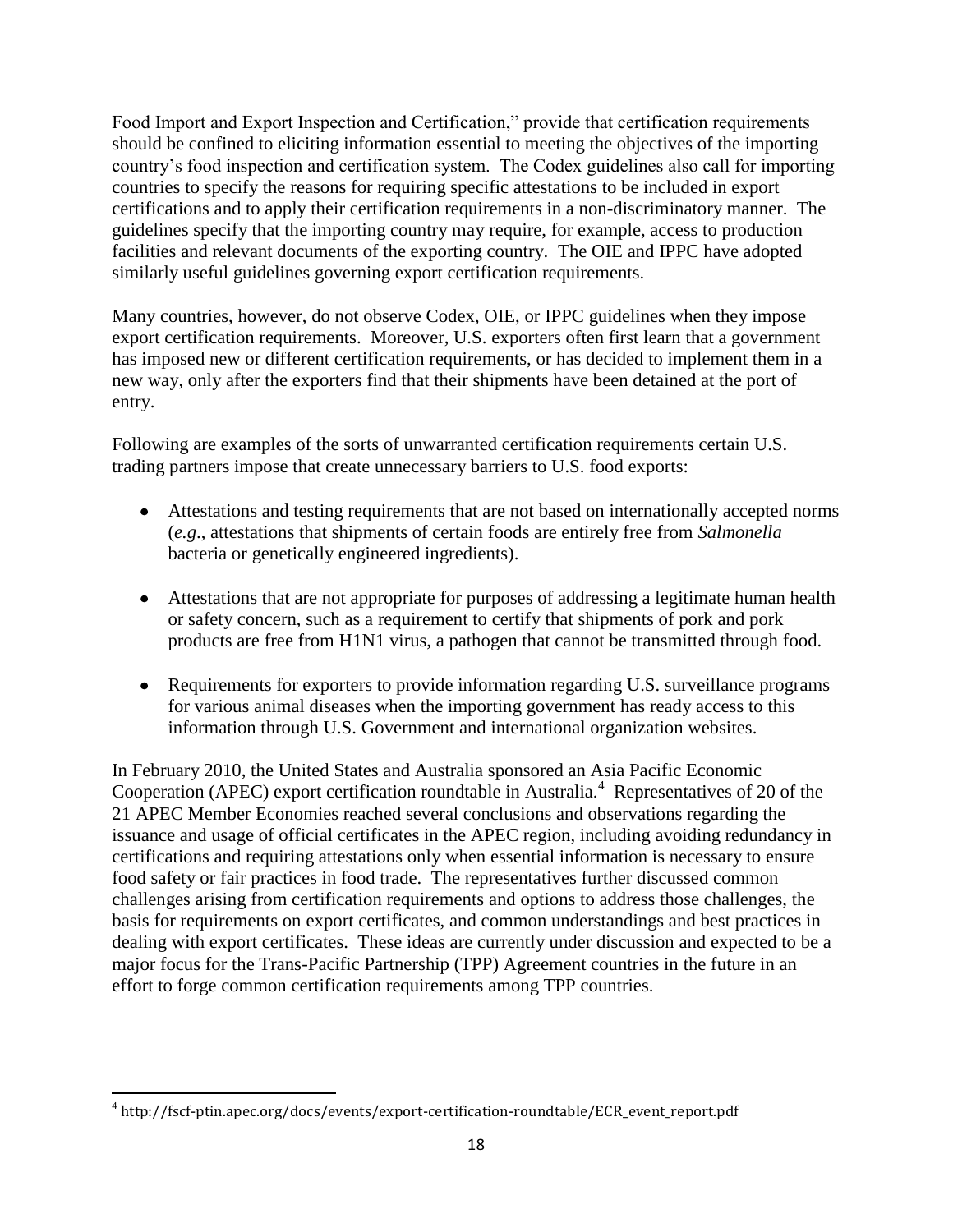Food Import and Export Inspection and Certification," provide that certification requirements should be confined to eliciting information essential to meeting the objectives of the importing country's food inspection and certification system. The Codex guidelines also call for importing countries to specify the reasons for requiring specific attestations to be included in export certifications and to apply their certification requirements in a non-discriminatory manner. The guidelines specify that the importing country may require, for example, access to production facilities and relevant documents of the exporting country. The OIE and IPPC have adopted similarly useful guidelines governing export certification requirements.

Many countries, however, do not observe Codex, OIE, or IPPC guidelines when they impose export certification requirements. Moreover, U.S. exporters often first learn that a government has imposed new or different certification requirements, or has decided to implement them in a new way, only after the exporters find that their shipments have been detained at the port of entry.

Following are examples of the sorts of unwarranted certification requirements certain U.S. trading partners impose that create unnecessary barriers to U.S. food exports:

- Attestations and testing requirements that are not based on internationally accepted norms (*e.g*., attestations that shipments of certain foods are entirely free from *Salmonella* bacteria or genetically engineered ingredients).

- Attestations that are not appropriate for purposes of addressing a legitimate human health or safety concern, such as a requirement to certify that shipments of pork and pork products are free from H1N1 virus, a pathogen that cannot be transmitted through food.

- Requirements for exporters to provide information regarding U.S. surveillance programs for various animal diseases when the importing government has ready access to this information through U.S. Government and international organization websites.

In February 2010, the United States and Australia sponsored an Asia Pacific Economic Cooperation (APEC) export certification roundtable in Australia.[4] Representatives of 20 of the 21 APEC Member Economies reached several conclusions and observations regarding the issuance and usage of official certificates in the APEC region, including avoiding redundancy in certifications and requiring attestations only when essential information is necessary to ensure food safety or fair practices in food trade. The representatives further discussed common challenges arising from certification requirements and options to address those challenges, the basis for requirements on export certificates, and common understandings and best practices in dealing with export certificates. These ideas are currently under discussion and expected to be a major focus for the Trans-Pacific Partnership (TPP) Agreement countries in the future in an effort to forge common certification requirements among TPP countries.

---

[4] http://fscf-ptin.apec.org/docs/events/export-certification-roundtable/ECR_event_report.pdf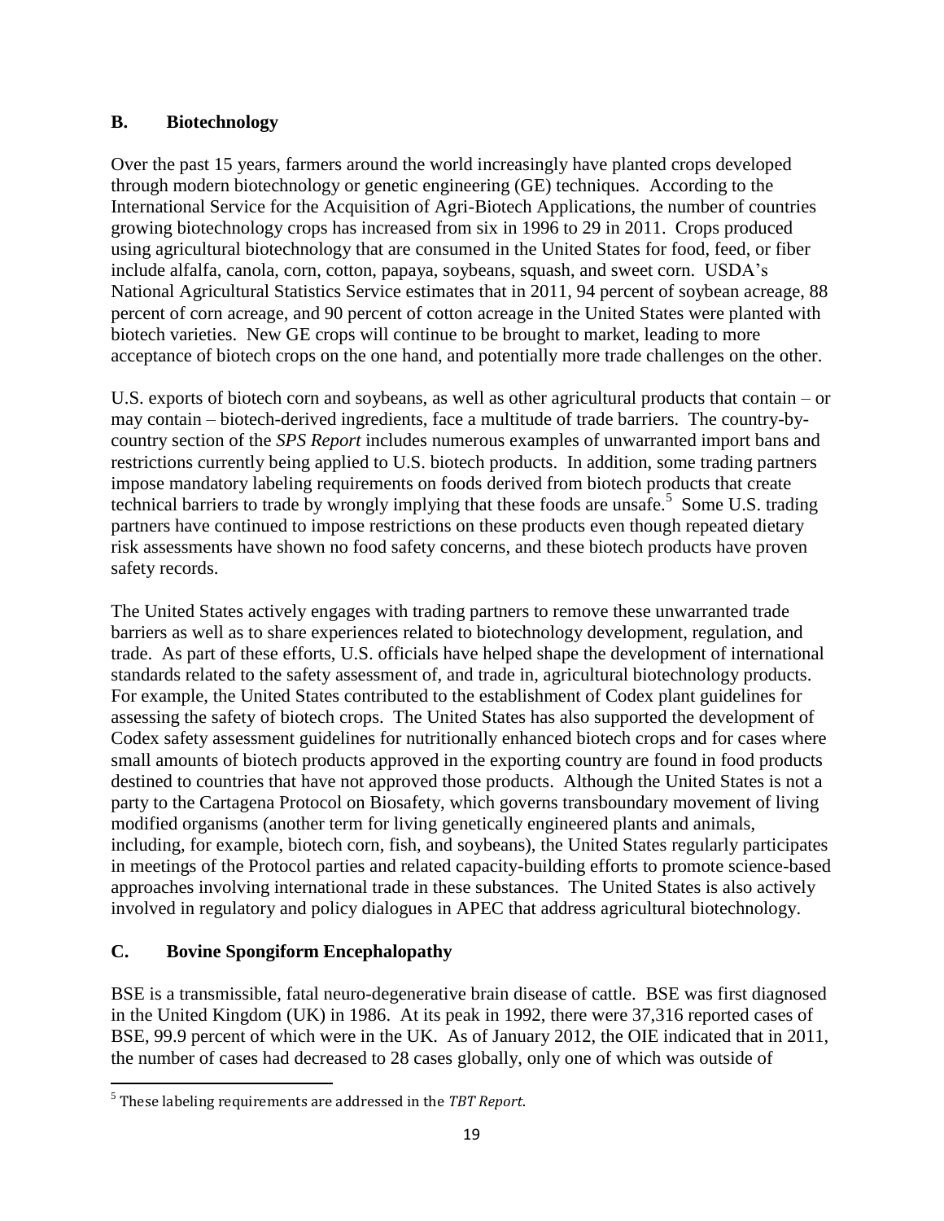## B. Biotechnology

Over the past 15 years, farmers around the world increasingly have planted crops developed through modern biotechnology or genetic engineering (GE) techniques. According to the International Service for the Acquisition of Agri-Biotech Applications, the number of countries growing biotechnology crops has increased from six in 1996 to 29 in 2011. Crops produced using agricultural biotechnology that are consumed in the United States for food, feed, or fiber include alfalfa, canola, corn, cotton, papaya, soybeans, squash, and sweet corn. USDA's National Agricultural Statistics Service estimates that in 2011, 94 percent of soybean acreage, 88 percent of corn acreage, and 90 percent of cotton acreage in the United States were planted with biotech varieties. New GE crops will continue to be brought to market, leading to more acceptance of biotech crops on the one hand, and potentially more trade challenges on the other.

U.S. exports of biotech corn and soybeans, as well as other agricultural products that contain – or may contain – biotech-derived ingredients, face a multitude of trade barriers. The country-by-country section of the *SPS Report* includes numerous examples of unwarranted import bans and restrictions currently being applied to U.S. biotech products. In addition, some trading partners impose mandatory labeling requirements on foods derived from biotech products that create technical barriers to trade by wrongly implying that these foods are unsafe.[5] Some U.S. trading partners have continued to impose restrictions on these products even though repeated dietary risk assessments have shown no food safety concerns, and these biotech products have proven safety records.

The United States actively engages with trading partners to remove these unwarranted trade barriers as well as to share experiences related to biotechnology development, regulation, and trade. As part of these efforts, U.S. officials have helped shape the development of international standards related to the safety assessment of, and trade in, agricultural biotechnology products. For example, the United States contributed to the establishment of Codex plant guidelines for assessing the safety of biotech crops. The United States has also supported the development of Codex safety assessment guidelines for nutritionally enhanced biotech crops and for cases where small amounts of biotech products approved in the exporting country are found in food products destined to countries that have not approved those products. Although the United States is not a party to the Cartagena Protocol on Biosafety, which governs transboundary movement of living modified organisms (another term for living genetically engineered plants and animals, including, for example, biotech corn, fish, and soybeans), the United States regularly participates in meetings of the Protocol parties and related capacity-building efforts to promote science-based approaches involving international trade in these substances. The United States is also actively involved in regulatory and policy dialogues in APEC that address agricultural biotechnology.

## C. Bovine Spongiform Encephalopathy

BSE is a transmissible, fatal neuro-degenerative brain disease of cattle. BSE was first diagnosed in the United Kingdom (UK) in 1986. At its peak in 1992, there were 37,316 reported cases of BSE, 99.9 percent of which were in the UK. As of January 2012, the OIE indicated that in 2011, the number of cases had decreased to 28 cases globally, only one of which was outside of

[5] These labeling requirements are addressed in the *TBT Report*.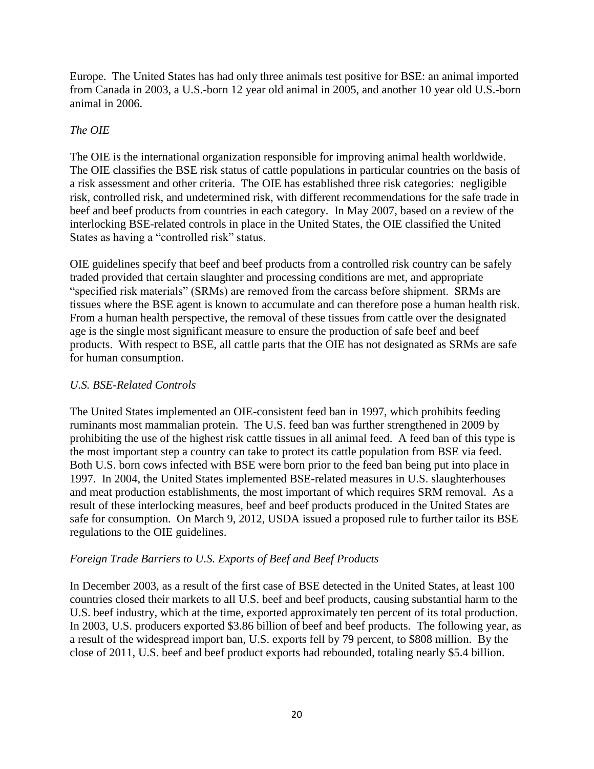Europe. The United States has had only three animals test positive for BSE: an animal imported from Canada in 2003, a U.S.-born 12 year old animal in 2005, and another 10 year old U.S.-born animal in 2006.

*The OIE*

The OIE is the international organization responsible for improving animal health worldwide. The OIE classifies the BSE risk status of cattle populations in particular countries on the basis of a risk assessment and other criteria. The OIE has established three risk categories: negligible risk, controlled risk, and undetermined risk, with different recommendations for the safe trade in beef and beef products from countries in each category. In May 2007, based on a review of the interlocking BSE-related controls in place in the United States, the OIE classified the United States as having a "controlled risk" status.

OIE guidelines specify that beef and beef products from a controlled risk country can be safely traded provided that certain slaughter and processing conditions are met, and appropriate "specified risk materials" (SRMs) are removed from the carcass before shipment. SRMs are tissues where the BSE agent is known to accumulate and can therefore pose a human health risk. From a human health perspective, the removal of these tissues from cattle over the designated age is the single most significant measure to ensure the production of safe beef and beef products. With respect to BSE, all cattle parts that the OIE has not designated as SRMs are safe for human consumption.

*U.S. BSE-Related Controls*

The United States implemented an OIE-consistent feed ban in 1997, which prohibits feeding ruminants most mammalian protein. The U.S. feed ban was further strengthened in 2009 by prohibiting the use of the highest risk cattle tissues in all animal feed. A feed ban of this type is the most important step a country can take to protect its cattle population from BSE via feed. Both U.S. born cows infected with BSE were born prior to the feed ban being put into place in 1997. In 2004, the United States implemented BSE-related measures in U.S. slaughterhouses and meat production establishments, the most important of which requires SRM removal. As a result of these interlocking measures, beef and beef products produced in the United States are safe for consumption. On March 9, 2012, USDA issued a proposed rule to further tailor its BSE regulations to the OIE guidelines.

*Foreign Trade Barriers to U.S. Exports of Beef and Beef Products*

In December 2003, as a result of the first case of BSE detected in the United States, at least 100 countries closed their markets to all U.S. beef and beef products, causing substantial harm to the U.S. beef industry, which at the time, exported approximately ten percent of its total production. In 2003, U.S. producers exported $3.86 billion of beef and beef products. The following year, as a result of the widespread import ban, U.S. exports fell by 79 percent, to $808 million. By the close of 2011, U.S. beef and beef product exports had rebounded, totaling nearly $5.4 billion.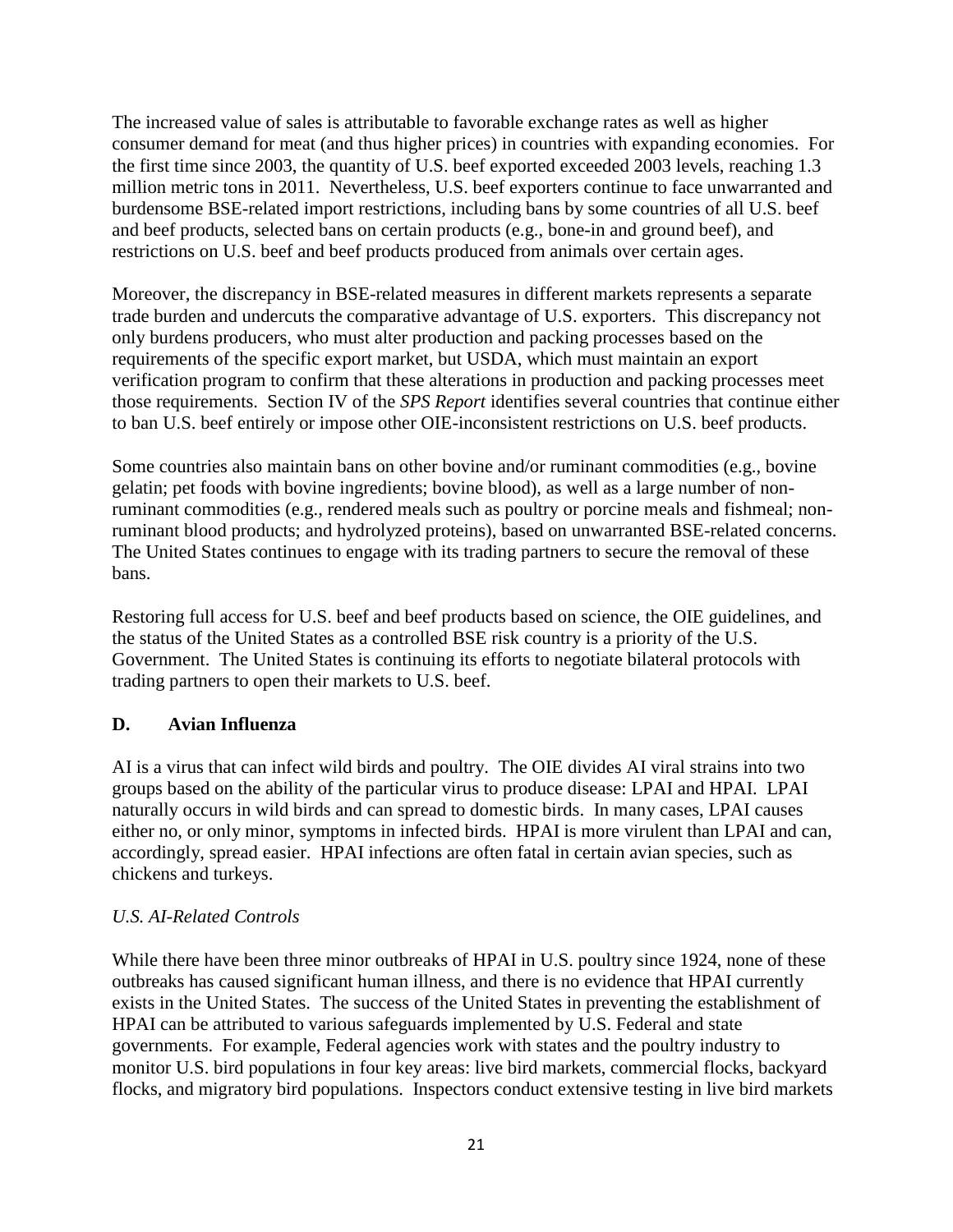The increased value of sales is attributable to favorable exchange rates as well as higher consumer demand for meat (and thus higher prices) in countries with expanding economies. For the first time since 2003, the quantity of U.S. beef exported exceeded 2003 levels, reaching 1.3 million metric tons in 2011. Nevertheless, U.S. beef exporters continue to face unwarranted and burdensome BSE-related import restrictions, including bans by some countries of all U.S. beef and beef products, selected bans on certain products (e.g., bone-in and ground beef), and restrictions on U.S. beef and beef products produced from animals over certain ages.

Moreover, the discrepancy in BSE-related measures in different markets represents a separate trade burden and undercuts the comparative advantage of U.S. exporters. This discrepancy not only burdens producers, who must alter production and packing processes based on the requirements of the specific export market, but USDA, which must maintain an export verification program to confirm that these alterations in production and packing processes meet those requirements. Section IV of the *SPS Report* identifies several countries that continue either to ban U.S. beef entirely or impose other OIE-inconsistent restrictions on U.S. beef products.

Some countries also maintain bans on other bovine and/or ruminant commodities (e.g., bovine gelatin; pet foods with bovine ingredients; bovine blood), as well as a large number of non-ruminant commodities (e.g., rendered meals such as poultry or porcine meals and fishmeal; non-ruminant blood products; and hydrolyzed proteins), based on unwarranted BSE-related concerns. The United States continues to engage with its trading partners to secure the removal of these bans.

Restoring full access for U.S. beef and beef products based on science, the OIE guidelines, and the status of the United States as a controlled BSE risk country is a priority of the U.S. Government. The United States is continuing its efforts to negotiate bilateral protocols with trading partners to open their markets to U.S. beef.

### D. Avian Influenza

AI is a virus that can infect wild birds and poultry. The OIE divides AI viral strains into two groups based on the ability of the particular virus to produce disease: LPAI and HPAI. LPAI naturally occurs in wild birds and can spread to domestic birds. In many cases, LPAI causes either no, or only minor, symptoms in infected birds. HPAI is more virulent than LPAI and can, accordingly, spread easier. HPAI infections are often fatal in certain avian species, such as chickens and turkeys.

*U.S. AI-Related Controls*

While there have been three minor outbreaks of HPAI in U.S. poultry since 1924, none of these outbreaks has caused significant human illness, and there is no evidence that HPAI currently exists in the United States. The success of the United States in preventing the establishment of HPAI can be attributed to various safeguards implemented by U.S. Federal and state governments. For example, Federal agencies work with states and the poultry industry to monitor U.S. bird populations in four key areas: live bird markets, commercial flocks, backyard flocks, and migratory bird populations. Inspectors conduct extensive testing in live bird markets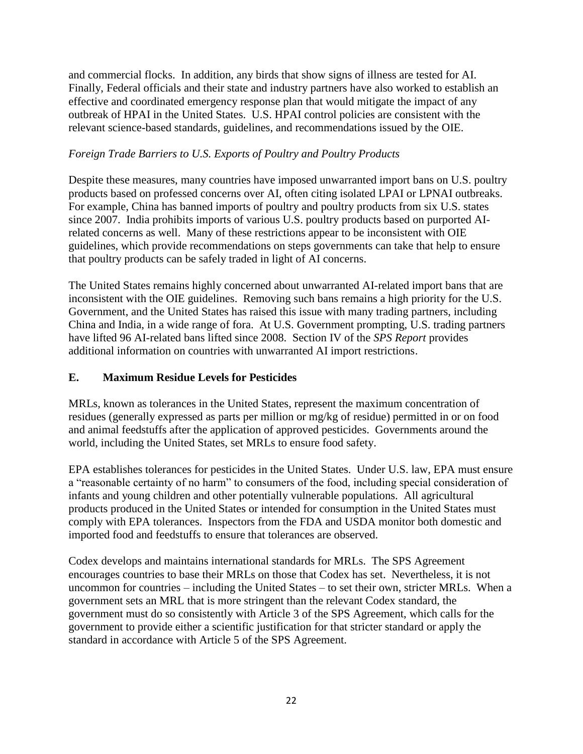and commercial flocks. In addition, any birds that show signs of illness are tested for AI. Finally, Federal officials and their state and industry partners have also worked to establish an effective and coordinated emergency response plan that would mitigate the impact of any outbreak of HPAI in the United States. U.S. HPAI control policies are consistent with the relevant science-based standards, guidelines, and recommendations issued by the OIE.

*Foreign Trade Barriers to U.S. Exports of Poultry and Poultry Products*

Despite these measures, many countries have imposed unwarranted import bans on U.S. poultry products based on professed concerns over AI, often citing isolated LPAI or LPNAI outbreaks. For example, China has banned imports of poultry and poultry products from six U.S. states since 2007. India prohibits imports of various U.S. poultry products based on purported AI-related concerns as well. Many of these restrictions appear to be inconsistent with OIE guidelines, which provide recommendations on steps governments can take that help to ensure that poultry products can be safely traded in light of AI concerns.

The United States remains highly concerned about unwarranted AI-related import bans that are inconsistent with the OIE guidelines. Removing such bans remains a high priority for the U.S. Government, and the United States has raised this issue with many trading partners, including China and India, in a wide range of fora. At U.S. Government prompting, U.S. trading partners have lifted 96 AI-related bans lifted since 2008. Section IV of the *SPS Report* provides additional information on countries with unwarranted AI import restrictions.

## E. Maximum Residue Levels for Pesticides

MRLs, known as tolerances in the United States, represent the maximum concentration of residues (generally expressed as parts per million or mg/kg of residue) permitted in or on food and animal feedstuffs after the application of approved pesticides. Governments around the world, including the United States, set MRLs to ensure food safety.

EPA establishes tolerances for pesticides in the United States. Under U.S. law, EPA must ensure a "reasonable certainty of no harm" to consumers of the food, including special consideration of infants and young children and other potentially vulnerable populations. All agricultural products produced in the United States or intended for consumption in the United States must comply with EPA tolerances. Inspectors from the FDA and USDA monitor both domestic and imported food and feedstuffs to ensure that tolerances are observed.

Codex develops and maintains international standards for MRLs. The SPS Agreement encourages countries to base their MRLs on those that Codex has set. Nevertheless, it is not uncommon for countries – including the United States – to set their own, stricter MRLs. When a government sets an MRL that is more stringent than the relevant Codex standard, the government must do so consistently with Article 3 of the SPS Agreement, which calls for the government to provide either a scientific justification for that stricter standard or apply the standard in accordance with Article 5 of the SPS Agreement.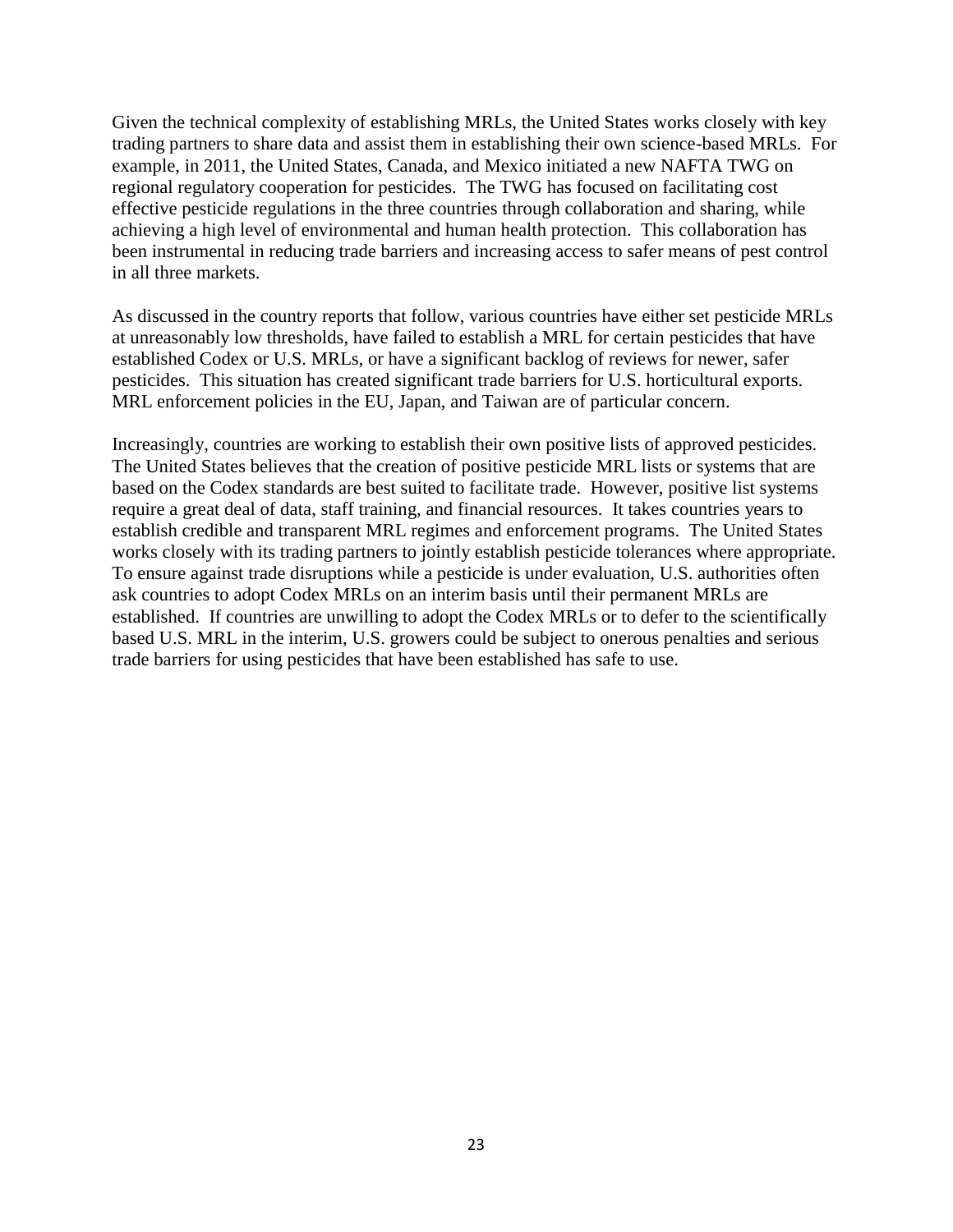Given the technical complexity of establishing MRLs, the United States works closely with key trading partners to share data and assist them in establishing their own science-based MRLs. For example, in 2011, the United States, Canada, and Mexico initiated a new NAFTA TWG on regional regulatory cooperation for pesticides. The TWG has focused on facilitating cost effective pesticide regulations in the three countries through collaboration and sharing, while achieving a high level of environmental and human health protection. This collaboration has been instrumental in reducing trade barriers and increasing access to safer means of pest control in all three markets.

As discussed in the country reports that follow, various countries have either set pesticide MRLs at unreasonably low thresholds, have failed to establish a MRL for certain pesticides that have established Codex or U.S. MRLs, or have a significant backlog of reviews for newer, safer pesticides. This situation has created significant trade barriers for U.S. horticultural exports. MRL enforcement policies in the EU, Japan, and Taiwan are of particular concern.

Increasingly, countries are working to establish their own positive lists of approved pesticides. The United States believes that the creation of positive pesticide MRL lists or systems that are based on the Codex standards are best suited to facilitate trade. However, positive list systems require a great deal of data, staff training, and financial resources. It takes countries years to establish credible and transparent MRL regimes and enforcement programs. The United States works closely with its trading partners to jointly establish pesticide tolerances where appropriate. To ensure against trade disruptions while a pesticide is under evaluation, U.S. authorities often ask countries to adopt Codex MRLs on an interim basis until their permanent MRLs are established. If countries are unwilling to adopt the Codex MRLs or to defer to the scientifically based U.S. MRL in the interim, U.S. growers could be subject to onerous penalties and serious trade barriers for using pesticides that have been established has safe to use.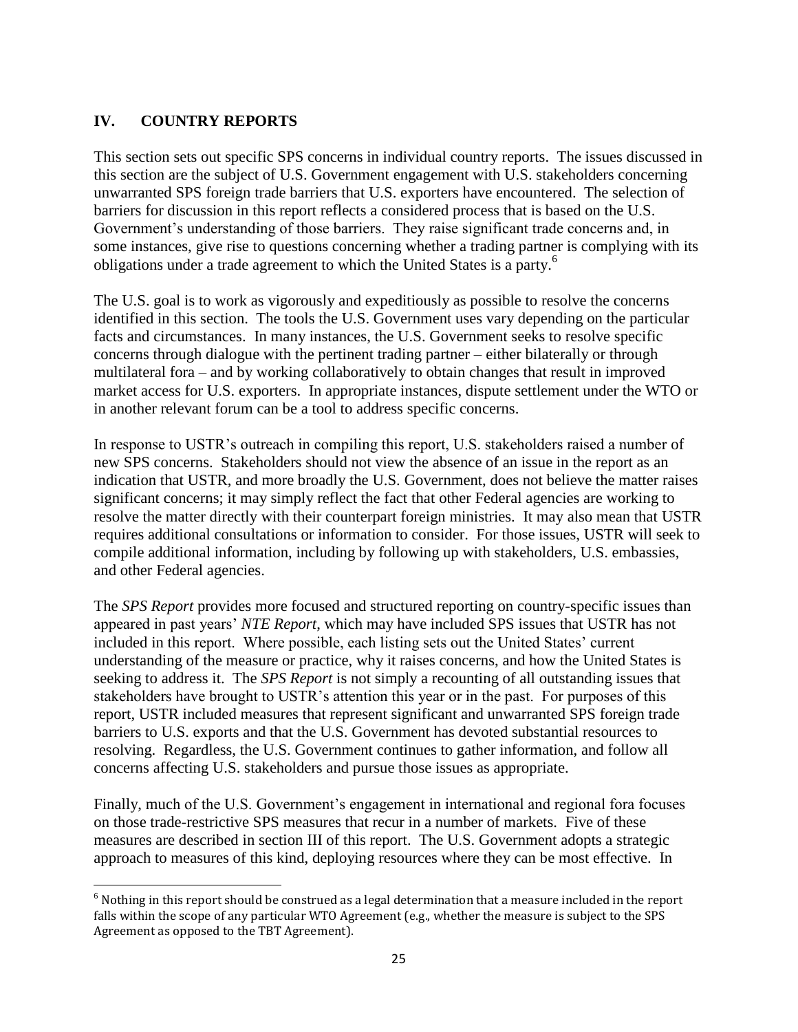## IV. COUNTRY REPORTS

This section sets out specific SPS concerns in individual country reports. The issues discussed in this section are the subject of U.S. Government engagement with U.S. stakeholders concerning unwarranted SPS foreign trade barriers that U.S. exporters have encountered. The selection of barriers for discussion in this report reflects a considered process that is based on the U.S. Government's understanding of those barriers. They raise significant trade concerns and, in some instances, give rise to questions concerning whether a trading partner is complying with its obligations under a trade agreement to which the United States is a party.[6]

The U.S. goal is to work as vigorously and expeditiously as possible to resolve the concerns identified in this section. The tools the U.S. Government uses vary depending on the particular facts and circumstances. In many instances, the U.S. Government seeks to resolve specific concerns through dialogue with the pertinent trading partner – either bilaterally or through multilateral fora – and by working collaboratively to obtain changes that result in improved market access for U.S. exporters. In appropriate instances, dispute settlement under the WTO or in another relevant forum can be a tool to address specific concerns.

In response to USTR's outreach in compiling this report, U.S. stakeholders raised a number of new SPS concerns. Stakeholders should not view the absence of an issue in the report as an indication that USTR, and more broadly the U.S. Government, does not believe the matter raises significant concerns; it may simply reflect the fact that other Federal agencies are working to resolve the matter directly with their counterpart foreign ministries. It may also mean that USTR requires additional consultations or information to consider. For those issues, USTR will seek to compile additional information, including by following up with stakeholders, U.S. embassies, and other Federal agencies.

The *SPS Report* provides more focused and structured reporting on country-specific issues than appeared in past years' *NTE Report*, which may have included SPS issues that USTR has not included in this report. Where possible, each listing sets out the United States' current understanding of the measure or practice, why it raises concerns, and how the United States is seeking to address it. The *SPS Report* is not simply a recounting of all outstanding issues that stakeholders have brought to USTR's attention this year or in the past. For purposes of this report, USTR included measures that represent significant and unwarranted SPS foreign trade barriers to U.S. exports and that the U.S. Government has devoted substantial resources to resolving. Regardless, the U.S. Government continues to gather information, and follow all concerns affecting U.S. stakeholders and pursue those issues as appropriate.

Finally, much of the U.S. Government's engagement in international and regional fora focuses on those trade-restrictive SPS measures that recur in a number of markets. Five of these measures are described in section III of this report. The U.S. Government adopts a strategic approach to measures of this kind, deploying resources where they can be most effective. In

---

[6] Nothing in this report should be construed as a legal determination that a measure included in the report falls within the scope of any particular WTO Agreement (e.g., whether the measure is subject to the SPS Agreement as opposed to the TBT Agreement).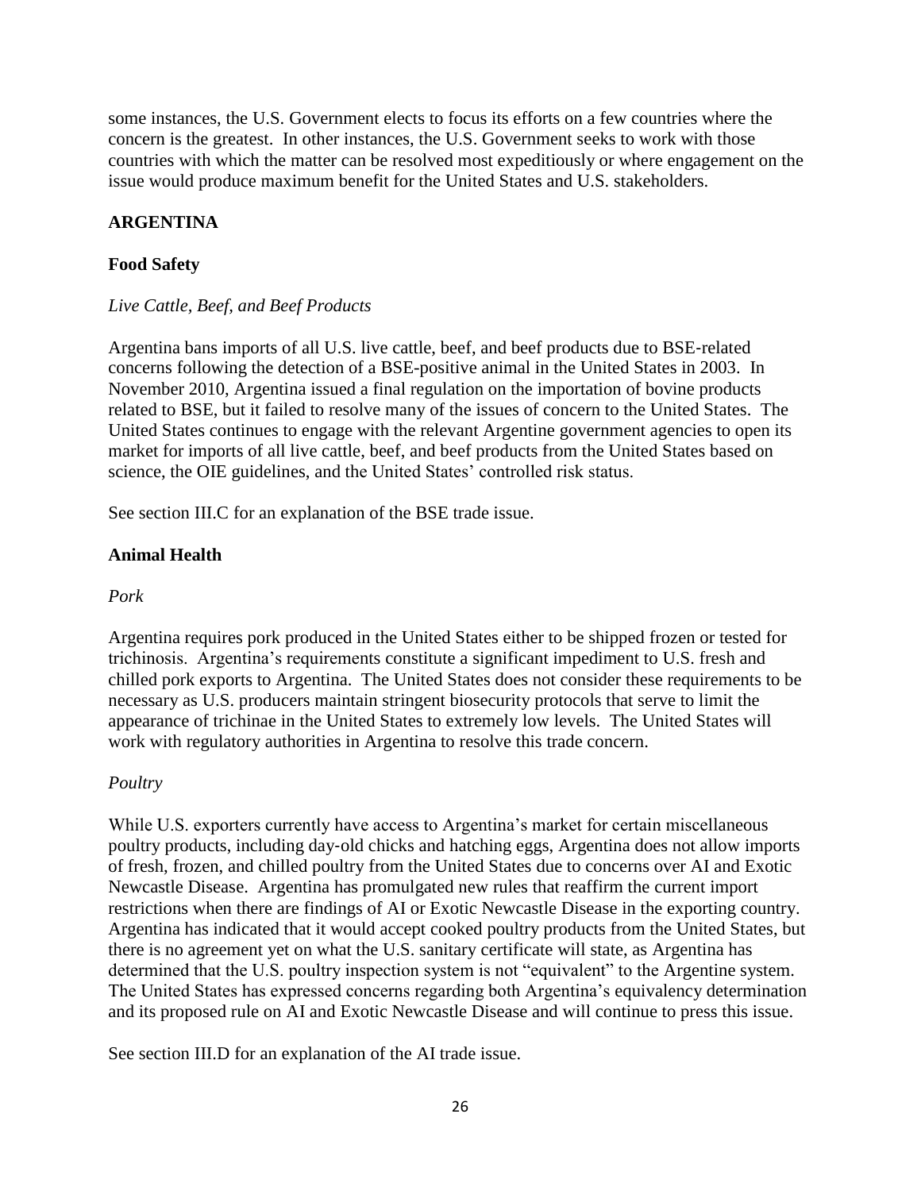some instances, the U.S. Government elects to focus its efforts on a few countries where the concern is the greatest. In other instances, the U.S. Government seeks to work with those countries with which the matter can be resolved most expeditiously or where engagement on the issue would produce maximum benefit for the United States and U.S. stakeholders.

## ARGENTINA

### Food Safety

*Live Cattle, Beef, and Beef Products*

Argentina bans imports of all U.S. live cattle, beef, and beef products due to BSE-related concerns following the detection of a BSE-positive animal in the United States in 2003. In November 2010, Argentina issued a final regulation on the importation of bovine products related to BSE, but it failed to resolve many of the issues of concern to the United States. The United States continues to engage with the relevant Argentine government agencies to open its market for imports of all live cattle, beef, and beef products from the United States based on science, the OIE guidelines, and the United States' controlled risk status.

See section III.C for an explanation of the BSE trade issue.

### Animal Health

*Pork*

Argentina requires pork produced in the United States either to be shipped frozen or tested for trichinosis. Argentina's requirements constitute a significant impediment to U.S. fresh and chilled pork exports to Argentina. The United States does not consider these requirements to be necessary as U.S. producers maintain stringent biosecurity protocols that serve to limit the appearance of trichinae in the United States to extremely low levels. The United States will work with regulatory authorities in Argentina to resolve this trade concern.

*Poultry*

While U.S. exporters currently have access to Argentina's market for certain miscellaneous poultry products, including day-old chicks and hatching eggs, Argentina does not allow imports of fresh, frozen, and chilled poultry from the United States due to concerns over AI and Exotic Newcastle Disease. Argentina has promulgated new rules that reaffirm the current import restrictions when there are findings of AI or Exotic Newcastle Disease in the exporting country. Argentina has indicated that it would accept cooked poultry products from the United States, but there is no agreement yet on what the U.S. sanitary certificate will state, as Argentina has determined that the U.S. poultry inspection system is not "equivalent" to the Argentine system. The United States has expressed concerns regarding both Argentina's equivalency determination and its proposed rule on AI and Exotic Newcastle Disease and will continue to press this issue.

See section III.D for an explanation of the AI trade issue.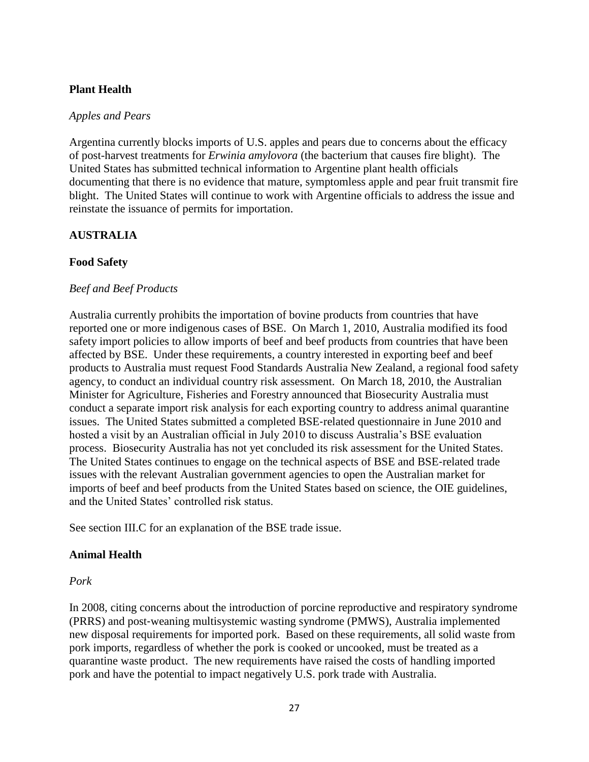### Plant Health

*Apples and Pears*

Argentina currently blocks imports of U.S. apples and pears due to concerns about the efficacy of post-harvest treatments for *Erwinia amylovora* (the bacterium that causes fire blight). The United States has submitted technical information to Argentine plant health officials documenting that there is no evidence that mature, symptomless apple and pear fruit transmit fire blight. The United States will continue to work with Argentine officials to address the issue and reinstate the issuance of permits for importation.

## AUSTRALIA

### Food Safety

*Beef and Beef Products*

Australia currently prohibits the importation of bovine products from countries that have reported one or more indigenous cases of BSE. On March 1, 2010, Australia modified its food safety import policies to allow imports of beef and beef products from countries that have been affected by BSE. Under these requirements, a country interested in exporting beef and beef products to Australia must request Food Standards Australia New Zealand, a regional food safety agency, to conduct an individual country risk assessment. On March 18, 2010, the Australian Minister for Agriculture, Fisheries and Forestry announced that Biosecurity Australia must conduct a separate import risk analysis for each exporting country to address animal quarantine issues. The United States submitted a completed BSE-related questionnaire in June 2010 and hosted a visit by an Australian official in July 2010 to discuss Australia's BSE evaluation process. Biosecurity Australia has not yet concluded its risk assessment for the United States. The United States continues to engage on the technical aspects of BSE and BSE-related trade issues with the relevant Australian government agencies to open the Australian market for imports of beef and beef products from the United States based on science, the OIE guidelines, and the United States' controlled risk status.

See section III.C for an explanation of the BSE trade issue.

### Animal Health

*Pork*

In 2008, citing concerns about the introduction of porcine reproductive and respiratory syndrome (PRRS) and post-weaning multisystemic wasting syndrome (PMWS), Australia implemented new disposal requirements for imported pork. Based on these requirements, all solid waste from pork imports, regardless of whether the pork is cooked or uncooked, must be treated as a quarantine waste product. The new requirements have raised the costs of handling imported pork and have the potential to impact negatively U.S. pork trade with Australia.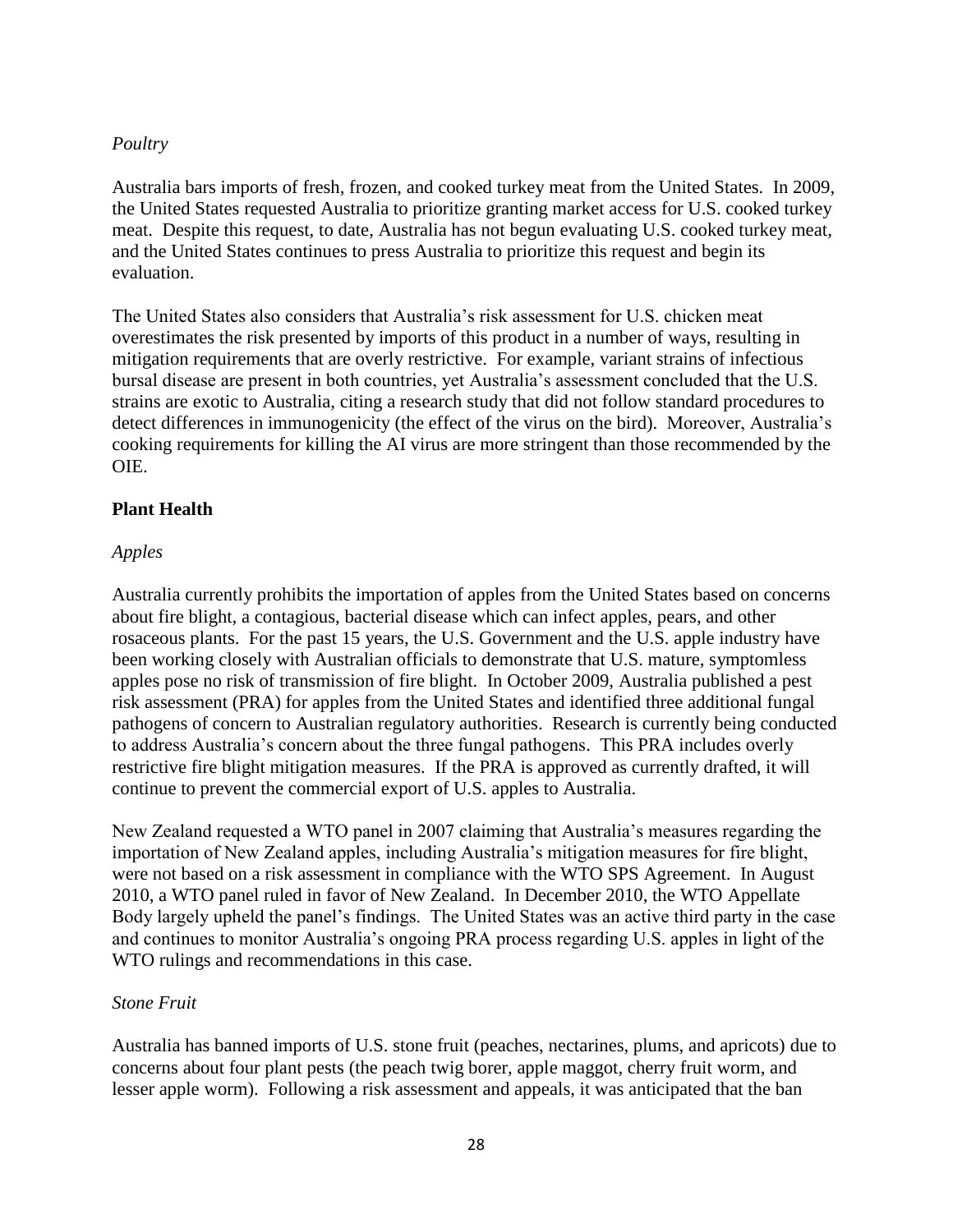*Poultry*

Australia bars imports of fresh, frozen, and cooked turkey meat from the United States. In 2009, the United States requested Australia to prioritize granting market access for U.S. cooked turkey meat. Despite this request, to date, Australia has not begun evaluating U.S. cooked turkey meat, and the United States continues to press Australia to prioritize this request and begin its evaluation.

The United States also considers that Australia's risk assessment for U.S. chicken meat overestimates the risk presented by imports of this product in a number of ways, resulting in mitigation requirements that are overly restrictive. For example, variant strains of infectious bursal disease are present in both countries, yet Australia's assessment concluded that the U.S. strains are exotic to Australia, citing a research study that did not follow standard procedures to detect differences in immunogenicity (the effect of the virus on the bird). Moreover, Australia's cooking requirements for killing the AI virus are more stringent than those recommended by the OIE.

**Plant Health**

*Apples*

Australia currently prohibits the importation of apples from the United States based on concerns about fire blight, a contagious, bacterial disease which can infect apples, pears, and other rosaceous plants. For the past 15 years, the U.S. Government and the U.S. apple industry have been working closely with Australian officials to demonstrate that U.S. mature, symptomless apples pose no risk of transmission of fire blight. In October 2009, Australia published a pest risk assessment (PRA) for apples from the United States and identified three additional fungal pathogens of concern to Australian regulatory authorities. Research is currently being conducted to address Australia's concern about the three fungal pathogens. This PRA includes overly restrictive fire blight mitigation measures. If the PRA is approved as currently drafted, it will continue to prevent the commercial export of U.S. apples to Australia.

New Zealand requested a WTO panel in 2007 claiming that Australia's measures regarding the importation of New Zealand apples, including Australia's mitigation measures for fire blight, were not based on a risk assessment in compliance with the WTO SPS Agreement. In August 2010, a WTO panel ruled in favor of New Zealand. In December 2010, the WTO Appellate Body largely upheld the panel's findings. The United States was an active third party in the case and continues to monitor Australia's ongoing PRA process regarding U.S. apples in light of the WTO rulings and recommendations in this case.

*Stone Fruit*

Australia has banned imports of U.S. stone fruit (peaches, nectarines, plums, and apricots) due to concerns about four plant pests (the peach twig borer, apple maggot, cherry fruit worm, and lesser apple worm). Following a risk assessment and appeals, it was anticipated that the ban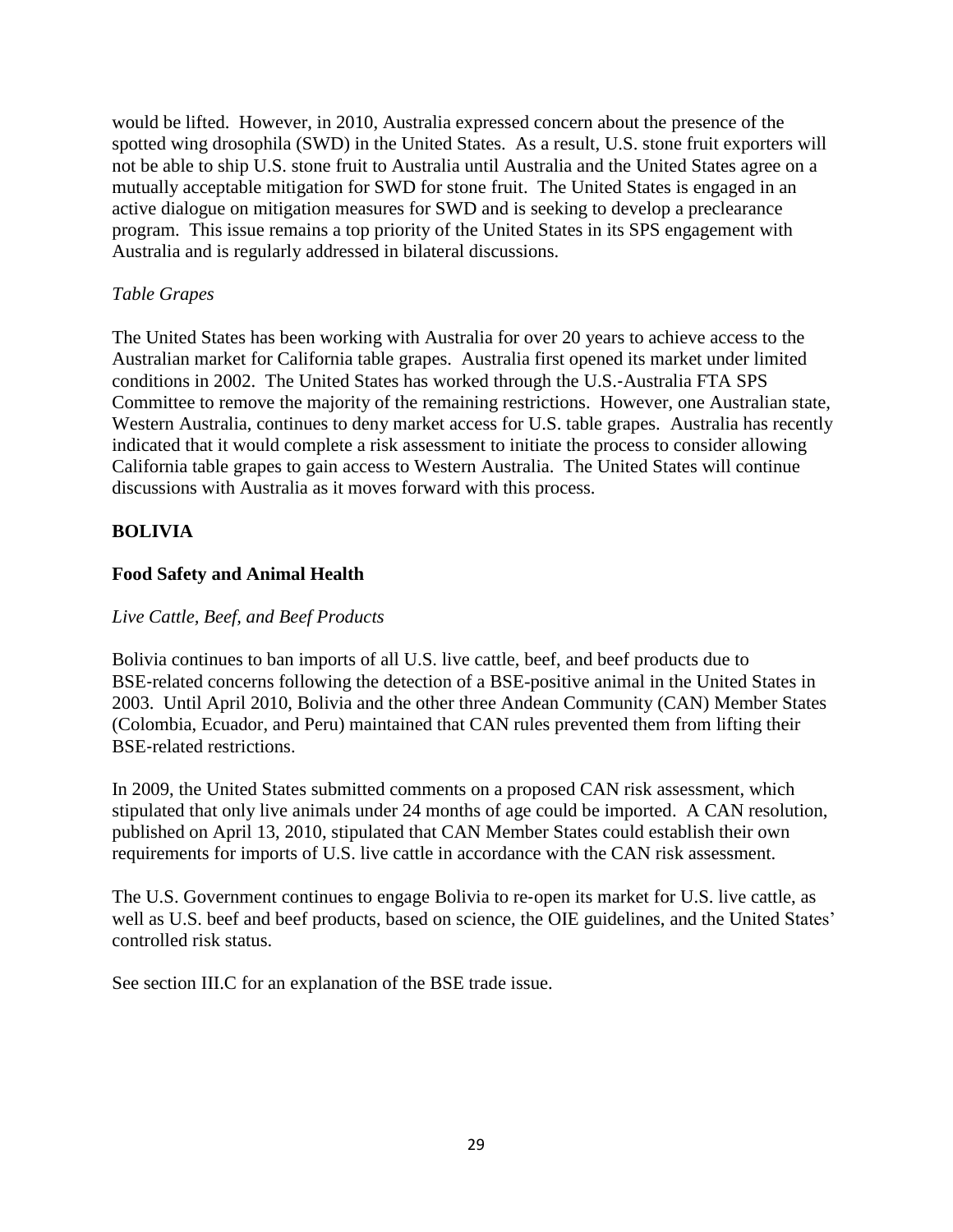would be lifted. However, in 2010, Australia expressed concern about the presence of the spotted wing drosophila (SWD) in the United States. As a result, U.S. stone fruit exporters will not be able to ship U.S. stone fruit to Australia until Australia and the United States agree on a mutually acceptable mitigation for SWD for stone fruit. The United States is engaged in an active dialogue on mitigation measures for SWD and is seeking to develop a preclearance program. This issue remains a top priority of the United States in its SPS engagement with Australia and is regularly addressed in bilateral discussions.

*Table Grapes*

The United States has been working with Australia for over 20 years to achieve access to the Australian market for California table grapes. Australia first opened its market under limited conditions in 2002. The United States has worked through the U.S.-Australia FTA SPS Committee to remove the majority of the remaining restrictions. However, one Australian state, Western Australia, continues to deny market access for U.S. table grapes. Australia has recently indicated that it would complete a risk assessment to initiate the process to consider allowing California table grapes to gain access to Western Australia. The United States will continue discussions with Australia as it moves forward with this process.

## BOLIVIA

### Food Safety and Animal Health

*Live Cattle, Beef, and Beef Products*

Bolivia continues to ban imports of all U.S. live cattle, beef, and beef products due to BSE-related concerns following the detection of a BSE-positive animal in the United States in 2003. Until April 2010, Bolivia and the other three Andean Community (CAN) Member States (Colombia, Ecuador, and Peru) maintained that CAN rules prevented them from lifting their BSE-related restrictions.

In 2009, the United States submitted comments on a proposed CAN risk assessment, which stipulated that only live animals under 24 months of age could be imported. A CAN resolution, published on April 13, 2010, stipulated that CAN Member States could establish their own requirements for imports of U.S. live cattle in accordance with the CAN risk assessment.

The U.S. Government continues to engage Bolivia to re-open its market for U.S. live cattle, as well as U.S. beef and beef products, based on science, the OIE guidelines, and the United States' controlled risk status.

See section III.C for an explanation of the BSE trade issue.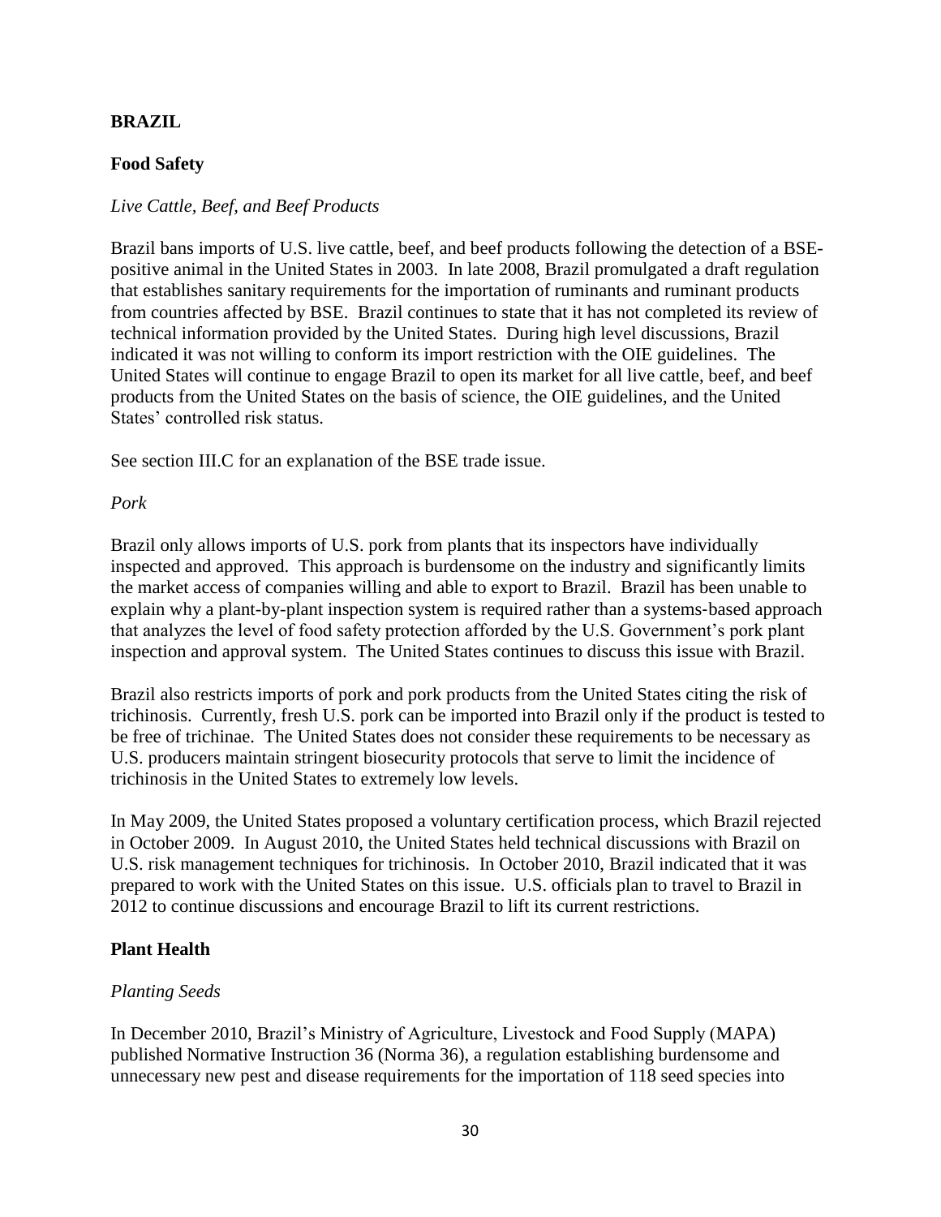## BRAZIL

### Food Safety

*Live Cattle, Beef, and Beef Products*

Brazil bans imports of U.S. live cattle, beef, and beef products following the detection of a BSE-positive animal in the United States in 2003. In late 2008, Brazil promulgated a draft regulation that establishes sanitary requirements for the importation of ruminants and ruminant products from countries affected by BSE. Brazil continues to state that it has not completed its review of technical information provided by the United States. During high level discussions, Brazil indicated it was not willing to conform its import restriction with the OIE guidelines. The United States will continue to engage Brazil to open its market for all live cattle, beef, and beef products from the United States on the basis of science, the OIE guidelines, and the United States' controlled risk status.

See section III.C for an explanation of the BSE trade issue.

*Pork*

Brazil only allows imports of U.S. pork from plants that its inspectors have individually inspected and approved. This approach is burdensome on the industry and significantly limits the market access of companies willing and able to export to Brazil. Brazil has been unable to explain why a plant-by-plant inspection system is required rather than a systems-based approach that analyzes the level of food safety protection afforded by the U.S. Government's pork plant inspection and approval system. The United States continues to discuss this issue with Brazil.

Brazil also restricts imports of pork and pork products from the United States citing the risk of trichinosis. Currently, fresh U.S. pork can be imported into Brazil only if the product is tested to be free of trichinae. The United States does not consider these requirements to be necessary as U.S. producers maintain stringent biosecurity protocols that serve to limit the incidence of trichinosis in the United States to extremely low levels.

In May 2009, the United States proposed a voluntary certification process, which Brazil rejected in October 2009. In August 2010, the United States held technical discussions with Brazil on U.S. risk management techniques for trichinosis. In October 2010, Brazil indicated that it was prepared to work with the United States on this issue. U.S. officials plan to travel to Brazil in 2012 to continue discussions and encourage Brazil to lift its current restrictions.

### Plant Health

*Planting Seeds*

In December 2010, Brazil's Ministry of Agriculture, Livestock and Food Supply (MAPA) published Normative Instruction 36 (Norma 36), a regulation establishing burdensome and unnecessary new pest and disease requirements for the importation of 118 seed species into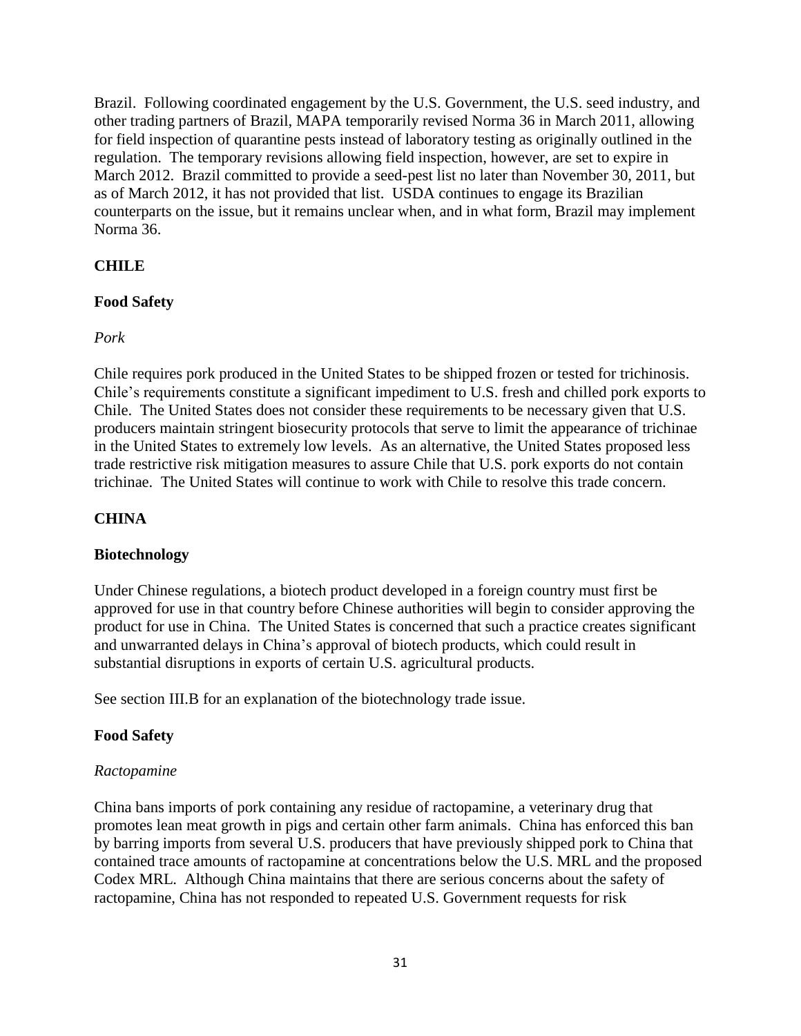Brazil. Following coordinated engagement by the U.S. Government, the U.S. seed industry, and other trading partners of Brazil, MAPA temporarily revised Norma 36 in March 2011, allowing for field inspection of quarantine pests instead of laboratory testing as originally outlined in the regulation. The temporary revisions allowing field inspection, however, are set to expire in March 2012. Brazil committed to provide a seed-pest list no later than November 30, 2011, but as of March 2012, it has not provided that list. USDA continues to engage its Brazilian counterparts on the issue, but it remains unclear when, and in what form, Brazil may implement Norma 36.

## CHILE

### Food Safety

*Pork*

Chile requires pork produced in the United States to be shipped frozen or tested for trichinosis. Chile's requirements constitute a significant impediment to U.S. fresh and chilled pork exports to Chile. The United States does not consider these requirements to be necessary given that U.S. producers maintain stringent biosecurity protocols that serve to limit the appearance of trichinae in the United States to extremely low levels. As an alternative, the United States proposed less trade restrictive risk mitigation measures to assure Chile that U.S. pork exports do not contain trichinae. The United States will continue to work with Chile to resolve this trade concern.

## CHINA

### Biotechnology

Under Chinese regulations, a biotech product developed in a foreign country must first be approved for use in that country before Chinese authorities will begin to consider approving the product for use in China. The United States is concerned that such a practice creates significant and unwarranted delays in China's approval of biotech products, which could result in substantial disruptions in exports of certain U.S. agricultural products.

See section III.B for an explanation of the biotechnology trade issue.

### Food Safety

*Ractopamine*

China bans imports of pork containing any residue of ractopamine, a veterinary drug that promotes lean meat growth in pigs and certain other farm animals. China has enforced this ban by barring imports from several U.S. producers that have previously shipped pork to China that contained trace amounts of ractopamine at concentrations below the U.S. MRL and the proposed Codex MRL. Although China maintains that there are serious concerns about the safety of ractopamine, China has not responded to repeated U.S. Government requests for risk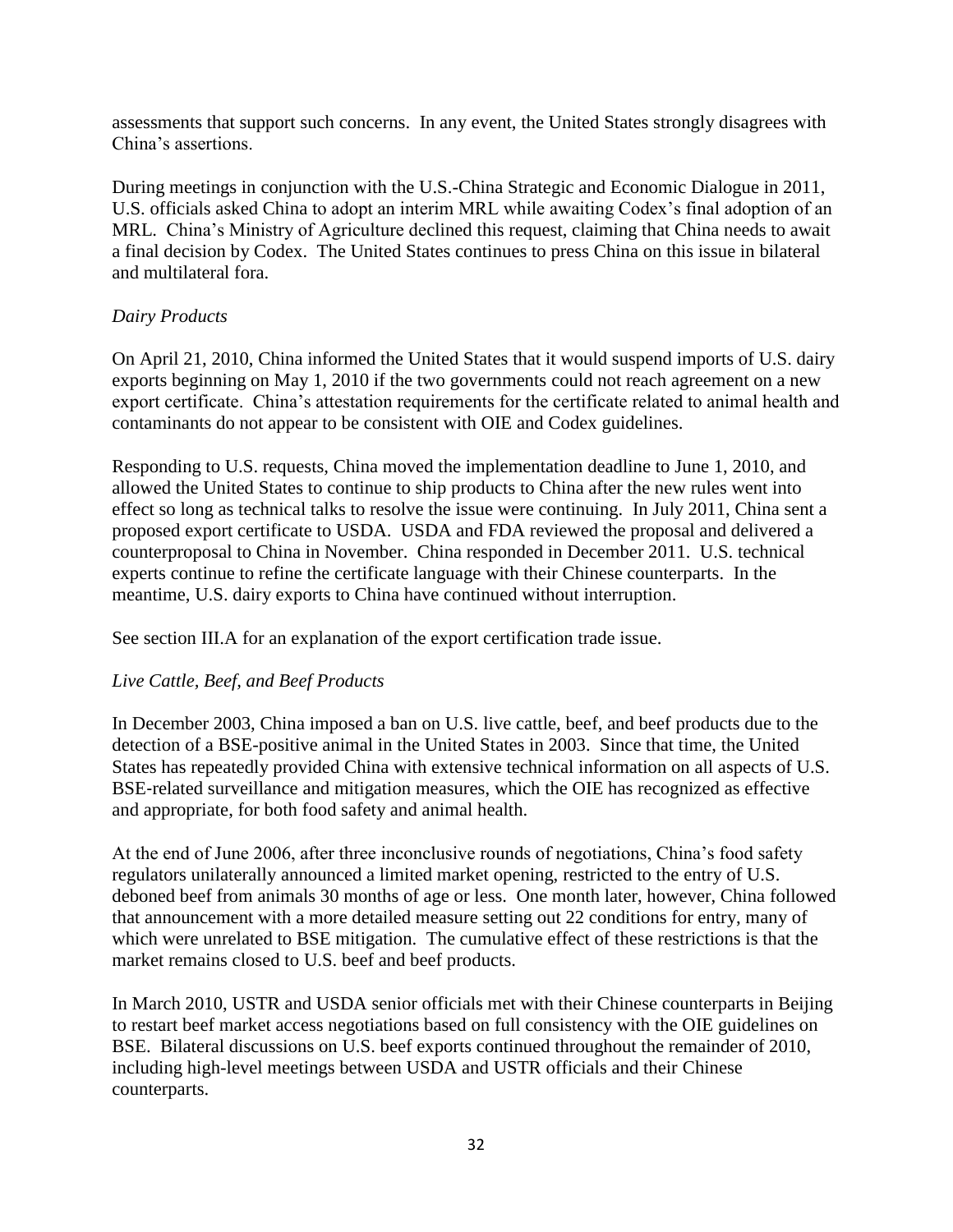assessments that support such concerns. In any event, the United States strongly disagrees with China's assertions.

During meetings in conjunction with the U.S.-China Strategic and Economic Dialogue in 2011, U.S. officials asked China to adopt an interim MRL while awaiting Codex's final adoption of an MRL. China's Ministry of Agriculture declined this request, claiming that China needs to await a final decision by Codex. The United States continues to press China on this issue in bilateral and multilateral fora.

*Dairy Products*

On April 21, 2010, China informed the United States that it would suspend imports of U.S. dairy exports beginning on May 1, 2010 if the two governments could not reach agreement on a new export certificate. China's attestation requirements for the certificate related to animal health and contaminants do not appear to be consistent with OIE and Codex guidelines.

Responding to U.S. requests, China moved the implementation deadline to June 1, 2010, and allowed the United States to continue to ship products to China after the new rules went into effect so long as technical talks to resolve the issue were continuing. In July 2011, China sent a proposed export certificate to USDA. USDA and FDA reviewed the proposal and delivered a counterproposal to China in November. China responded in December 2011. U.S. technical experts continue to refine the certificate language with their Chinese counterparts. In the meantime, U.S. dairy exports to China have continued without interruption.

See section III.A for an explanation of the export certification trade issue.

*Live Cattle, Beef, and Beef Products*

In December 2003, China imposed a ban on U.S. live cattle, beef, and beef products due to the detection of a BSE-positive animal in the United States in 2003. Since that time, the United States has repeatedly provided China with extensive technical information on all aspects of U.S. BSE-related surveillance and mitigation measures, which the OIE has recognized as effective and appropriate, for both food safety and animal health.

At the end of June 2006, after three inconclusive rounds of negotiations, China's food safety regulators unilaterally announced a limited market opening, restricted to the entry of U.S. deboned beef from animals 30 months of age or less. One month later, however, China followed that announcement with a more detailed measure setting out 22 conditions for entry, many of which were unrelated to BSE mitigation. The cumulative effect of these restrictions is that the market remains closed to U.S. beef and beef products.

In March 2010, USTR and USDA senior officials met with their Chinese counterparts in Beijing to restart beef market access negotiations based on full consistency with the OIE guidelines on BSE. Bilateral discussions on U.S. beef exports continued throughout the remainder of 2010, including high-level meetings between USDA and USTR officials and their Chinese counterparts.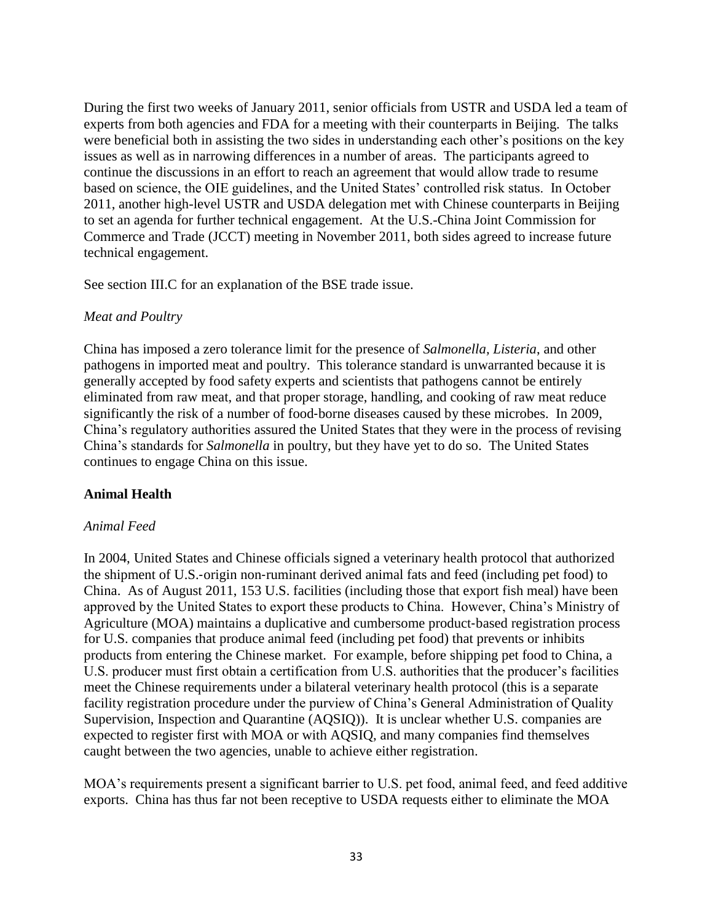During the first two weeks of January 2011, senior officials from USTR and USDA led a team of experts from both agencies and FDA for a meeting with their counterparts in Beijing. The talks were beneficial both in assisting the two sides in understanding each other's positions on the key issues as well as in narrowing differences in a number of areas. The participants agreed to continue the discussions in an effort to reach an agreement that would allow trade to resume based on science, the OIE guidelines, and the United States' controlled risk status. In October 2011, another high-level USTR and USDA delegation met with Chinese counterparts in Beijing to set an agenda for further technical engagement. At the U.S.-China Joint Commission for Commerce and Trade (JCCT) meeting in November 2011, both sides agreed to increase future technical engagement.

See section III.C for an explanation of the BSE trade issue.

*Meat and Poultry*

China has imposed a zero tolerance limit for the presence of *Salmonella, Listeria*, and other pathogens in imported meat and poultry. This tolerance standard is unwarranted because it is generally accepted by food safety experts and scientists that pathogens cannot be entirely eliminated from raw meat, and that proper storage, handling, and cooking of raw meat reduce significantly the risk of a number of food-borne diseases caused by these microbes. In 2009, China's regulatory authorities assured the United States that they were in the process of revising China's standards for *Salmonella* in poultry, but they have yet to do so. The United States continues to engage China on this issue.

**Animal Health**

*Animal Feed*

In 2004, United States and Chinese officials signed a veterinary health protocol that authorized the shipment of U.S.-origin non-ruminant derived animal fats and feed (including pet food) to China. As of August 2011, 153 U.S. facilities (including those that export fish meal) have been approved by the United States to export these products to China. However, China's Ministry of Agriculture (MOA) maintains a duplicative and cumbersome product-based registration process for U.S. companies that produce animal feed (including pet food) that prevents or inhibits products from entering the Chinese market. For example, before shipping pet food to China, a U.S. producer must first obtain a certification from U.S. authorities that the producer's facilities meet the Chinese requirements under a bilateral veterinary health protocol (this is a separate facility registration procedure under the purview of China's General Administration of Quality Supervision, Inspection and Quarantine (AQSIQ)). It is unclear whether U.S. companies are expected to register first with MOA or with AQSIQ, and many companies find themselves caught between the two agencies, unable to achieve either registration.

MOA's requirements present a significant barrier to U.S. pet food, animal feed, and feed additive exports. China has thus far not been receptive to USDA requests either to eliminate the MOA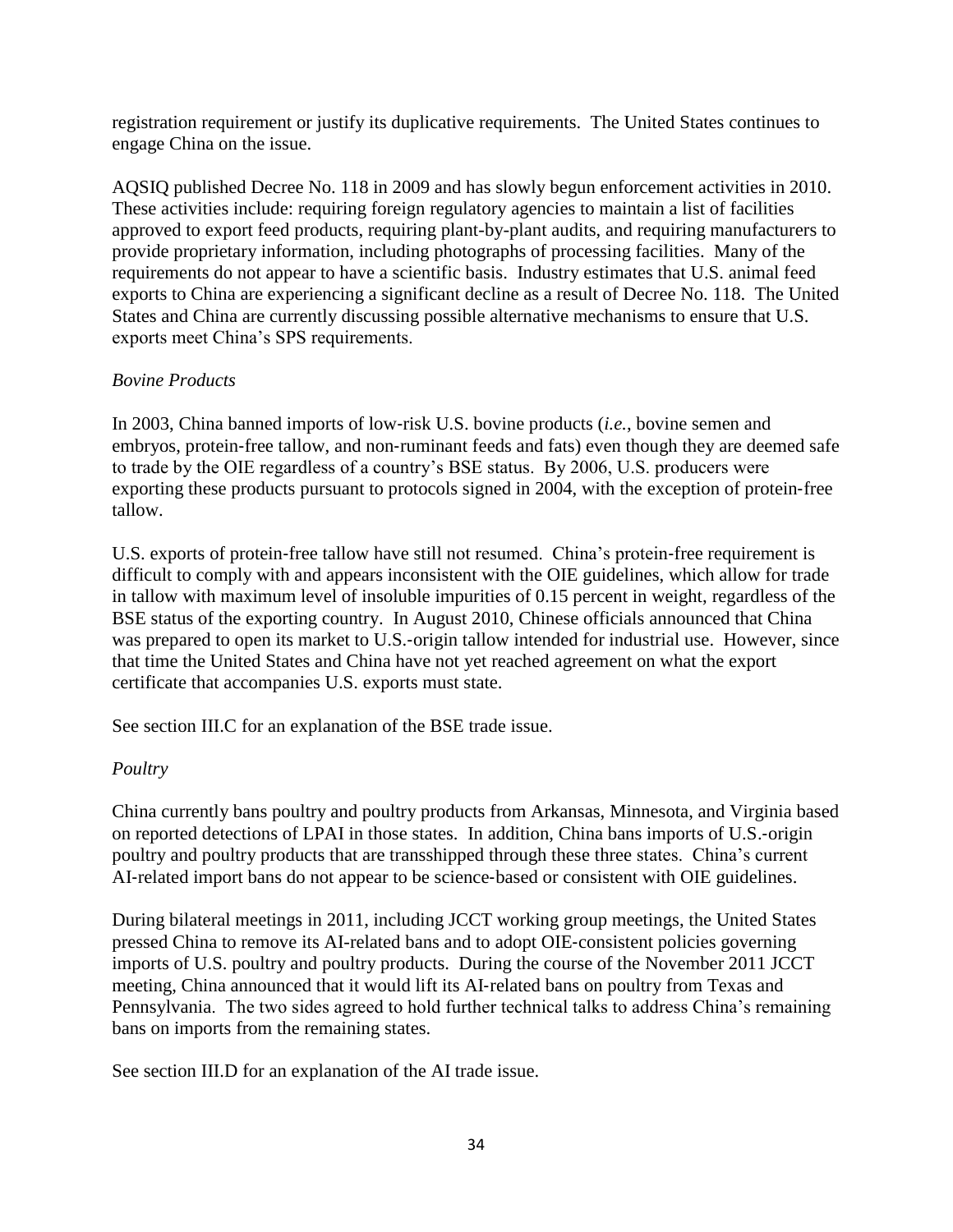registration requirement or justify its duplicative requirements. The United States continues to engage China on the issue.

AQSIQ published Decree No. 118 in 2009 and has slowly begun enforcement activities in 2010. These activities include: requiring foreign regulatory agencies to maintain a list of facilities approved to export feed products, requiring plant-by-plant audits, and requiring manufacturers to provide proprietary information, including photographs of processing facilities. Many of the requirements do not appear to have a scientific basis. Industry estimates that U.S. animal feed exports to China are experiencing a significant decline as a result of Decree No. 118. The United States and China are currently discussing possible alternative mechanisms to ensure that U.S. exports meet China's SPS requirements.

*Bovine Products*

In 2003, China banned imports of low-risk U.S. bovine products (*i.e.*, bovine semen and embryos, protein-free tallow, and non-ruminant feeds and fats) even though they are deemed safe to trade by the OIE regardless of a country's BSE status. By 2006, U.S. producers were exporting these products pursuant to protocols signed in 2004, with the exception of protein-free tallow.

U.S. exports of protein-free tallow have still not resumed. China's protein-free requirement is difficult to comply with and appears inconsistent with the OIE guidelines, which allow for trade in tallow with maximum level of insoluble impurities of 0.15 percent in weight, regardless of the BSE status of the exporting country. In August 2010, Chinese officials announced that China was prepared to open its market to U.S.-origin tallow intended for industrial use. However, since that time the United States and China have not yet reached agreement on what the export certificate that accompanies U.S. exports must state.

See section III.C for an explanation of the BSE trade issue.

*Poultry*

China currently bans poultry and poultry products from Arkansas, Minnesota, and Virginia based on reported detections of LPAI in those states. In addition, China bans imports of U.S.-origin poultry and poultry products that are transshipped through these three states. China's current AI-related import bans do not appear to be science-based or consistent with OIE guidelines.

During bilateral meetings in 2011, including JCCT working group meetings, the United States pressed China to remove its AI-related bans and to adopt OIE-consistent policies governing imports of U.S. poultry and poultry products. During the course of the November 2011 JCCT meeting, China announced that it would lift its AI-related bans on poultry from Texas and Pennsylvania. The two sides agreed to hold further technical talks to address China's remaining bans on imports from the remaining states.

See section III.D for an explanation of the AI trade issue.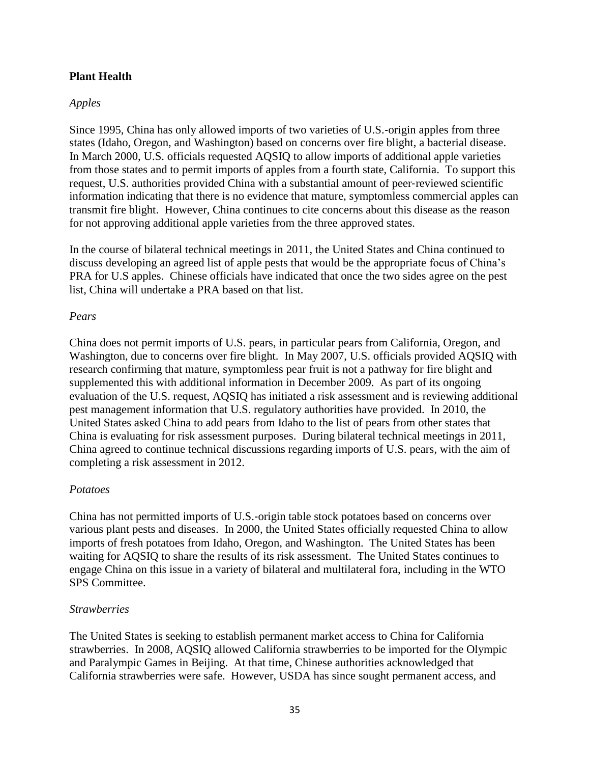**Plant Health**

*Apples*

Since 1995, China has only allowed imports of two varieties of U.S.-origin apples from three states (Idaho, Oregon, and Washington) based on concerns over fire blight, a bacterial disease. In March 2000, U.S. officials requested AQSIQ to allow imports of additional apple varieties from those states and to permit imports of apples from a fourth state, California. To support this request, U.S. authorities provided China with a substantial amount of peer-reviewed scientific information indicating that there is no evidence that mature, symptomless commercial apples can transmit fire blight. However, China continues to cite concerns about this disease as the reason for not approving additional apple varieties from the three approved states.

In the course of bilateral technical meetings in 2011, the United States and China continued to discuss developing an agreed list of apple pests that would be the appropriate focus of China's PRA for U.S apples. Chinese officials have indicated that once the two sides agree on the pest list, China will undertake a PRA based on that list.

*Pears*

China does not permit imports of U.S. pears, in particular pears from California, Oregon, and Washington, due to concerns over fire blight. In May 2007, U.S. officials provided AQSIQ with research confirming that mature, symptomless pear fruit is not a pathway for fire blight and supplemented this with additional information in December 2009. As part of its ongoing evaluation of the U.S. request, AQSIQ has initiated a risk assessment and is reviewing additional pest management information that U.S. regulatory authorities have provided. In 2010, the United States asked China to add pears from Idaho to the list of pears from other states that China is evaluating for risk assessment purposes. During bilateral technical meetings in 2011, China agreed to continue technical discussions regarding imports of U.S. pears, with the aim of completing a risk assessment in 2012.

*Potatoes*

China has not permitted imports of U.S.-origin table stock potatoes based on concerns over various plant pests and diseases. In 2000, the United States officially requested China to allow imports of fresh potatoes from Idaho, Oregon, and Washington. The United States has been waiting for AQSIQ to share the results of its risk assessment. The United States continues to engage China on this issue in a variety of bilateral and multilateral fora, including in the WTO SPS Committee.

*Strawberries*

The United States is seeking to establish permanent market access to China for California strawberries. In 2008, AQSIQ allowed California strawberries to be imported for the Olympic and Paralympic Games in Beijing. At that time, Chinese authorities acknowledged that California strawberries were safe. However, USDA has since sought permanent access, and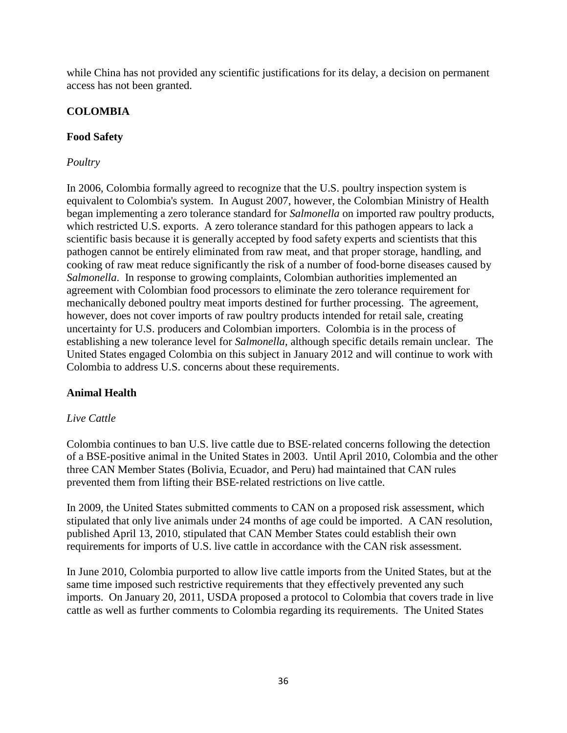while China has not provided any scientific justifications for its delay, a decision on permanent access has not been granted.

## COLOMBIA

### Food Safety

*Poultry*

In 2006, Colombia formally agreed to recognize that the U.S. poultry inspection system is equivalent to Colombia's system. In August 2007, however, the Colombian Ministry of Health began implementing a zero tolerance standard for *Salmonella* on imported raw poultry products, which restricted U.S. exports. A zero tolerance standard for this pathogen appears to lack a scientific basis because it is generally accepted by food safety experts and scientists that this pathogen cannot be entirely eliminated from raw meat, and that proper storage, handling, and cooking of raw meat reduce significantly the risk of a number of food-borne diseases caused by *Salmonella*. In response to growing complaints, Colombian authorities implemented an agreement with Colombian food processors to eliminate the zero tolerance requirement for mechanically deboned poultry meat imports destined for further processing. The agreement, however, does not cover imports of raw poultry products intended for retail sale, creating uncertainty for U.S. producers and Colombian importers. Colombia is in the process of establishing a new tolerance level for *Salmonella*, although specific details remain unclear. The United States engaged Colombia on this subject in January 2012 and will continue to work with Colombia to address U.S. concerns about these requirements.

### Animal Health

*Live Cattle*

Colombia continues to ban U.S. live cattle due to BSE-related concerns following the detection of a BSE-positive animal in the United States in 2003. Until April 2010, Colombia and the other three CAN Member States (Bolivia, Ecuador, and Peru) had maintained that CAN rules prevented them from lifting their BSE-related restrictions on live cattle.

In 2009, the United States submitted comments to CAN on a proposed risk assessment, which stipulated that only live animals under 24 months of age could be imported. A CAN resolution, published April 13, 2010, stipulated that CAN Member States could establish their own requirements for imports of U.S. live cattle in accordance with the CAN risk assessment.

In June 2010, Colombia purported to allow live cattle imports from the United States, but at the same time imposed such restrictive requirements that they effectively prevented any such imports. On January 20, 2011, USDA proposed a protocol to Colombia that covers trade in live cattle as well as further comments to Colombia regarding its requirements. The United States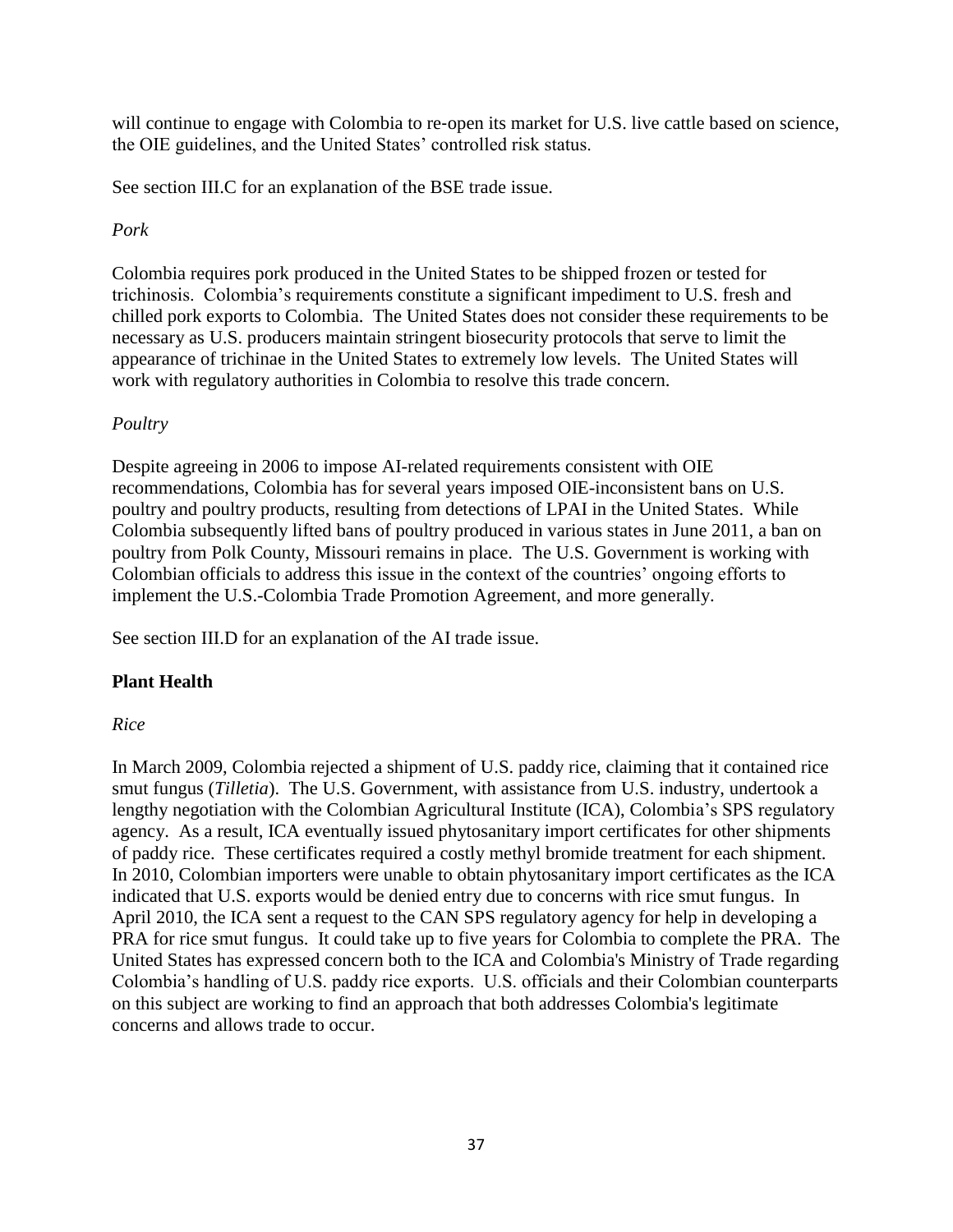will continue to engage with Colombia to re-open its market for U.S. live cattle based on science, the OIE guidelines, and the United States' controlled risk status.

See section III.C for an explanation of the BSE trade issue.

*Pork*

Colombia requires pork produced in the United States to be shipped frozen or tested for trichinosis. Colombia's requirements constitute a significant impediment to U.S. fresh and chilled pork exports to Colombia. The United States does not consider these requirements to be necessary as U.S. producers maintain stringent biosecurity protocols that serve to limit the appearance of trichinae in the United States to extremely low levels. The United States will work with regulatory authorities in Colombia to resolve this trade concern.

*Poultry*

Despite agreeing in 2006 to impose AI-related requirements consistent with OIE recommendations, Colombia has for several years imposed OIE-inconsistent bans on U.S. poultry and poultry products, resulting from detections of LPAI in the United States. While Colombia subsequently lifted bans of poultry produced in various states in June 2011, a ban on poultry from Polk County, Missouri remains in place. The U.S. Government is working with Colombian officials to address this issue in the context of the countries' ongoing efforts to implement the U.S.-Colombia Trade Promotion Agreement, and more generally.

See section III.D for an explanation of the AI trade issue.

**Plant Health**

*Rice*

In March 2009, Colombia rejected a shipment of U.S. paddy rice, claiming that it contained rice smut fungus (*Tilletia*). The U.S. Government, with assistance from U.S. industry, undertook a lengthy negotiation with the Colombian Agricultural Institute (ICA), Colombia's SPS regulatory agency. As a result, ICA eventually issued phytosanitary import certificates for other shipments of paddy rice. These certificates required a costly methyl bromide treatment for each shipment. In 2010, Colombian importers were unable to obtain phytosanitary import certificates as the ICA indicated that U.S. exports would be denied entry due to concerns with rice smut fungus. In April 2010, the ICA sent a request to the CAN SPS regulatory agency for help in developing a PRA for rice smut fungus. It could take up to five years for Colombia to complete the PRA. The United States has expressed concern both to the ICA and Colombia's Ministry of Trade regarding Colombia's handling of U.S. paddy rice exports. U.S. officials and their Colombian counterparts on this subject are working to find an approach that both addresses Colombia's legitimate concerns and allows trade to occur.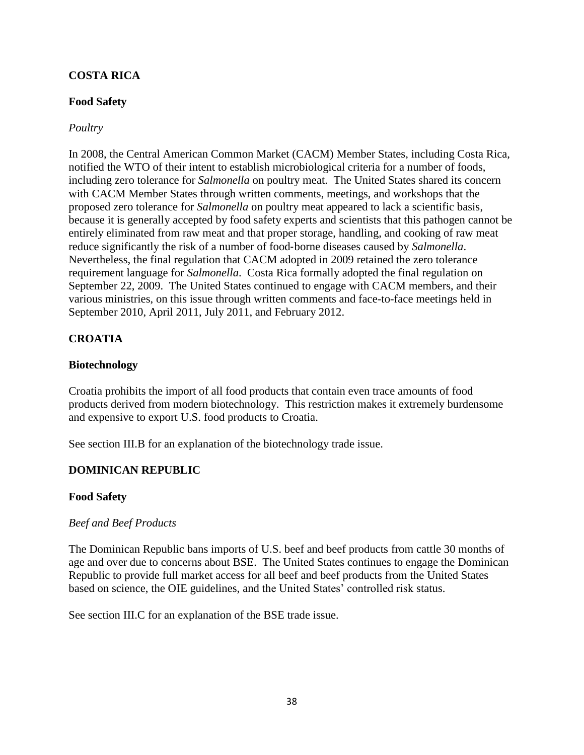## COSTA RICA

### Food Safety

*Poultry*

In 2008, the Central American Common Market (CACM) Member States, including Costa Rica, notified the WTO of their intent to establish microbiological criteria for a number of foods, including zero tolerance for *Salmonella* on poultry meat. The United States shared its concern with CACM Member States through written comments, meetings, and workshops that the proposed zero tolerance for *Salmonella* on poultry meat appeared to lack a scientific basis, because it is generally accepted by food safety experts and scientists that this pathogen cannot be entirely eliminated from raw meat and that proper storage, handling, and cooking of raw meat reduce significantly the risk of a number of food-borne diseases caused by *Salmonella*. Nevertheless, the final regulation that CACM adopted in 2009 retained the zero tolerance requirement language for *Salmonella*. Costa Rica formally adopted the final regulation on September 22, 2009. The United States continued to engage with CACM members, and their various ministries, on this issue through written comments and face-to-face meetings held in September 2010, April 2011, July 2011, and February 2012.

## CROATIA

### Biotechnology

Croatia prohibits the import of all food products that contain even trace amounts of food products derived from modern biotechnology. This restriction makes it extremely burdensome and expensive to export U.S. food products to Croatia.

See section III.B for an explanation of the biotechnology trade issue.

## DOMINICAN REPUBLIC

### Food Safety

*Beef and Beef Products*

The Dominican Republic bans imports of U.S. beef and beef products from cattle 30 months of age and over due to concerns about BSE. The United States continues to engage the Dominican Republic to provide full market access for all beef and beef products from the United States based on science, the OIE guidelines, and the United States' controlled risk status.

See section III.C for an explanation of the BSE trade issue.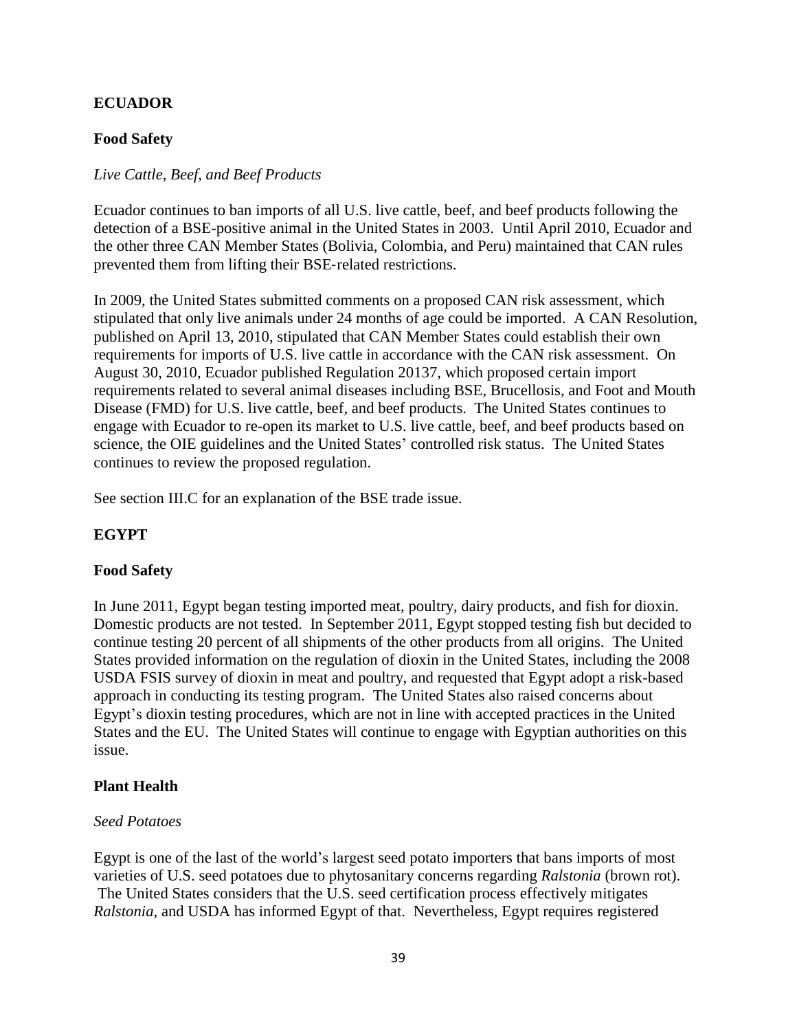## ECUADOR

### Food Safety

*Live Cattle, Beef, and Beef Products*

Ecuador continues to ban imports of all U.S. live cattle, beef, and beef products following the detection of a BSE-positive animal in the United States in 2003. Until April 2010, Ecuador and the other three CAN Member States (Bolivia, Colombia, and Peru) maintained that CAN rules prevented them from lifting their BSE-related restrictions.

In 2009, the United States submitted comments on a proposed CAN risk assessment, which stipulated that only live animals under 24 months of age could be imported. A CAN Resolution, published on April 13, 2010, stipulated that CAN Member States could establish their own requirements for imports of U.S. live cattle in accordance with the CAN risk assessment. On August 30, 2010, Ecuador published Regulation 20137, which proposed certain import requirements related to several animal diseases including BSE, Brucellosis, and Foot and Mouth Disease (FMD) for U.S. live cattle, beef, and beef products. The United States continues to engage with Ecuador to re-open its market to U.S. live cattle, beef, and beef products based on science, the OIE guidelines and the United States' controlled risk status. The United States continues to review the proposed regulation.

See section III.C for an explanation of the BSE trade issue.

## EGYPT

### Food Safety

In June 2011, Egypt began testing imported meat, poultry, dairy products, and fish for dioxin. Domestic products are not tested. In September 2011, Egypt stopped testing fish but decided to continue testing 20 percent of all shipments of the other products from all origins. The United States provided information on the regulation of dioxin in the United States, including the 2008 USDA FSIS survey of dioxin in meat and poultry, and requested that Egypt adopt a risk-based approach in conducting its testing program. The United States also raised concerns about Egypt's dioxin testing procedures, which are not in line with accepted practices in the United States and the EU. The United States will continue to engage with Egyptian authorities on this issue.

### Plant Health

*Seed Potatoes*

Egypt is one of the last of the world's largest seed potato importers that bans imports of most varieties of U.S. seed potatoes due to phytosanitary concerns regarding *Ralstonia* (brown rot). The United States considers that the U.S. seed certification process effectively mitigates *Ralstonia*, and USDA has informed Egypt of that. Nevertheless, Egypt requires registered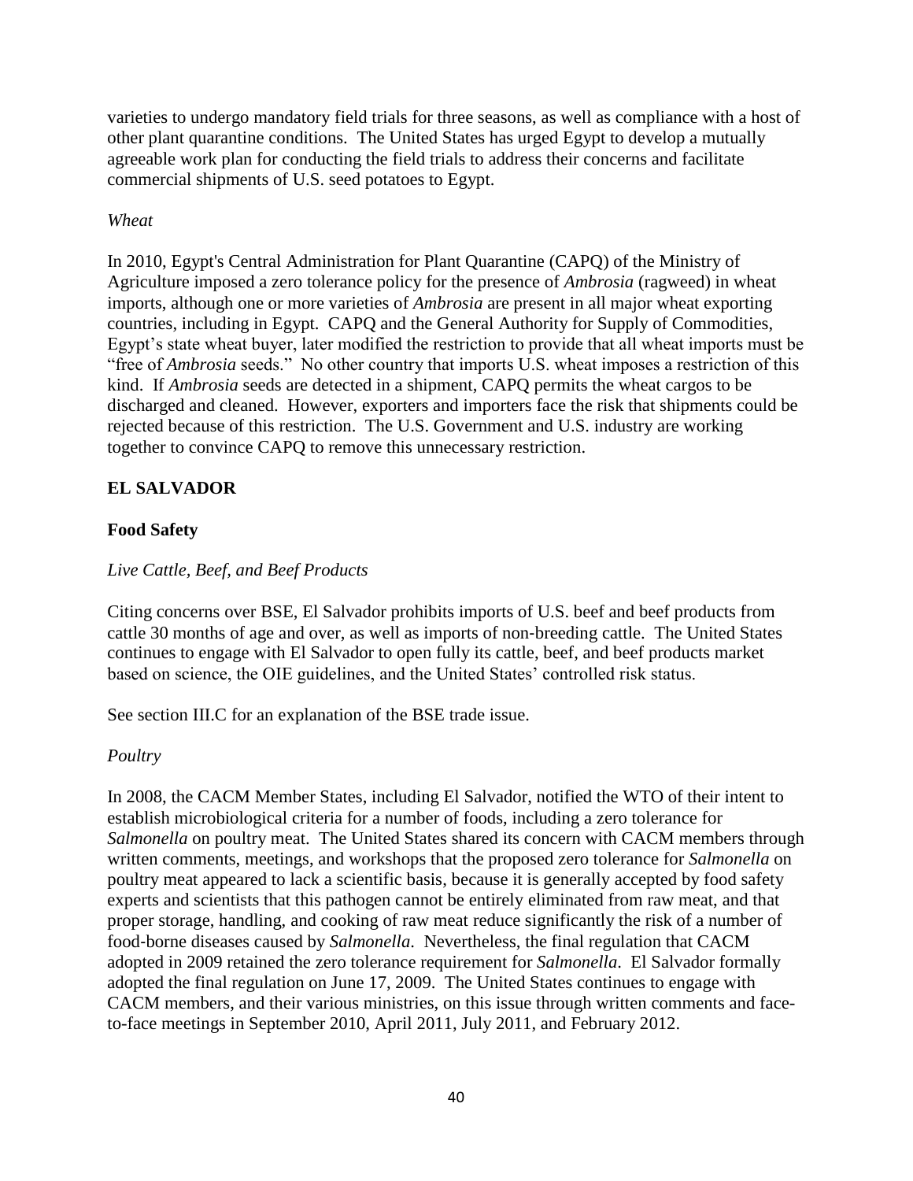varieties to undergo mandatory field trials for three seasons, as well as compliance with a host of other plant quarantine conditions. The United States has urged Egypt to develop a mutually agreeable work plan for conducting the field trials to address their concerns and facilitate commercial shipments of U.S. seed potatoes to Egypt.

*Wheat*

In 2010, Egypt's Central Administration for Plant Quarantine (CAPQ) of the Ministry of Agriculture imposed a zero tolerance policy for the presence of *Ambrosia* (ragweed) in wheat imports, although one or more varieties of *Ambrosia* are present in all major wheat exporting countries, including in Egypt. CAPQ and the General Authority for Supply of Commodities, Egypt's state wheat buyer, later modified the restriction to provide that all wheat imports must be "free of *Ambrosia* seeds." No other country that imports U.S. wheat imposes a restriction of this kind. If *Ambrosia* seeds are detected in a shipment, CAPQ permits the wheat cargos to be discharged and cleaned. However, exporters and importers face the risk that shipments could be rejected because of this restriction. The U.S. Government and U.S. industry are working together to convince CAPQ to remove this unnecessary restriction.

## EL SALVADOR

### Food Safety

*Live Cattle, Beef, and Beef Products*

Citing concerns over BSE, El Salvador prohibits imports of U.S. beef and beef products from cattle 30 months of age and over, as well as imports of non-breeding cattle. The United States continues to engage with El Salvador to open fully its cattle, beef, and beef products market based on science, the OIE guidelines, and the United States' controlled risk status.

See section III.C for an explanation of the BSE trade issue.

*Poultry*

In 2008, the CACM Member States, including El Salvador, notified the WTO of their intent to establish microbiological criteria for a number of foods, including a zero tolerance for *Salmonella* on poultry meat. The United States shared its concern with CACM members through written comments, meetings, and workshops that the proposed zero tolerance for *Salmonella* on poultry meat appeared to lack a scientific basis, because it is generally accepted by food safety experts and scientists that this pathogen cannot be entirely eliminated from raw meat, and that proper storage, handling, and cooking of raw meat reduce significantly the risk of a number of food-borne diseases caused by *Salmonella*. Nevertheless, the final regulation that CACM adopted in 2009 retained the zero tolerance requirement for *Salmonella*. El Salvador formally adopted the final regulation on June 17, 2009. The United States continues to engage with CACM members, and their various ministries, on this issue through written comments and face-to-face meetings in September 2010, April 2011, July 2011, and February 2012.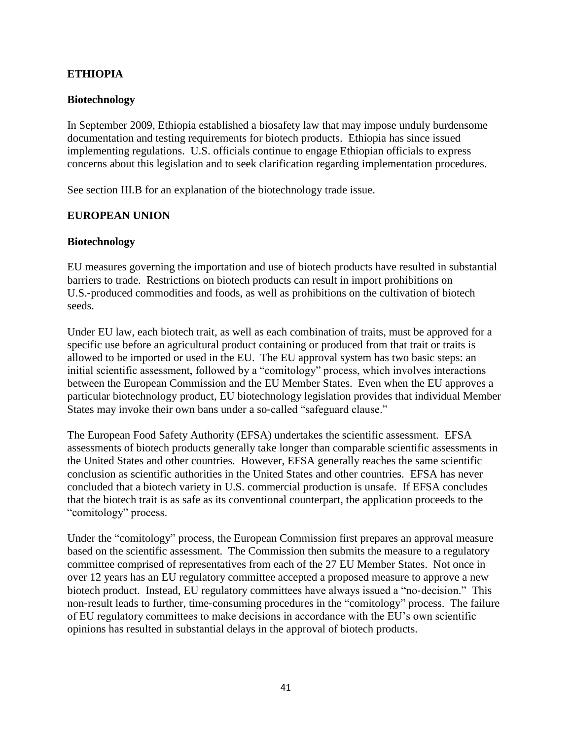## ETHIOPIA

### Biotechnology

In September 2009, Ethiopia established a biosafety law that may impose unduly burdensome documentation and testing requirements for biotech products. Ethiopia has since issued implementing regulations. U.S. officials continue to engage Ethiopian officials to express concerns about this legislation and to seek clarification regarding implementation procedures.

See section III.B for an explanation of the biotechnology trade issue.

## EUROPEAN UNION

### Biotechnology

EU measures governing the importation and use of biotech products have resulted in substantial barriers to trade. Restrictions on biotech products can result in import prohibitions on U.S.-produced commodities and foods, as well as prohibitions on the cultivation of biotech seeds.

Under EU law, each biotech trait, as well as each combination of traits, must be approved for a specific use before an agricultural product containing or produced from that trait or traits is allowed to be imported or used in the EU. The EU approval system has two basic steps: an initial scientific assessment, followed by a "comitology" process, which involves interactions between the European Commission and the EU Member States. Even when the EU approves a particular biotechnology product, EU biotechnology legislation provides that individual Member States may invoke their own bans under a so-called "safeguard clause."

The European Food Safety Authority (EFSA) undertakes the scientific assessment. EFSA assessments of biotech products generally take longer than comparable scientific assessments in the United States and other countries. However, EFSA generally reaches the same scientific conclusion as scientific authorities in the United States and other countries. EFSA has never concluded that a biotech variety in U.S. commercial production is unsafe. If EFSA concludes that the biotech trait is as safe as its conventional counterpart, the application proceeds to the "comitology" process.

Under the "comitology" process, the European Commission first prepares an approval measure based on the scientific assessment. The Commission then submits the measure to a regulatory committee comprised of representatives from each of the 27 EU Member States. Not once in over 12 years has an EU regulatory committee accepted a proposed measure to approve a new biotech product. Instead, EU regulatory committees have always issued a "no-decision." This non-result leads to further, time-consuming procedures in the "comitology" process. The failure of EU regulatory committees to make decisions in accordance with the EU's own scientific opinions has resulted in substantial delays in the approval of biotech products.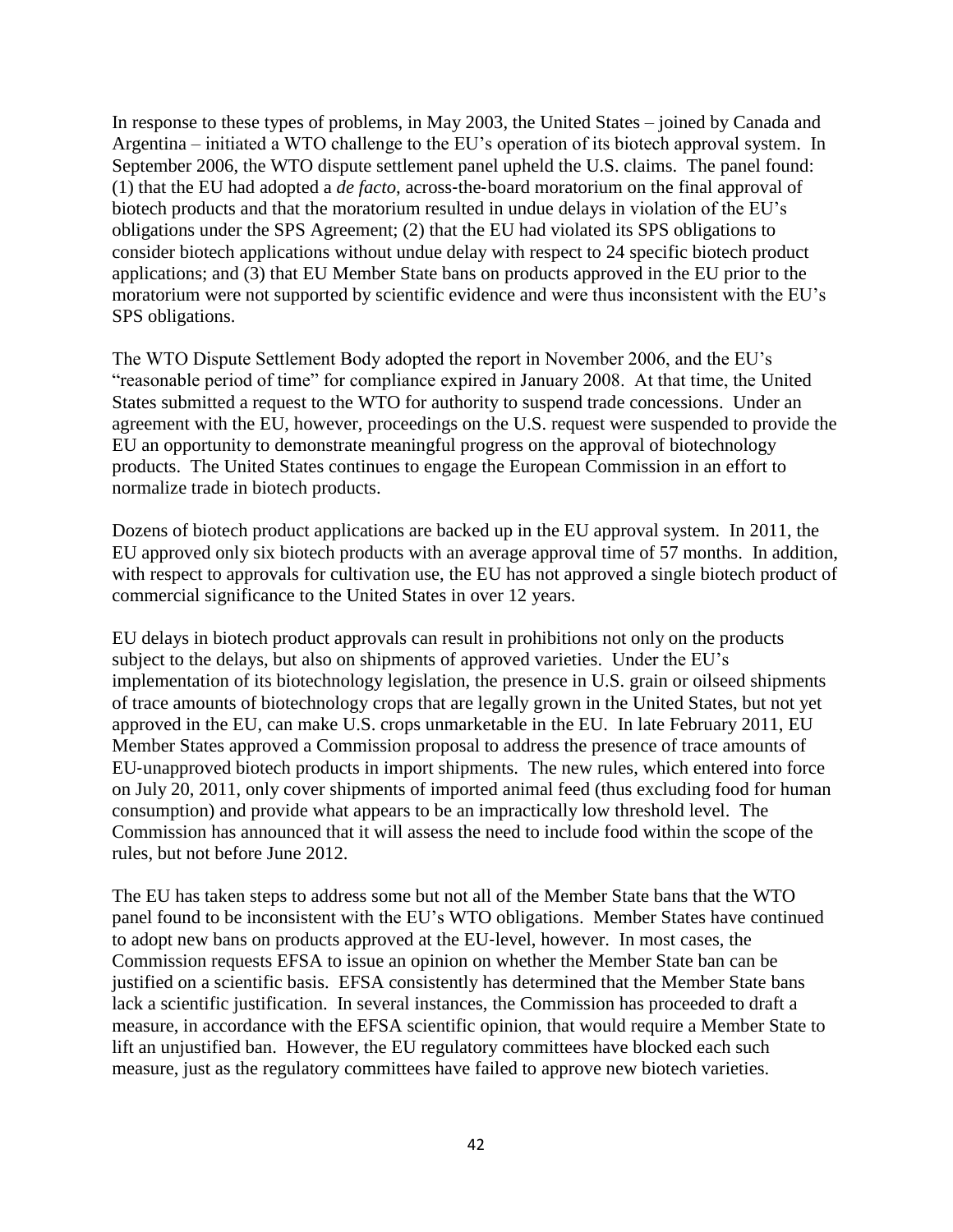In response to these types of problems, in May 2003, the United States – joined by Canada and Argentina – initiated a WTO challenge to the EU's operation of its biotech approval system. In September 2006, the WTO dispute settlement panel upheld the U.S. claims. The panel found: (1) that the EU had adopted a *de facto*, across-the-board moratorium on the final approval of biotech products and that the moratorium resulted in undue delays in violation of the EU's obligations under the SPS Agreement; (2) that the EU had violated its SPS obligations to consider biotech applications without undue delay with respect to 24 specific biotech product applications; and (3) that EU Member State bans on products approved in the EU prior to the moratorium were not supported by scientific evidence and were thus inconsistent with the EU's SPS obligations.

The WTO Dispute Settlement Body adopted the report in November 2006, and the EU's "reasonable period of time" for compliance expired in January 2008. At that time, the United States submitted a request to the WTO for authority to suspend trade concessions. Under an agreement with the EU, however, proceedings on the U.S. request were suspended to provide the EU an opportunity to demonstrate meaningful progress on the approval of biotechnology products. The United States continues to engage the European Commission in an effort to normalize trade in biotech products.

Dozens of biotech product applications are backed up in the EU approval system. In 2011, the EU approved only six biotech products with an average approval time of 57 months. In addition, with respect to approvals for cultivation use, the EU has not approved a single biotech product of commercial significance to the United States in over 12 years.

EU delays in biotech product approvals can result in prohibitions not only on the products subject to the delays, but also on shipments of approved varieties. Under the EU's implementation of its biotechnology legislation, the presence in U.S. grain or oilseed shipments of trace amounts of biotechnology crops that are legally grown in the United States, but not yet approved in the EU, can make U.S. crops unmarketable in the EU. In late February 2011, EU Member States approved a Commission proposal to address the presence of trace amounts of EU-unapproved biotech products in import shipments. The new rules, which entered into force on July 20, 2011, only cover shipments of imported animal feed (thus excluding food for human consumption) and provide what appears to be an impractically low threshold level. The Commission has announced that it will assess the need to include food within the scope of the rules, but not before June 2012.

The EU has taken steps to address some but not all of the Member State bans that the WTO panel found to be inconsistent with the EU's WTO obligations. Member States have continued to adopt new bans on products approved at the EU-level, however. In most cases, the Commission requests EFSA to issue an opinion on whether the Member State ban can be justified on a scientific basis. EFSA consistently has determined that the Member State bans lack a scientific justification. In several instances, the Commission has proceeded to draft a measure, in accordance with the EFSA scientific opinion, that would require a Member State to lift an unjustified ban. However, the EU regulatory committees have blocked each such measure, just as the regulatory committees have failed to approve new biotech varieties.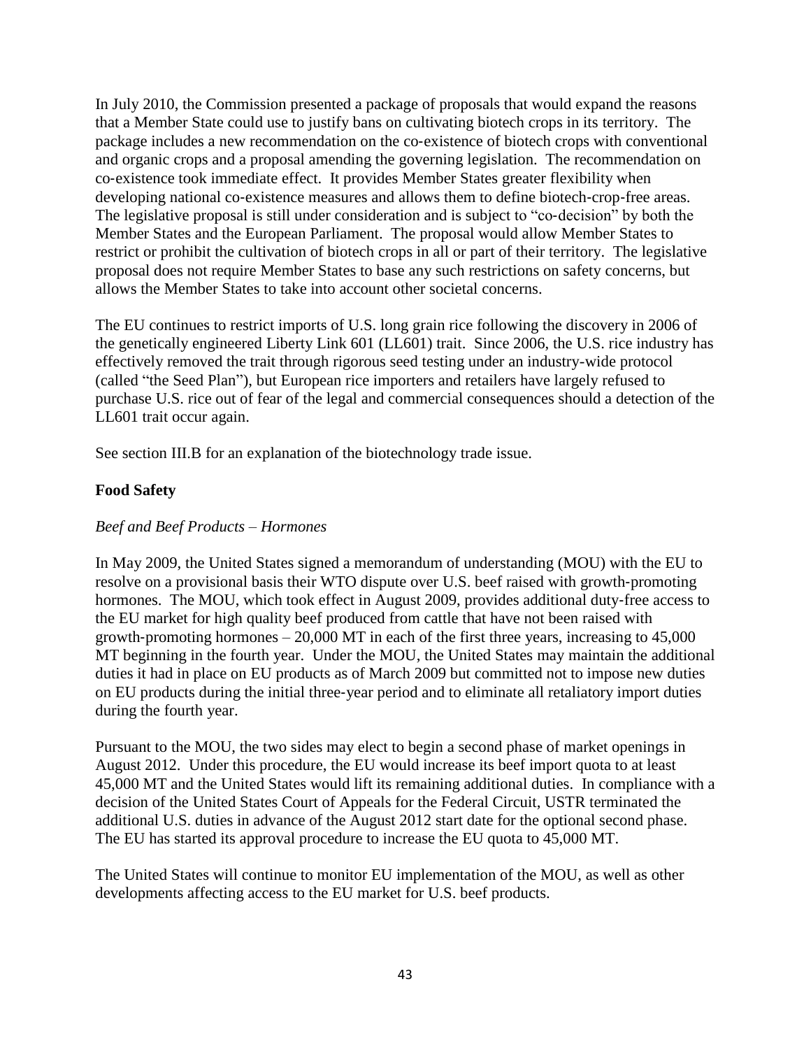In July 2010, the Commission presented a package of proposals that would expand the reasons that a Member State could use to justify bans on cultivating biotech crops in its territory. The package includes a new recommendation on the co-existence of biotech crops with conventional and organic crops and a proposal amending the governing legislation. The recommendation on co-existence took immediate effect. It provides Member States greater flexibility when developing national co-existence measures and allows them to define biotech-crop-free areas. The legislative proposal is still under consideration and is subject to "co-decision" by both the Member States and the European Parliament. The proposal would allow Member States to restrict or prohibit the cultivation of biotech crops in all or part of their territory. The legislative proposal does not require Member States to base any such restrictions on safety concerns, but allows the Member States to take into account other societal concerns.

The EU continues to restrict imports of U.S. long grain rice following the discovery in 2006 of the genetically engineered Liberty Link 601 (LL601) trait. Since 2006, the U.S. rice industry has effectively removed the trait through rigorous seed testing under an industry-wide protocol (called "the Seed Plan"), but European rice importers and retailers have largely refused to purchase U.S. rice out of fear of the legal and commercial consequences should a detection of the LL601 trait occur again.

See section III.B for an explanation of the biotechnology trade issue.

**Food Safety**

*Beef and Beef Products – Hormones*

In May 2009, the United States signed a memorandum of understanding (MOU) with the EU to resolve on a provisional basis their WTO dispute over U.S. beef raised with growth-promoting hormones. The MOU, which took effect in August 2009, provides additional duty-free access to the EU market for high quality beef produced from cattle that have not been raised with growth-promoting hormones – 20,000 MT in each of the first three years, increasing to 45,000 MT beginning in the fourth year. Under the MOU, the United States may maintain the additional duties it had in place on EU products as of March 2009 but committed not to impose new duties on EU products during the initial three-year period and to eliminate all retaliatory import duties during the fourth year.

Pursuant to the MOU, the two sides may elect to begin a second phase of market openings in August 2012. Under this procedure, the EU would increase its beef import quota to at least 45,000 MT and the United States would lift its remaining additional duties. In compliance with a decision of the United States Court of Appeals for the Federal Circuit, USTR terminated the additional U.S. duties in advance of the August 2012 start date for the optional second phase. The EU has started its approval procedure to increase the EU quota to 45,000 MT.

The United States will continue to monitor EU implementation of the MOU, as well as other developments affecting access to the EU market for U.S. beef products.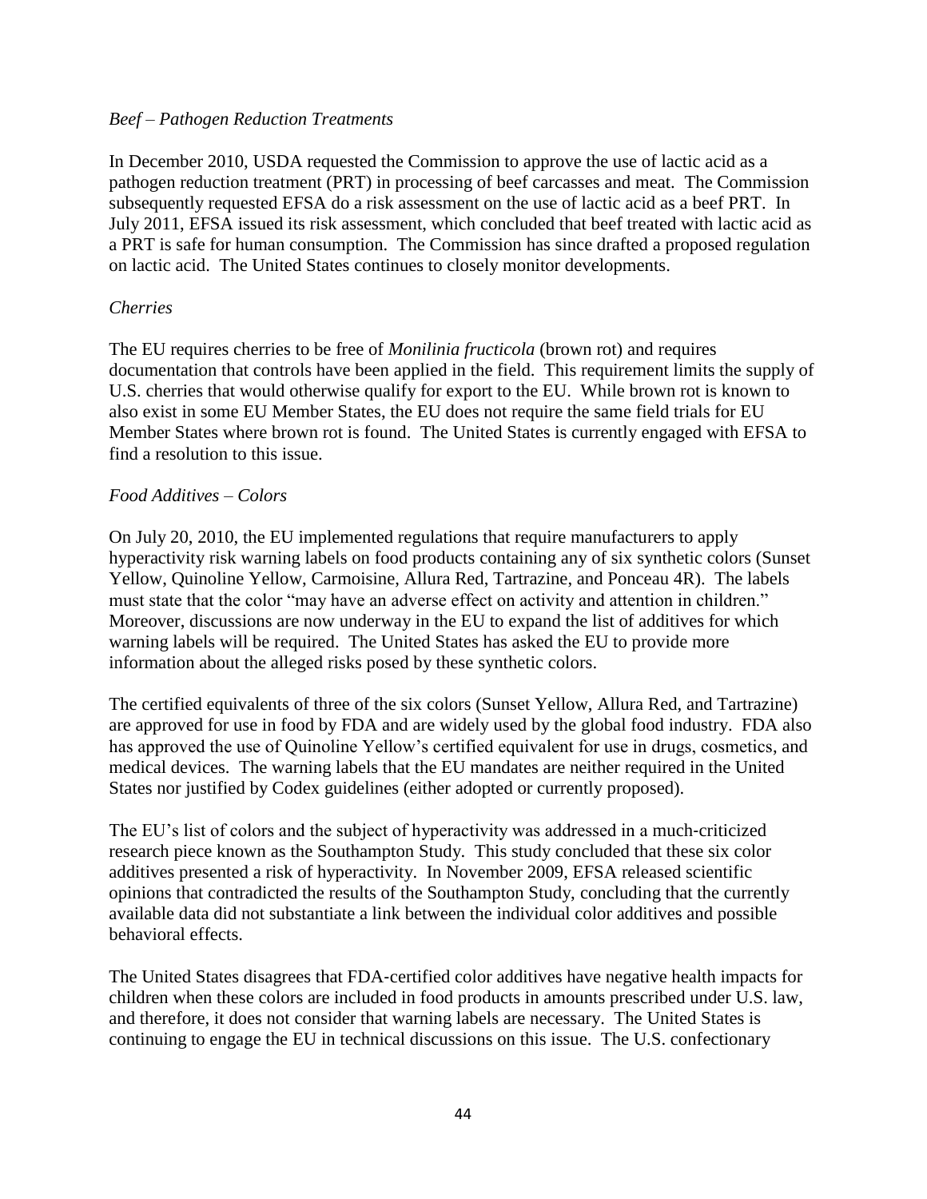*Beef – Pathogen Reduction Treatments*

In December 2010, USDA requested the Commission to approve the use of lactic acid as a pathogen reduction treatment (PRT) in processing of beef carcasses and meat. The Commission subsequently requested EFSA do a risk assessment on the use of lactic acid as a beef PRT. In July 2011, EFSA issued its risk assessment, which concluded that beef treated with lactic acid as a PRT is safe for human consumption. The Commission has since drafted a proposed regulation on lactic acid. The United States continues to closely monitor developments.

*Cherries*

The EU requires cherries to be free of *Monilinia fructicola* (brown rot) and requires documentation that controls have been applied in the field. This requirement limits the supply of U.S. cherries that would otherwise qualify for export to the EU. While brown rot is known to also exist in some EU Member States, the EU does not require the same field trials for EU Member States where brown rot is found. The United States is currently engaged with EFSA to find a resolution to this issue.

*Food Additives – Colors*

On July 20, 2010, the EU implemented regulations that require manufacturers to apply hyperactivity risk warning labels on food products containing any of six synthetic colors (Sunset Yellow, Quinoline Yellow, Carmoisine, Allura Red, Tartrazine, and Ponceau 4R). The labels must state that the color "may have an adverse effect on activity and attention in children." Moreover, discussions are now underway in the EU to expand the list of additives for which warning labels will be required. The United States has asked the EU to provide more information about the alleged risks posed by these synthetic colors.

The certified equivalents of three of the six colors (Sunset Yellow, Allura Red, and Tartrazine) are approved for use in food by FDA and are widely used by the global food industry. FDA also has approved the use of Quinoline Yellow's certified equivalent for use in drugs, cosmetics, and medical devices. The warning labels that the EU mandates are neither required in the United States nor justified by Codex guidelines (either adopted or currently proposed).

The EU's list of colors and the subject of hyperactivity was addressed in a much-criticized research piece known as the Southampton Study. This study concluded that these six color additives presented a risk of hyperactivity. In November 2009, EFSA released scientific opinions that contradicted the results of the Southampton Study, concluding that the currently available data did not substantiate a link between the individual color additives and possible behavioral effects.

The United States disagrees that FDA-certified color additives have negative health impacts for children when these colors are included in food products in amounts prescribed under U.S. law, and therefore, it does not consider that warning labels are necessary. The United States is continuing to engage the EU in technical discussions on this issue. The U.S. confectionary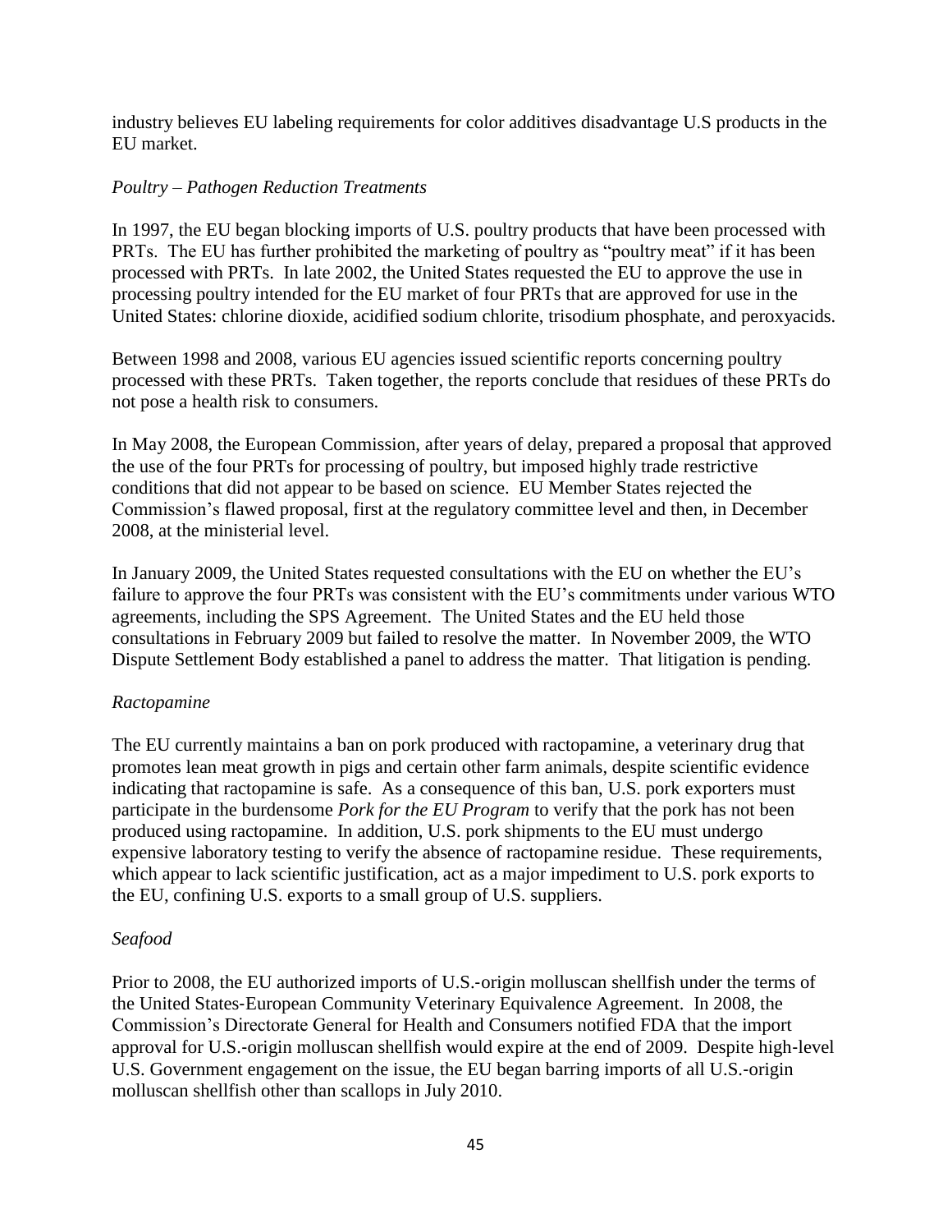industry believes EU labeling requirements for color additives disadvantage U.S products in the EU market.

*Poultry – Pathogen Reduction Treatments*

In 1997, the EU began blocking imports of U.S. poultry products that have been processed with PRTs. The EU has further prohibited the marketing of poultry as "poultry meat" if it has been processed with PRTs. In late 2002, the United States requested the EU to approve the use in processing poultry intended for the EU market of four PRTs that are approved for use in the United States: chlorine dioxide, acidified sodium chlorite, trisodium phosphate, and peroxyacids.

Between 1998 and 2008, various EU agencies issued scientific reports concerning poultry processed with these PRTs. Taken together, the reports conclude that residues of these PRTs do not pose a health risk to consumers.

In May 2008, the European Commission, after years of delay, prepared a proposal that approved the use of the four PRTs for processing of poultry, but imposed highly trade restrictive conditions that did not appear to be based on science. EU Member States rejected the Commission's flawed proposal, first at the regulatory committee level and then, in December 2008, at the ministerial level.

In January 2009, the United States requested consultations with the EU on whether the EU's failure to approve the four PRTs was consistent with the EU's commitments under various WTO agreements, including the SPS Agreement. The United States and the EU held those consultations in February 2009 but failed to resolve the matter. In November 2009, the WTO Dispute Settlement Body established a panel to address the matter. That litigation is pending.

*Ractopamine*

The EU currently maintains a ban on pork produced with ractopamine, a veterinary drug that promotes lean meat growth in pigs and certain other farm animals, despite scientific evidence indicating that ractopamine is safe. As a consequence of this ban, U.S. pork exporters must participate in the burdensome *Pork for the EU Program* to verify that the pork has not been produced using ractopamine. In addition, U.S. pork shipments to the EU must undergo expensive laboratory testing to verify the absence of ractopamine residue. These requirements, which appear to lack scientific justification, act as a major impediment to U.S. pork exports to the EU, confining U.S. exports to a small group of U.S. suppliers.

*Seafood*

Prior to 2008, the EU authorized imports of U.S.-origin molluscan shellfish under the terms of the United States-European Community Veterinary Equivalence Agreement. In 2008, the Commission's Directorate General for Health and Consumers notified FDA that the import approval for U.S.-origin molluscan shellfish would expire at the end of 2009. Despite high-level U.S. Government engagement on the issue, the EU began barring imports of all U.S.-origin molluscan shellfish other than scallops in July 2010.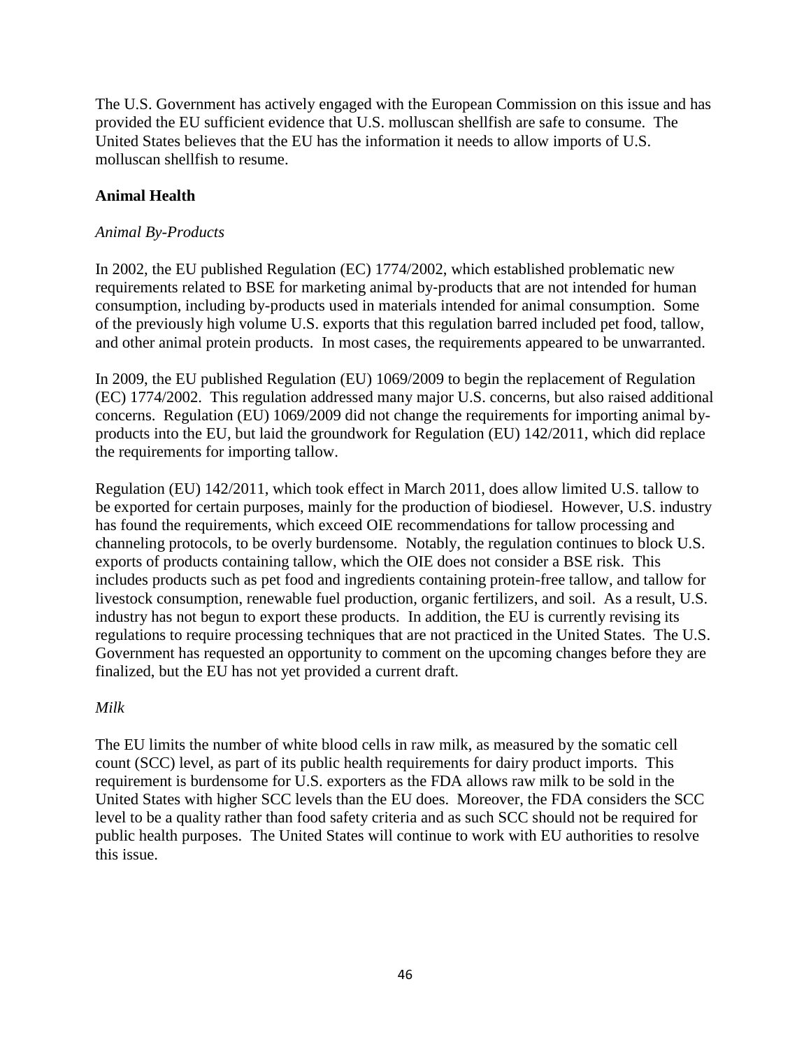The U.S. Government has actively engaged with the European Commission on this issue and has provided the EU sufficient evidence that U.S. molluscan shellfish are safe to consume. The United States believes that the EU has the information it needs to allow imports of U.S. molluscan shellfish to resume.

**Animal Health**

*Animal By-Products*

In 2002, the EU published Regulation (EC) 1774/2002, which established problematic new requirements related to BSE for marketing animal by-products that are not intended for human consumption, including by-products used in materials intended for animal consumption. Some of the previously high volume U.S. exports that this regulation barred included pet food, tallow, and other animal protein products. In most cases, the requirements appeared to be unwarranted.

In 2009, the EU published Regulation (EU) 1069/2009 to begin the replacement of Regulation (EC) 1774/2002. This regulation addressed many major U.S. concerns, but also raised additional concerns. Regulation (EU) 1069/2009 did not change the requirements for importing animal by-products into the EU, but laid the groundwork for Regulation (EU) 142/2011, which did replace the requirements for importing tallow.

Regulation (EU) 142/2011, which took effect in March 2011, does allow limited U.S. tallow to be exported for certain purposes, mainly for the production of biodiesel. However, U.S. industry has found the requirements, which exceed OIE recommendations for tallow processing and channeling protocols, to be overly burdensome. Notably, the regulation continues to block U.S. exports of products containing tallow, which the OIE does not consider a BSE risk. This includes products such as pet food and ingredients containing protein-free tallow, and tallow for livestock consumption, renewable fuel production, organic fertilizers, and soil. As a result, U.S. industry has not begun to export these products. In addition, the EU is currently revising its regulations to require processing techniques that are not practiced in the United States. The U.S. Government has requested an opportunity to comment on the upcoming changes before they are finalized, but the EU has not yet provided a current draft.

*Milk*

The EU limits the number of white blood cells in raw milk, as measured by the somatic cell count (SCC) level, as part of its public health requirements for dairy product imports. This requirement is burdensome for U.S. exporters as the FDA allows raw milk to be sold in the United States with higher SCC levels than the EU does. Moreover, the FDA considers the SCC level to be a quality rather than food safety criteria and as such SCC should not be required for public health purposes. The United States will continue to work with EU authorities to resolve this issue.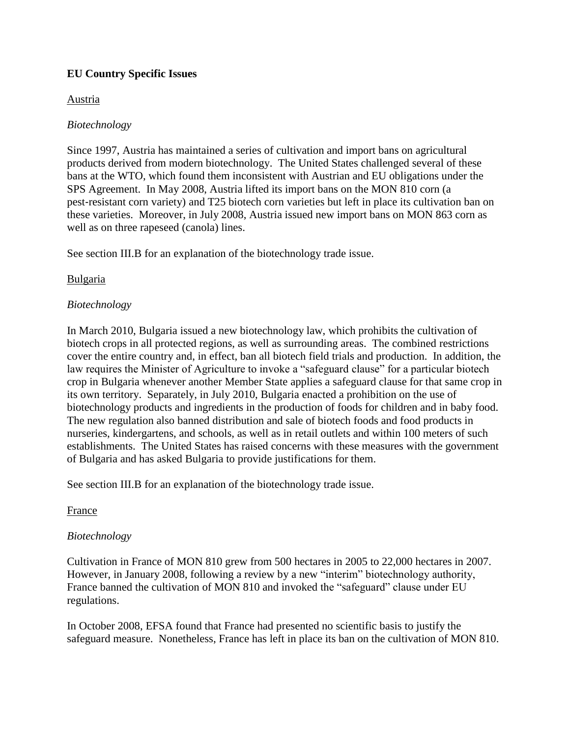## EU Country Specific Issues

### Austria

*Biotechnology*

Since 1997, Austria has maintained a series of cultivation and import bans on agricultural products derived from modern biotechnology. The United States challenged several of these bans at the WTO, which found them inconsistent with Austrian and EU obligations under the SPS Agreement. In May 2008, Austria lifted its import bans on the MON 810 corn (a pest-resistant corn variety) and T25 biotech corn varieties but left in place its cultivation ban on these varieties. Moreover, in July 2008, Austria issued new import bans on MON 863 corn as well as on three rapeseed (canola) lines.

See section III.B for an explanation of the biotechnology trade issue.

### Bulgaria

*Biotechnology*

In March 2010, Bulgaria issued a new biotechnology law, which prohibits the cultivation of biotech crops in all protected regions, as well as surrounding areas. The combined restrictions cover the entire country and, in effect, ban all biotech field trials and production. In addition, the law requires the Minister of Agriculture to invoke a "safeguard clause" for a particular biotech crop in Bulgaria whenever another Member State applies a safeguard clause for that same crop in its own territory. Separately, in July 2010, Bulgaria enacted a prohibition on the use of biotechnology products and ingredients in the production of foods for children and in baby food. The new regulation also banned distribution and sale of biotech foods and food products in nurseries, kindergartens, and schools, as well as in retail outlets and within 100 meters of such establishments. The United States has raised concerns with these measures with the government of Bulgaria and has asked Bulgaria to provide justifications for them.

See section III.B for an explanation of the biotechnology trade issue.

### France

*Biotechnology*

Cultivation in France of MON 810 grew from 500 hectares in 2005 to 22,000 hectares in 2007. However, in January 2008, following a review by a new "interim" biotechnology authority, France banned the cultivation of MON 810 and invoked the "safeguard" clause under EU regulations.

In October 2008, EFSA found that France had presented no scientific basis to justify the safeguard measure. Nonetheless, France has left in place its ban on the cultivation of MON 810.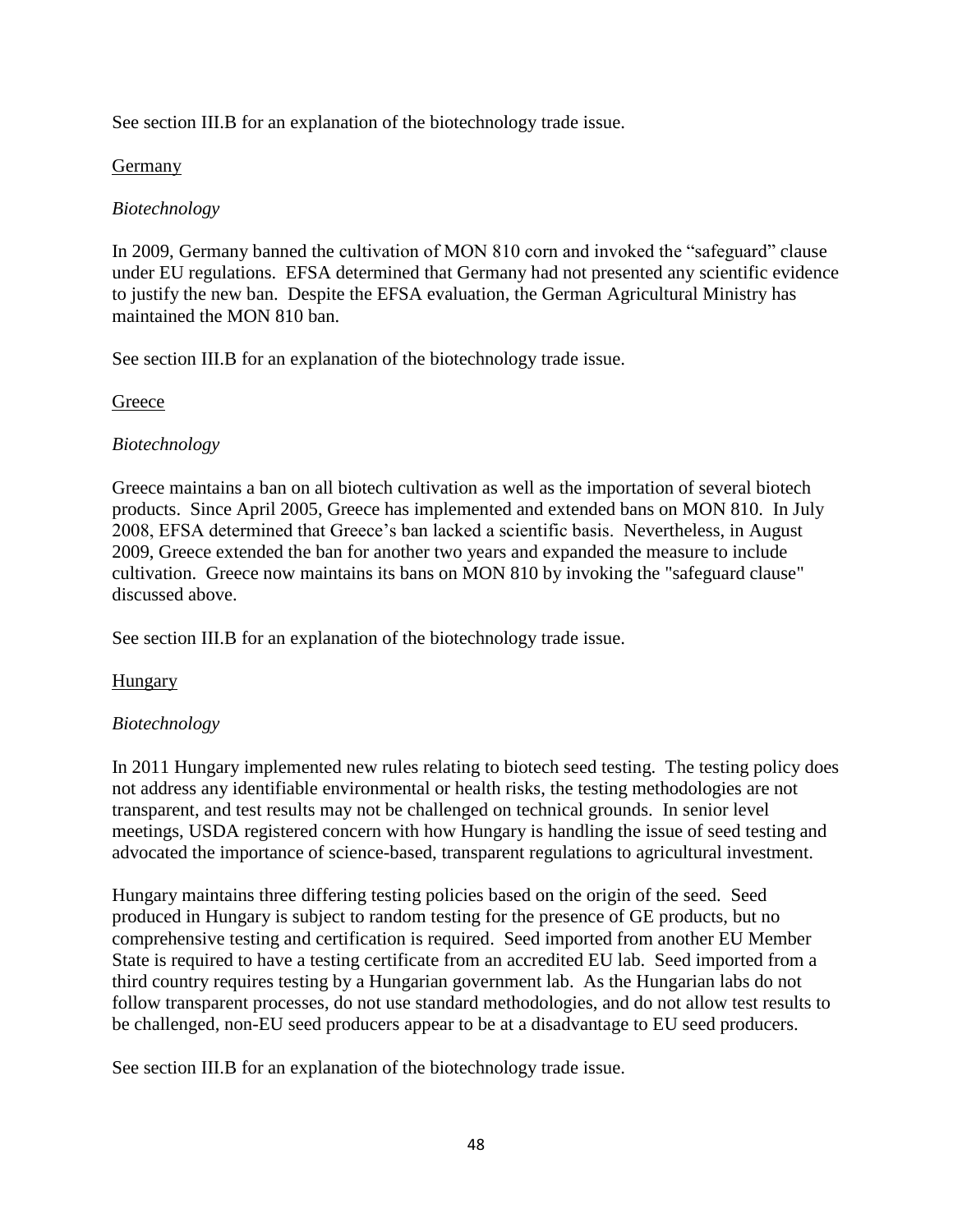See section III.B for an explanation of the biotechnology trade issue.

## Germany

### *Biotechnology*

In 2009, Germany banned the cultivation of MON 810 corn and invoked the “safeguard” clause under EU regulations. EFSA determined that Germany had not presented any scientific evidence to justify the new ban. Despite the EFSA evaluation, the German Agricultural Ministry has maintained the MON 810 ban.

See section III.B for an explanation of the biotechnology trade issue.

## Greece

### *Biotechnology*

Greece maintains a ban on all biotech cultivation as well as the importation of several biotech products. Since April 2005, Greece has implemented and extended bans on MON 810. In July 2008, EFSA determined that Greece’s ban lacked a scientific basis. Nevertheless, in August 2009, Greece extended the ban for another two years and expanded the measure to include cultivation. Greece now maintains its bans on MON 810 by invoking the "safeguard clause" discussed above.

See section III.B for an explanation of the biotechnology trade issue.

## Hungary

### *Biotechnology*

In 2011 Hungary implemented new rules relating to biotech seed testing. The testing policy does not address any identifiable environmental or health risks, the testing methodologies are not transparent, and test results may not be challenged on technical grounds. In senior level meetings, USDA registered concern with how Hungary is handling the issue of seed testing and advocated the importance of science-based, transparent regulations to agricultural investment.

Hungary maintains three differing testing policies based on the origin of the seed. Seed produced in Hungary is subject to random testing for the presence of GE products, but no comprehensive testing and certification is required. Seed imported from another EU Member State is required to have a testing certificate from an accredited EU lab. Seed imported from a third country requires testing by a Hungarian government lab. As the Hungarian labs do not follow transparent processes, do not use standard methodologies, and do not allow test results to be challenged, non-EU seed producers appear to be at a disadvantage to EU seed producers.

See section III.B for an explanation of the biotechnology trade issue.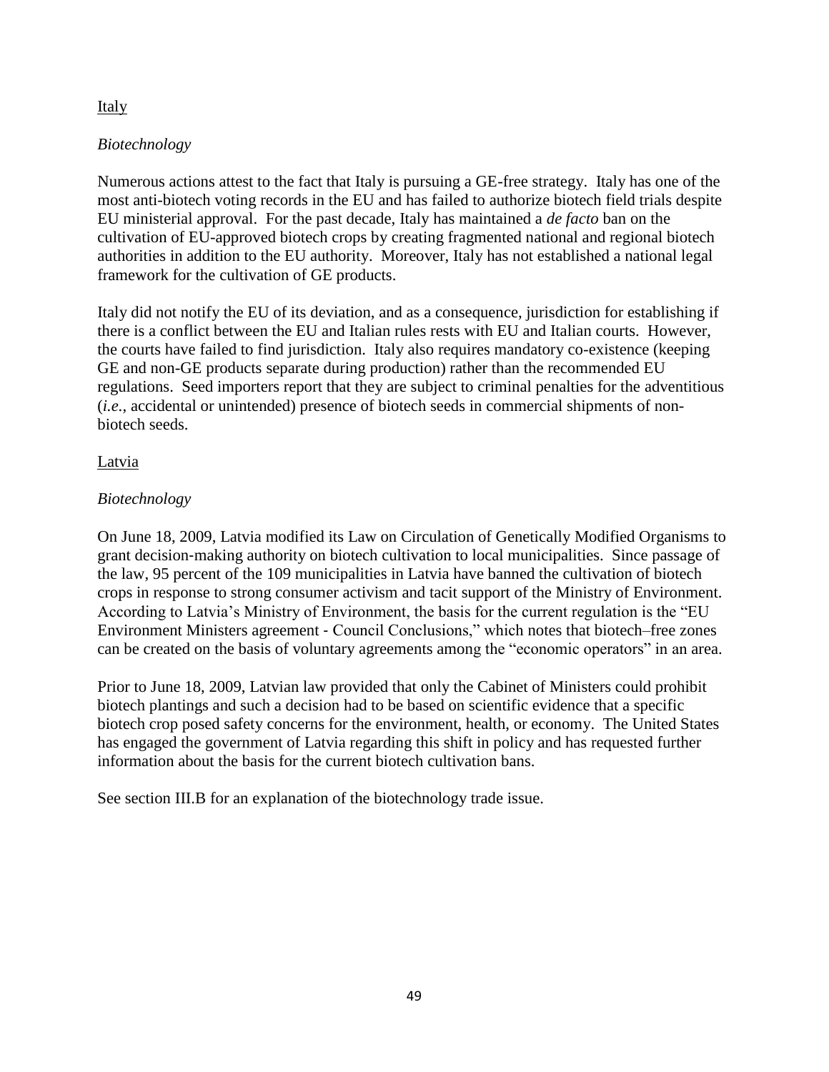Italy

*Biotechnology*

Numerous actions attest to the fact that Italy is pursuing a GE-free strategy. Italy has one of the most anti-biotech voting records in the EU and has failed to authorize biotech field trials despite EU ministerial approval. For the past decade, Italy has maintained a *de facto* ban on the cultivation of EU-approved biotech crops by creating fragmented national and regional biotech authorities in addition to the EU authority. Moreover, Italy has not established a national legal framework for the cultivation of GE products.

Italy did not notify the EU of its deviation, and as a consequence, jurisdiction for establishing if there is a conflict between the EU and Italian rules rests with EU and Italian courts. However, the courts have failed to find jurisdiction. Italy also requires mandatory co-existence (keeping GE and non-GE products separate during production) rather than the recommended EU regulations. Seed importers report that they are subject to criminal penalties for the adventitious (*i.e.*, accidental or unintended) presence of biotech seeds in commercial shipments of non-biotech seeds.

Latvia

*Biotechnology*

On June 18, 2009, Latvia modified its Law on Circulation of Genetically Modified Organisms to grant decision-making authority on biotech cultivation to local municipalities. Since passage of the law, 95 percent of the 109 municipalities in Latvia have banned the cultivation of biotech crops in response to strong consumer activism and tacit support of the Ministry of Environment. According to Latvia's Ministry of Environment, the basis for the current regulation is the "EU Environment Ministers agreement - Council Conclusions," which notes that biotech–free zones can be created on the basis of voluntary agreements among the "economic operators" in an area.

Prior to June 18, 2009, Latvian law provided that only the Cabinet of Ministers could prohibit biotech plantings and such a decision had to be based on scientific evidence that a specific biotech crop posed safety concerns for the environment, health, or economy. The United States has engaged the government of Latvia regarding this shift in policy and has requested further information about the basis for the current biotech cultivation bans.

See section III.B for an explanation of the biotechnology trade issue.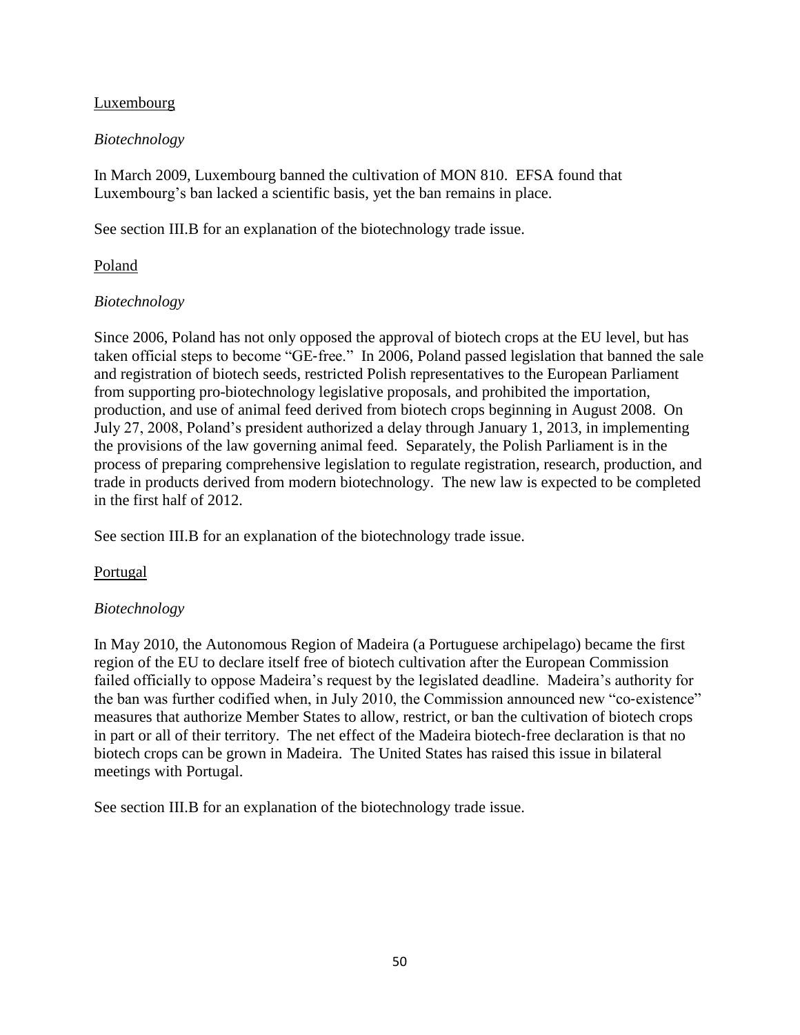<u>Luxembourg</u>

*Biotechnology*

In March 2009, Luxembourg banned the cultivation of MON 810. EFSA found that Luxembourg's ban lacked a scientific basis, yet the ban remains in place.

See section III.B for an explanation of the biotechnology trade issue.

<u>Poland</u>

*Biotechnology*

Since 2006, Poland has not only opposed the approval of biotech crops at the EU level, but has taken official steps to become "GE-free." In 2006, Poland passed legislation that banned the sale and registration of biotech seeds, restricted Polish representatives to the European Parliament from supporting pro-biotechnology legislative proposals, and prohibited the importation, production, and use of animal feed derived from biotech crops beginning in August 2008. On July 27, 2008, Poland's president authorized a delay through January 1, 2013, in implementing the provisions of the law governing animal feed. Separately, the Polish Parliament is in the process of preparing comprehensive legislation to regulate registration, research, production, and trade in products derived from modern biotechnology. The new law is expected to be completed in the first half of 2012.

See section III.B for an explanation of the biotechnology trade issue.

<u>Portugal</u>

*Biotechnology*

In May 2010, the Autonomous Region of Madeira (a Portuguese archipelago) became the first region of the EU to declare itself free of biotech cultivation after the European Commission failed officially to oppose Madeira's request by the legislated deadline. Madeira's authority for the ban was further codified when, in July 2010, the Commission announced new "co-existence" measures that authorize Member States to allow, restrict, or ban the cultivation of biotech crops in part or all of their territory. The net effect of the Madeira biotech-free declaration is that no biotech crops can be grown in Madeira. The United States has raised this issue in bilateral meetings with Portugal.

See section III.B for an explanation of the biotechnology trade issue.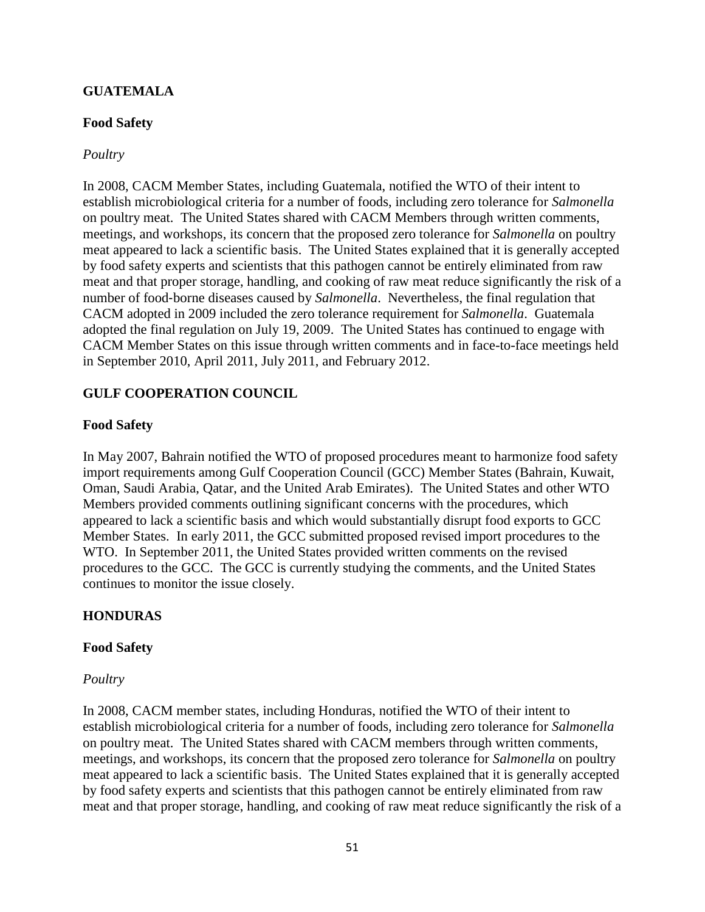## GUATEMALA

### Food Safety

*Poultry*

In 2008, CACM Member States, including Guatemala, notified the WTO of their intent to establish microbiological criteria for a number of foods, including zero tolerance for *Salmonella* on poultry meat. The United States shared with CACM Members through written comments, meetings, and workshops, its concern that the proposed zero tolerance for *Salmonella* on poultry meat appeared to lack a scientific basis. The United States explained that it is generally accepted by food safety experts and scientists that this pathogen cannot be entirely eliminated from raw meat and that proper storage, handling, and cooking of raw meat reduce significantly the risk of a number of food-borne diseases caused by *Salmonella*. Nevertheless, the final regulation that CACM adopted in 2009 included the zero tolerance requirement for *Salmonella*. Guatemala adopted the final regulation on July 19, 2009. The United States has continued to engage with CACM Member States on this issue through written comments and in face-to-face meetings held in September 2010, April 2011, July 2011, and February 2012.

## GULF COOPERATION COUNCIL

### Food Safety

In May 2007, Bahrain notified the WTO of proposed procedures meant to harmonize food safety import requirements among Gulf Cooperation Council (GCC) Member States (Bahrain, Kuwait, Oman, Saudi Arabia, Qatar, and the United Arab Emirates). The United States and other WTO Members provided comments outlining significant concerns with the procedures, which appeared to lack a scientific basis and which would substantially disrupt food exports to GCC Member States. In early 2011, the GCC submitted proposed revised import procedures to the WTO. In September 2011, the United States provided written comments on the revised procedures to the GCC. The GCC is currently studying the comments, and the United States continues to monitor the issue closely.

## HONDURAS

### Food Safety

*Poultry*

In 2008, CACM member states, including Honduras, notified the WTO of their intent to establish microbiological criteria for a number of foods, including zero tolerance for *Salmonella* on poultry meat. The United States shared with CACM members through written comments, meetings, and workshops, its concern that the proposed zero tolerance for *Salmonella* on poultry meat appeared to lack a scientific basis. The United States explained that it is generally accepted by food safety experts and scientists that this pathogen cannot be entirely eliminated from raw meat and that proper storage, handling, and cooking of raw meat reduce significantly the risk of a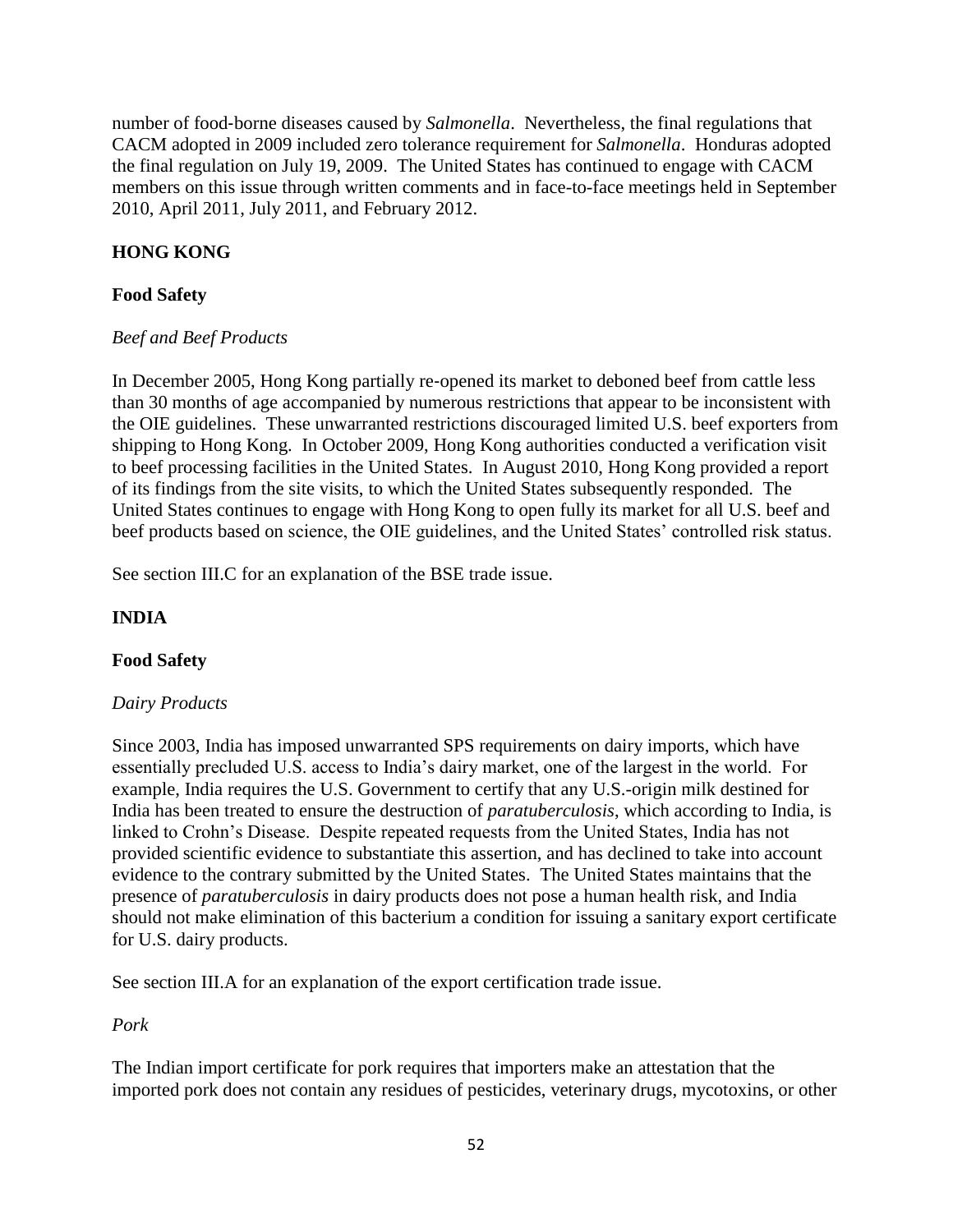number of food-borne diseases caused by *Salmonella*. Nevertheless, the final regulations that CACM adopted in 2009 included zero tolerance requirement for *Salmonella*. Honduras adopted the final regulation on July 19, 2009. The United States has continued to engage with CACM members on this issue through written comments and in face-to-face meetings held in September 2010, April 2011, July 2011, and February 2012.

## HONG KONG

### Food Safety

*Beef and Beef Products*

In December 2005, Hong Kong partially re-opened its market to deboned beef from cattle less than 30 months of age accompanied by numerous restrictions that appear to be inconsistent with the OIE guidelines. These unwarranted restrictions discouraged limited U.S. beef exporters from shipping to Hong Kong. In October 2009, Hong Kong authorities conducted a verification visit to beef processing facilities in the United States. In August 2010, Hong Kong provided a report of its findings from the site visits, to which the United States subsequently responded. The United States continues to engage with Hong Kong to open fully its market for all U.S. beef and beef products based on science, the OIE guidelines, and the United States' controlled risk status.

See section III.C for an explanation of the BSE trade issue.

## INDIA

### Food Safety

*Dairy Products*

Since 2003, India has imposed unwarranted SPS requirements on dairy imports, which have essentially precluded U.S. access to India's dairy market, one of the largest in the world. For example, India requires the U.S. Government to certify that any U.S.-origin milk destined for India has been treated to ensure the destruction of *paratuberculosis*, which according to India, is linked to Crohn's Disease. Despite repeated requests from the United States, India has not provided scientific evidence to substantiate this assertion, and has declined to take into account evidence to the contrary submitted by the United States. The United States maintains that the presence of *paratuberculosis* in dairy products does not pose a human health risk, and India should not make elimination of this bacterium a condition for issuing a sanitary export certificate for U.S. dairy products.

See section III.A for an explanation of the export certification trade issue.

*Pork*

The Indian import certificate for pork requires that importers make an attestation that the imported pork does not contain any residues of pesticides, veterinary drugs, mycotoxins, or other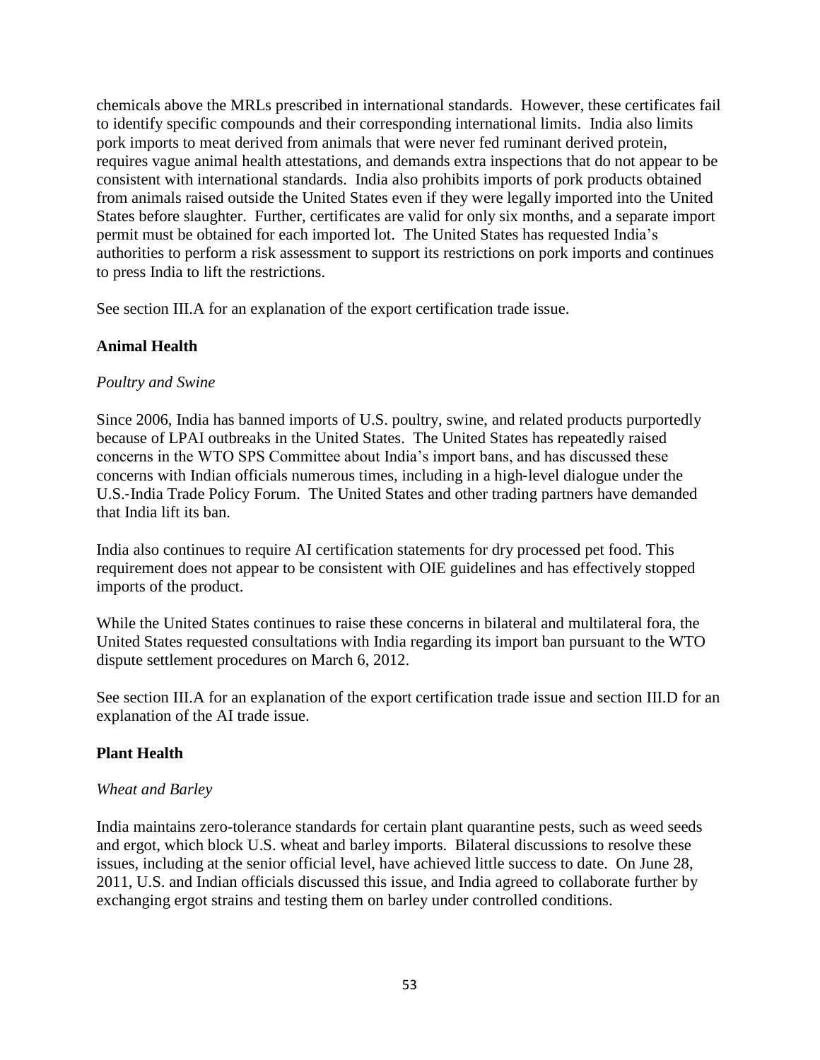chemicals above the MRLs prescribed in international standards. However, these certificates fail to identify specific compounds and their corresponding international limits. India also limits pork imports to meat derived from animals that were never fed ruminant derived protein, requires vague animal health attestations, and demands extra inspections that do not appear to be consistent with international standards. India also prohibits imports of pork products obtained from animals raised outside the United States even if they were legally imported into the United States before slaughter. Further, certificates are valid for only six months, and a separate import permit must be obtained for each imported lot. The United States has requested India's authorities to perform a risk assessment to support its restrictions on pork imports and continues to press India to lift the restrictions.

See section III.A for an explanation of the export certification trade issue.

**Animal Health**

*Poultry and Swine*

Since 2006, India has banned imports of U.S. poultry, swine, and related products purportedly because of LPAI outbreaks in the United States. The United States has repeatedly raised concerns in the WTO SPS Committee about India's import bans, and has discussed these concerns with Indian officials numerous times, including in a high-level dialogue under the U.S.-India Trade Policy Forum. The United States and other trading partners have demanded that India lift its ban.

India also continues to require AI certification statements for dry processed pet food. This requirement does not appear to be consistent with OIE guidelines and has effectively stopped imports of the product.

While the United States continues to raise these concerns in bilateral and multilateral fora, the United States requested consultations with India regarding its import ban pursuant to the WTO dispute settlement procedures on March 6, 2012.

See section III.A for an explanation of the export certification trade issue and section III.D for an explanation of the AI trade issue.

**Plant Health**

*Wheat and Barley*

India maintains zero-tolerance standards for certain plant quarantine pests, such as weed seeds and ergot, which block U.S. wheat and barley imports. Bilateral discussions to resolve these issues, including at the senior official level, have achieved little success to date. On June 28, 2011, U.S. and Indian officials discussed this issue, and India agreed to collaborate further by exchanging ergot strains and testing them on barley under controlled conditions.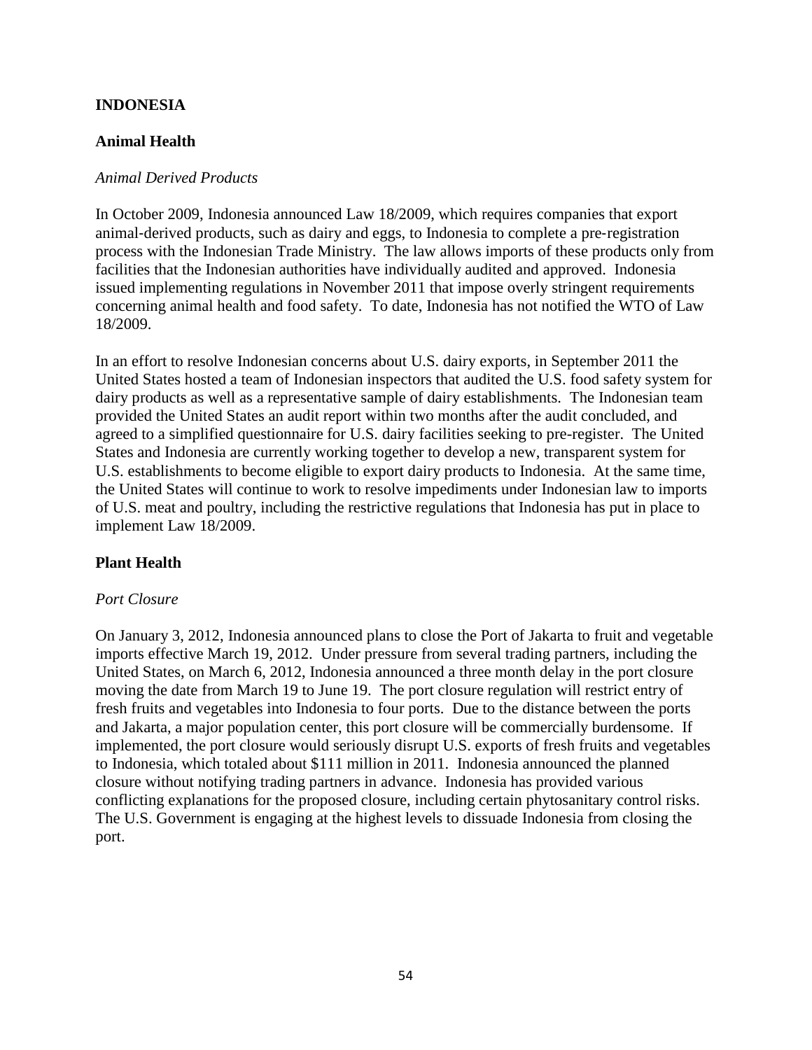## INDONESIA

### Animal Health

*Animal Derived Products*

In October 2009, Indonesia announced Law 18/2009, which requires companies that export animal-derived products, such as dairy and eggs, to Indonesia to complete a pre-registration process with the Indonesian Trade Ministry. The law allows imports of these products only from facilities that the Indonesian authorities have individually audited and approved. Indonesia issued implementing regulations in November 2011 that impose overly stringent requirements concerning animal health and food safety. To date, Indonesia has not notified the WTO of Law 18/2009.

In an effort to resolve Indonesian concerns about U.S. dairy exports, in September 2011 the United States hosted a team of Indonesian inspectors that audited the U.S. food safety system for dairy products as well as a representative sample of dairy establishments. The Indonesian team provided the United States an audit report within two months after the audit concluded, and agreed to a simplified questionnaire for U.S. dairy facilities seeking to pre-register. The United States and Indonesia are currently working together to develop a new, transparent system for U.S. establishments to become eligible to export dairy products to Indonesia. At the same time, the United States will continue to work to resolve impediments under Indonesian law to imports of U.S. meat and poultry, including the restrictive regulations that Indonesia has put in place to implement Law 18/2009.

### Plant Health

*Port Closure*

On January 3, 2012, Indonesia announced plans to close the Port of Jakarta to fruit and vegetable imports effective March 19, 2012. Under pressure from several trading partners, including the United States, on March 6, 2012, Indonesia announced a three month delay in the port closure moving the date from March 19 to June 19. The port closure regulation will restrict entry of fresh fruits and vegetables into Indonesia to four ports. Due to the distance between the ports and Jakarta, a major population center, this port closure will be commercially burdensome. If implemented, the port closure would seriously disrupt U.S. exports of fresh fruits and vegetables to Indonesia, which totaled about $111 million in 2011. Indonesia announced the planned closure without notifying trading partners in advance. Indonesia has provided various conflicting explanations for the proposed closure, including certain phytosanitary control risks. The U.S. Government is engaging at the highest levels to dissuade Indonesia from closing the port.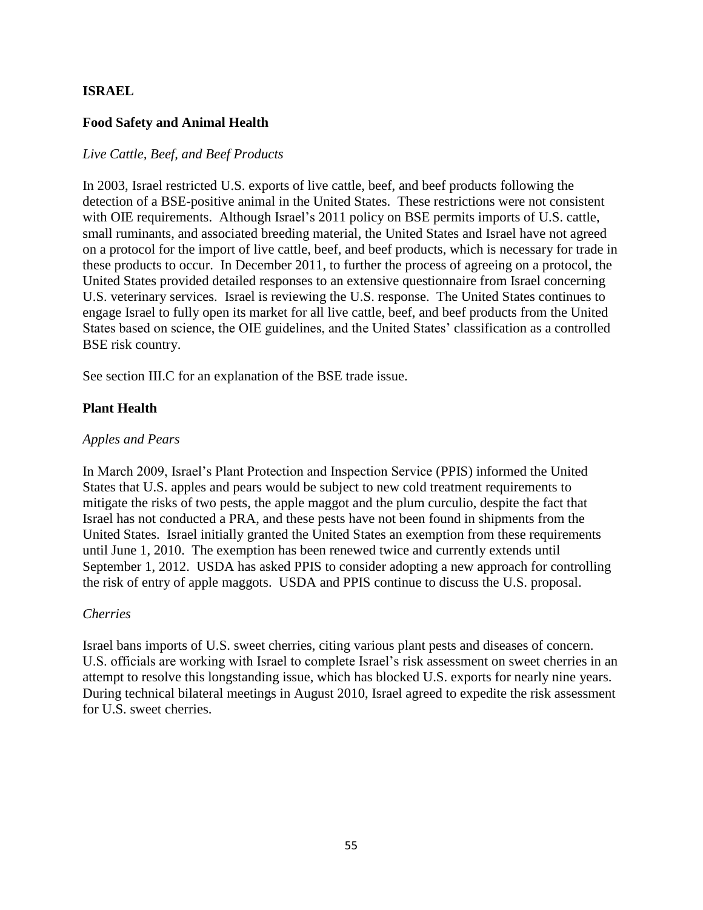## ISRAEL

### Food Safety and Animal Health

*Live Cattle, Beef, and Beef Products*

In 2003, Israel restricted U.S. exports of live cattle, beef, and beef products following the detection of a BSE-positive animal in the United States. These restrictions were not consistent with OIE requirements. Although Israel's 2011 policy on BSE permits imports of U.S. cattle, small ruminants, and associated breeding material, the United States and Israel have not agreed on a protocol for the import of live cattle, beef, and beef products, which is necessary for trade in these products to occur. In December 2011, to further the process of agreeing on a protocol, the United States provided detailed responses to an extensive questionnaire from Israel concerning U.S. veterinary services. Israel is reviewing the U.S. response. The United States continues to engage Israel to fully open its market for all live cattle, beef, and beef products from the United States based on science, the OIE guidelines, and the United States' classification as a controlled BSE risk country.

See section III.C for an explanation of the BSE trade issue.

### Plant Health

*Apples and Pears*

In March 2009, Israel's Plant Protection and Inspection Service (PPIS) informed the United States that U.S. apples and pears would be subject to new cold treatment requirements to mitigate the risks of two pests, the apple maggot and the plum curculio, despite the fact that Israel has not conducted a PRA, and these pests have not been found in shipments from the United States. Israel initially granted the United States an exemption from these requirements until June 1, 2010. The exemption has been renewed twice and currently extends until September 1, 2012. USDA has asked PPIS to consider adopting a new approach for controlling the risk of entry of apple maggots. USDA and PPIS continue to discuss the U.S. proposal.

*Cherries*

Israel bans imports of U.S. sweet cherries, citing various plant pests and diseases of concern. U.S. officials are working with Israel to complete Israel's risk assessment on sweet cherries in an attempt to resolve this longstanding issue, which has blocked U.S. exports for nearly nine years. During technical bilateral meetings in August 2010, Israel agreed to expedite the risk assessment for U.S. sweet cherries.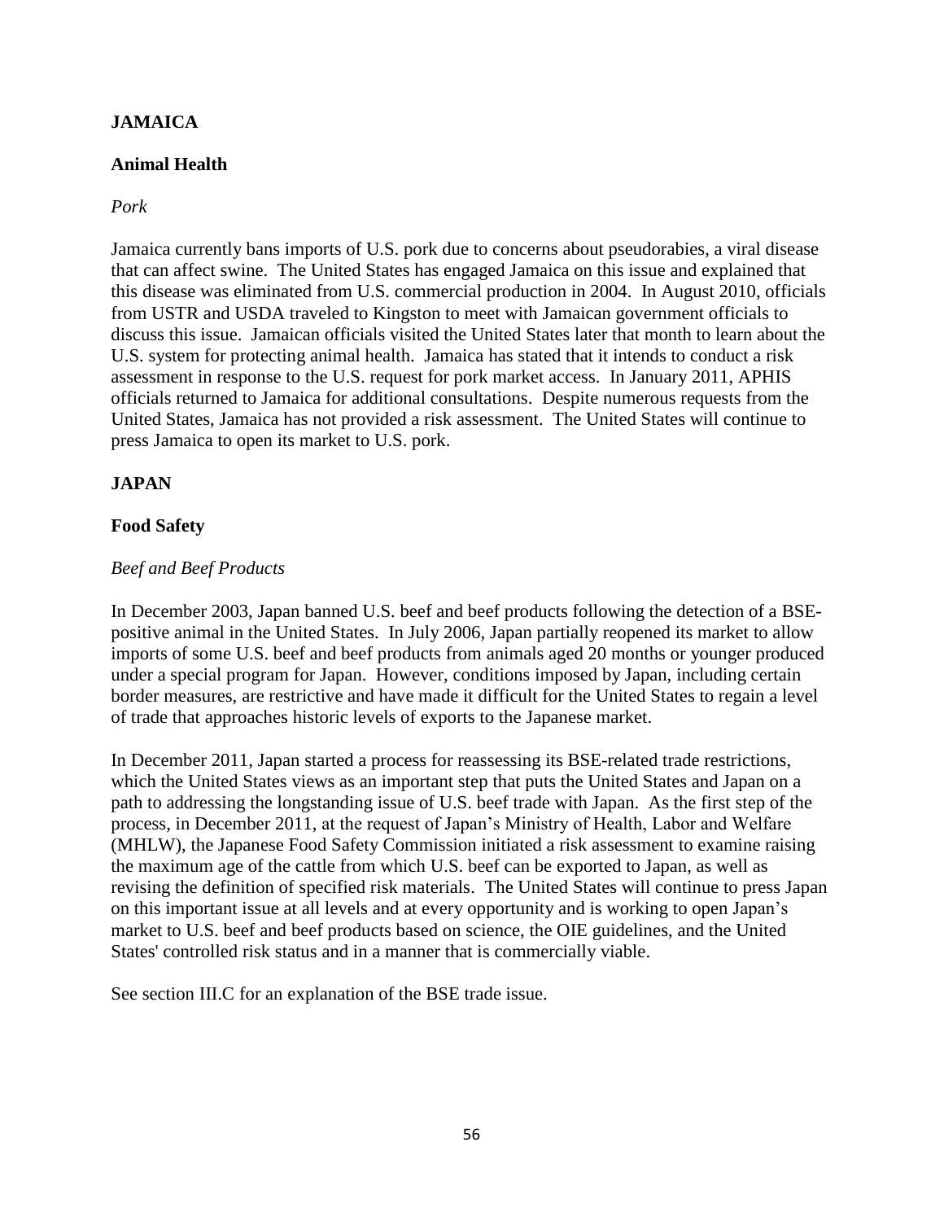## JAMAICA

### Animal Health

*Pork*

Jamaica currently bans imports of U.S. pork due to concerns about pseudorabies, a viral disease that can affect swine. The United States has engaged Jamaica on this issue and explained that this disease was eliminated from U.S. commercial production in 2004. In August 2010, officials from USTR and USDA traveled to Kingston to meet with Jamaican government officials to discuss this issue. Jamaican officials visited the United States later that month to learn about the U.S. system for protecting animal health. Jamaica has stated that it intends to conduct a risk assessment in response to the U.S. request for pork market access. In January 2011, APHIS officials returned to Jamaica for additional consultations. Despite numerous requests from the United States, Jamaica has not provided a risk assessment. The United States will continue to press Jamaica to open its market to U.S. pork.

## JAPAN

### Food Safety

*Beef and Beef Products*

In December 2003, Japan banned U.S. beef and beef products following the detection of a BSE-positive animal in the United States. In July 2006, Japan partially reopened its market to allow imports of some U.S. beef and beef products from animals aged 20 months or younger produced under a special program for Japan. However, conditions imposed by Japan, including certain border measures, are restrictive and have made it difficult for the United States to regain a level of trade that approaches historic levels of exports to the Japanese market.

In December 2011, Japan started a process for reassessing its BSE-related trade restrictions, which the United States views as an important step that puts the United States and Japan on a path to addressing the longstanding issue of U.S. beef trade with Japan. As the first step of the process, in December 2011, at the request of Japan's Ministry of Health, Labor and Welfare (MHLW), the Japanese Food Safety Commission initiated a risk assessment to examine raising the maximum age of the cattle from which U.S. beef can be exported to Japan, as well as revising the definition of specified risk materials. The United States will continue to press Japan on this important issue at all levels and at every opportunity and is working to open Japan's market to U.S. beef and beef products based on science, the OIE guidelines, and the United States' controlled risk status and in a manner that is commercially viable.

See section III.C for an explanation of the BSE trade issue.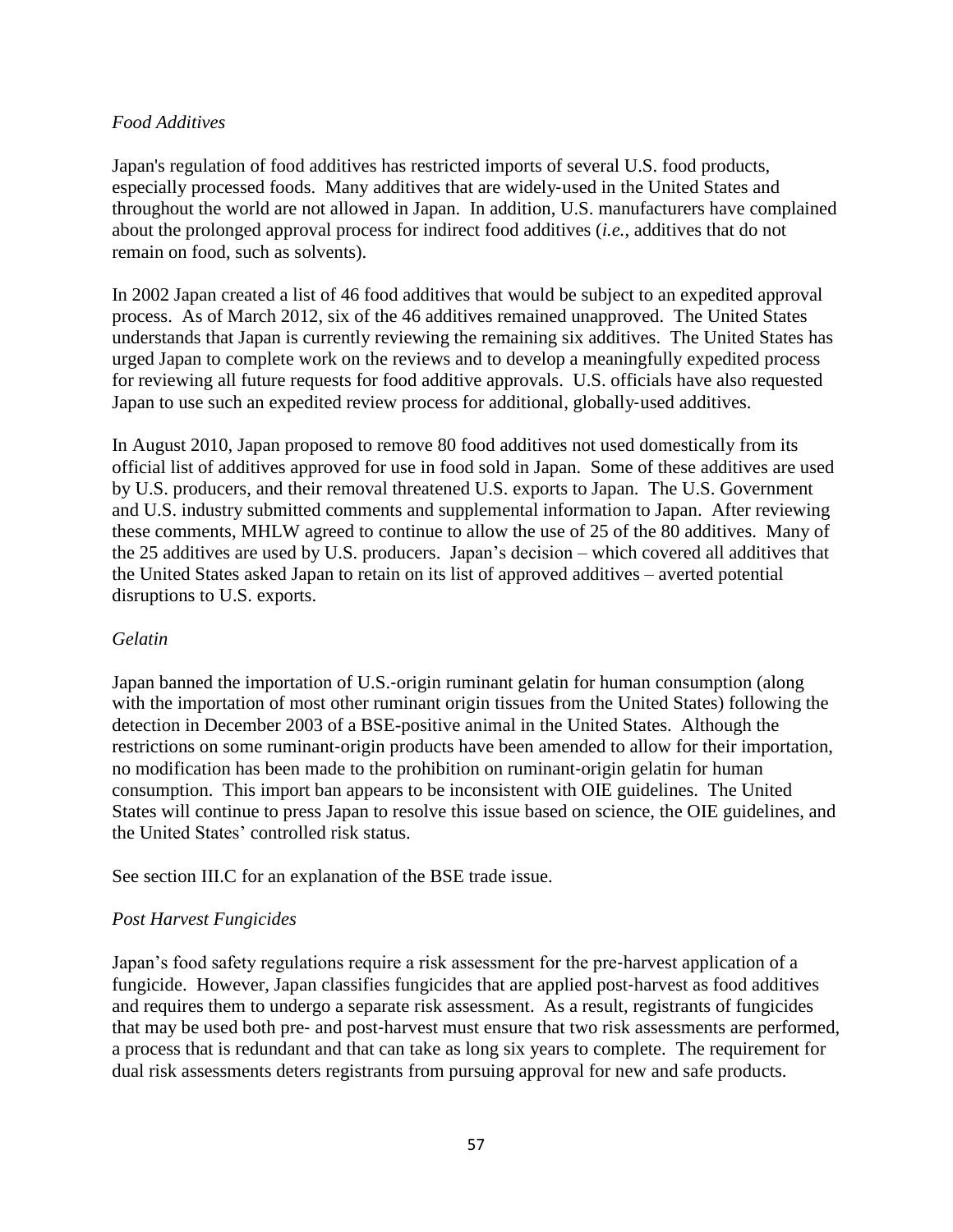*Food Additives*

Japan's regulation of food additives has restricted imports of several U.S. food products, especially processed foods. Many additives that are widely-used in the United States and throughout the world are not allowed in Japan. In addition, U.S. manufacturers have complained about the prolonged approval process for indirect food additives (*i.e.*, additives that do not remain on food, such as solvents).

In 2002 Japan created a list of 46 food additives that would be subject to an expedited approval process. As of March 2012, six of the 46 additives remained unapproved. The United States understands that Japan is currently reviewing the remaining six additives. The United States has urged Japan to complete work on the reviews and to develop a meaningfully expedited process for reviewing all future requests for food additive approvals. U.S. officials have also requested Japan to use such an expedited review process for additional, globally-used additives.

In August 2010, Japan proposed to remove 80 food additives not used domestically from its official list of additives approved for use in food sold in Japan. Some of these additives are used by U.S. producers, and their removal threatened U.S. exports to Japan. The U.S. Government and U.S. industry submitted comments and supplemental information to Japan. After reviewing these comments, MHLW agreed to continue to allow the use of 25 of the 80 additives. Many of the 25 additives are used by U.S. producers. Japan's decision – which covered all additives that the United States asked Japan to retain on its list of approved additives – averted potential disruptions to U.S. exports.

*Gelatin*

Japan banned the importation of U.S.-origin ruminant gelatin for human consumption (along with the importation of most other ruminant origin tissues from the United States) following the detection in December 2003 of a BSE-positive animal in the United States. Although the restrictions on some ruminant-origin products have been amended to allow for their importation, no modification has been made to the prohibition on ruminant-origin gelatin for human consumption. This import ban appears to be inconsistent with OIE guidelines. The United States will continue to press Japan to resolve this issue based on science, the OIE guidelines, and the United States' controlled risk status.

See section III.C for an explanation of the BSE trade issue.

*Post Harvest Fungicides*

Japan's food safety regulations require a risk assessment for the pre-harvest application of a fungicide. However, Japan classifies fungicides that are applied post-harvest as food additives and requires them to undergo a separate risk assessment. As a result, registrants of fungicides that may be used both pre- and post-harvest must ensure that two risk assessments are performed, a process that is redundant and that can take as long six years to complete. The requirement for dual risk assessments deters registrants from pursuing approval for new and safe products.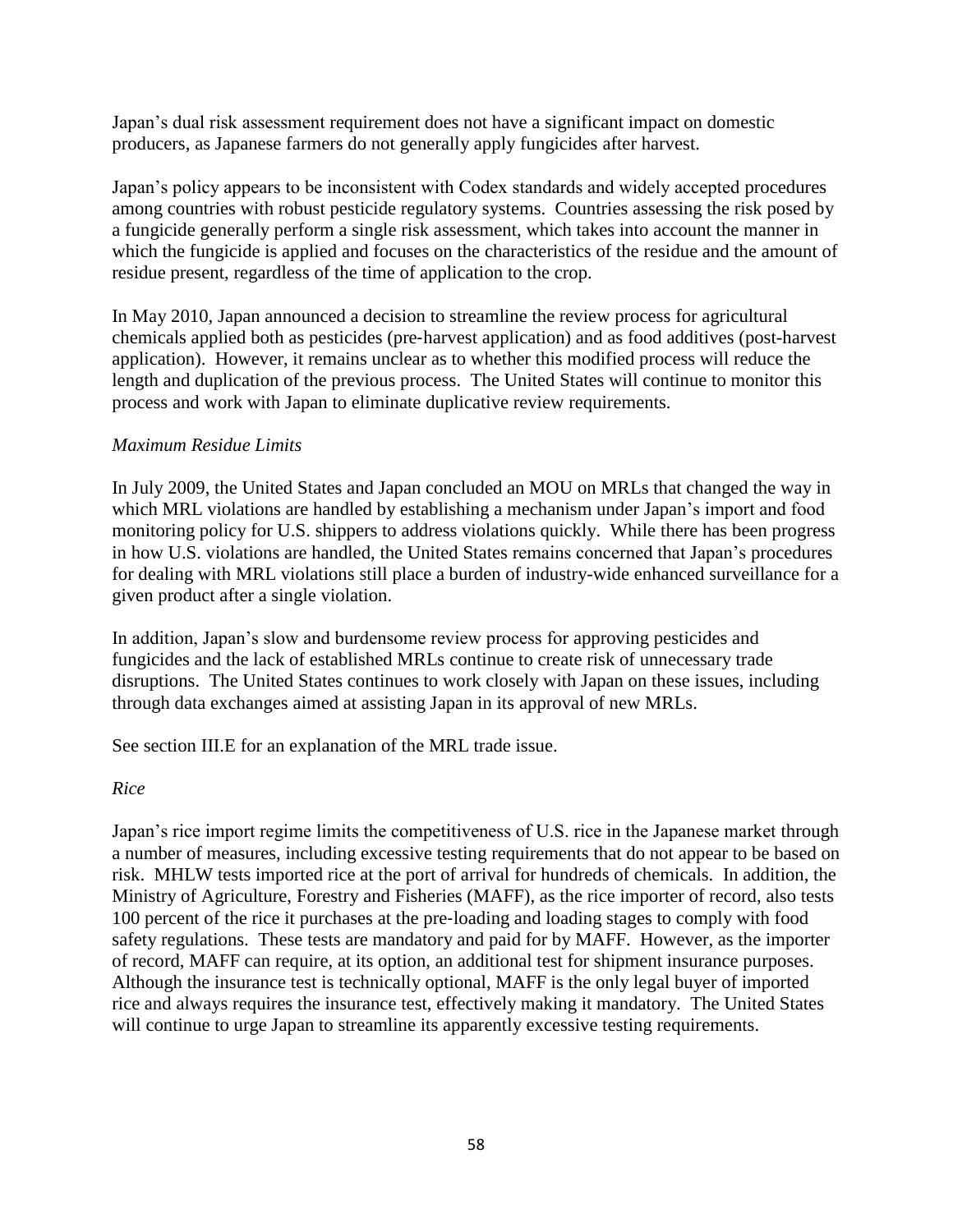Japan's dual risk assessment requirement does not have a significant impact on domestic producers, as Japanese farmers do not generally apply fungicides after harvest.

Japan's policy appears to be inconsistent with Codex standards and widely accepted procedures among countries with robust pesticide regulatory systems. Countries assessing the risk posed by a fungicide generally perform a single risk assessment, which takes into account the manner in which the fungicide is applied and focuses on the characteristics of the residue and the amount of residue present, regardless of the time of application to the crop.

In May 2010, Japan announced a decision to streamline the review process for agricultural chemicals applied both as pesticides (pre-harvest application) and as food additives (post-harvest application). However, it remains unclear as to whether this modified process will reduce the length and duplication of the previous process. The United States will continue to monitor this process and work with Japan to eliminate duplicative review requirements.

*Maximum Residue Limits*

In July 2009, the United States and Japan concluded an MOU on MRLs that changed the way in which MRL violations are handled by establishing a mechanism under Japan's import and food monitoring policy for U.S. shippers to address violations quickly. While there has been progress in how U.S. violations are handled, the United States remains concerned that Japan's procedures for dealing with MRL violations still place a burden of industry-wide enhanced surveillance for a given product after a single violation.

In addition, Japan's slow and burdensome review process for approving pesticides and fungicides and the lack of established MRLs continue to create risk of unnecessary trade disruptions. The United States continues to work closely with Japan on these issues, including through data exchanges aimed at assisting Japan in its approval of new MRLs.

See section III.E for an explanation of the MRL trade issue.

*Rice*

Japan's rice import regime limits the competitiveness of U.S. rice in the Japanese market through a number of measures, including excessive testing requirements that do not appear to be based on risk. MHLW tests imported rice at the port of arrival for hundreds of chemicals. In addition, the Ministry of Agriculture, Forestry and Fisheries (MAFF), as the rice importer of record, also tests 100 percent of the rice it purchases at the pre-loading and loading stages to comply with food safety regulations. These tests are mandatory and paid for by MAFF. However, as the importer of record, MAFF can require, at its option, an additional test for shipment insurance purposes. Although the insurance test is technically optional, MAFF is the only legal buyer of imported rice and always requires the insurance test, effectively making it mandatory. The United States will continue to urge Japan to streamline its apparently excessive testing requirements.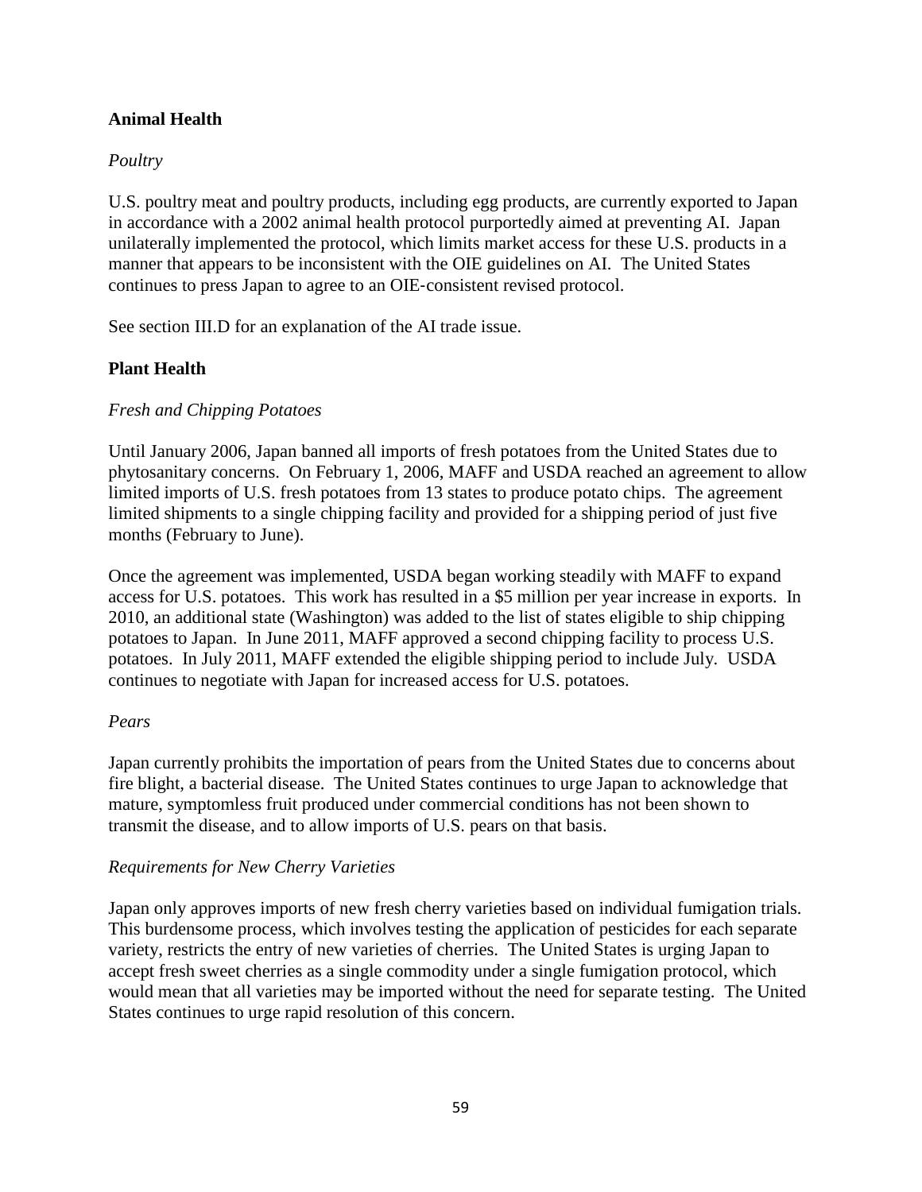**Animal Health**

*Poultry*

U.S. poultry meat and poultry products, including egg products, are currently exported to Japan in accordance with a 2002 animal health protocol purportedly aimed at preventing AI. Japan unilaterally implemented the protocol, which limits market access for these U.S. products in a manner that appears to be inconsistent with the OIE guidelines on AI. The United States continues to press Japan to agree to an OIE-consistent revised protocol.

See section III.D for an explanation of the AI trade issue.

**Plant Health**

*Fresh and Chipping Potatoes*

Until January 2006, Japan banned all imports of fresh potatoes from the United States due to phytosanitary concerns. On February 1, 2006, MAFF and USDA reached an agreement to allow limited imports of U.S. fresh potatoes from 13 states to produce potato chips. The agreement limited shipments to a single chipping facility and provided for a shipping period of just five months (February to June).

Once the agreement was implemented, USDA began working steadily with MAFF to expand access for U.S. potatoes. This work has resulted in a $5 million per year increase in exports. In 2010, an additional state (Washington) was added to the list of states eligible to ship chipping potatoes to Japan. In June 2011, MAFF approved a second chipping facility to process U.S. potatoes. In July 2011, MAFF extended the eligible shipping period to include July. USDA continues to negotiate with Japan for increased access for U.S. potatoes.

*Pears*

Japan currently prohibits the importation of pears from the United States due to concerns about fire blight, a bacterial disease. The United States continues to urge Japan to acknowledge that mature, symptomless fruit produced under commercial conditions has not been shown to transmit the disease, and to allow imports of U.S. pears on that basis.

*Requirements for New Cherry Varieties*

Japan only approves imports of new fresh cherry varieties based on individual fumigation trials. This burdensome process, which involves testing the application of pesticides for each separate variety, restricts the entry of new varieties of cherries. The United States is urging Japan to accept fresh sweet cherries as a single commodity under a single fumigation protocol, which would mean that all varieties may be imported without the need for separate testing. The United States continues to urge rapid resolution of this concern.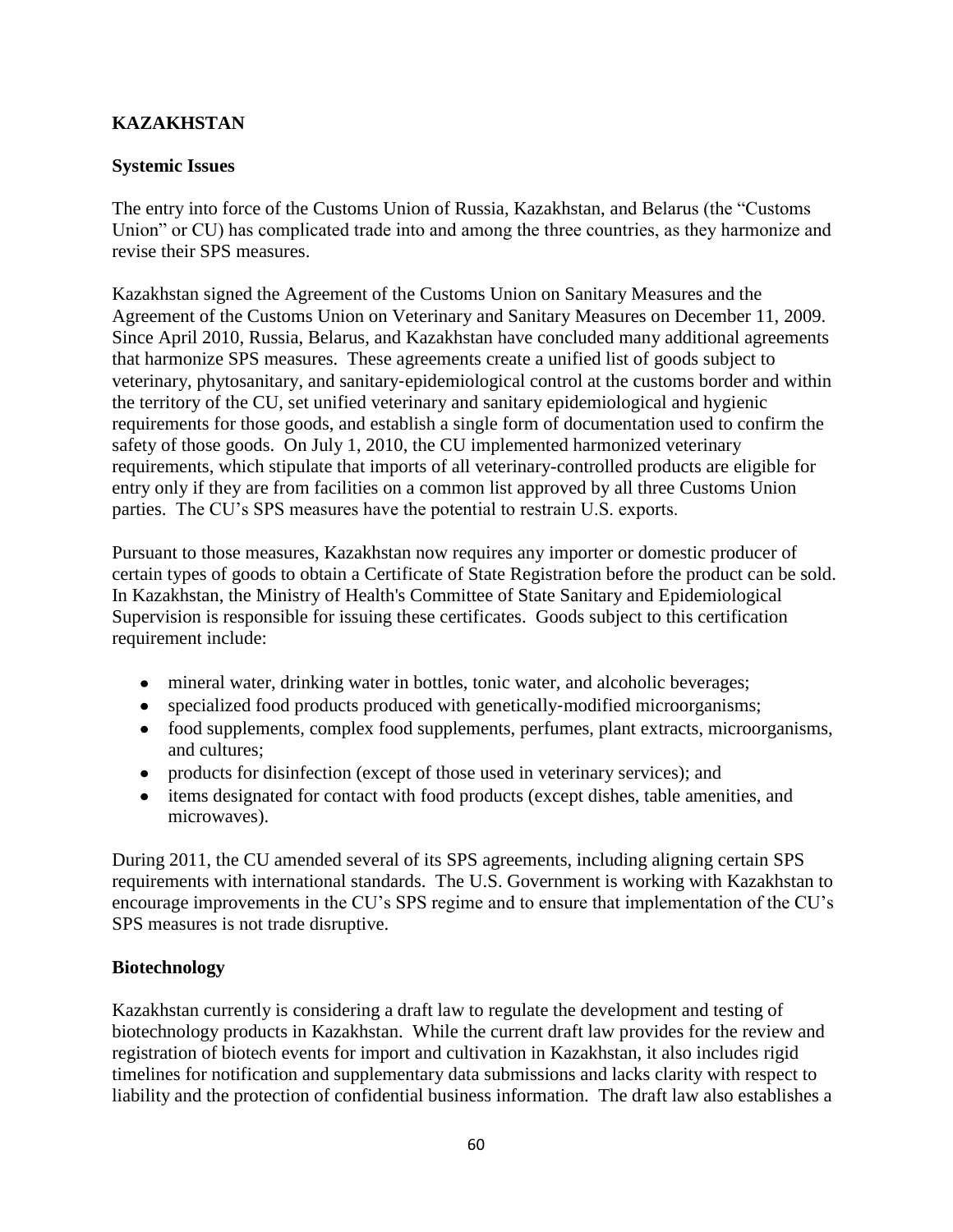## KAZAKHSTAN

### Systemic Issues

The entry into force of the Customs Union of Russia, Kazakhstan, and Belarus (the "Customs Union" or CU) has complicated trade into and among the three countries, as they harmonize and revise their SPS measures.

Kazakhstan signed the Agreement of the Customs Union on Sanitary Measures and the Agreement of the Customs Union on Veterinary and Sanitary Measures on December 11, 2009. Since April 2010, Russia, Belarus, and Kazakhstan have concluded many additional agreements that harmonize SPS measures. These agreements create a unified list of goods subject to veterinary, phytosanitary, and sanitary-epidemiological control at the customs border and within the territory of the CU, set unified veterinary and sanitary epidemiological and hygienic requirements for those goods, and establish a single form of documentation used to confirm the safety of those goods. On July 1, 2010, the CU implemented harmonized veterinary requirements, which stipulate that imports of all veterinary-controlled products are eligible for entry only if they are from facilities on a common list approved by all three Customs Union parties. The CU's SPS measures have the potential to restrain U.S. exports.

Pursuant to those measures, Kazakhstan now requires any importer or domestic producer of certain types of goods to obtain a Certificate of State Registration before the product can be sold. In Kazakhstan, the Ministry of Health's Committee of State Sanitary and Epidemiological Supervision is responsible for issuing these certificates. Goods subject to this certification requirement include:

- mineral water, drinking water in bottles, tonic water, and alcoholic beverages;
- specialized food products produced with genetically-modified microorganisms;
- food supplements, complex food supplements, perfumes, plant extracts, microorganisms, and cultures;
- products for disinfection (except of those used in veterinary services); and
- items designated for contact with food products (except dishes, table amenities, and microwaves).

During 2011, the CU amended several of its SPS agreements, including aligning certain SPS requirements with international standards. The U.S. Government is working with Kazakhstan to encourage improvements in the CU's SPS regime and to ensure that implementation of the CU's SPS measures is not trade disruptive.

### Biotechnology

Kazakhstan currently is considering a draft law to regulate the development and testing of biotechnology products in Kazakhstan. While the current draft law provides for the review and registration of biotech events for import and cultivation in Kazakhstan, it also includes rigid timelines for notification and supplementary data submissions and lacks clarity with respect to liability and the protection of confidential business information. The draft law also establishes a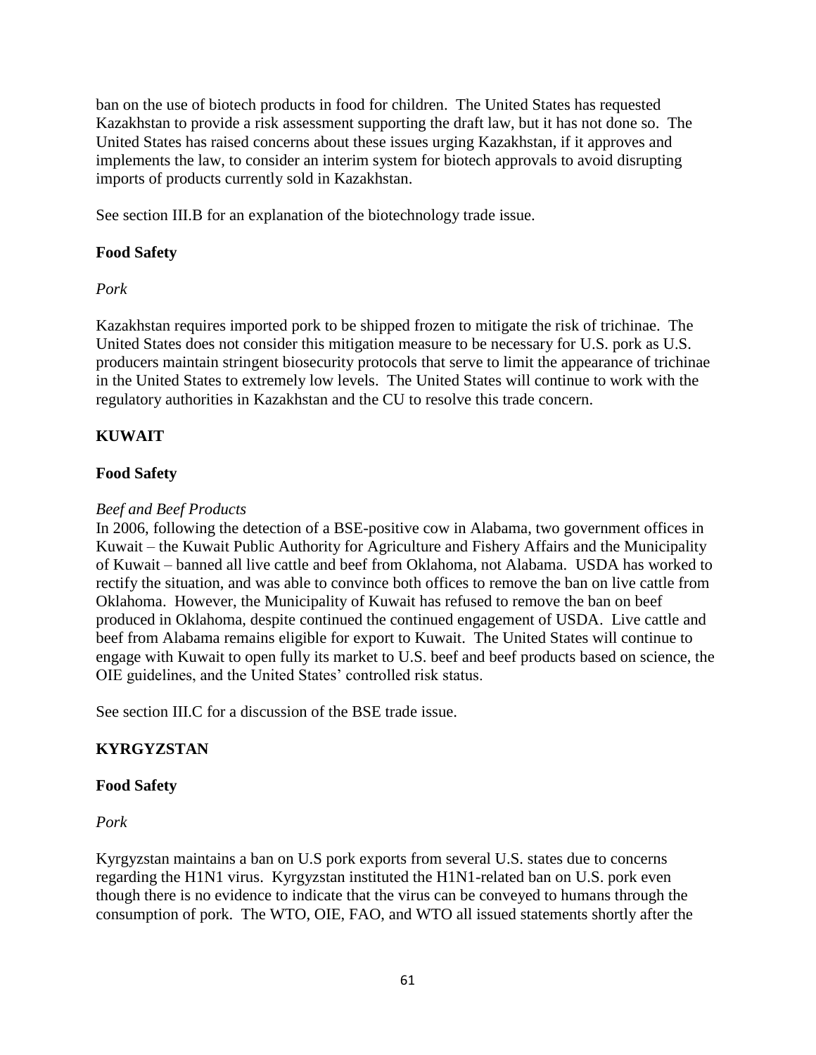ban on the use of biotech products in food for children. The United States has requested Kazakhstan to provide a risk assessment supporting the draft law, but it has not done so. The United States has raised concerns about these issues urging Kazakhstan, if it approves and implements the law, to consider an interim system for biotech approvals to avoid disrupting imports of products currently sold in Kazakhstan.

See section III.B for an explanation of the biotechnology trade issue.

**Food Safety**

*Pork*

Kazakhstan requires imported pork to be shipped frozen to mitigate the risk of trichinae. The United States does not consider this mitigation measure to be necessary for U.S. pork as U.S. producers maintain stringent biosecurity protocols that serve to limit the appearance of trichinae in the United States to extremely low levels. The United States will continue to work with the regulatory authorities in Kazakhstan and the CU to resolve this trade concern.

## KUWAIT

**Food Safety**

*Beef and Beef Products*

In 2006, following the detection of a BSE-positive cow in Alabama, two government offices in Kuwait – the Kuwait Public Authority for Agriculture and Fishery Affairs and the Municipality of Kuwait – banned all live cattle and beef from Oklahoma, not Alabama. USDA has worked to rectify the situation, and was able to convince both offices to remove the ban on live cattle from Oklahoma. However, the Municipality of Kuwait has refused to remove the ban on beef produced in Oklahoma, despite continued the continued engagement of USDA. Live cattle and beef from Alabama remains eligible for export to Kuwait. The United States will continue to engage with Kuwait to open fully its market to U.S. beef and beef products based on science, the OIE guidelines, and the United States' controlled risk status.

See section III.C for a discussion of the BSE trade issue.

## KYRGYZSTAN

**Food Safety**

*Pork*

Kyrgyzstan maintains a ban on U.S pork exports from several U.S. states due to concerns regarding the H1N1 virus. Kyrgyzstan instituted the H1N1-related ban on U.S. pork even though there is no evidence to indicate that the virus can be conveyed to humans through the consumption of pork. The WTO, OIE, FAO, and WTO all issued statements shortly after the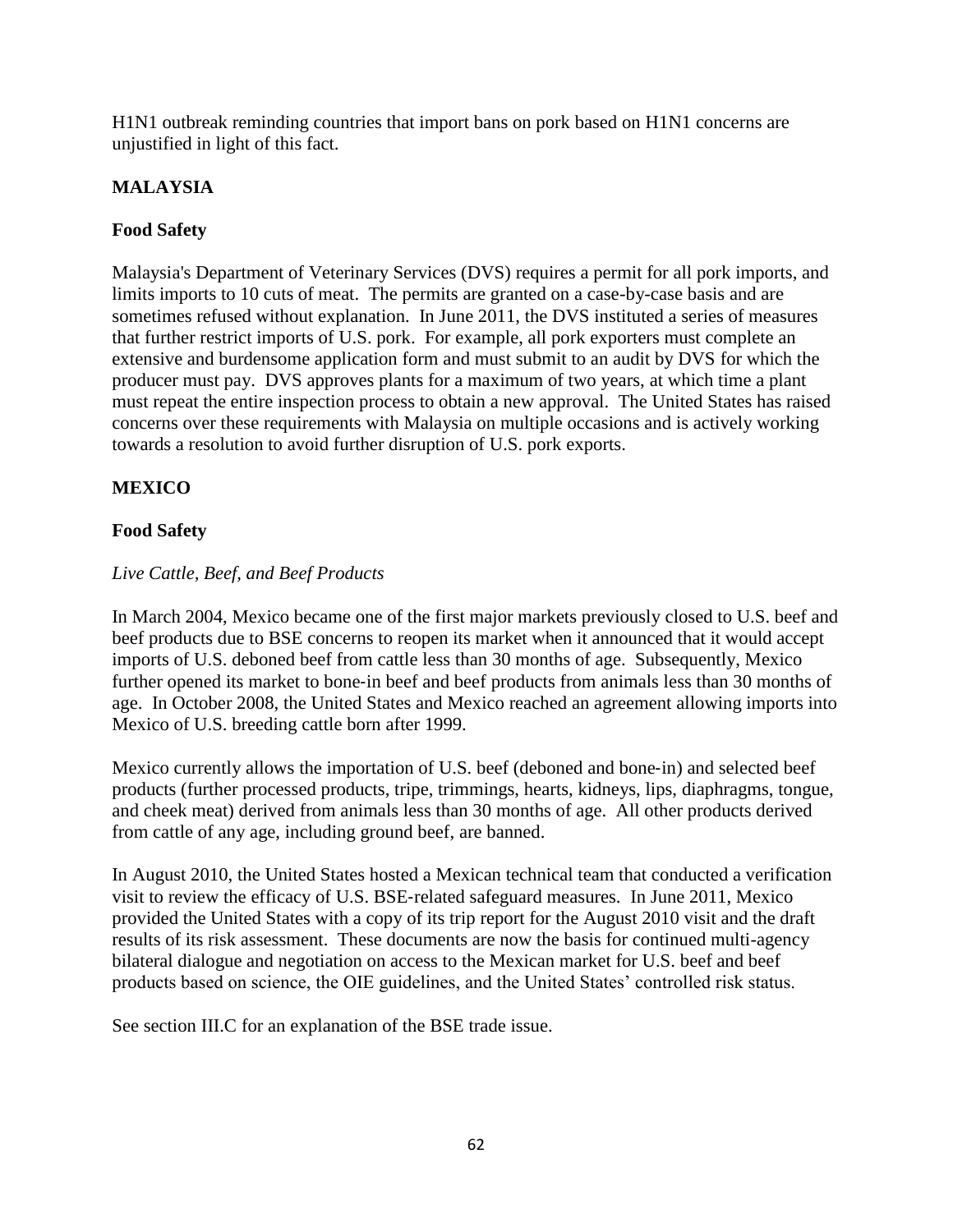H1N1 outbreak reminding countries that import bans on pork based on H1N1 concerns are unjustified in light of this fact.

## MALAYSIA

### Food Safety

Malaysia's Department of Veterinary Services (DVS) requires a permit for all pork imports, and limits imports to 10 cuts of meat. The permits are granted on a case-by-case basis and are sometimes refused without explanation. In June 2011, the DVS instituted a series of measures that further restrict imports of U.S. pork. For example, all pork exporters must complete an extensive and burdensome application form and must submit to an audit by DVS for which the producer must pay. DVS approves plants for a maximum of two years, at which time a plant must repeat the entire inspection process to obtain a new approval. The United States has raised concerns over these requirements with Malaysia on multiple occasions and is actively working towards a resolution to avoid further disruption of U.S. pork exports.

## MEXICO

### Food Safety

*Live Cattle, Beef, and Beef Products*

In March 2004, Mexico became one of the first major markets previously closed to U.S. beef and beef products due to BSE concerns to reopen its market when it announced that it would accept imports of U.S. deboned beef from cattle less than 30 months of age. Subsequently, Mexico further opened its market to bone-in beef and beef products from animals less than 30 months of age. In October 2008, the United States and Mexico reached an agreement allowing imports into Mexico of U.S. breeding cattle born after 1999.

Mexico currently allows the importation of U.S. beef (deboned and bone-in) and selected beef products (further processed products, tripe, trimmings, hearts, kidneys, lips, diaphragms, tongue, and cheek meat) derived from animals less than 30 months of age. All other products derived from cattle of any age, including ground beef, are banned.

In August 2010, the United States hosted a Mexican technical team that conducted a verification visit to review the efficacy of U.S. BSE-related safeguard measures. In June 2011, Mexico provided the United States with a copy of its trip report for the August 2010 visit and the draft results of its risk assessment. These documents are now the basis for continued multi-agency bilateral dialogue and negotiation on access to the Mexican market for U.S. beef and beef products based on science, the OIE guidelines, and the United States' controlled risk status.

See section III.C for an explanation of the BSE trade issue.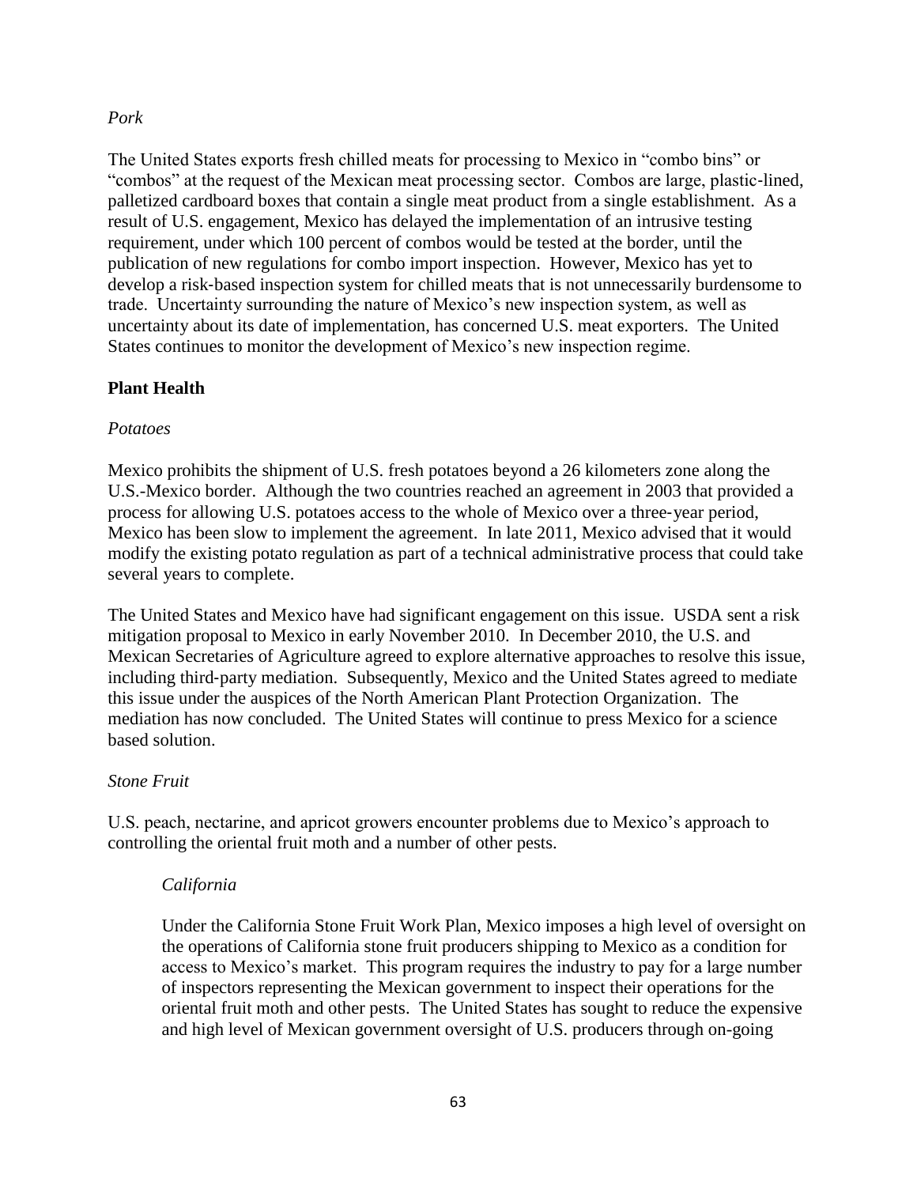*Pork*

The United States exports fresh chilled meats for processing to Mexico in "combo bins" or "combos" at the request of the Mexican meat processing sector. Combos are large, plastic-lined, palletized cardboard boxes that contain a single meat product from a single establishment. As a result of U.S. engagement, Mexico has delayed the implementation of an intrusive testing requirement, under which 100 percent of combos would be tested at the border, until the publication of new regulations for combo import inspection. However, Mexico has yet to develop a risk-based inspection system for chilled meats that is not unnecessarily burdensome to trade. Uncertainty surrounding the nature of Mexico's new inspection system, as well as uncertainty about its date of implementation, has concerned U.S. meat exporters. The United States continues to monitor the development of Mexico's new inspection regime.

**Plant Health**

*Potatoes*

Mexico prohibits the shipment of U.S. fresh potatoes beyond a 26 kilometers zone along the U.S.-Mexico border. Although the two countries reached an agreement in 2003 that provided a process for allowing U.S. potatoes access to the whole of Mexico over a three-year period, Mexico has been slow to implement the agreement. In late 2011, Mexico advised that it would modify the existing potato regulation as part of a technical administrative process that could take several years to complete.

The United States and Mexico have had significant engagement on this issue. USDA sent a risk mitigation proposal to Mexico in early November 2010. In December 2010, the U.S. and Mexican Secretaries of Agriculture agreed to explore alternative approaches to resolve this issue, including third-party mediation. Subsequently, Mexico and the United States agreed to mediate this issue under the auspices of the North American Plant Protection Organization. The mediation has now concluded. The United States will continue to press Mexico for a science based solution.

*Stone Fruit*

U.S. peach, nectarine, and apricot growers encounter problems due to Mexico's approach to controlling the oriental fruit moth and a number of other pests.

*California*

Under the California Stone Fruit Work Plan, Mexico imposes a high level of oversight on the operations of California stone fruit producers shipping to Mexico as a condition for access to Mexico's market. This program requires the industry to pay for a large number of inspectors representing the Mexican government to inspect their operations for the oriental fruit moth and other pests. The United States has sought to reduce the expensive and high level of Mexican government oversight of U.S. producers through on-going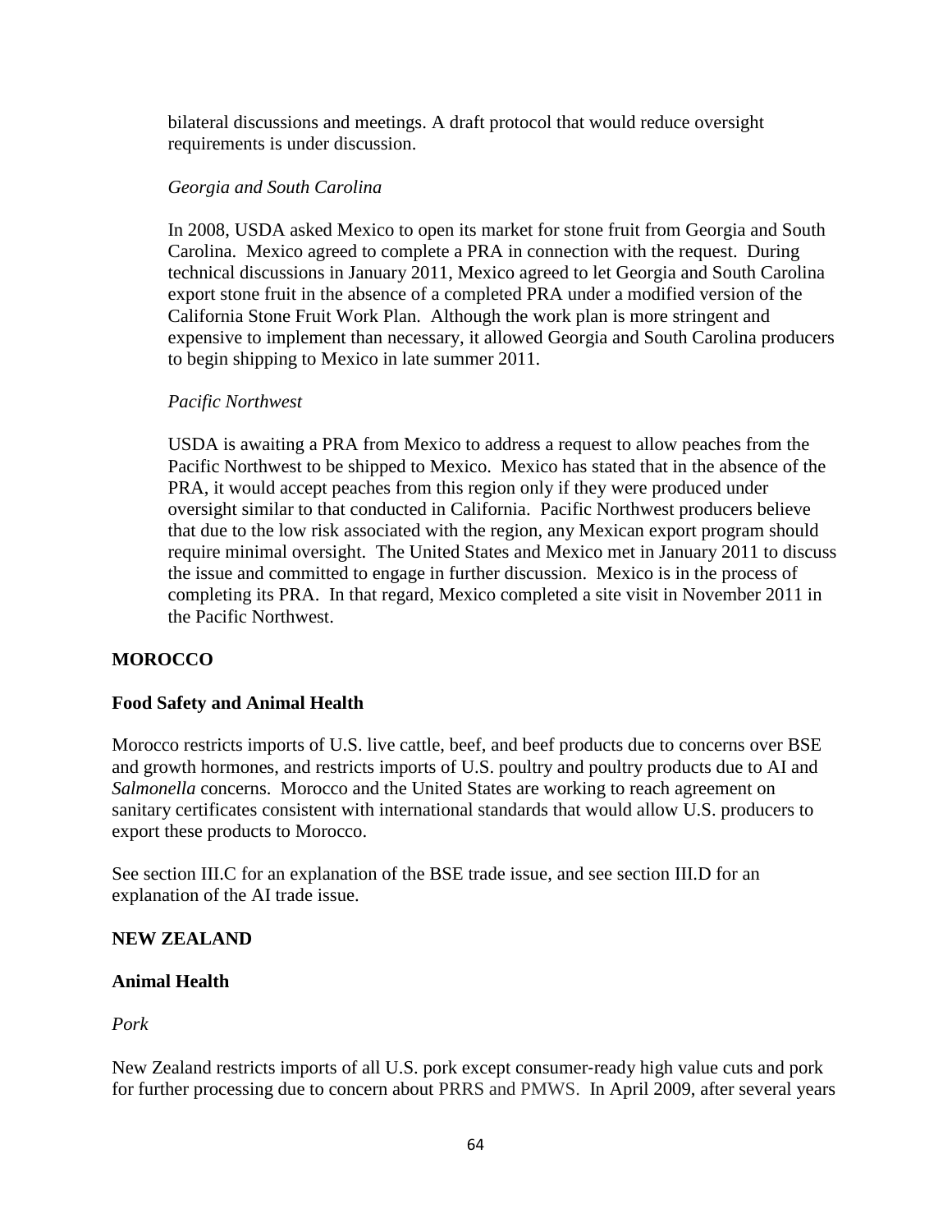bilateral discussions and meetings. A draft protocol that would reduce oversight requirements is under discussion.

*Georgia and South Carolina*

In 2008, USDA asked Mexico to open its market for stone fruit from Georgia and South Carolina. Mexico agreed to complete a PRA in connection with the request. During technical discussions in January 2011, Mexico agreed to let Georgia and South Carolina export stone fruit in the absence of a completed PRA under a modified version of the California Stone Fruit Work Plan. Although the work plan is more stringent and expensive to implement than necessary, it allowed Georgia and South Carolina producers to begin shipping to Mexico in late summer 2011.

*Pacific Northwest*

USDA is awaiting a PRA from Mexico to address a request to allow peaches from the Pacific Northwest to be shipped to Mexico. Mexico has stated that in the absence of the PRA, it would accept peaches from this region only if they were produced under oversight similar to that conducted in California. Pacific Northwest producers believe that due to the low risk associated with the region, any Mexican export program should require minimal oversight. The United States and Mexico met in January 2011 to discuss the issue and committed to engage in further discussion. Mexico is in the process of completing its PRA. In that regard, Mexico completed a site visit in November 2011 in the Pacific Northwest.

## MOROCCO

### Food Safety and Animal Health

Morocco restricts imports of U.S. live cattle, beef, and beef products due to concerns over BSE and growth hormones, and restricts imports of U.S. poultry and poultry products due to AI and *Salmonella* concerns. Morocco and the United States are working to reach agreement on sanitary certificates consistent with international standards that would allow U.S. producers to export these products to Morocco.

See section III.C for an explanation of the BSE trade issue, and see section III.D for an explanation of the AI trade issue.

## NEW ZEALAND

### Animal Health

*Pork*

New Zealand restricts imports of all U.S. pork except consumer-ready high value cuts and pork for further processing due to concern about PRRS and PMWS. In April 2009, after several years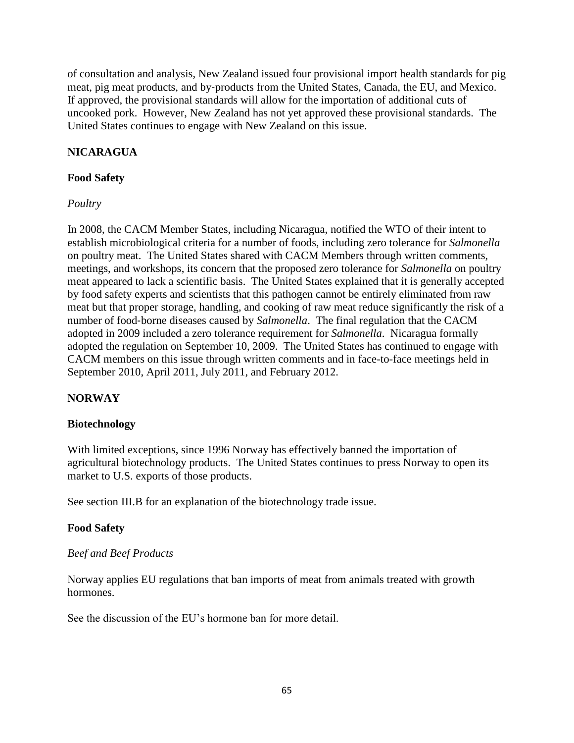of consultation and analysis, New Zealand issued four provisional import health standards for pig meat, pig meat products, and by-products from the United States, Canada, the EU, and Mexico. If approved, the provisional standards will allow for the importation of additional cuts of uncooked pork. However, New Zealand has not yet approved these provisional standards. The United States continues to engage with New Zealand on this issue.

## NICARAGUA

### Food Safety

*Poultry*

In 2008, the CACM Member States, including Nicaragua, notified the WTO of their intent to establish microbiological criteria for a number of foods, including zero tolerance for *Salmonella* on poultry meat. The United States shared with CACM Members through written comments, meetings, and workshops, its concern that the proposed zero tolerance for *Salmonella* on poultry meat appeared to lack a scientific basis. The United States explained that it is generally accepted by food safety experts and scientists that this pathogen cannot be entirely eliminated from raw meat but that proper storage, handling, and cooking of raw meat reduce significantly the risk of a number of food-borne diseases caused by *Salmonella*. The final regulation that the CACM adopted in 2009 included a zero tolerance requirement for *Salmonella*. Nicaragua formally adopted the regulation on September 10, 2009. The United States has continued to engage with CACM members on this issue through written comments and in face-to-face meetings held in September 2010, April 2011, July 2011, and February 2012.

## NORWAY

### Biotechnology

With limited exceptions, since 1996 Norway has effectively banned the importation of agricultural biotechnology products. The United States continues to press Norway to open its market to U.S. exports of those products.

See section III.B for an explanation of the biotechnology trade issue.

### Food Safety

*Beef and Beef Products*

Norway applies EU regulations that ban imports of meat from animals treated with growth hormones.

See the discussion of the EU's hormone ban for more detail.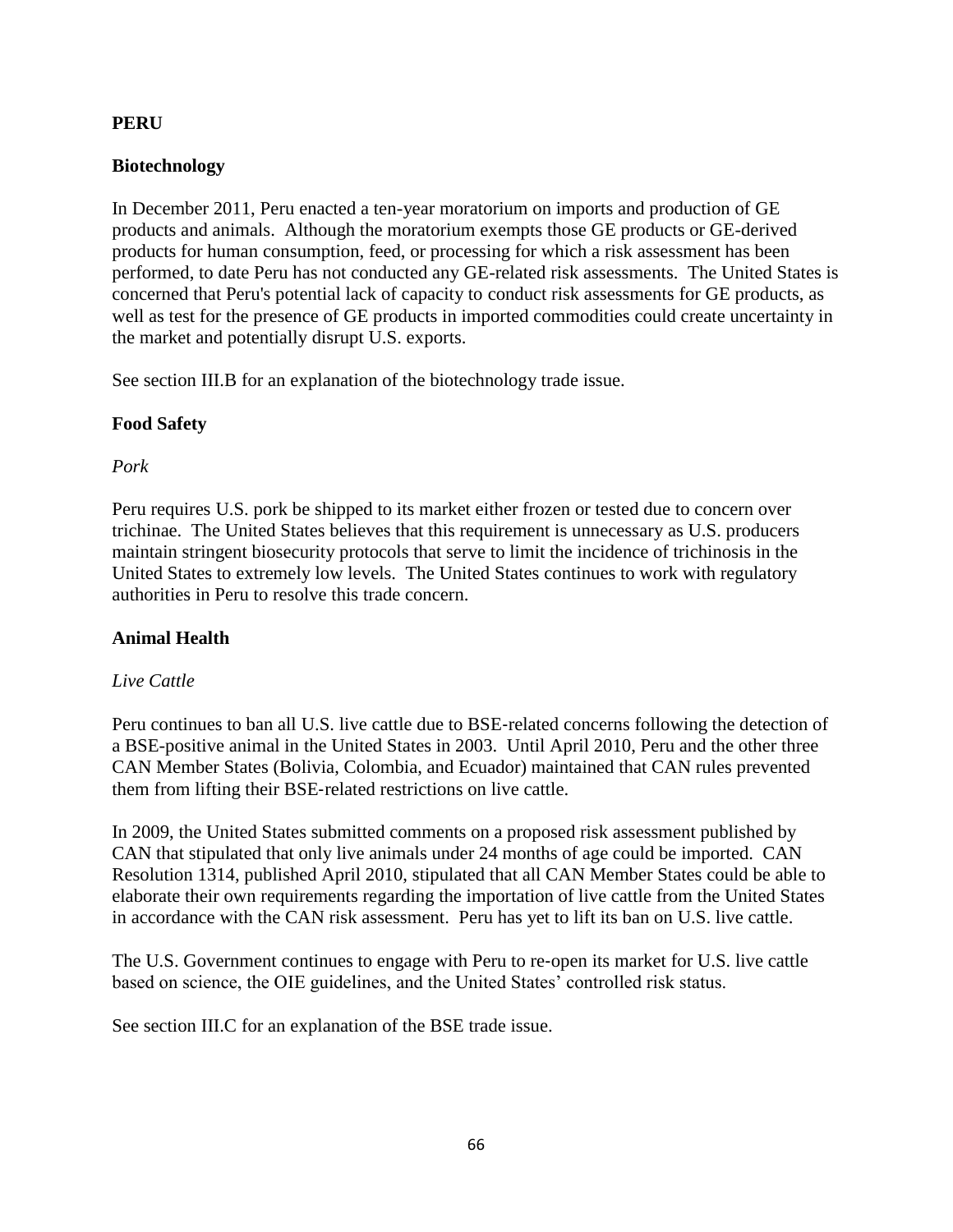## PERU

### Biotechnology

In December 2011, Peru enacted a ten-year moratorium on imports and production of GE products and animals. Although the moratorium exempts those GE products or GE-derived products for human consumption, feed, or processing for which a risk assessment has been performed, to date Peru has not conducted any GE-related risk assessments. The United States is concerned that Peru's potential lack of capacity to conduct risk assessments for GE products, as well as test for the presence of GE products in imported commodities could create uncertainty in the market and potentially disrupt U.S. exports.

See section III.B for an explanation of the biotechnology trade issue.

### Food Safety

*Pork*

Peru requires U.S. pork be shipped to its market either frozen or tested due to concern over trichinae. The United States believes that this requirement is unnecessary as U.S. producers maintain stringent biosecurity protocols that serve to limit the incidence of trichinosis in the United States to extremely low levels. The United States continues to work with regulatory authorities in Peru to resolve this trade concern.

### Animal Health

*Live Cattle*

Peru continues to ban all U.S. live cattle due to BSE-related concerns following the detection of a BSE-positive animal in the United States in 2003. Until April 2010, Peru and the other three CAN Member States (Bolivia, Colombia, and Ecuador) maintained that CAN rules prevented them from lifting their BSE-related restrictions on live cattle.

In 2009, the United States submitted comments on a proposed risk assessment published by CAN that stipulated that only live animals under 24 months of age could be imported. CAN Resolution 1314, published April 2010, stipulated that all CAN Member States could be able to elaborate their own requirements regarding the importation of live cattle from the United States in accordance with the CAN risk assessment. Peru has yet to lift its ban on U.S. live cattle.

The U.S. Government continues to engage with Peru to re-open its market for U.S. live cattle based on science, the OIE guidelines, and the United States' controlled risk status.

See section III.C for an explanation of the BSE trade issue.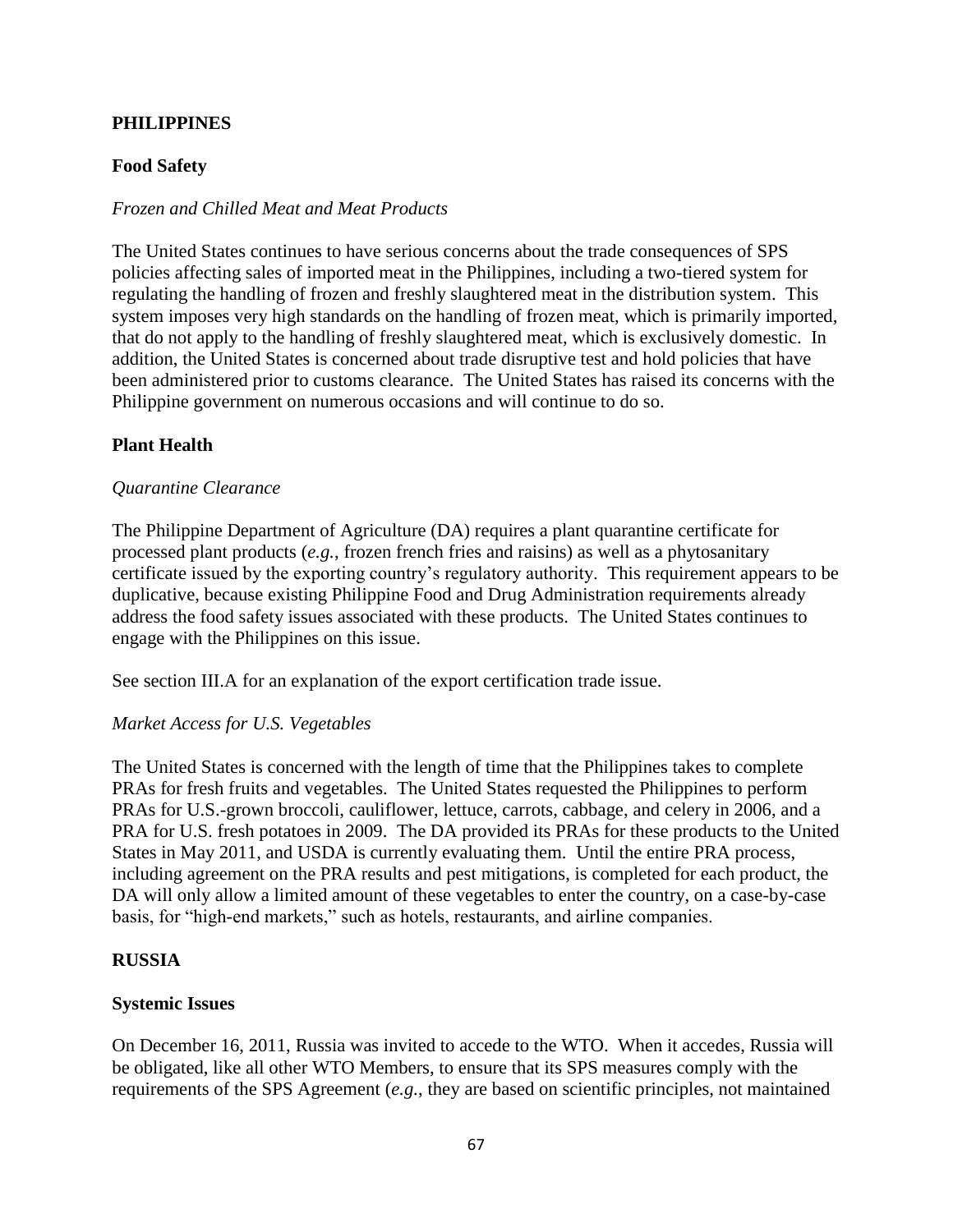## PHILIPPINES

### Food Safety

*Frozen and Chilled Meat and Meat Products*

The United States continues to have serious concerns about the trade consequences of SPS policies affecting sales of imported meat in the Philippines, including a two-tiered system for regulating the handling of frozen and freshly slaughtered meat in the distribution system. This system imposes very high standards on the handling of frozen meat, which is primarily imported, that do not apply to the handling of freshly slaughtered meat, which is exclusively domestic. In addition, the United States is concerned about trade disruptive test and hold policies that have been administered prior to customs clearance. The United States has raised its concerns with the Philippine government on numerous occasions and will continue to do so.

### Plant Health

*Quarantine Clearance*

The Philippine Department of Agriculture (DA) requires a plant quarantine certificate for processed plant products (*e.g.*, frozen french fries and raisins) as well as a phytosanitary certificate issued by the exporting country's regulatory authority. This requirement appears to be duplicative, because existing Philippine Food and Drug Administration requirements already address the food safety issues associated with these products. The United States continues to engage with the Philippines on this issue.

See section III.A for an explanation of the export certification trade issue.

*Market Access for U.S. Vegetables*

The United States is concerned with the length of time that the Philippines takes to complete PRAs for fresh fruits and vegetables. The United States requested the Philippines to perform PRAs for U.S.-grown broccoli, cauliflower, lettuce, carrots, cabbage, and celery in 2006, and a PRA for U.S. fresh potatoes in 2009. The DA provided its PRAs for these products to the United States in May 2011, and USDA is currently evaluating them. Until the entire PRA process, including agreement on the PRA results and pest mitigations, is completed for each product, the DA will only allow a limited amount of these vegetables to enter the country, on a case-by-case basis, for "high-end markets," such as hotels, restaurants, and airline companies.

## RUSSIA

### Systemic Issues

On December 16, 2011, Russia was invited to accede to the WTO. When it accedes, Russia will be obligated, like all other WTO Members, to ensure that its SPS measures comply with the requirements of the SPS Agreement (*e.g.*, they are based on scientific principles, not maintained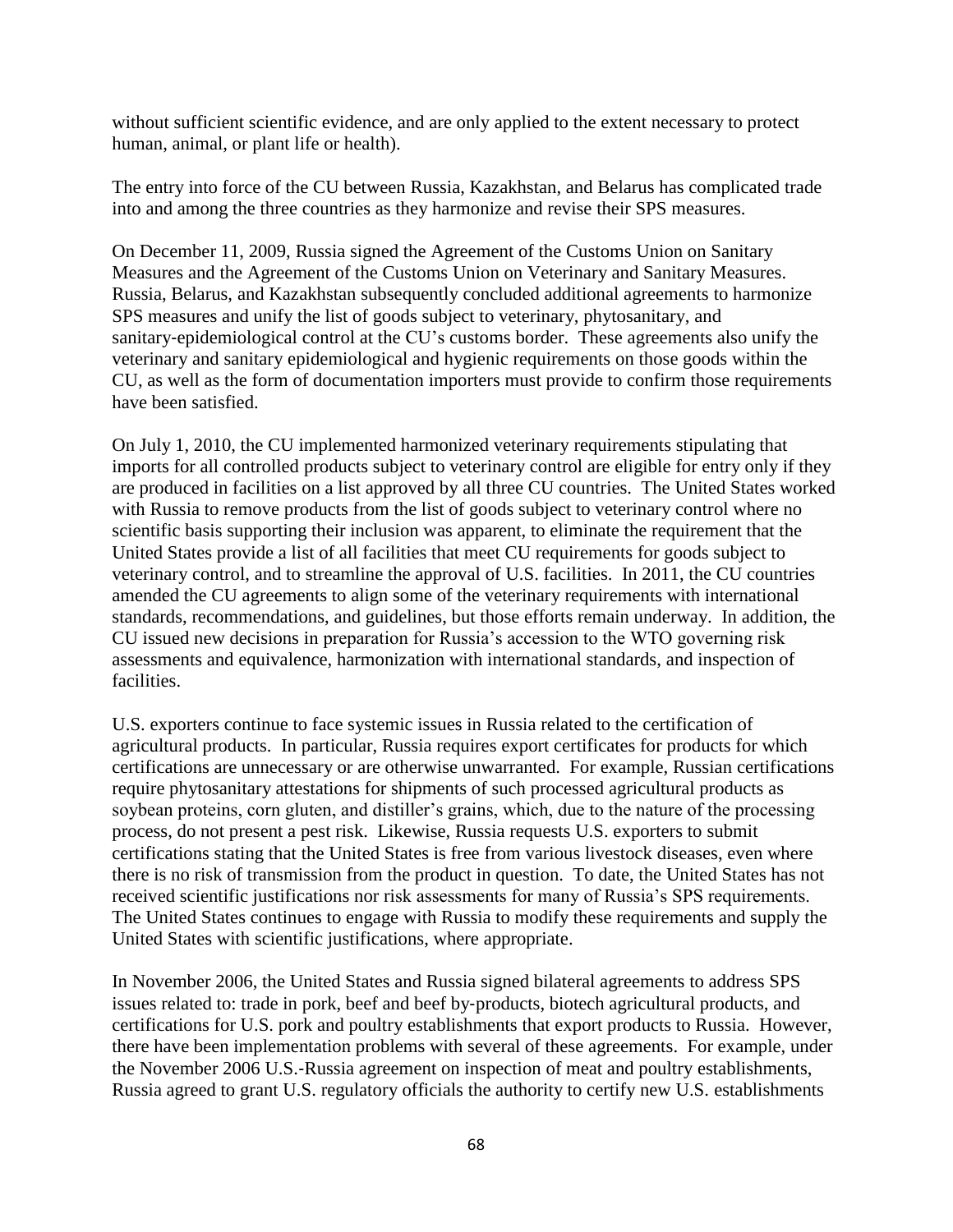without sufficient scientific evidence, and are only applied to the extent necessary to protect human, animal, or plant life or health).

The entry into force of the CU between Russia, Kazakhstan, and Belarus has complicated trade into and among the three countries as they harmonize and revise their SPS measures.

On December 11, 2009, Russia signed the Agreement of the Customs Union on Sanitary Measures and the Agreement of the Customs Union on Veterinary and Sanitary Measures. Russia, Belarus, and Kazakhstan subsequently concluded additional agreements to harmonize SPS measures and unify the list of goods subject to veterinary, phytosanitary, and sanitary-epidemiological control at the CU's customs border. These agreements also unify the veterinary and sanitary epidemiological and hygienic requirements on those goods within the CU, as well as the form of documentation importers must provide to confirm those requirements have been satisfied.

On July 1, 2010, the CU implemented harmonized veterinary requirements stipulating that imports for all controlled products subject to veterinary control are eligible for entry only if they are produced in facilities on a list approved by all three CU countries. The United States worked with Russia to remove products from the list of goods subject to veterinary control where no scientific basis supporting their inclusion was apparent, to eliminate the requirement that the United States provide a list of all facilities that meet CU requirements for goods subject to veterinary control, and to streamline the approval of U.S. facilities. In 2011, the CU countries amended the CU agreements to align some of the veterinary requirements with international standards, recommendations, and guidelines, but those efforts remain underway. In addition, the CU issued new decisions in preparation for Russia's accession to the WTO governing risk assessments and equivalence, harmonization with international standards, and inspection of facilities.

U.S. exporters continue to face systemic issues in Russia related to the certification of agricultural products. In particular, Russia requires export certificates for products for which certifications are unnecessary or are otherwise unwarranted. For example, Russian certifications require phytosanitary attestations for shipments of such processed agricultural products as soybean proteins, corn gluten, and distiller's grains, which, due to the nature of the processing process, do not present a pest risk. Likewise, Russia requests U.S. exporters to submit certifications stating that the United States is free from various livestock diseases, even where there is no risk of transmission from the product in question. To date, the United States has not received scientific justifications nor risk assessments for many of Russia's SPS requirements. The United States continues to engage with Russia to modify these requirements and supply the United States with scientific justifications, where appropriate.

In November 2006, the United States and Russia signed bilateral agreements to address SPS issues related to: trade in pork, beef and beef by-products, biotech agricultural products, and certifications for U.S. pork and poultry establishments that export products to Russia. However, there have been implementation problems with several of these agreements. For example, under the November 2006 U.S.-Russia agreement on inspection of meat and poultry establishments, Russia agreed to grant U.S. regulatory officials the authority to certify new U.S. establishments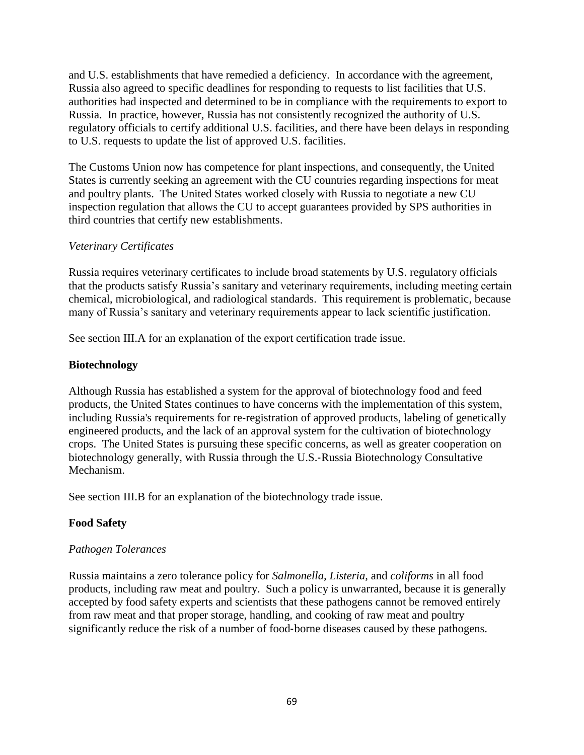and U.S. establishments that have remedied a deficiency. In accordance with the agreement, Russia also agreed to specific deadlines for responding to requests to list facilities that U.S. authorities had inspected and determined to be in compliance with the requirements to export to Russia. In practice, however, Russia has not consistently recognized the authority of U.S. regulatory officials to certify additional U.S. facilities, and there have been delays in responding to U.S. requests to update the list of approved U.S. facilities.

The Customs Union now has competence for plant inspections, and consequently, the United States is currently seeking an agreement with the CU countries regarding inspections for meat and poultry plants. The United States worked closely with Russia to negotiate a new CU inspection regulation that allows the CU to accept guarantees provided by SPS authorities in third countries that certify new establishments.

*Veterinary Certificates*

Russia requires veterinary certificates to include broad statements by U.S. regulatory officials that the products satisfy Russia's sanitary and veterinary requirements, including meeting certain chemical, microbiological, and radiological standards. This requirement is problematic, because many of Russia's sanitary and veterinary requirements appear to lack scientific justification.

See section III.A for an explanation of the export certification trade issue.

**Biotechnology**

Although Russia has established a system for the approval of biotechnology food and feed products, the United States continues to have concerns with the implementation of this system, including Russia's requirements for re-registration of approved products, labeling of genetically engineered products, and the lack of an approval system for the cultivation of biotechnology crops. The United States is pursuing these specific concerns, as well as greater cooperation on biotechnology generally, with Russia through the U.S.-Russia Biotechnology Consultative Mechanism.

See section III.B for an explanation of the biotechnology trade issue.

**Food Safety**

*Pathogen Tolerances*

Russia maintains a zero tolerance policy for *Salmonella, Listeria,* and *coliforms* in all food products, including raw meat and poultry. Such a policy is unwarranted, because it is generally accepted by food safety experts and scientists that these pathogens cannot be removed entirely from raw meat and that proper storage, handling, and cooking of raw meat and poultry significantly reduce the risk of a number of food-borne diseases caused by these pathogens.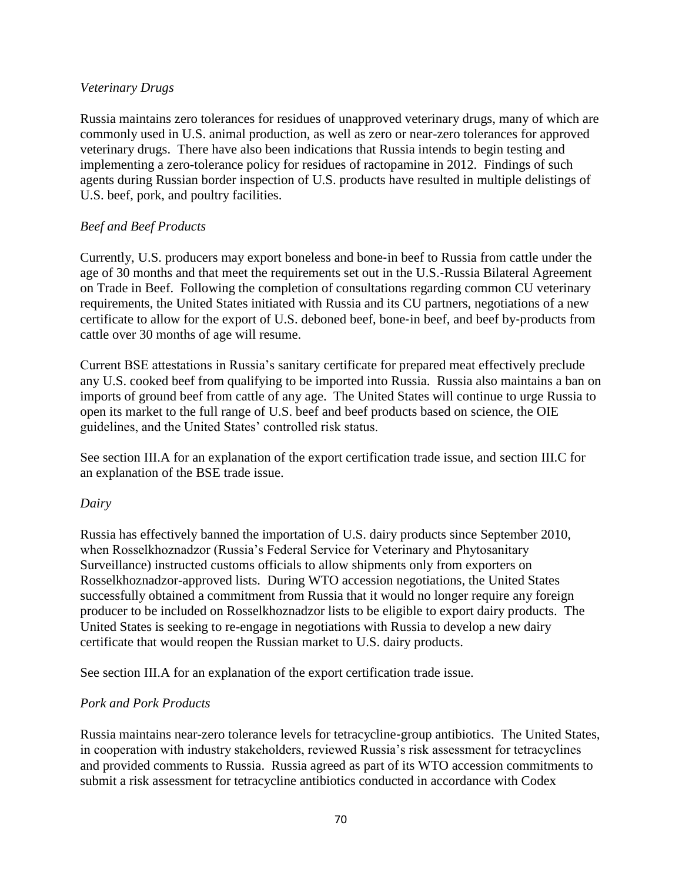*Veterinary Drugs*

Russia maintains zero tolerances for residues of unapproved veterinary drugs, many of which are commonly used in U.S. animal production, as well as zero or near-zero tolerances for approved veterinary drugs. There have also been indications that Russia intends to begin testing and implementing a zero-tolerance policy for residues of ractopamine in 2012. Findings of such agents during Russian border inspection of U.S. products have resulted in multiple delistings of U.S. beef, pork, and poultry facilities.

*Beef and Beef Products*

Currently, U.S. producers may export boneless and bone-in beef to Russia from cattle under the age of 30 months and that meet the requirements set out in the U.S.-Russia Bilateral Agreement on Trade in Beef. Following the completion of consultations regarding common CU veterinary requirements, the United States initiated with Russia and its CU partners, negotiations of a new certificate to allow for the export of U.S. deboned beef, bone-in beef, and beef by-products from cattle over 30 months of age will resume.

Current BSE attestations in Russia's sanitary certificate for prepared meat effectively preclude any U.S. cooked beef from qualifying to be imported into Russia. Russia also maintains a ban on imports of ground beef from cattle of any age. The United States will continue to urge Russia to open its market to the full range of U.S. beef and beef products based on science, the OIE guidelines, and the United States' controlled risk status.

See section III.A for an explanation of the export certification trade issue, and section III.C for an explanation of the BSE trade issue.

*Dairy*

Russia has effectively banned the importation of U.S. dairy products since September 2010, when Rosselkhoznadzor (Russia's Federal Service for Veterinary and Phytosanitary Surveillance) instructed customs officials to allow shipments only from exporters on Rosselkhoznadzor-approved lists. During WTO accession negotiations, the United States successfully obtained a commitment from Russia that it would no longer require any foreign producer to be included on Rosselkhoznadzor lists to be eligible to export dairy products. The United States is seeking to re-engage in negotiations with Russia to develop a new dairy certificate that would reopen the Russian market to U.S. dairy products.

See section III.A for an explanation of the export certification trade issue.

*Pork and Pork Products*

Russia maintains near-zero tolerance levels for tetracycline-group antibiotics. The United States, in cooperation with industry stakeholders, reviewed Russia's risk assessment for tetracyclines and provided comments to Russia. Russia agreed as part of its WTO accession commitments to submit a risk assessment for tetracycline antibiotics conducted in accordance with Codex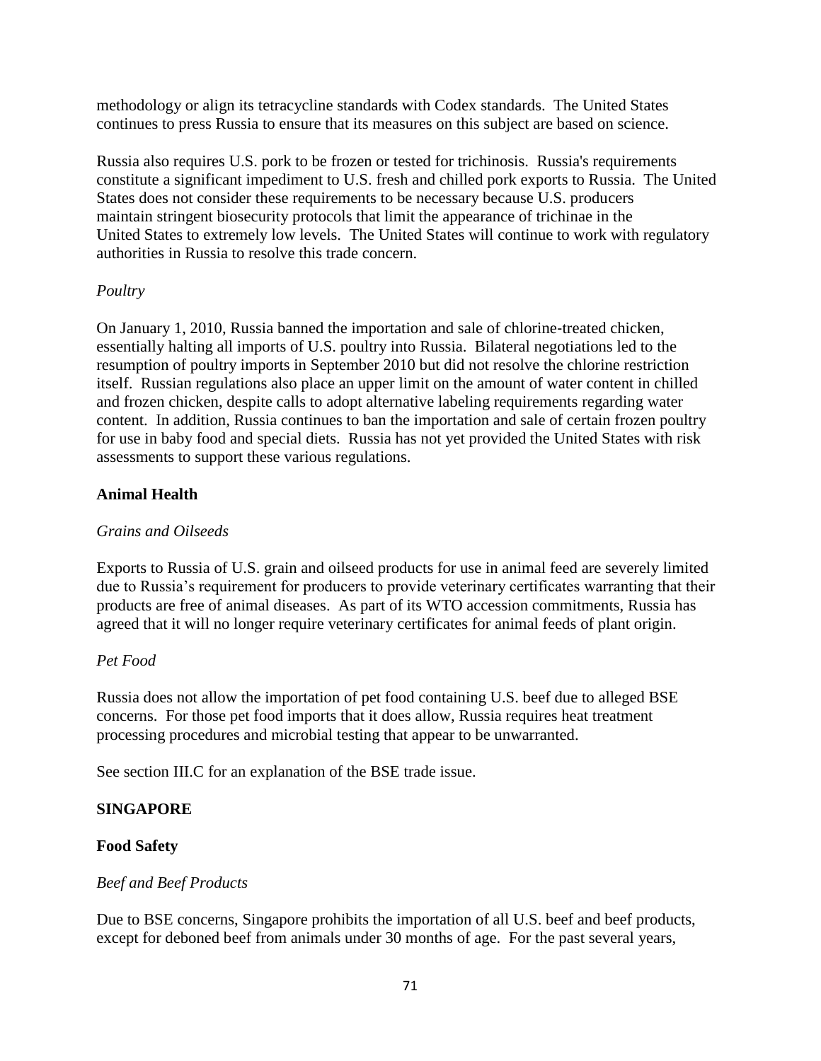methodology or align its tetracycline standards with Codex standards. The United States continues to press Russia to ensure that its measures on this subject are based on science.

Russia also requires U.S. pork to be frozen or tested for trichinosis. Russia's requirements constitute a significant impediment to U.S. fresh and chilled pork exports to Russia. The United States does not consider these requirements to be necessary because U.S. producers maintain stringent biosecurity protocols that limit the appearance of trichinae in the United States to extremely low levels. The United States will continue to work with regulatory authorities in Russia to resolve this trade concern.

*Poultry*

On January 1, 2010, Russia banned the importation and sale of chlorine-treated chicken, essentially halting all imports of U.S. poultry into Russia. Bilateral negotiations led to the resumption of poultry imports in September 2010 but did not resolve the chlorine restriction itself. Russian regulations also place an upper limit on the amount of water content in chilled and frozen chicken, despite calls to adopt alternative labeling requirements regarding water content. In addition, Russia continues to ban the importation and sale of certain frozen poultry for use in baby food and special diets. Russia has not yet provided the United States with risk assessments to support these various regulations.

**Animal Health**

*Grains and Oilseeds*

Exports to Russia of U.S. grain and oilseed products for use in animal feed are severely limited due to Russia's requirement for producers to provide veterinary certificates warranting that their products are free of animal diseases. As part of its WTO accession commitments, Russia has agreed that it will no longer require veterinary certificates for animal feeds of plant origin.

*Pet Food*

Russia does not allow the importation of pet food containing U.S. beef due to alleged BSE concerns. For those pet food imports that it does allow, Russia requires heat treatment processing procedures and microbial testing that appear to be unwarranted.

See section III.C for an explanation of the BSE trade issue.

## SINGAPORE

**Food Safety**

*Beef and Beef Products*

Due to BSE concerns, Singapore prohibits the importation of all U.S. beef and beef products, except for deboned beef from animals under 30 months of age. For the past several years,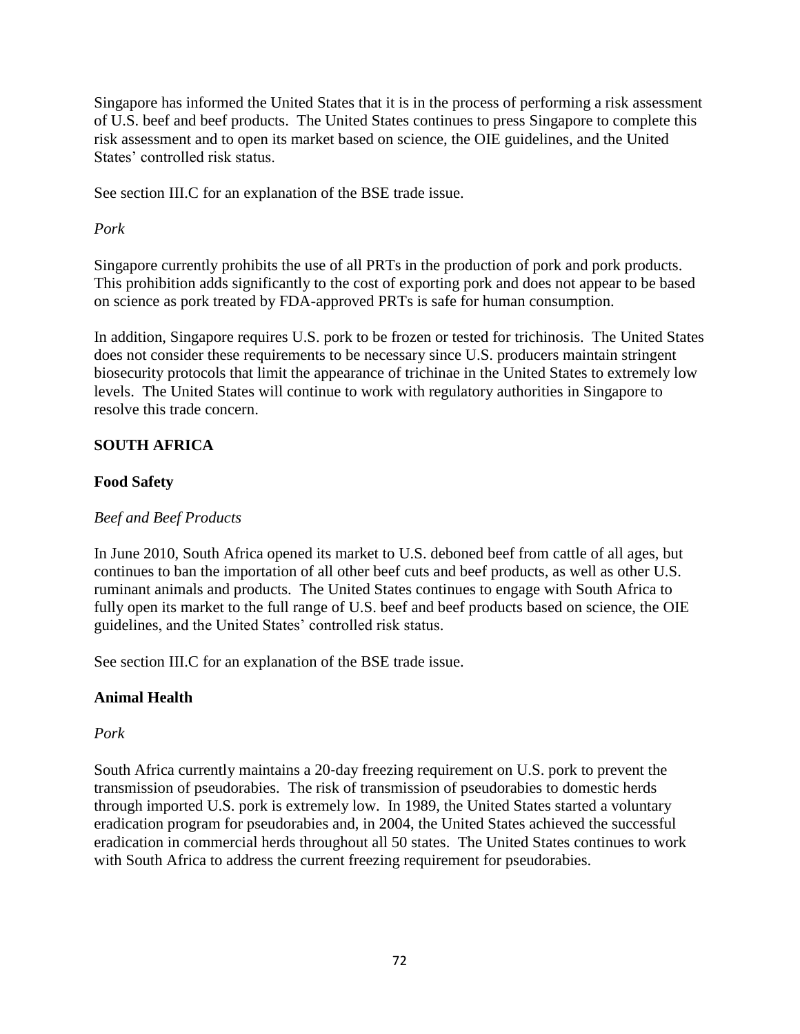Singapore has informed the United States that it is in the process of performing a risk assessment of U.S. beef and beef products. The United States continues to press Singapore to complete this risk assessment and to open its market based on science, the OIE guidelines, and the United States' controlled risk status.

See section III.C for an explanation of the BSE trade issue.

*Pork*

Singapore currently prohibits the use of all PRTs in the production of pork and pork products. This prohibition adds significantly to the cost of exporting pork and does not appear to be based on science as pork treated by FDA-approved PRTs is safe for human consumption.

In addition, Singapore requires U.S. pork to be frozen or tested for trichinosis. The United States does not consider these requirements to be necessary since U.S. producers maintain stringent biosecurity protocols that limit the appearance of trichinae in the United States to extremely low levels. The United States will continue to work with regulatory authorities in Singapore to resolve this trade concern.

## SOUTH AFRICA

### Food Safety

*Beef and Beef Products*

In June 2010, South Africa opened its market to U.S. deboned beef from cattle of all ages, but continues to ban the importation of all other beef cuts and beef products, as well as other U.S. ruminant animals and products. The United States continues to engage with South Africa to fully open its market to the full range of U.S. beef and beef products based on science, the OIE guidelines, and the United States' controlled risk status.

See section III.C for an explanation of the BSE trade issue.

### Animal Health

*Pork*

South Africa currently maintains a 20-day freezing requirement on U.S. pork to prevent the transmission of pseudorabies. The risk of transmission of pseudorabies to domestic herds through imported U.S. pork is extremely low. In 1989, the United States started a voluntary eradication program for pseudorabies and, in 2004, the United States achieved the successful eradication in commercial herds throughout all 50 states. The United States continues to work with South Africa to address the current freezing requirement for pseudorabies.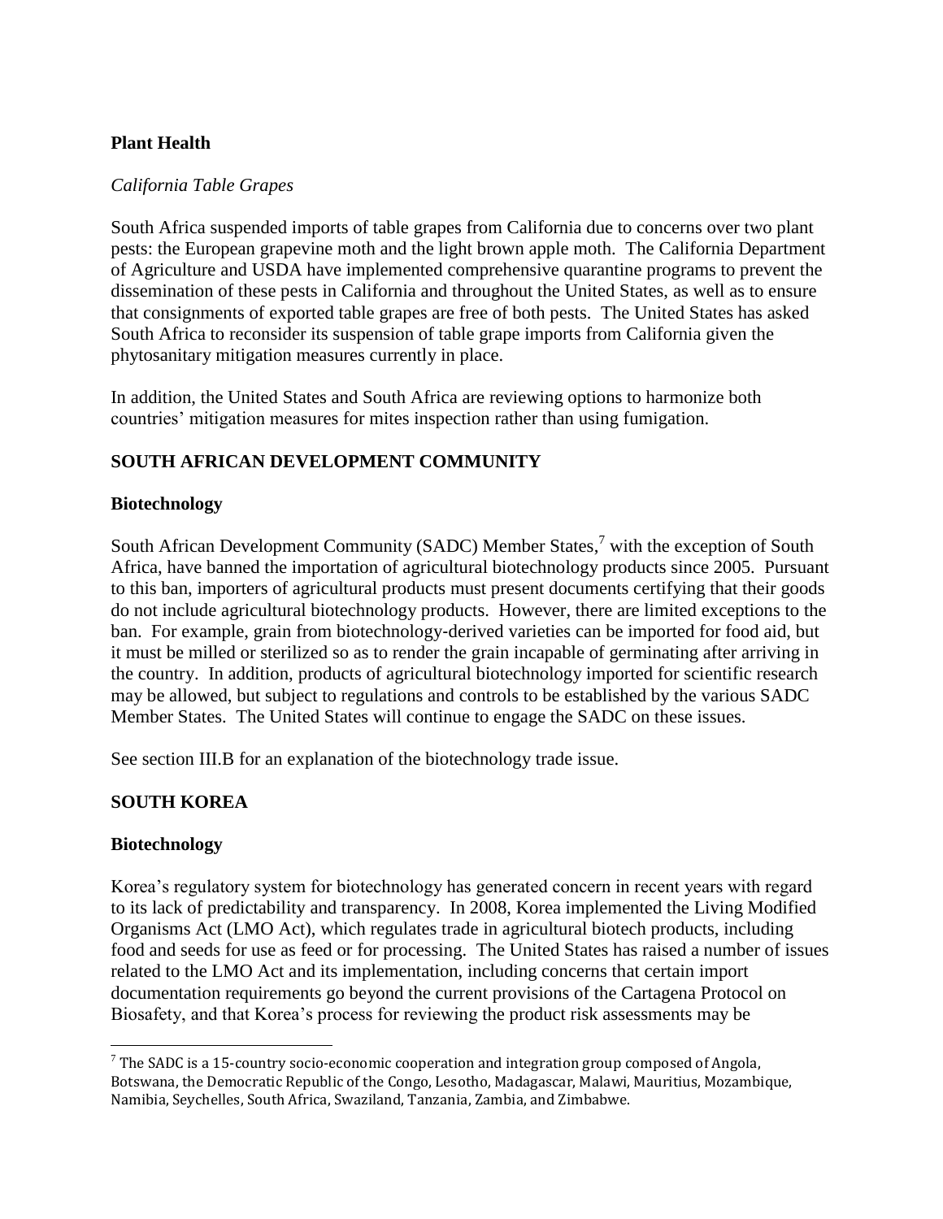### Plant Health

*California Table Grapes*

South Africa suspended imports of table grapes from California due to concerns over two plant pests: the European grapevine moth and the light brown apple moth. The California Department of Agriculture and USDA have implemented comprehensive quarantine programs to prevent the dissemination of these pests in California and throughout the United States, as well as to ensure that consignments of exported table grapes are free of both pests. The United States has asked South Africa to reconsider its suspension of table grape imports from California given the phytosanitary mitigation measures currently in place.

In addition, the United States and South Africa are reviewing options to harmonize both countries' mitigation measures for mites inspection rather than using fumigation.

## SOUTH AFRICAN DEVELOPMENT COMMUNITY

### Biotechnology

South African Development Community (SADC) Member States,[7] with the exception of South Africa, have banned the importation of agricultural biotechnology products since 2005. Pursuant to this ban, importers of agricultural products must present documents certifying that their goods do not include agricultural biotechnology products. However, there are limited exceptions to the ban. For example, grain from biotechnology-derived varieties can be imported for food aid, but it must be milled or sterilized so as to render the grain incapable of germinating after arriving in the country. In addition, products of agricultural biotechnology imported for scientific research may be allowed, but subject to regulations and controls to be established by the various SADC Member States. The United States will continue to engage the SADC on these issues.

See section III.B for an explanation of the biotechnology trade issue.

## SOUTH KOREA

### Biotechnology

Korea's regulatory system for biotechnology has generated concern in recent years with regard to its lack of predictability and transparency. In 2008, Korea implemented the Living Modified Organisms Act (LMO Act), which regulates trade in agricultural biotech products, including food and seeds for use as feed or for processing. The United States has raised a number of issues related to the LMO Act and its implementation, including concerns that certain import documentation requirements go beyond the current provisions of the Cartagena Protocol on Biosafety, and that Korea's process for reviewing the product risk assessments may be

---

[7] The SADC is a 15-country socio-economic cooperation and integration group composed of Angola, Botswana, the Democratic Republic of the Congo, Lesotho, Madagascar, Malawi, Mauritius, Mozambique, Namibia, Seychelles, South Africa, Swaziland, Tanzania, Zambia, and Zimbabwe.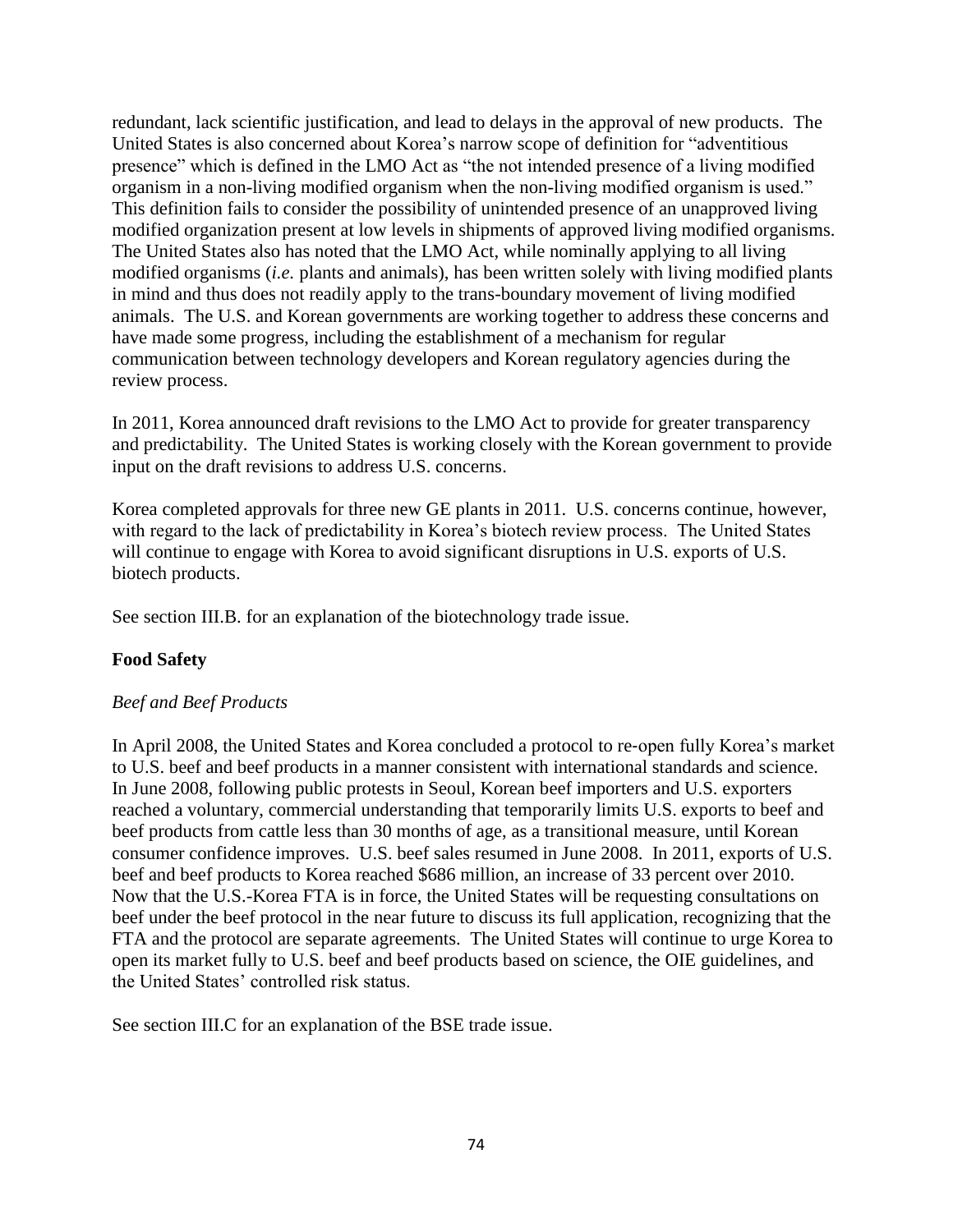redundant, lack scientific justification, and lead to delays in the approval of new products. The United States is also concerned about Korea's narrow scope of definition for "adventitious presence" which is defined in the LMO Act as "the not intended presence of a living modified organism in a non-living modified organism when the non-living modified organism is used." This definition fails to consider the possibility of unintended presence of an unapproved living modified organization present at low levels in shipments of approved living modified organisms. The United States also has noted that the LMO Act, while nominally applying to all living modified organisms (*i.e.* plants and animals), has been written solely with living modified plants in mind and thus does not readily apply to the trans-boundary movement of living modified animals. The U.S. and Korean governments are working together to address these concerns and have made some progress, including the establishment of a mechanism for regular communication between technology developers and Korean regulatory agencies during the review process.

In 2011, Korea announced draft revisions to the LMO Act to provide for greater transparency and predictability. The United States is working closely with the Korean government to provide input on the draft revisions to address U.S. concerns.

Korea completed approvals for three new GE plants in 2011. U.S. concerns continue, however, with regard to the lack of predictability in Korea's biotech review process. The United States will continue to engage with Korea to avoid significant disruptions in U.S. exports of U.S. biotech products.

See section III.B. for an explanation of the biotechnology trade issue.

**Food Safety**

*Beef and Beef Products*

In April 2008, the United States and Korea concluded a protocol to re-open fully Korea's market to U.S. beef and beef products in a manner consistent with international standards and science. In June 2008, following public protests in Seoul, Korean beef importers and U.S. exporters reached a voluntary, commercial understanding that temporarily limits U.S. exports to beef and beef products from cattle less than 30 months of age, as a transitional measure, until Korean consumer confidence improves. U.S. beef sales resumed in June 2008. In 2011, exports of U.S. beef and beef products to Korea reached $686 million, an increase of 33 percent over 2010. Now that the U.S.-Korea FTA is in force, the United States will be requesting consultations on beef under the beef protocol in the near future to discuss its full application, recognizing that the FTA and the protocol are separate agreements. The United States will continue to urge Korea to open its market fully to U.S. beef and beef products based on science, the OIE guidelines, and the United States' controlled risk status.

See section III.C for an explanation of the BSE trade issue.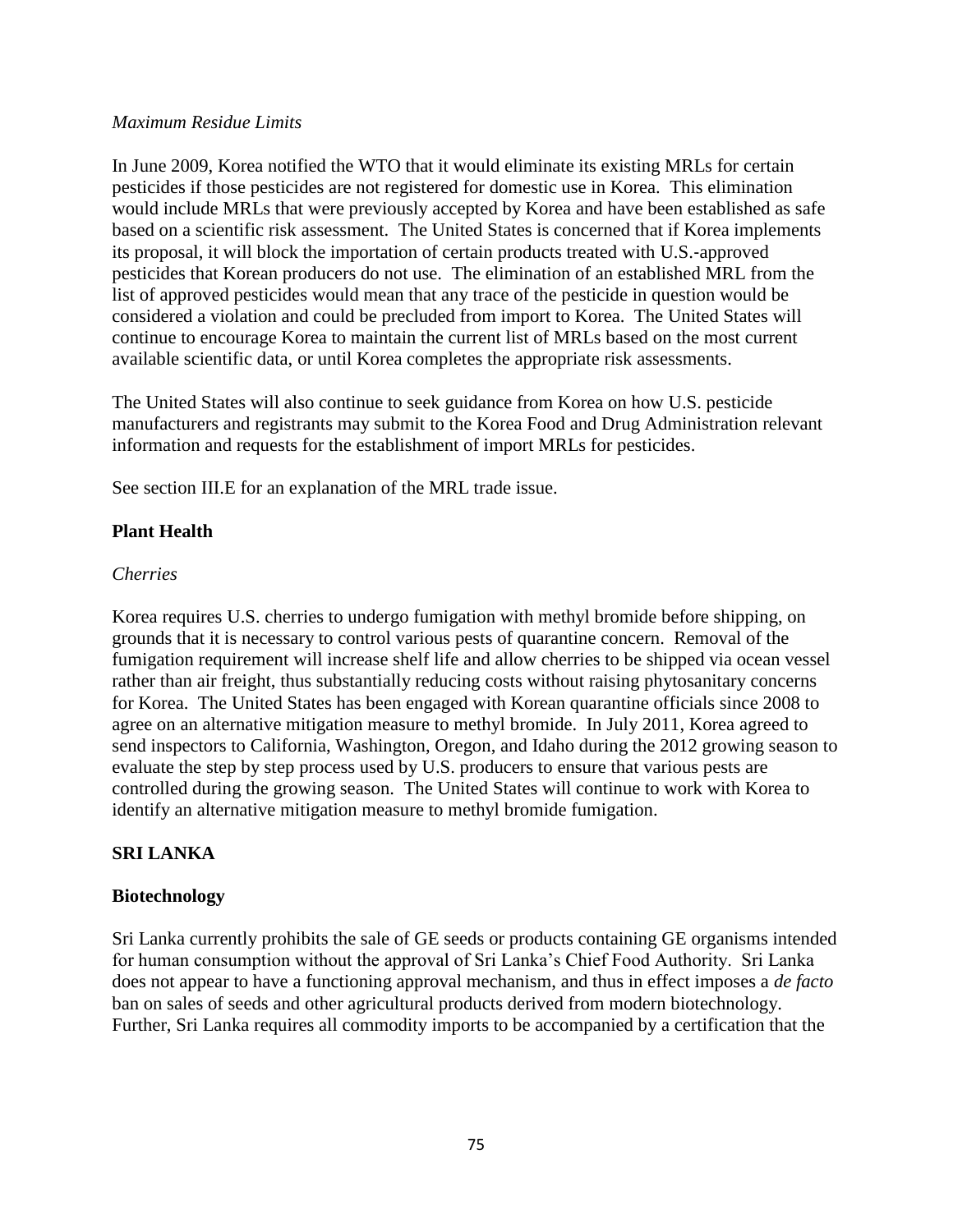*Maximum Residue Limits*

In June 2009, Korea notified the WTO that it would eliminate its existing MRLs for certain pesticides if those pesticides are not registered for domestic use in Korea. This elimination would include MRLs that were previously accepted by Korea and have been established as safe based on a scientific risk assessment. The United States is concerned that if Korea implements its proposal, it will block the importation of certain products treated with U.S.-approved pesticides that Korean producers do not use. The elimination of an established MRL from the list of approved pesticides would mean that any trace of the pesticide in question would be considered a violation and could be precluded from import to Korea. The United States will continue to encourage Korea to maintain the current list of MRLs based on the most current available scientific data, or until Korea completes the appropriate risk assessments.

The United States will also continue to seek guidance from Korea on how U.S. pesticide manufacturers and registrants may submit to the Korea Food and Drug Administration relevant information and requests for the establishment of import MRLs for pesticides.

See section III.E for an explanation of the MRL trade issue.

**Plant Health**

*Cherries*

Korea requires U.S. cherries to undergo fumigation with methyl bromide before shipping, on grounds that it is necessary to control various pests of quarantine concern. Removal of the fumigation requirement will increase shelf life and allow cherries to be shipped via ocean vessel rather than air freight, thus substantially reducing costs without raising phytosanitary concerns for Korea. The United States has been engaged with Korean quarantine officials since 2008 to agree on an alternative mitigation measure to methyl bromide. In July 2011, Korea agreed to send inspectors to California, Washington, Oregon, and Idaho during the 2012 growing season to evaluate the step by step process used by U.S. producers to ensure that various pests are controlled during the growing season. The United States will continue to work with Korea to identify an alternative mitigation measure to methyl bromide fumigation.

## SRI LANKA

**Biotechnology**

Sri Lanka currently prohibits the sale of GE seeds or products containing GE organisms intended for human consumption without the approval of Sri Lanka's Chief Food Authority. Sri Lanka does not appear to have a functioning approval mechanism, and thus in effect imposes a *de facto* ban on sales of seeds and other agricultural products derived from modern biotechnology. Further, Sri Lanka requires all commodity imports to be accompanied by a certification that the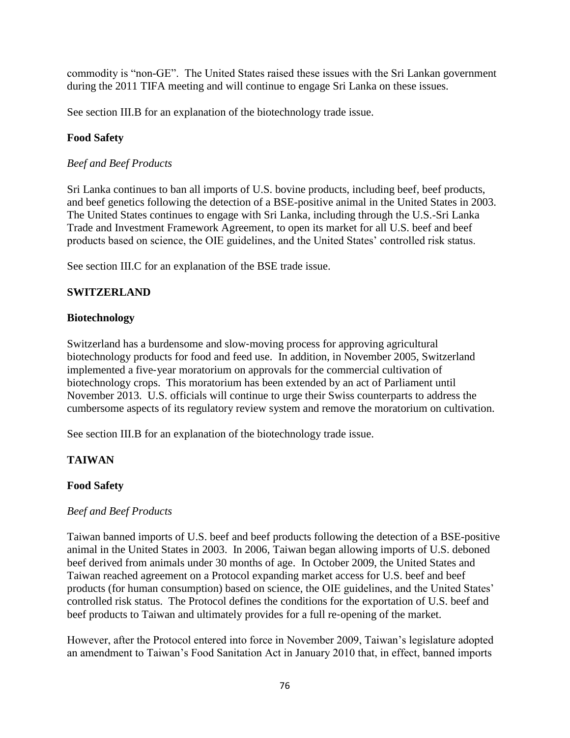commodity is "non-GE". The United States raised these issues with the Sri Lankan government during the 2011 TIFA meeting and will continue to engage Sri Lanka on these issues.

See section III.B for an explanation of the biotechnology trade issue.

### Food Safety

*Beef and Beef Products*

Sri Lanka continues to ban all imports of U.S. bovine products, including beef, beef products, and beef genetics following the detection of a BSE-positive animal in the United States in 2003. The United States continues to engage with Sri Lanka, including through the U.S.-Sri Lanka Trade and Investment Framework Agreement, to open its market for all U.S. beef and beef products based on science, the OIE guidelines, and the United States' controlled risk status.

See section III.C for an explanation of the BSE trade issue.

## SWITZERLAND

### Biotechnology

Switzerland has a burdensome and slow-moving process for approving agricultural biotechnology products for food and feed use. In addition, in November 2005, Switzerland implemented a five-year moratorium on approvals for the commercial cultivation of biotechnology crops. This moratorium has been extended by an act of Parliament until November 2013. U.S. officials will continue to urge their Swiss counterparts to address the cumbersome aspects of its regulatory review system and remove the moratorium on cultivation.

See section III.B for an explanation of the biotechnology trade issue.

## TAIWAN

### Food Safety

*Beef and Beef Products*

Taiwan banned imports of U.S. beef and beef products following the detection of a BSE-positive animal in the United States in 2003. In 2006, Taiwan began allowing imports of U.S. deboned beef derived from animals under 30 months of age. In October 2009, the United States and Taiwan reached agreement on a Protocol expanding market access for U.S. beef and beef products (for human consumption) based on science, the OIE guidelines, and the United States' controlled risk status. The Protocol defines the conditions for the exportation of U.S. beef and beef products to Taiwan and ultimately provides for a full re-opening of the market.

However, after the Protocol entered into force in November 2009, Taiwan's legislature adopted an amendment to Taiwan's Food Sanitation Act in January 2010 that, in effect, banned imports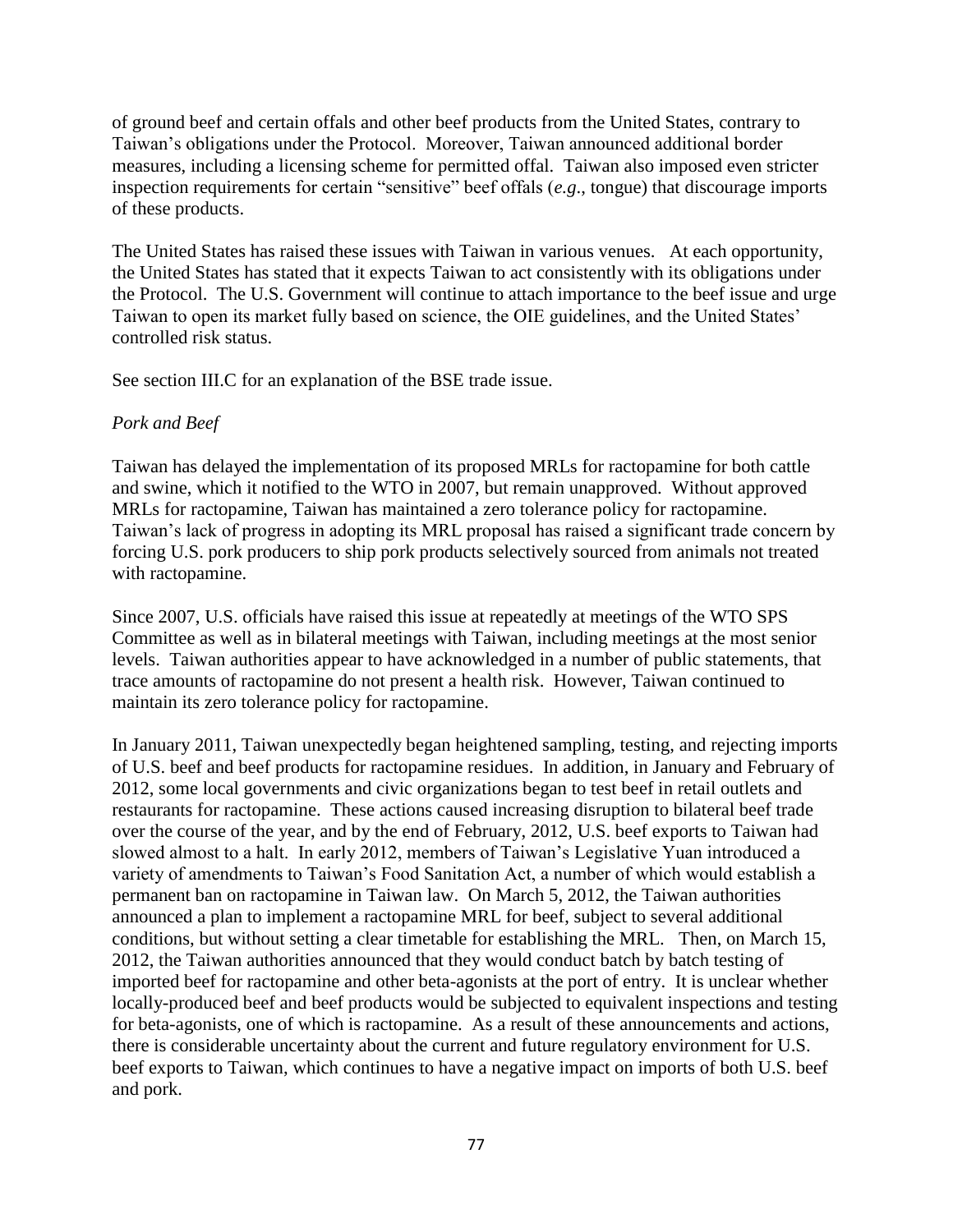of ground beef and certain offals and other beef products from the United States, contrary to Taiwan's obligations under the Protocol. Moreover, Taiwan announced additional border measures, including a licensing scheme for permitted offal. Taiwan also imposed even stricter inspection requirements for certain "sensitive" beef offals (*e.g.*, tongue) that discourage imports of these products.

The United States has raised these issues with Taiwan in various venues. At each opportunity, the United States has stated that it expects Taiwan to act consistently with its obligations under the Protocol. The U.S. Government will continue to attach importance to the beef issue and urge Taiwan to open its market fully based on science, the OIE guidelines, and the United States' controlled risk status.

See section III.C for an explanation of the BSE trade issue.

*Pork and Beef*

Taiwan has delayed the implementation of its proposed MRLs for ractopamine for both cattle and swine, which it notified to the WTO in 2007, but remain unapproved. Without approved MRLs for ractopamine, Taiwan has maintained a zero tolerance policy for ractopamine. Taiwan's lack of progress in adopting its MRL proposal has raised a significant trade concern by forcing U.S. pork producers to ship pork products selectively sourced from animals not treated with ractopamine.

Since 2007, U.S. officials have raised this issue at repeatedly at meetings of the WTO SPS Committee as well as in bilateral meetings with Taiwan, including meetings at the most senior levels. Taiwan authorities appear to have acknowledged in a number of public statements, that trace amounts of ractopamine do not present a health risk. However, Taiwan continued to maintain its zero tolerance policy for ractopamine.

In January 2011, Taiwan unexpectedly began heightened sampling, testing, and rejecting imports of U.S. beef and beef products for ractopamine residues. In addition, in January and February of 2012, some local governments and civic organizations began to test beef in retail outlets and restaurants for ractopamine. These actions caused increasing disruption to bilateral beef trade over the course of the year, and by the end of February, 2012, U.S. beef exports to Taiwan had slowed almost to a halt. In early 2012, members of Taiwan's Legislative Yuan introduced a variety of amendments to Taiwan's Food Sanitation Act, a number of which would establish a permanent ban on ractopamine in Taiwan law. On March 5, 2012, the Taiwan authorities announced a plan to implement a ractopamine MRL for beef, subject to several additional conditions, but without setting a clear timetable for establishing the MRL. Then, on March 15, 2012, the Taiwan authorities announced that they would conduct batch by batch testing of imported beef for ractopamine and other beta-agonists at the port of entry. It is unclear whether locally-produced beef and beef products would be subjected to equivalent inspections and testing for beta-agonists, one of which is ractopamine. As a result of these announcements and actions, there is considerable uncertainty about the current and future regulatory environment for U.S. beef exports to Taiwan, which continues to have a negative impact on imports of both U.S. beef and pork.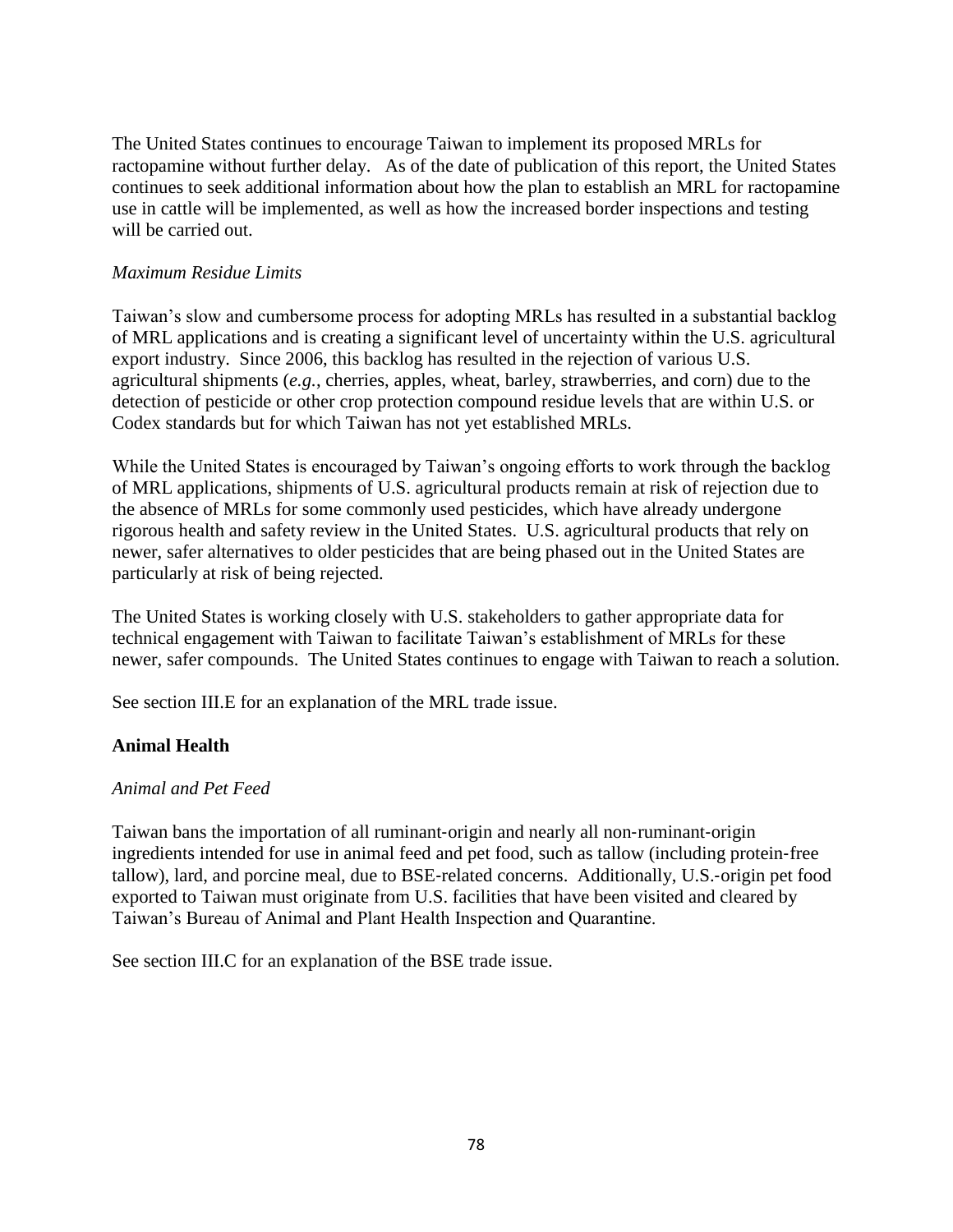The United States continues to encourage Taiwan to implement its proposed MRLs for ractopamine without further delay. As of the date of publication of this report, the United States continues to seek additional information about how the plan to establish an MRL for ractopamine use in cattle will be implemented, as well as how the increased border inspections and testing will be carried out.

*Maximum Residue Limits*

Taiwan's slow and cumbersome process for adopting MRLs has resulted in a substantial backlog of MRL applications and is creating a significant level of uncertainty within the U.S. agricultural export industry. Since 2006, this backlog has resulted in the rejection of various U.S. agricultural shipments (*e.g.*, cherries, apples, wheat, barley, strawberries, and corn) due to the detection of pesticide or other crop protection compound residue levels that are within U.S. or Codex standards but for which Taiwan has not yet established MRLs.

While the United States is encouraged by Taiwan's ongoing efforts to work through the backlog of MRL applications, shipments of U.S. agricultural products remain at risk of rejection due to the absence of MRLs for some commonly used pesticides, which have already undergone rigorous health and safety review in the United States. U.S. agricultural products that rely on newer, safer alternatives to older pesticides that are being phased out in the United States are particularly at risk of being rejected.

The United States is working closely with U.S. stakeholders to gather appropriate data for technical engagement with Taiwan to facilitate Taiwan's establishment of MRLs for these newer, safer compounds. The United States continues to engage with Taiwan to reach a solution.

See section III.E for an explanation of the MRL trade issue.

**Animal Health**

*Animal and Pet Feed*

Taiwan bans the importation of all ruminant-origin and nearly all non-ruminant-origin ingredients intended for use in animal feed and pet food, such as tallow (including protein-free tallow), lard, and porcine meal, due to BSE-related concerns. Additionally, U.S.-origin pet food exported to Taiwan must originate from U.S. facilities that have been visited and cleared by Taiwan's Bureau of Animal and Plant Health Inspection and Quarantine.

See section III.C for an explanation of the BSE trade issue.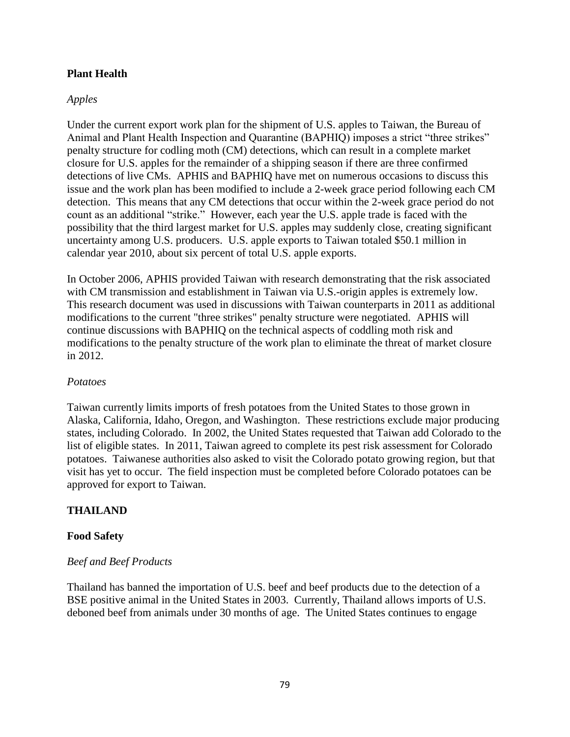## Plant Health

### *Apples*

Under the current export work plan for the shipment of U.S. apples to Taiwan, the Bureau of Animal and Plant Health Inspection and Quarantine (BAPHIQ) imposes a strict "three strikes" penalty structure for codling moth (CM) detections, which can result in a complete market closure for U.S. apples for the remainder of a shipping season if there are three confirmed detections of live CMs. APHIS and BAPHIQ have met on numerous occasions to discuss this issue and the work plan has been modified to include a 2-week grace period following each CM detection. This means that any CM detections that occur within the 2-week grace period do not count as an additional "strike." However, each year the U.S. apple trade is faced with the possibility that the third largest market for U.S. apples may suddenly close, creating significant uncertainty among U.S. producers. U.S. apple exports to Taiwan totaled $50.1 million in calendar year 2010, about six percent of total U.S. apple exports.

In October 2006, APHIS provided Taiwan with research demonstrating that the risk associated with CM transmission and establishment in Taiwan via U.S.-origin apples is extremely low. This research document was used in discussions with Taiwan counterparts in 2011 as additional modifications to the current "three strikes" penalty structure were negotiated. APHIS will continue discussions with BAPHIQ on the technical aspects of coddling moth risk and modifications to the penalty structure of the work plan to eliminate the threat of market closure in 2012.

### *Potatoes*

Taiwan currently limits imports of fresh potatoes from the United States to those grown in Alaska, California, Idaho, Oregon, and Washington. These restrictions exclude major producing states, including Colorado. In 2002, the United States requested that Taiwan add Colorado to the list of eligible states. In 2011, Taiwan agreed to complete its pest risk assessment for Colorado potatoes. Taiwanese authorities also asked to visit the Colorado potato growing region, but that visit has yet to occur. The field inspection must be completed before Colorado potatoes can be approved for export to Taiwan.

# THAILAND

## Food Safety

### *Beef and Beef Products*

Thailand has banned the importation of U.S. beef and beef products due to the detection of a BSE positive animal in the United States in 2003. Currently, Thailand allows imports of U.S. deboned beef from animals under 30 months of age. The United States continues to engage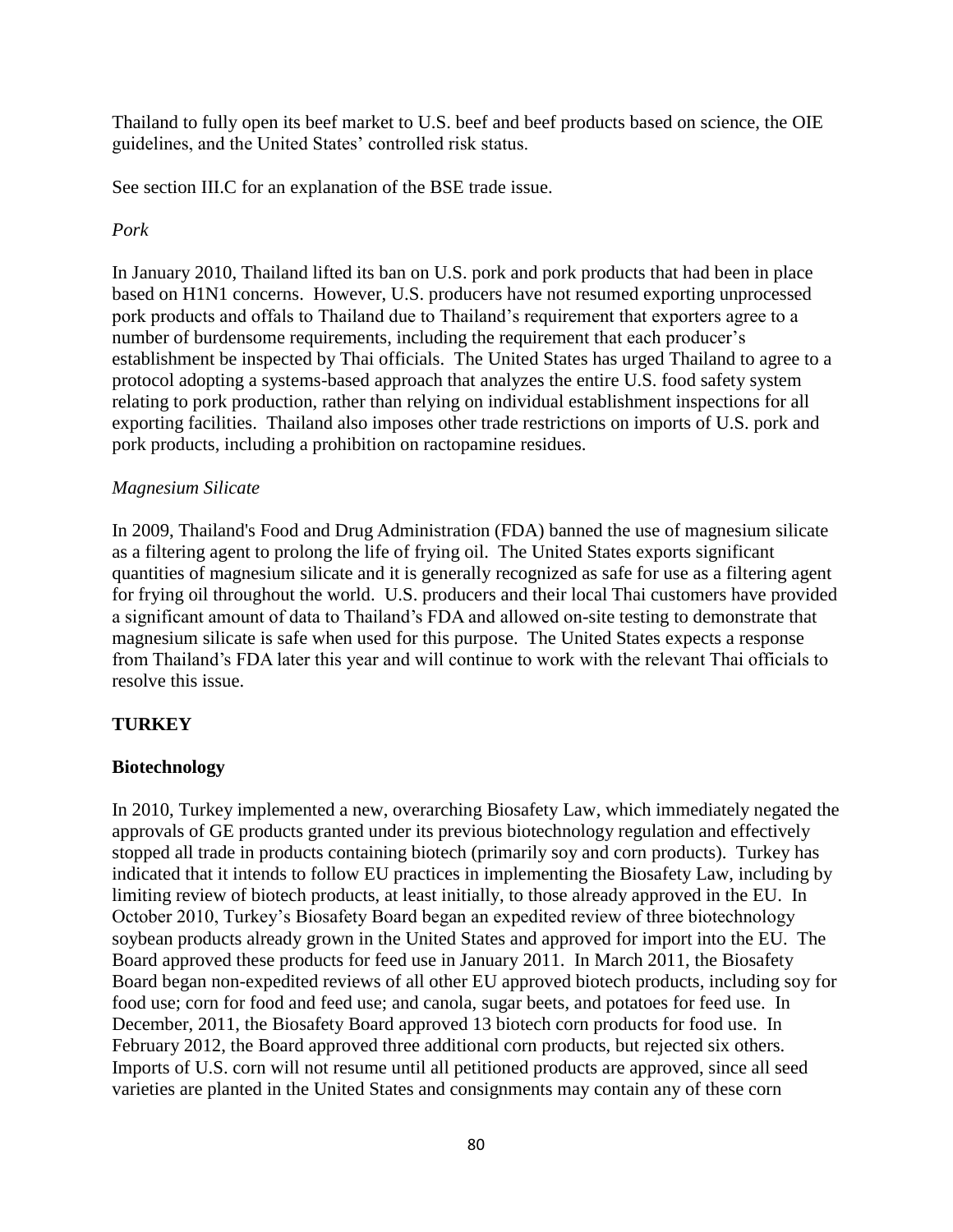Thailand to fully open its beef market to U.S. beef and beef products based on science, the OIE guidelines, and the United States' controlled risk status.

See section III.C for an explanation of the BSE trade issue.

*Pork*

In January 2010, Thailand lifted its ban on U.S. pork and pork products that had been in place based on H1N1 concerns. However, U.S. producers have not resumed exporting unprocessed pork products and offals to Thailand due to Thailand's requirement that exporters agree to a number of burdensome requirements, including the requirement that each producer's establishment be inspected by Thai officials. The United States has urged Thailand to agree to a protocol adopting a systems-based approach that analyzes the entire U.S. food safety system relating to pork production, rather than relying on individual establishment inspections for all exporting facilities. Thailand also imposes other trade restrictions on imports of U.S. pork and pork products, including a prohibition on ractopamine residues.

*Magnesium Silicate*

In 2009, Thailand's Food and Drug Administration (FDA) banned the use of magnesium silicate as a filtering agent to prolong the life of frying oil. The United States exports significant quantities of magnesium silicate and it is generally recognized as safe for use as a filtering agent for frying oil throughout the world. U.S. producers and their local Thai customers have provided a significant amount of data to Thailand's FDA and allowed on-site testing to demonstrate that magnesium silicate is safe when used for this purpose. The United States expects a response from Thailand's FDA later this year and will continue to work with the relevant Thai officials to resolve this issue.

## TURKEY

### Biotechnology

In 2010, Turkey implemented a new, overarching Biosafety Law, which immediately negated the approvals of GE products granted under its previous biotechnology regulation and effectively stopped all trade in products containing biotech (primarily soy and corn products). Turkey has indicated that it intends to follow EU practices in implementing the Biosafety Law, including by limiting review of biotech products, at least initially, to those already approved in the EU. In October 2010, Turkey's Biosafety Board began an expedited review of three biotechnology soybean products already grown in the United States and approved for import into the EU. The Board approved these products for feed use in January 2011. In March 2011, the Biosafety Board began non-expedited reviews of all other EU approved biotech products, including soy for food use; corn for food and feed use; and canola, sugar beets, and potatoes for feed use. In December, 2011, the Biosafety Board approved 13 biotech corn products for food use. In February 2012, the Board approved three additional corn products, but rejected six others. Imports of U.S. corn will not resume until all petitioned products are approved, since all seed varieties are planted in the United States and consignments may contain any of these corn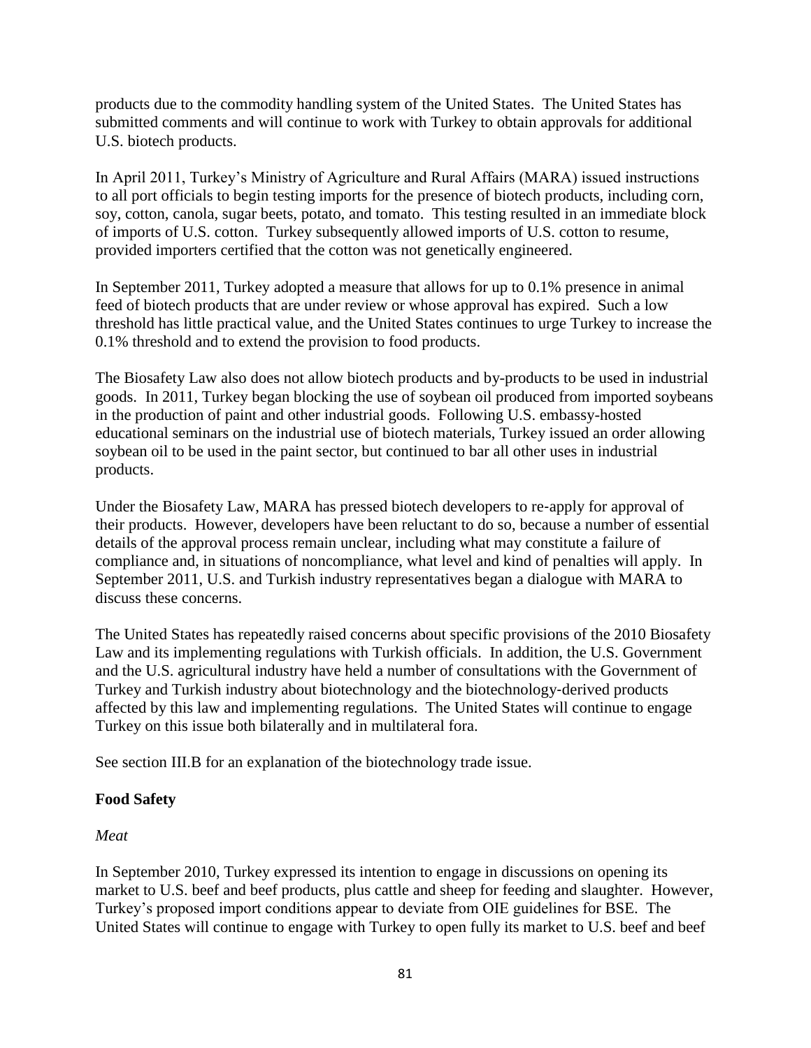products due to the commodity handling system of the United States. The United States has submitted comments and will continue to work with Turkey to obtain approvals for additional U.S. biotech products.

In April 2011, Turkey's Ministry of Agriculture and Rural Affairs (MARA) issued instructions to all port officials to begin testing imports for the presence of biotech products, including corn, soy, cotton, canola, sugar beets, potato, and tomato. This testing resulted in an immediate block of imports of U.S. cotton. Turkey subsequently allowed imports of U.S. cotton to resume, provided importers certified that the cotton was not genetically engineered.

In September 2011, Turkey adopted a measure that allows for up to 0.1% presence in animal feed of biotech products that are under review or whose approval has expired. Such a low threshold has little practical value, and the United States continues to urge Turkey to increase the 0.1% threshold and to extend the provision to food products.

The Biosafety Law also does not allow biotech products and by-products to be used in industrial goods. In 2011, Turkey began blocking the use of soybean oil produced from imported soybeans in the production of paint and other industrial goods. Following U.S. embassy-hosted educational seminars on the industrial use of biotech materials, Turkey issued an order allowing soybean oil to be used in the paint sector, but continued to bar all other uses in industrial products.

Under the Biosafety Law, MARA has pressed biotech developers to re-apply for approval of their products. However, developers have been reluctant to do so, because a number of essential details of the approval process remain unclear, including what may constitute a failure of compliance and, in situations of noncompliance, what level and kind of penalties will apply. In September 2011, U.S. and Turkish industry representatives began a dialogue with MARA to discuss these concerns.

The United States has repeatedly raised concerns about specific provisions of the 2010 Biosafety Law and its implementing regulations with Turkish officials. In addition, the U.S. Government and the U.S. agricultural industry have held a number of consultations with the Government of Turkey and Turkish industry about biotechnology and the biotechnology-derived products affected by this law and implementing regulations. The United States will continue to engage Turkey on this issue both bilaterally and in multilateral fora.

See section III.B for an explanation of the biotechnology trade issue.

**Food Safety**

*Meat*

In September 2010, Turkey expressed its intention to engage in discussions on opening its market to U.S. beef and beef products, plus cattle and sheep for feeding and slaughter. However, Turkey's proposed import conditions appear to deviate from OIE guidelines for BSE. The United States will continue to engage with Turkey to open fully its market to U.S. beef and beef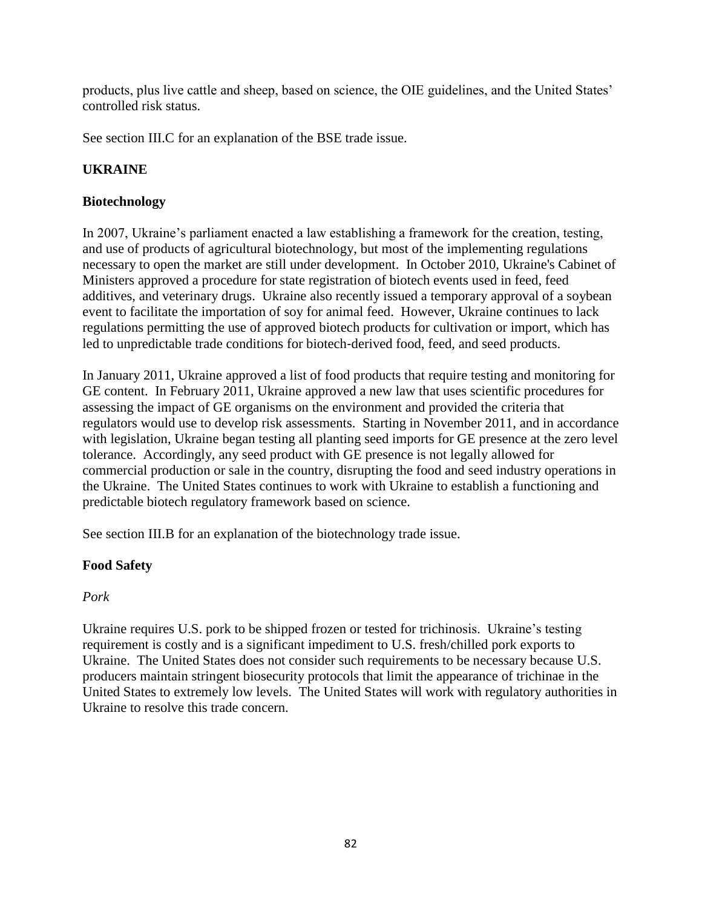products, plus live cattle and sheep, based on science, the OIE guidelines, and the United States' controlled risk status.

See section III.C for an explanation of the BSE trade issue.

## UKRAINE

### Biotechnology

In 2007, Ukraine's parliament enacted a law establishing a framework for the creation, testing, and use of products of agricultural biotechnology, but most of the implementing regulations necessary to open the market are still under development. In October 2010, Ukraine's Cabinet of Ministers approved a procedure for state registration of biotech events used in feed, feed additives, and veterinary drugs. Ukraine also recently issued a temporary approval of a soybean event to facilitate the importation of soy for animal feed. However, Ukraine continues to lack regulations permitting the use of approved biotech products for cultivation or import, which has led to unpredictable trade conditions for biotech-derived food, feed, and seed products.

In January 2011, Ukraine approved a list of food products that require testing and monitoring for GE content. In February 2011, Ukraine approved a new law that uses scientific procedures for assessing the impact of GE organisms on the environment and provided the criteria that regulators would use to develop risk assessments. Starting in November 2011, and in accordance with legislation, Ukraine began testing all planting seed imports for GE presence at the zero level tolerance. Accordingly, any seed product with GE presence is not legally allowed for commercial production or sale in the country, disrupting the food and seed industry operations in the Ukraine. The United States continues to work with Ukraine to establish a functioning and predictable biotech regulatory framework based on science.

See section III.B for an explanation of the biotechnology trade issue.

### Food Safety

*Pork*

Ukraine requires U.S. pork to be shipped frozen or tested for trichinosis. Ukraine's testing requirement is costly and is a significant impediment to U.S. fresh/chilled pork exports to Ukraine. The United States does not consider such requirements to be necessary because U.S. producers maintain stringent biosecurity protocols that limit the appearance of trichinae in the United States to extremely low levels. The United States will work with regulatory authorities in Ukraine to resolve this trade concern.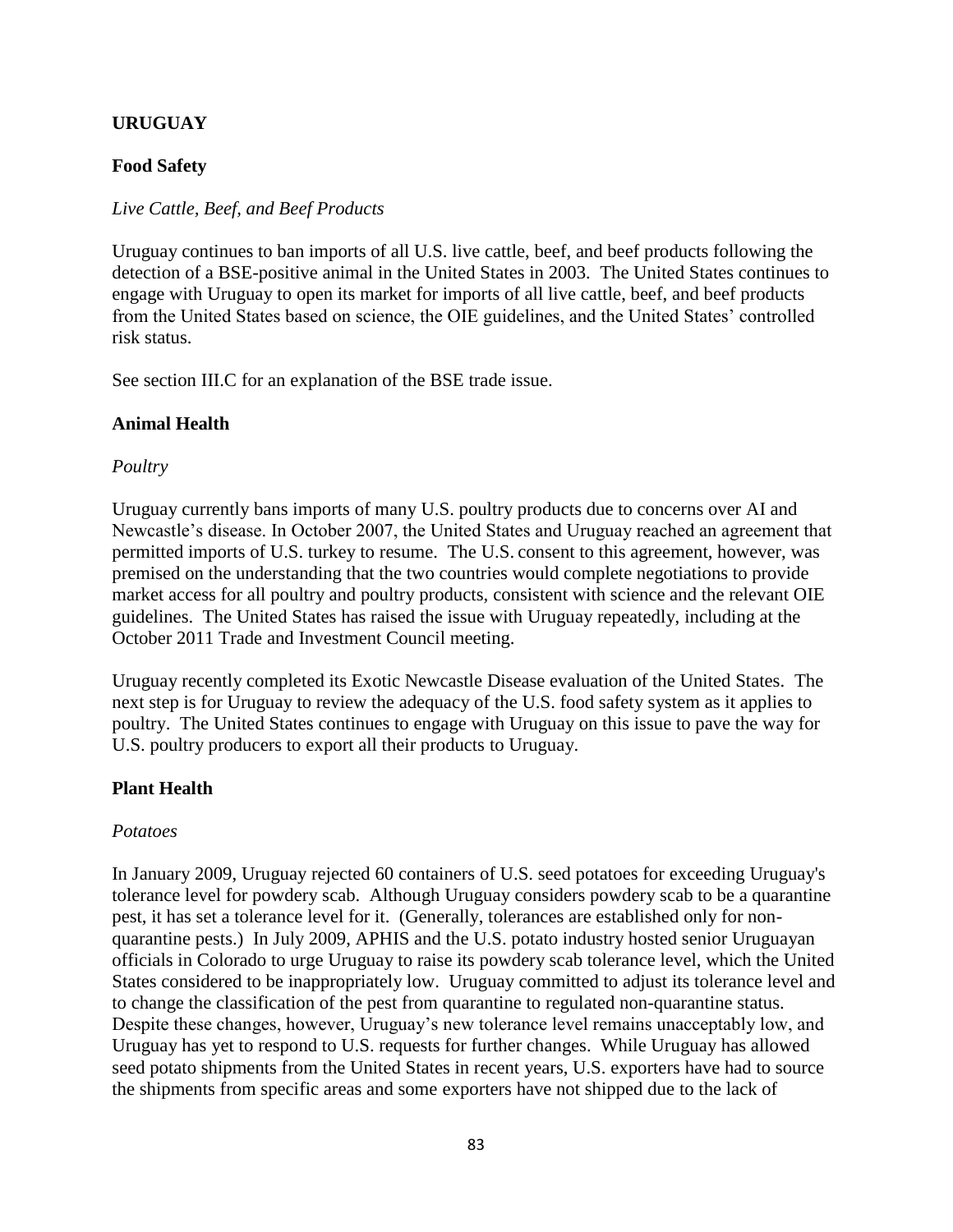## URUGUAY

### Food Safety

*Live Cattle, Beef, and Beef Products*

Uruguay continues to ban imports of all U.S. live cattle, beef, and beef products following the detection of a BSE-positive animal in the United States in 2003. The United States continues to engage with Uruguay to open its market for imports of all live cattle, beef, and beef products from the United States based on science, the OIE guidelines, and the United States' controlled risk status.

See section III.C for an explanation of the BSE trade issue.

### Animal Health

*Poultry*

Uruguay currently bans imports of many U.S. poultry products due to concerns over AI and Newcastle's disease. In October 2007, the United States and Uruguay reached an agreement that permitted imports of U.S. turkey to resume. The U.S. consent to this agreement, however, was premised on the understanding that the two countries would complete negotiations to provide market access for all poultry and poultry products, consistent with science and the relevant OIE guidelines. The United States has raised the issue with Uruguay repeatedly, including at the October 2011 Trade and Investment Council meeting.

Uruguay recently completed its Exotic Newcastle Disease evaluation of the United States. The next step is for Uruguay to review the adequacy of the U.S. food safety system as it applies to poultry. The United States continues to engage with Uruguay on this issue to pave the way for U.S. poultry producers to export all their products to Uruguay.

### Plant Health

*Potatoes*

In January 2009, Uruguay rejected 60 containers of U.S. seed potatoes for exceeding Uruguay's tolerance level for powdery scab. Although Uruguay considers powdery scab to be a quarantine pest, it has set a tolerance level for it. (Generally, tolerances are established only for non-quarantine pests.) In July 2009, APHIS and the U.S. potato industry hosted senior Uruguayan officials in Colorado to urge Uruguay to raise its powdery scab tolerance level, which the United States considered to be inappropriately low. Uruguay committed to adjust its tolerance level and to change the classification of the pest from quarantine to regulated non-quarantine status. Despite these changes, however, Uruguay's new tolerance level remains unacceptably low, and Uruguay has yet to respond to U.S. requests for further changes. While Uruguay has allowed seed potato shipments from the United States in recent years, U.S. exporters have had to source the shipments from specific areas and some exporters have not shipped due to the lack of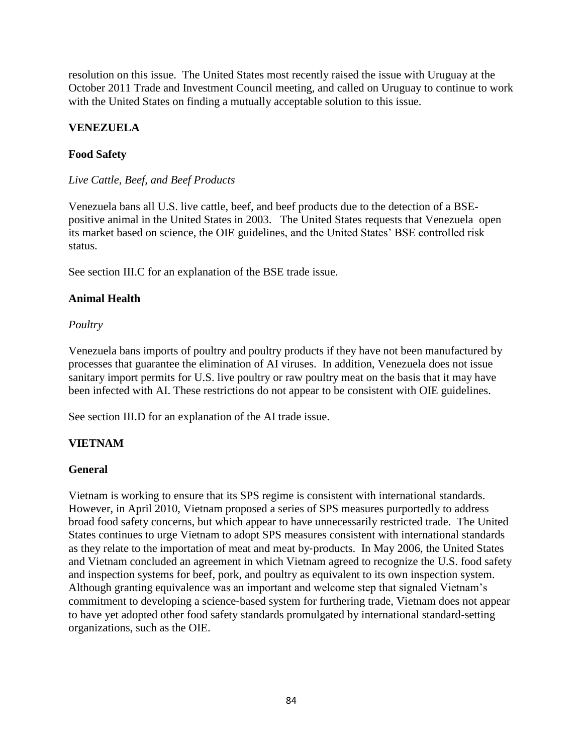resolution on this issue. The United States most recently raised the issue with Uruguay at the October 2011 Trade and Investment Council meeting, and called on Uruguay to continue to work with the United States on finding a mutually acceptable solution to this issue.

## VENEZUELA

### Food Safety

*Live Cattle, Beef, and Beef Products*

Venezuela bans all U.S. live cattle, beef, and beef products due to the detection of a BSE-positive animal in the United States in 2003. The United States requests that Venezuela open its market based on science, the OIE guidelines, and the United States' BSE controlled risk status.

See section III.C for an explanation of the BSE trade issue.

### Animal Health

*Poultry*

Venezuela bans imports of poultry and poultry products if they have not been manufactured by processes that guarantee the elimination of AI viruses. In addition, Venezuela does not issue sanitary import permits for U.S. live poultry or raw poultry meat on the basis that it may have been infected with AI. These restrictions do not appear to be consistent with OIE guidelines.

See section III.D for an explanation of the AI trade issue.

## VIETNAM

### General

Vietnam is working to ensure that its SPS regime is consistent with international standards. However, in April 2010, Vietnam proposed a series of SPS measures purportedly to address broad food safety concerns, but which appear to have unnecessarily restricted trade. The United States continues to urge Vietnam to adopt SPS measures consistent with international standards as they relate to the importation of meat and meat by-products. In May 2006, the United States and Vietnam concluded an agreement in which Vietnam agreed to recognize the U.S. food safety and inspection systems for beef, pork, and poultry as equivalent to its own inspection system. Although granting equivalence was an important and welcome step that signaled Vietnam's commitment to developing a science-based system for furthering trade, Vietnam does not appear to have yet adopted other food safety standards promulgated by international standard-setting organizations, such as the OIE.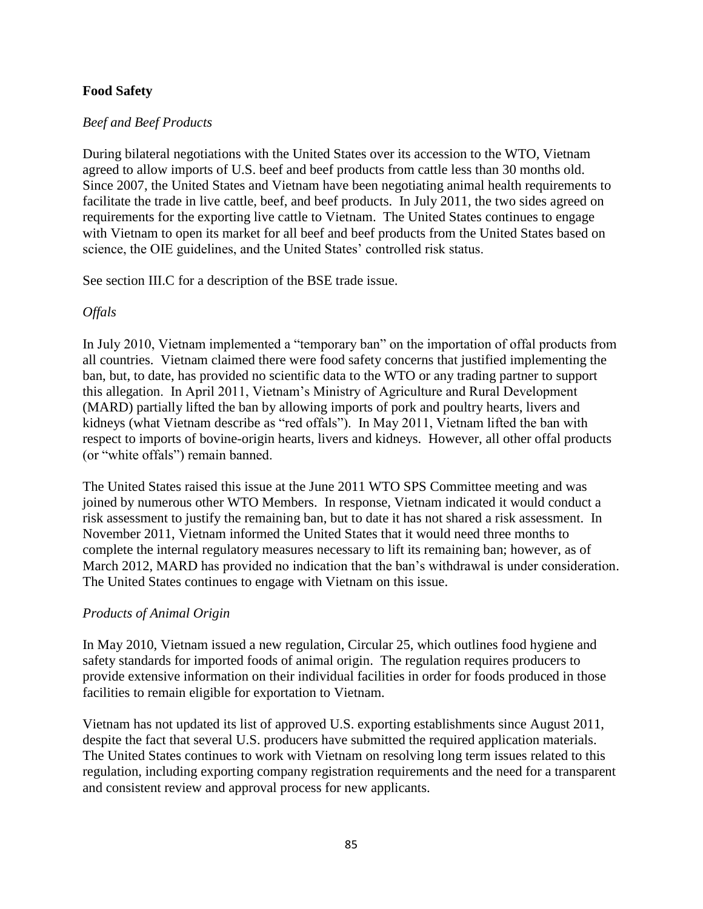**Food Safety**

*Beef and Beef Products*

During bilateral negotiations with the United States over its accession to the WTO, Vietnam agreed to allow imports of U.S. beef and beef products from cattle less than 30 months old. Since 2007, the United States and Vietnam have been negotiating animal health requirements to facilitate the trade in live cattle, beef, and beef products. In July 2011, the two sides agreed on requirements for the exporting live cattle to Vietnam. The United States continues to engage with Vietnam to open its market for all beef and beef products from the United States based on science, the OIE guidelines, and the United States' controlled risk status.

See section III.C for a description of the BSE trade issue.

*Offals*

In July 2010, Vietnam implemented a "temporary ban" on the importation of offal products from all countries. Vietnam claimed there were food safety concerns that justified implementing the ban, but, to date, has provided no scientific data to the WTO or any trading partner to support this allegation. In April 2011, Vietnam's Ministry of Agriculture and Rural Development (MARD) partially lifted the ban by allowing imports of pork and poultry hearts, livers and kidneys (what Vietnam describe as "red offals"). In May 2011, Vietnam lifted the ban with respect to imports of bovine-origin hearts, livers and kidneys. However, all other offal products (or "white offals") remain banned.

The United States raised this issue at the June 2011 WTO SPS Committee meeting and was joined by numerous other WTO Members. In response, Vietnam indicated it would conduct a risk assessment to justify the remaining ban, but to date it has not shared a risk assessment. In November 2011, Vietnam informed the United States that it would need three months to complete the internal regulatory measures necessary to lift its remaining ban; however, as of March 2012, MARD has provided no indication that the ban's withdrawal is under consideration. The United States continues to engage with Vietnam on this issue.

*Products of Animal Origin*

In May 2010, Vietnam issued a new regulation, Circular 25, which outlines food hygiene and safety standards for imported foods of animal origin. The regulation requires producers to provide extensive information on their individual facilities in order for foods produced in those facilities to remain eligible for exportation to Vietnam.

Vietnam has not updated its list of approved U.S. exporting establishments since August 2011, despite the fact that several U.S. producers have submitted the required application materials. The United States continues to work with Vietnam on resolving long term issues related to this regulation, including exporting company registration requirements and the need for a transparent and consistent review and approval process for new applicants.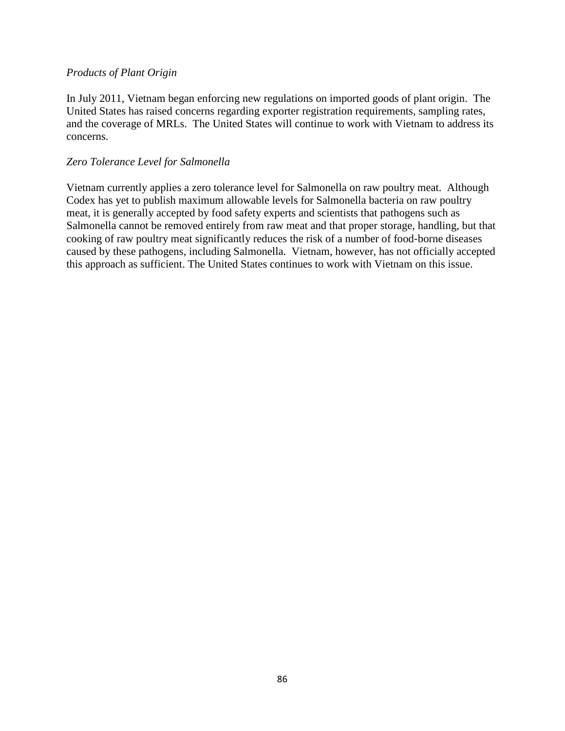*Products of Plant Origin*

In July 2011, Vietnam began enforcing new regulations on imported goods of plant origin. The United States has raised concerns regarding exporter registration requirements, sampling rates, and the coverage of MRLs. The United States will continue to work with Vietnam to address its concerns.

*Zero Tolerance Level for Salmonella*

Vietnam currently applies a zero tolerance level for Salmonella on raw poultry meat. Although Codex has yet to publish maximum allowable levels for Salmonella bacteria on raw poultry meat, it is generally accepted by food safety experts and scientists that pathogens such as Salmonella cannot be removed entirely from raw meat and that proper storage, handling, but that cooking of raw poultry meat significantly reduces the risk of a number of food-borne diseases caused by these pathogens, including Salmonella. Vietnam, however, has not officially accepted this approach as sufficient. The United States continues to work with Vietnam on this issue.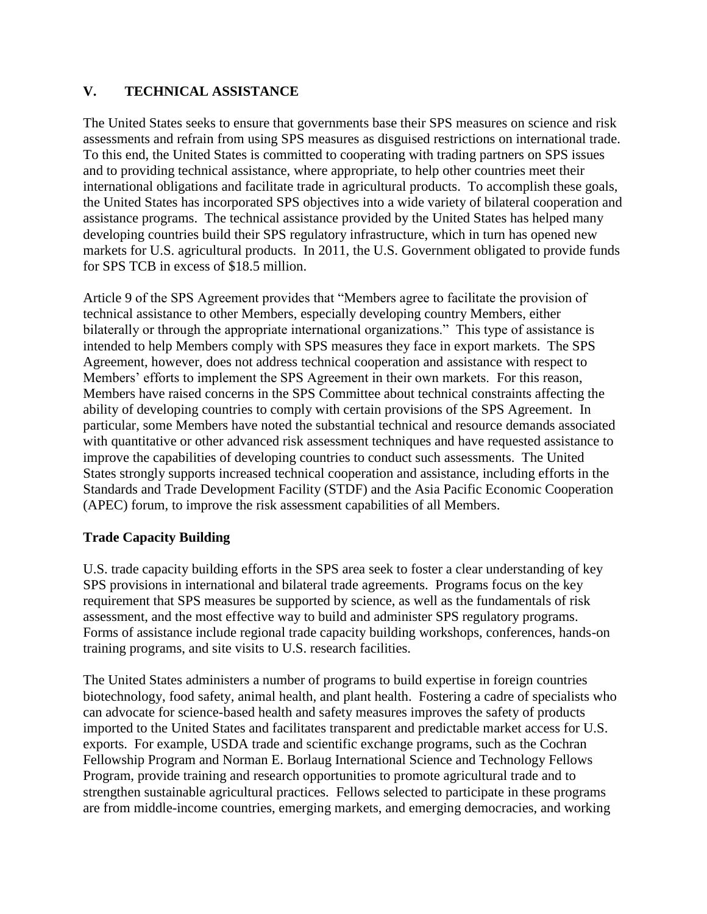## V. TECHNICAL ASSISTANCE

The United States seeks to ensure that governments base their SPS measures on science and risk assessments and refrain from using SPS measures as disguised restrictions on international trade. To this end, the United States is committed to cooperating with trading partners on SPS issues and to providing technical assistance, where appropriate, to help other countries meet their international obligations and facilitate trade in agricultural products. To accomplish these goals, the United States has incorporated SPS objectives into a wide variety of bilateral cooperation and assistance programs. The technical assistance provided by the United States has helped many developing countries build their SPS regulatory infrastructure, which in turn has opened new markets for U.S. agricultural products. In 2011, the U.S. Government obligated to provide funds for SPS TCB in excess of $18.5 million.

Article 9 of the SPS Agreement provides that "Members agree to facilitate the provision of technical assistance to other Members, especially developing country Members, either bilaterally or through the appropriate international organizations." This type of assistance is intended to help Members comply with SPS measures they face in export markets. The SPS Agreement, however, does not address technical cooperation and assistance with respect to Members' efforts to implement the SPS Agreement in their own markets. For this reason, Members have raised concerns in the SPS Committee about technical constraints affecting the ability of developing countries to comply with certain provisions of the SPS Agreement. In particular, some Members have noted the substantial technical and resource demands associated with quantitative or other advanced risk assessment techniques and have requested assistance to improve the capabilities of developing countries to conduct such assessments. The United States strongly supports increased technical cooperation and assistance, including efforts in the Standards and Trade Development Facility (STDF) and the Asia Pacific Economic Cooperation (APEC) forum, to improve the risk assessment capabilities of all Members.

### Trade Capacity Building

U.S. trade capacity building efforts in the SPS area seek to foster a clear understanding of key SPS provisions in international and bilateral trade agreements. Programs focus on the key requirement that SPS measures be supported by science, as well as the fundamentals of risk assessment, and the most effective way to build and administer SPS regulatory programs. Forms of assistance include regional trade capacity building workshops, conferences, hands-on training programs, and site visits to U.S. research facilities.

The United States administers a number of programs to build expertise in foreign countries biotechnology, food safety, animal health, and plant health. Fostering a cadre of specialists who can advocate for science-based health and safety measures improves the safety of products imported to the United States and facilitates transparent and predictable market access for U.S. exports. For example, USDA trade and scientific exchange programs, such as the Cochran Fellowship Program and Norman E. Borlaug International Science and Technology Fellows Program, provide training and research opportunities to promote agricultural trade and to strengthen sustainable agricultural practices. Fellows selected to participate in these programs are from middle-income countries, emerging markets, and emerging democracies, and working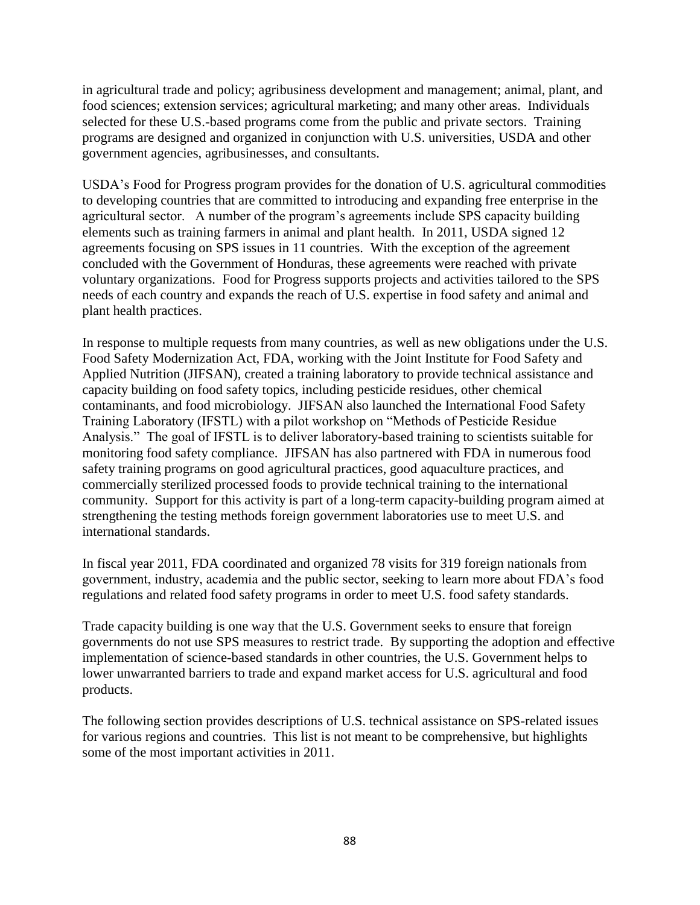in agricultural trade and policy; agribusiness development and management; animal, plant, and food sciences; extension services; agricultural marketing; and many other areas. Individuals selected for these U.S.-based programs come from the public and private sectors. Training programs are designed and organized in conjunction with U.S. universities, USDA and other government agencies, agribusinesses, and consultants.

USDA's Food for Progress program provides for the donation of U.S. agricultural commodities to developing countries that are committed to introducing and expanding free enterprise in the agricultural sector. A number of the program's agreements include SPS capacity building elements such as training farmers in animal and plant health. In 2011, USDA signed 12 agreements focusing on SPS issues in 11 countries. With the exception of the agreement concluded with the Government of Honduras, these agreements were reached with private voluntary organizations. Food for Progress supports projects and activities tailored to the SPS needs of each country and expands the reach of U.S. expertise in food safety and animal and plant health practices.

In response to multiple requests from many countries, as well as new obligations under the U.S. Food Safety Modernization Act, FDA, working with the Joint Institute for Food Safety and Applied Nutrition (JIFSAN), created a training laboratory to provide technical assistance and capacity building on food safety topics, including pesticide residues, other chemical contaminants, and food microbiology. JIFSAN also launched the International Food Safety Training Laboratory (IFSTL) with a pilot workshop on "Methods of Pesticide Residue Analysis." The goal of IFSTL is to deliver laboratory-based training to scientists suitable for monitoring food safety compliance. JIFSAN has also partnered with FDA in numerous food safety training programs on good agricultural practices, good aquaculture practices, and commercially sterilized processed foods to provide technical training to the international community. Support for this activity is part of a long-term capacity-building program aimed at strengthening the testing methods foreign government laboratories use to meet U.S. and international standards.

In fiscal year 2011, FDA coordinated and organized 78 visits for 319 foreign nationals from government, industry, academia and the public sector, seeking to learn more about FDA's food regulations and related food safety programs in order to meet U.S. food safety standards.

Trade capacity building is one way that the U.S. Government seeks to ensure that foreign governments do not use SPS measures to restrict trade. By supporting the adoption and effective implementation of science-based standards in other countries, the U.S. Government helps to lower unwarranted barriers to trade and expand market access for U.S. agricultural and food products.

The following section provides descriptions of U.S. technical assistance on SPS-related issues for various regions and countries. This list is not meant to be comprehensive, but highlights some of the most important activities in 2011.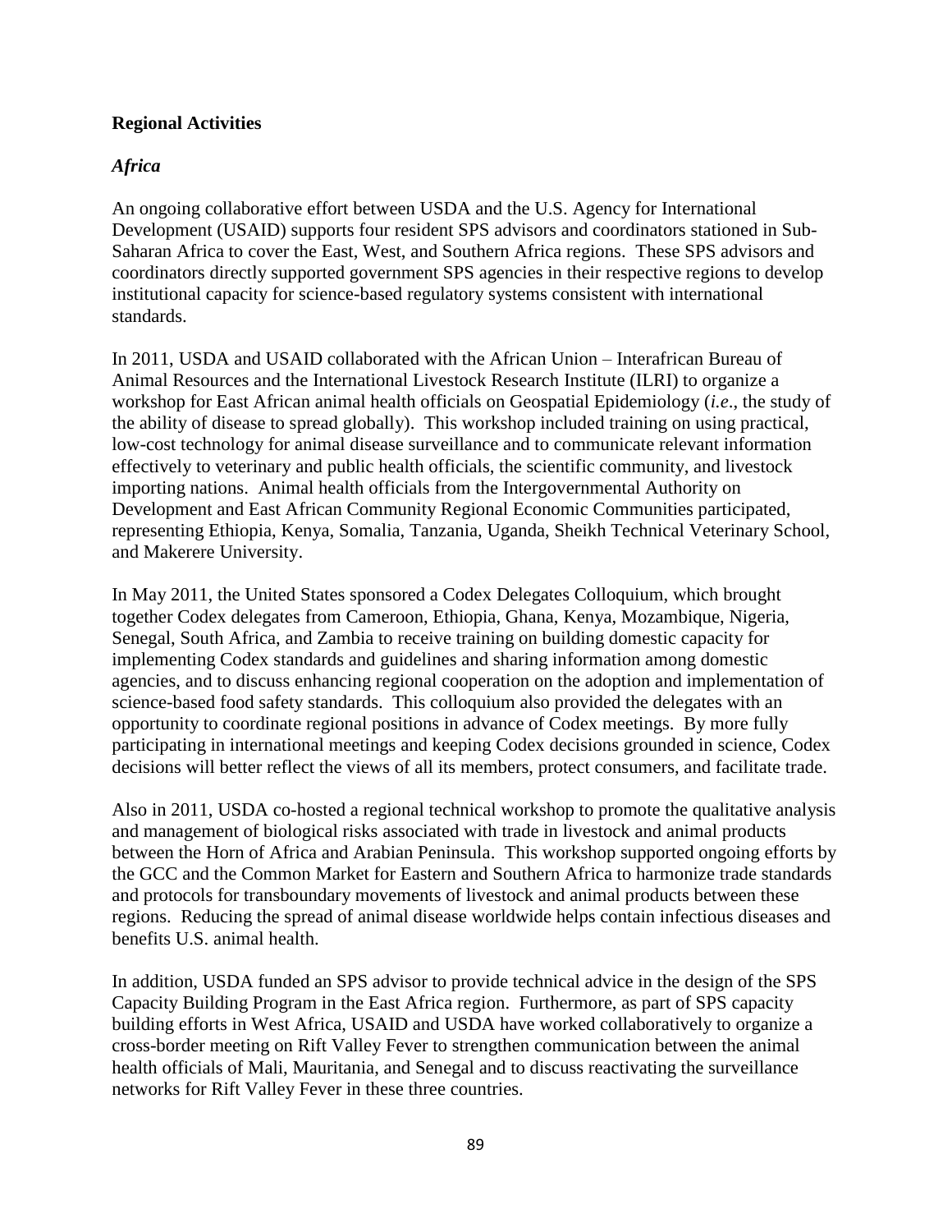**Regional Activities**

***Africa***

An ongoing collaborative effort between USDA and the U.S. Agency for International Development (USAID) supports four resident SPS advisors and coordinators stationed in Sub-Saharan Africa to cover the East, West, and Southern Africa regions. These SPS advisors and coordinators directly supported government SPS agencies in their respective regions to develop institutional capacity for science-based regulatory systems consistent with international standards.

In 2011, USDA and USAID collaborated with the African Union – Interafrican Bureau of Animal Resources and the International Livestock Research Institute (ILRI) to organize a workshop for East African animal health officials on Geospatial Epidemiology (*i.e*., the study of the ability of disease to spread globally). This workshop included training on using practical, low-cost technology for animal disease surveillance and to communicate relevant information effectively to veterinary and public health officials, the scientific community, and livestock importing nations. Animal health officials from the Intergovernmental Authority on Development and East African Community Regional Economic Communities participated, representing Ethiopia, Kenya, Somalia, Tanzania, Uganda, Sheikh Technical Veterinary School, and Makerere University.

In May 2011, the United States sponsored a Codex Delegates Colloquium, which brought together Codex delegates from Cameroon, Ethiopia, Ghana, Kenya, Mozambique, Nigeria, Senegal, South Africa, and Zambia to receive training on building domestic capacity for implementing Codex standards and guidelines and sharing information among domestic agencies, and to discuss enhancing regional cooperation on the adoption and implementation of science-based food safety standards. This colloquium also provided the delegates with an opportunity to coordinate regional positions in advance of Codex meetings. By more fully participating in international meetings and keeping Codex decisions grounded in science, Codex decisions will better reflect the views of all its members, protect consumers, and facilitate trade.

Also in 2011, USDA co-hosted a regional technical workshop to promote the qualitative analysis and management of biological risks associated with trade in livestock and animal products between the Horn of Africa and Arabian Peninsula. This workshop supported ongoing efforts by the GCC and the Common Market for Eastern and Southern Africa to harmonize trade standards and protocols for transboundary movements of livestock and animal products between these regions. Reducing the spread of animal disease worldwide helps contain infectious diseases and benefits U.S. animal health.

In addition, USDA funded an SPS advisor to provide technical advice in the design of the SPS Capacity Building Program in the East Africa region. Furthermore, as part of SPS capacity building efforts in West Africa, USAID and USDA have worked collaboratively to organize a cross-border meeting on Rift Valley Fever to strengthen communication between the animal health officials of Mali, Mauritania, and Senegal and to discuss reactivating the surveillance networks for Rift Valley Fever in these three countries.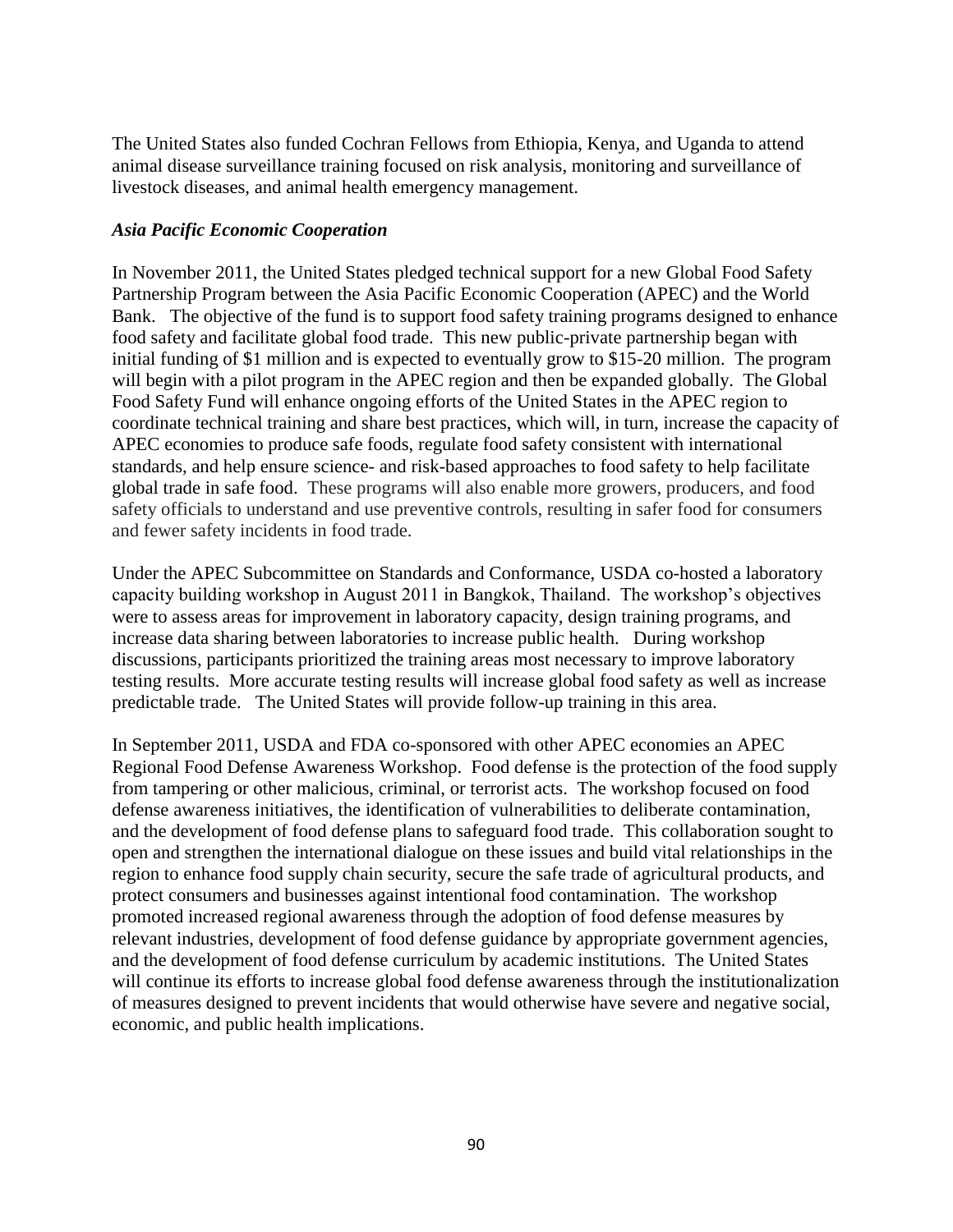The United States also funded Cochran Fellows from Ethiopia, Kenya, and Uganda to attend animal disease surveillance training focused on risk analysis, monitoring and surveillance of livestock diseases, and animal health emergency management.

### *Asia Pacific Economic Cooperation*

In November 2011, the United States pledged technical support for a new Global Food Safety Partnership Program between the Asia Pacific Economic Cooperation (APEC) and the World Bank. The objective of the fund is to support food safety training programs designed to enhance food safety and facilitate global food trade. This new public-private partnership began with initial funding of $1 million and is expected to eventually grow to $15-20 million. The program will begin with a pilot program in the APEC region and then be expanded globally. The Global Food Safety Fund will enhance ongoing efforts of the United States in the APEC region to coordinate technical training and share best practices, which will, in turn, increase the capacity of APEC economies to produce safe foods, regulate food safety consistent with international standards, and help ensure science- and risk-based approaches to food safety to help facilitate global trade in safe food. These programs will also enable more growers, producers, and food safety officials to understand and use preventive controls, resulting in safer food for consumers and fewer safety incidents in food trade.

Under the APEC Subcommittee on Standards and Conformance, USDA co-hosted a laboratory capacity building workshop in August 2011 in Bangkok, Thailand. The workshop's objectives were to assess areas for improvement in laboratory capacity, design training programs, and increase data sharing between laboratories to increase public health. During workshop discussions, participants prioritized the training areas most necessary to improve laboratory testing results. More accurate testing results will increase global food safety as well as increase predictable trade. The United States will provide follow-up training in this area.

In September 2011, USDA and FDA co-sponsored with other APEC economies an APEC Regional Food Defense Awareness Workshop. Food defense is the protection of the food supply from tampering or other malicious, criminal, or terrorist acts. The workshop focused on food defense awareness initiatives, the identification of vulnerabilities to deliberate contamination, and the development of food defense plans to safeguard food trade. This collaboration sought to open and strengthen the international dialogue on these issues and build vital relationships in the region to enhance food supply chain security, secure the safe trade of agricultural products, and protect consumers and businesses against intentional food contamination. The workshop promoted increased regional awareness through the adoption of food defense measures by relevant industries, development of food defense guidance by appropriate government agencies, and the development of food defense curriculum by academic institutions. The United States will continue its efforts to increase global food defense awareness through the institutionalization of measures designed to prevent incidents that would otherwise have severe and negative social, economic, and public health implications.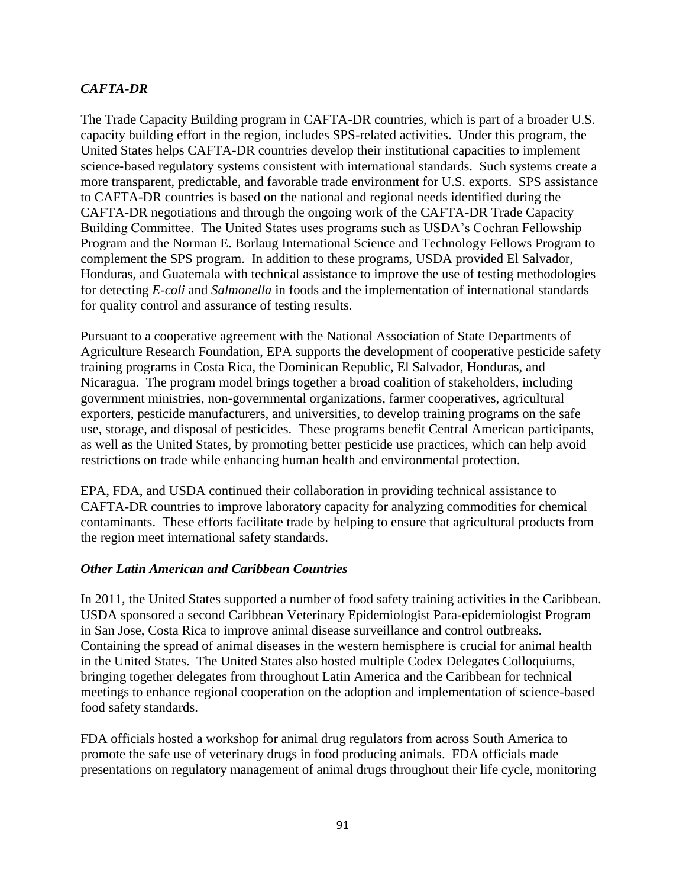### *CAFTA-DR*

The Trade Capacity Building program in CAFTA-DR countries, which is part of a broader U.S. capacity building effort in the region, includes SPS-related activities. Under this program, the United States helps CAFTA-DR countries develop their institutional capacities to implement science-based regulatory systems consistent with international standards. Such systems create a more transparent, predictable, and favorable trade environment for U.S. exports. SPS assistance to CAFTA-DR countries is based on the national and regional needs identified during the CAFTA-DR negotiations and through the ongoing work of the CAFTA-DR Trade Capacity Building Committee. The United States uses programs such as USDA's Cochran Fellowship Program and the Norman E. Borlaug International Science and Technology Fellows Program to complement the SPS program. In addition to these programs, USDA provided El Salvador, Honduras, and Guatemala with technical assistance to improve the use of testing methodologies for detecting *E-coli* and *Salmonella* in foods and the implementation of international standards for quality control and assurance of testing results.

Pursuant to a cooperative agreement with the National Association of State Departments of Agriculture Research Foundation, EPA supports the development of cooperative pesticide safety training programs in Costa Rica, the Dominican Republic, El Salvador, Honduras, and Nicaragua. The program model brings together a broad coalition of stakeholders, including government ministries, non-governmental organizations, farmer cooperatives, agricultural exporters, pesticide manufacturers, and universities, to develop training programs on the safe use, storage, and disposal of pesticides. These programs benefit Central American participants, as well as the United States, by promoting better pesticide use practices, which can help avoid restrictions on trade while enhancing human health and environmental protection.

EPA, FDA, and USDA continued their collaboration in providing technical assistance to CAFTA-DR countries to improve laboratory capacity for analyzing commodities for chemical contaminants. These efforts facilitate trade by helping to ensure that agricultural products from the region meet international safety standards.

### *Other Latin American and Caribbean Countries*

In 2011, the United States supported a number of food safety training activities in the Caribbean. USDA sponsored a second Caribbean Veterinary Epidemiologist Para-epidemiologist Program in San Jose, Costa Rica to improve animal disease surveillance and control outbreaks. Containing the spread of animal diseases in the western hemisphere is crucial for animal health in the United States. The United States also hosted multiple Codex Delegates Colloquiums, bringing together delegates from throughout Latin America and the Caribbean for technical meetings to enhance regional cooperation on the adoption and implementation of science-based food safety standards.

FDA officials hosted a workshop for animal drug regulators from across South America to promote the safe use of veterinary drugs in food producing animals. FDA officials made presentations on regulatory management of animal drugs throughout their life cycle, monitoring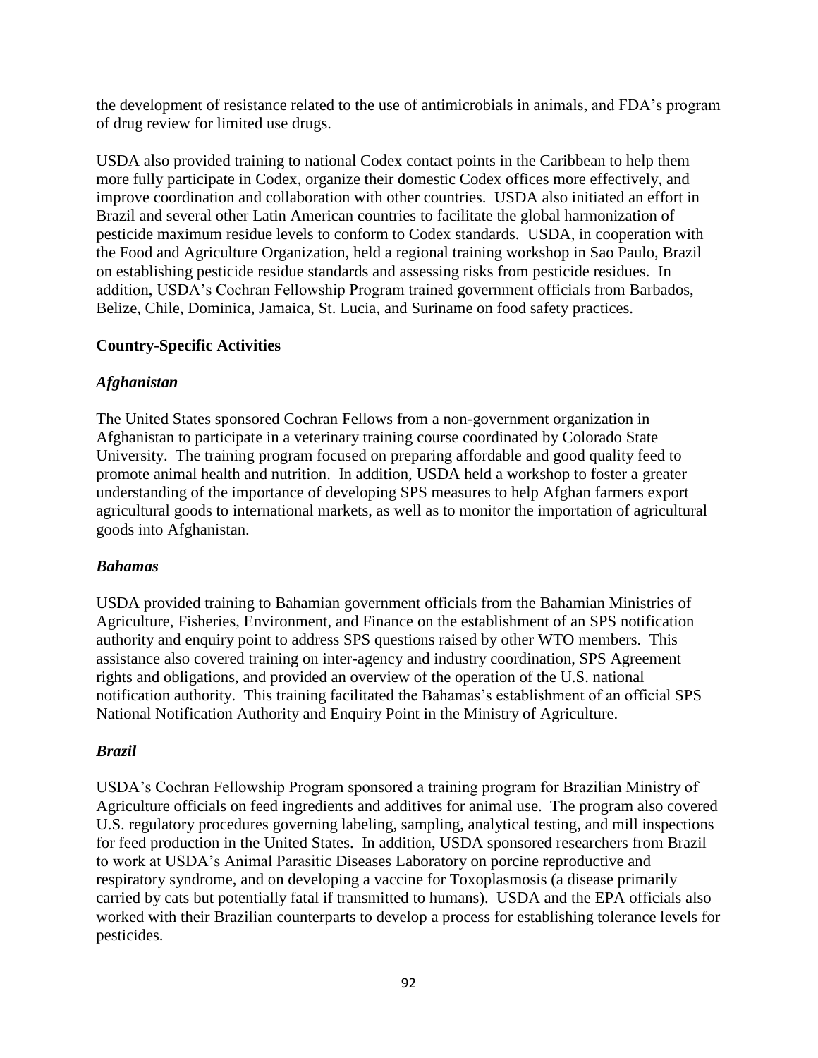the development of resistance related to the use of antimicrobials in animals, and FDA's program of drug review for limited use drugs.

USDA also provided training to national Codex contact points in the Caribbean to help them more fully participate in Codex, organize their domestic Codex offices more effectively, and improve coordination and collaboration with other countries. USDA also initiated an effort in Brazil and several other Latin American countries to facilitate the global harmonization of pesticide maximum residue levels to conform to Codex standards. USDA, in cooperation with the Food and Agriculture Organization, held a regional training workshop in Sao Paulo, Brazil on establishing pesticide residue standards and assessing risks from pesticide residues. In addition, USDA's Cochran Fellowship Program trained government officials from Barbados, Belize, Chile, Dominica, Jamaica, St. Lucia, and Suriname on food safety practices.

### Country-Specific Activities

#### *Afghanistan*

The United States sponsored Cochran Fellows from a non-government organization in Afghanistan to participate in a veterinary training course coordinated by Colorado State University. The training program focused on preparing affordable and good quality feed to promote animal health and nutrition. In addition, USDA held a workshop to foster a greater understanding of the importance of developing SPS measures to help Afghan farmers export agricultural goods to international markets, as well as to monitor the importation of agricultural goods into Afghanistan.

#### *Bahamas*

USDA provided training to Bahamian government officials from the Bahamian Ministries of Agriculture, Fisheries, Environment, and Finance on the establishment of an SPS notification authority and enquiry point to address SPS questions raised by other WTO members. This assistance also covered training on inter-agency and industry coordination, SPS Agreement rights and obligations, and provided an overview of the operation of the U.S. national notification authority. This training facilitated the Bahamas's establishment of an official SPS National Notification Authority and Enquiry Point in the Ministry of Agriculture.

#### *Brazil*

USDA's Cochran Fellowship Program sponsored a training program for Brazilian Ministry of Agriculture officials on feed ingredients and additives for animal use. The program also covered U.S. regulatory procedures governing labeling, sampling, analytical testing, and mill inspections for feed production in the United States. In addition, USDA sponsored researchers from Brazil to work at USDA's Animal Parasitic Diseases Laboratory on porcine reproductive and respiratory syndrome, and on developing a vaccine for Toxoplasmosis (a disease primarily carried by cats but potentially fatal if transmitted to humans). USDA and the EPA officials also worked with their Brazilian counterparts to develop a process for establishing tolerance levels for pesticides.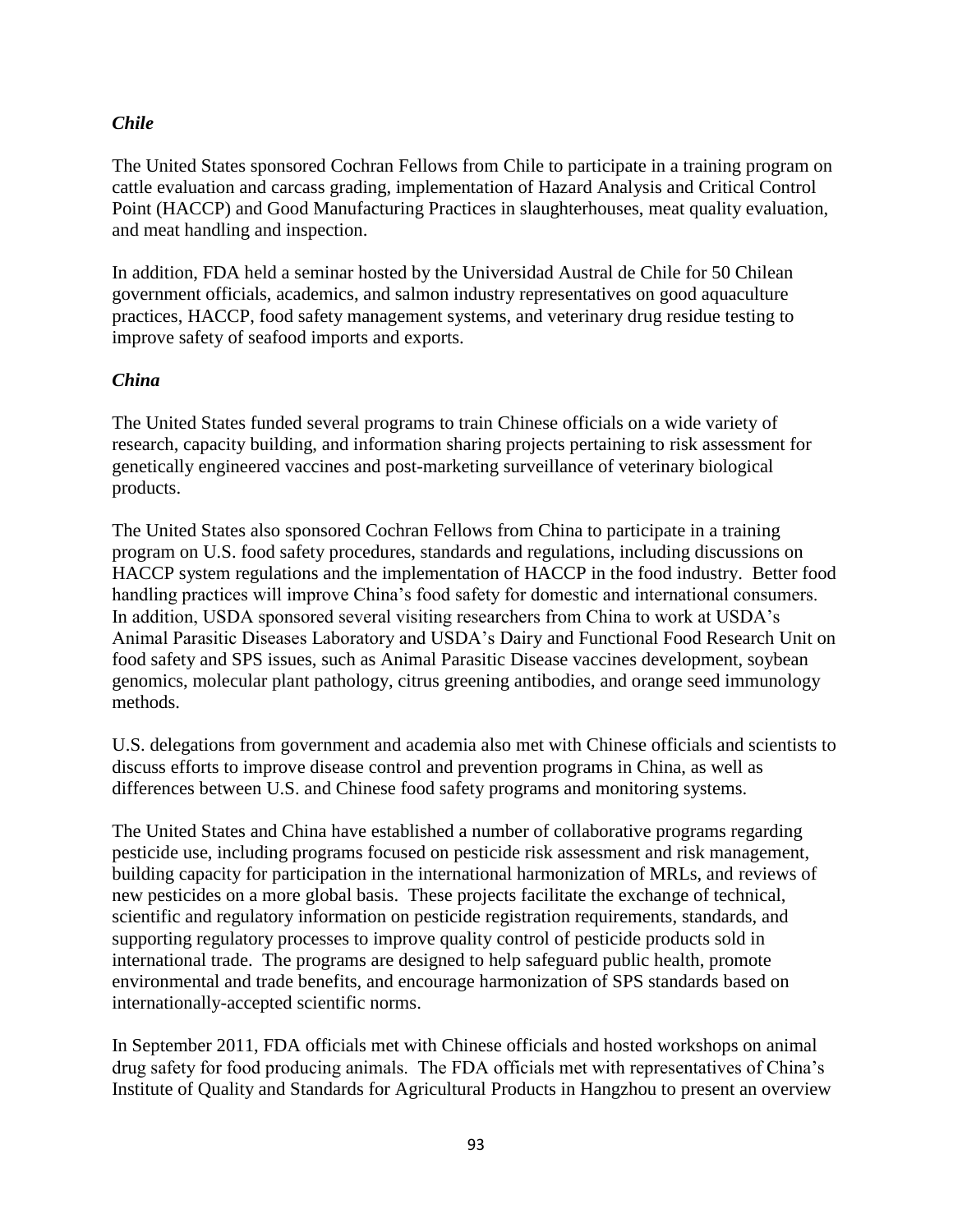### *Chile*

The United States sponsored Cochran Fellows from Chile to participate in a training program on cattle evaluation and carcass grading, implementation of Hazard Analysis and Critical Control Point (HACCP) and Good Manufacturing Practices in slaughterhouses, meat quality evaluation, and meat handling and inspection.

In addition, FDA held a seminar hosted by the Universidad Austral de Chile for 50 Chilean government officials, academics, and salmon industry representatives on good aquaculture practices, HACCP, food safety management systems, and veterinary drug residue testing to improve safety of seafood imports and exports.

### *China*

The United States funded several programs to train Chinese officials on a wide variety of research, capacity building, and information sharing projects pertaining to risk assessment for genetically engineered vaccines and post-marketing surveillance of veterinary biological products.

The United States also sponsored Cochran Fellows from China to participate in a training program on U.S. food safety procedures, standards and regulations, including discussions on HACCP system regulations and the implementation of HACCP in the food industry. Better food handling practices will improve China's food safety for domestic and international consumers. In addition, USDA sponsored several visiting researchers from China to work at USDA's Animal Parasitic Diseases Laboratory and USDA's Dairy and Functional Food Research Unit on food safety and SPS issues, such as Animal Parasitic Disease vaccines development, soybean genomics, molecular plant pathology, citrus greening antibodies, and orange seed immunology methods.

U.S. delegations from government and academia also met with Chinese officials and scientists to discuss efforts to improve disease control and prevention programs in China, as well as differences between U.S. and Chinese food safety programs and monitoring systems.

The United States and China have established a number of collaborative programs regarding pesticide use, including programs focused on pesticide risk assessment and risk management, building capacity for participation in the international harmonization of MRLs, and reviews of new pesticides on a more global basis. These projects facilitate the exchange of technical, scientific and regulatory information on pesticide registration requirements, standards, and supporting regulatory processes to improve quality control of pesticide products sold in international trade. The programs are designed to help safeguard public health, promote environmental and trade benefits, and encourage harmonization of SPS standards based on internationally-accepted scientific norms.

In September 2011, FDA officials met with Chinese officials and hosted workshops on animal drug safety for food producing animals. The FDA officials met with representatives of China's Institute of Quality and Standards for Agricultural Products in Hangzhou to present an overview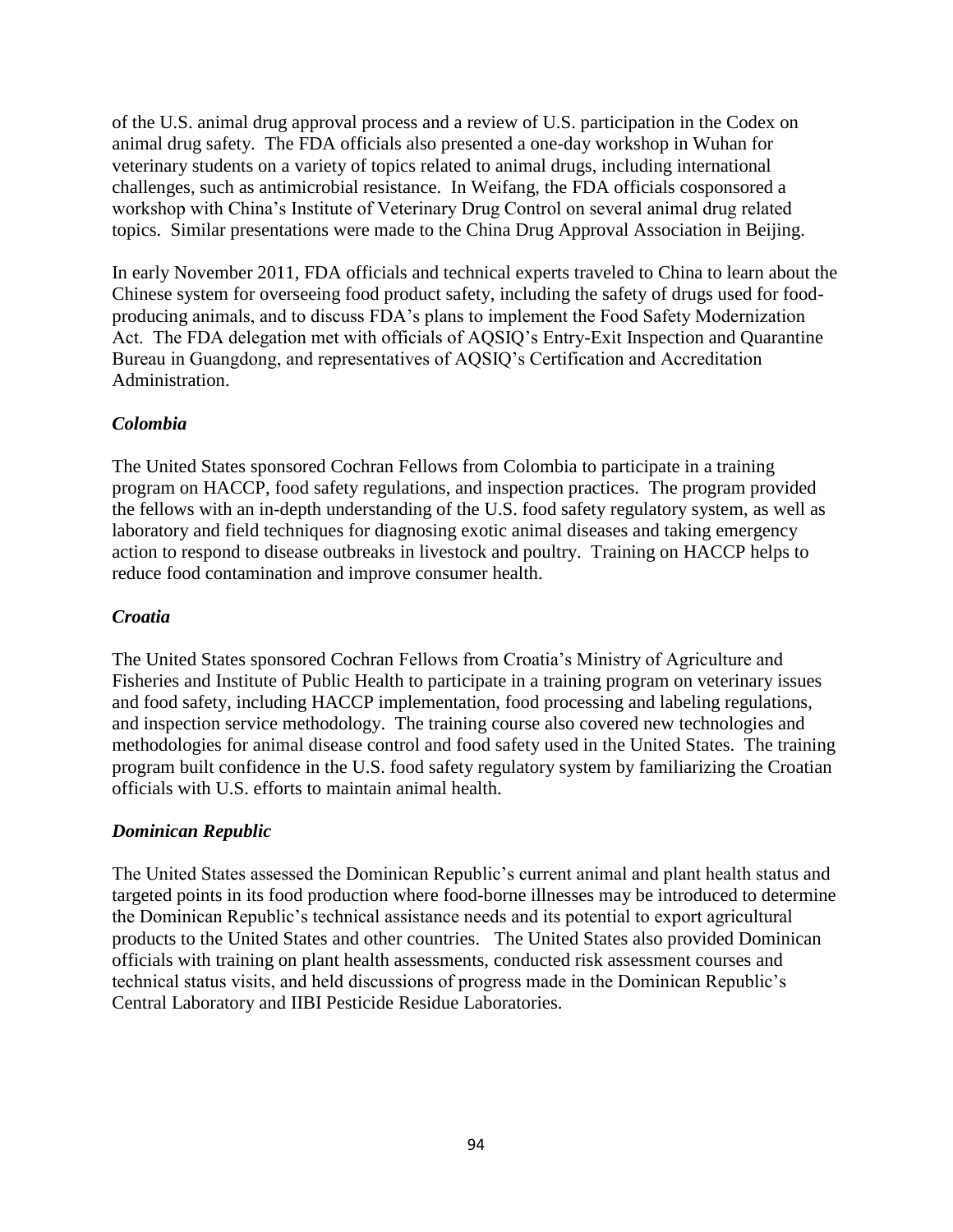of the U.S. animal drug approval process and a review of U.S. participation in the Codex on animal drug safety. The FDA officials also presented a one-day workshop in Wuhan for veterinary students on a variety of topics related to animal drugs, including international challenges, such as antimicrobial resistance. In Weifang, the FDA officials cosponsored a workshop with China's Institute of Veterinary Drug Control on several animal drug related topics. Similar presentations were made to the China Drug Approval Association in Beijing.

In early November 2011, FDA officials and technical experts traveled to China to learn about the Chinese system for overseeing food product safety, including the safety of drugs used for food-producing animals, and to discuss FDA's plans to implement the Food Safety Modernization Act. The FDA delegation met with officials of AQSIQ's Entry-Exit Inspection and Quarantine Bureau in Guangdong, and representatives of AQSIQ's Certification and Accreditation Administration.

### *Colombia*

The United States sponsored Cochran Fellows from Colombia to participate in a training program on HACCP, food safety regulations, and inspection practices. The program provided the fellows with an in-depth understanding of the U.S. food safety regulatory system, as well as laboratory and field techniques for diagnosing exotic animal diseases and taking emergency action to respond to disease outbreaks in livestock and poultry. Training on HACCP helps to reduce food contamination and improve consumer health.

### *Croatia*

The United States sponsored Cochran Fellows from Croatia's Ministry of Agriculture and Fisheries and Institute of Public Health to participate in a training program on veterinary issues and food safety, including HACCP implementation, food processing and labeling regulations, and inspection service methodology. The training course also covered new technologies and methodologies for animal disease control and food safety used in the United States. The training program built confidence in the U.S. food safety regulatory system by familiarizing the Croatian officials with U.S. efforts to maintain animal health.

### *Dominican Republic*

The United States assessed the Dominican Republic's current animal and plant health status and targeted points in its food production where food-borne illnesses may be introduced to determine the Dominican Republic's technical assistance needs and its potential to export agricultural products to the United States and other countries. The United States also provided Dominican officials with training on plant health assessments, conducted risk assessment courses and technical status visits, and held discussions of progress made in the Dominican Republic's Central Laboratory and IIBI Pesticide Residue Laboratories.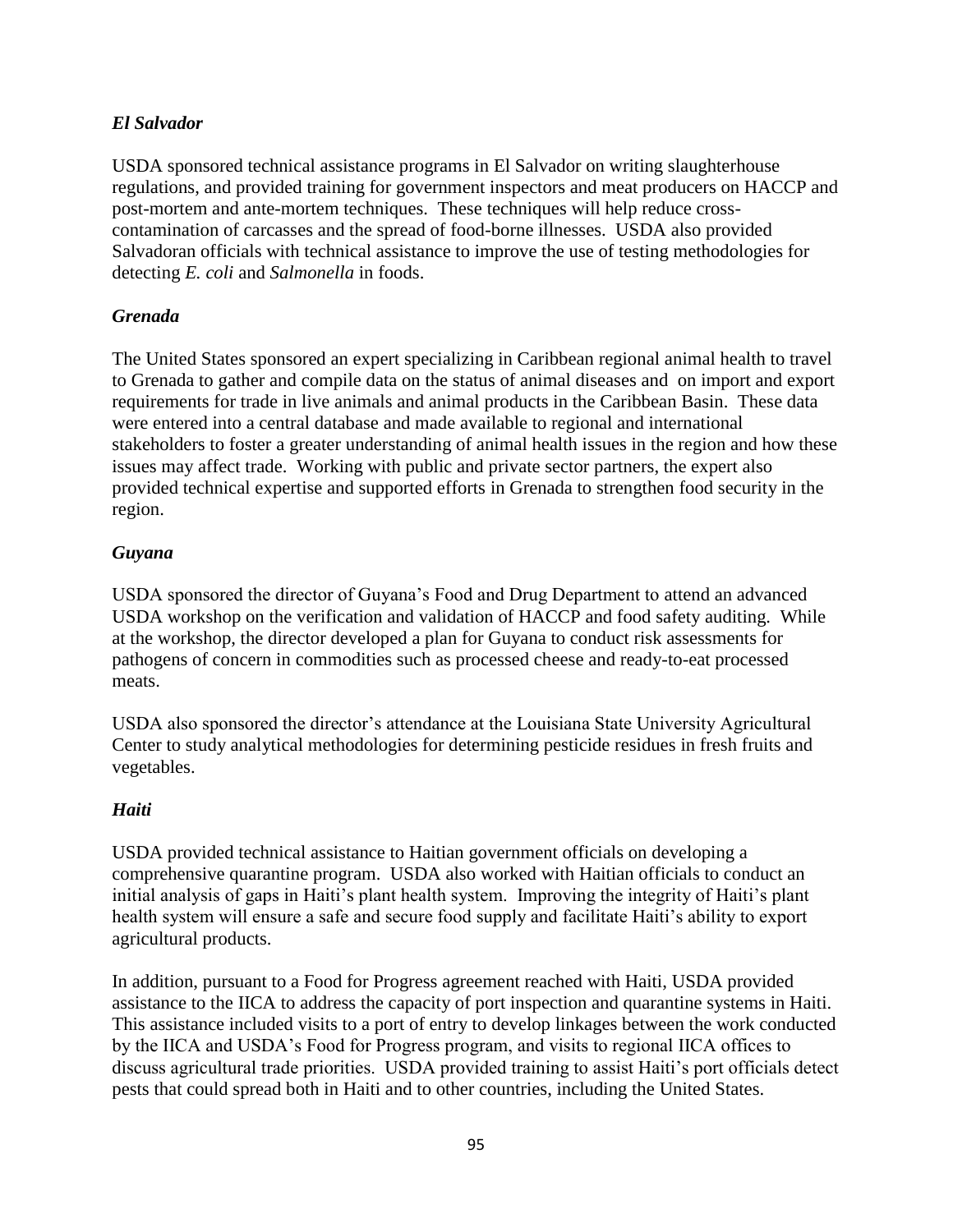### *El Salvador*

USDA sponsored technical assistance programs in El Salvador on writing slaughterhouse regulations, and provided training for government inspectors and meat producers on HACCP and post-mortem and ante-mortem techniques. These techniques will help reduce cross-contamination of carcasses and the spread of food-borne illnesses. USDA also provided Salvadoran officials with technical assistance to improve the use of testing methodologies for detecting *E. coli* and *Salmonella* in foods.

### *Grenada*

The United States sponsored an expert specializing in Caribbean regional animal health to travel to Grenada to gather and compile data on the status of animal diseases and on import and export requirements for trade in live animals and animal products in the Caribbean Basin. These data were entered into a central database and made available to regional and international stakeholders to foster a greater understanding of animal health issues in the region and how these issues may affect trade. Working with public and private sector partners, the expert also provided technical expertise and supported efforts in Grenada to strengthen food security in the region.

### *Guyana*

USDA sponsored the director of Guyana's Food and Drug Department to attend an advanced USDA workshop on the verification and validation of HACCP and food safety auditing. While at the workshop, the director developed a plan for Guyana to conduct risk assessments for pathogens of concern in commodities such as processed cheese and ready-to-eat processed meats.

USDA also sponsored the director's attendance at the Louisiana State University Agricultural Center to study analytical methodologies for determining pesticide residues in fresh fruits and vegetables.

### *Haiti*

USDA provided technical assistance to Haitian government officials on developing a comprehensive quarantine program. USDA also worked with Haitian officials to conduct an initial analysis of gaps in Haiti's plant health system. Improving the integrity of Haiti's plant health system will ensure a safe and secure food supply and facilitate Haiti's ability to export agricultural products.

In addition, pursuant to a Food for Progress agreement reached with Haiti, USDA provided assistance to the IICA to address the capacity of port inspection and quarantine systems in Haiti. This assistance included visits to a port of entry to develop linkages between the work conducted by the IICA and USDA's Food for Progress program, and visits to regional IICA offices to discuss agricultural trade priorities. USDA provided training to assist Haiti's port officials detect pests that could spread both in Haiti and to other countries, including the United States.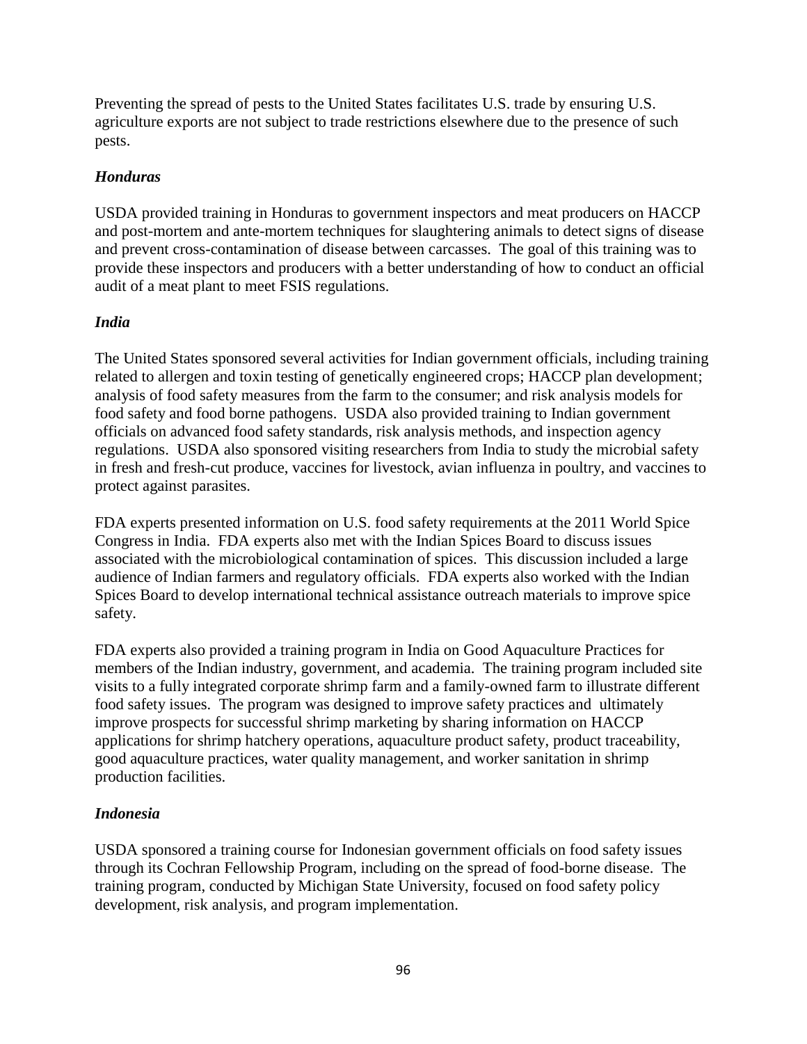Preventing the spread of pests to the United States facilitates U.S. trade by ensuring U.S. agriculture exports are not subject to trade restrictions elsewhere due to the presence of such pests.

### *Honduras*

USDA provided training in Honduras to government inspectors and meat producers on HACCP and post-mortem and ante-mortem techniques for slaughtering animals to detect signs of disease and prevent cross-contamination of disease between carcasses. The goal of this training was to provide these inspectors and producers with a better understanding of how to conduct an official audit of a meat plant to meet FSIS regulations.

### *India*

The United States sponsored several activities for Indian government officials, including training related to allergen and toxin testing of genetically engineered crops; HACCP plan development; analysis of food safety measures from the farm to the consumer; and risk analysis models for food safety and food borne pathogens. USDA also provided training to Indian government officials on advanced food safety standards, risk analysis methods, and inspection agency regulations. USDA also sponsored visiting researchers from India to study the microbial safety in fresh and fresh-cut produce, vaccines for livestock, avian influenza in poultry, and vaccines to protect against parasites.

FDA experts presented information on U.S. food safety requirements at the 2011 World Spice Congress in India. FDA experts also met with the Indian Spices Board to discuss issues associated with the microbiological contamination of spices. This discussion included a large audience of Indian farmers and regulatory officials. FDA experts also worked with the Indian Spices Board to develop international technical assistance outreach materials to improve spice safety.

FDA experts also provided a training program in India on Good Aquaculture Practices for members of the Indian industry, government, and academia. The training program included site visits to a fully integrated corporate shrimp farm and a family-owned farm to illustrate different food safety issues. The program was designed to improve safety practices and ultimately improve prospects for successful shrimp marketing by sharing information on HACCP applications for shrimp hatchery operations, aquaculture product safety, product traceability, good aquaculture practices, water quality management, and worker sanitation in shrimp production facilities.

### *Indonesia*

USDA sponsored a training course for Indonesian government officials on food safety issues through its Cochran Fellowship Program, including on the spread of food-borne disease. The training program, conducted by Michigan State University, focused on food safety policy development, risk analysis, and program implementation.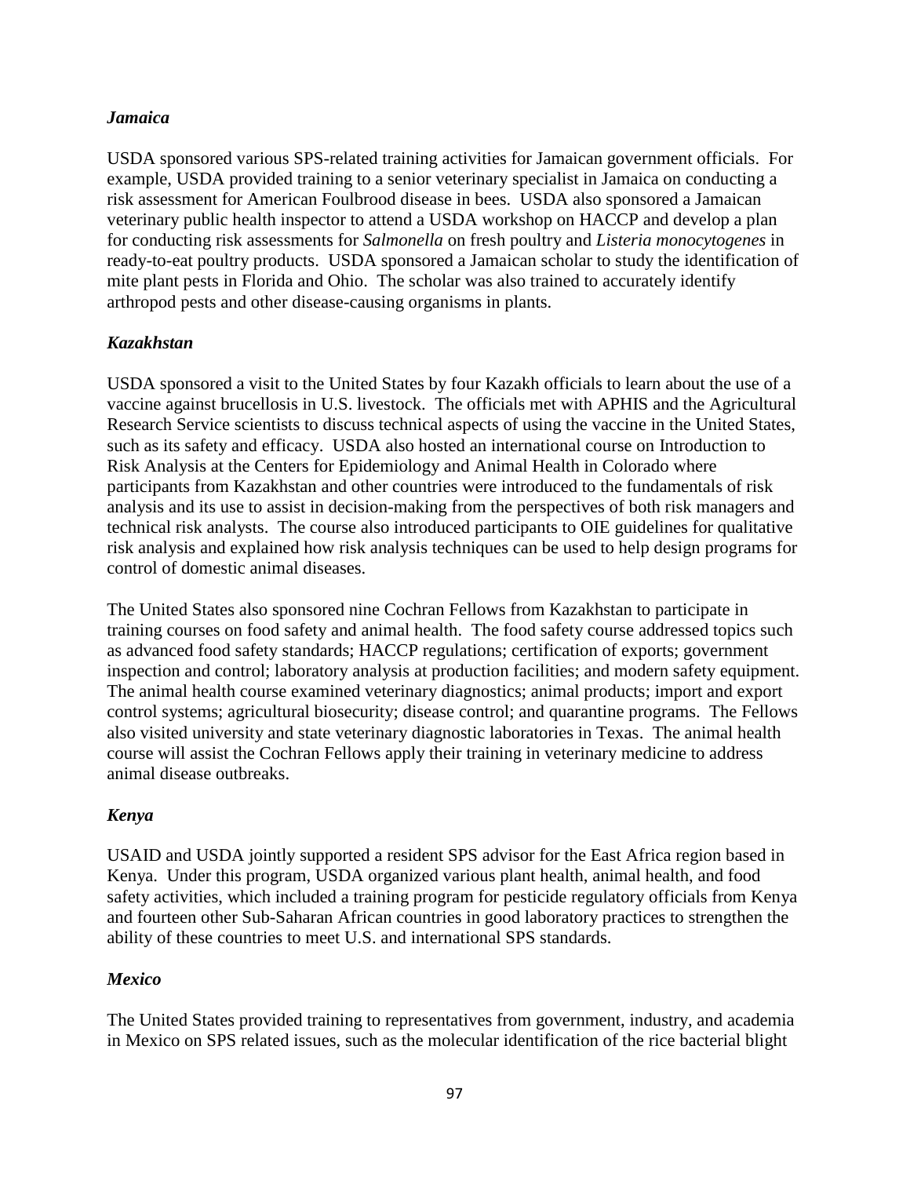### *Jamaica*

USDA sponsored various SPS-related training activities for Jamaican government officials. For example, USDA provided training to a senior veterinary specialist in Jamaica on conducting a risk assessment for American Foulbrood disease in bees. USDA also sponsored a Jamaican veterinary public health inspector to attend a USDA workshop on HACCP and develop a plan for conducting risk assessments for *Salmonella* on fresh poultry and *Listeria monocytogenes* in ready-to-eat poultry products. USDA sponsored a Jamaican scholar to study the identification of mite plant pests in Florida and Ohio. The scholar was also trained to accurately identify arthropod pests and other disease-causing organisms in plants.

### *Kazakhstan*

USDA sponsored a visit to the United States by four Kazakh officials to learn about the use of a vaccine against brucellosis in U.S. livestock. The officials met with APHIS and the Agricultural Research Service scientists to discuss technical aspects of using the vaccine in the United States, such as its safety and efficacy. USDA also hosted an international course on Introduction to Risk Analysis at the Centers for Epidemiology and Animal Health in Colorado where participants from Kazakhstan and other countries were introduced to the fundamentals of risk analysis and its use to assist in decision-making from the perspectives of both risk managers and technical risk analysts. The course also introduced participants to OIE guidelines for qualitative risk analysis and explained how risk analysis techniques can be used to help design programs for control of domestic animal diseases.

The United States also sponsored nine Cochran Fellows from Kazakhstan to participate in training courses on food safety and animal health. The food safety course addressed topics such as advanced food safety standards; HACCP regulations; certification of exports; government inspection and control; laboratory analysis at production facilities; and modern safety equipment. The animal health course examined veterinary diagnostics; animal products; import and export control systems; agricultural biosecurity; disease control; and quarantine programs. The Fellows also visited university and state veterinary diagnostic laboratories in Texas. The animal health course will assist the Cochran Fellows apply their training in veterinary medicine to address animal disease outbreaks.

### *Kenya*

USAID and USDA jointly supported a resident SPS advisor for the East Africa region based in Kenya. Under this program, USDA organized various plant health, animal health, and food safety activities, which included a training program for pesticide regulatory officials from Kenya and fourteen other Sub-Saharan African countries in good laboratory practices to strengthen the ability of these countries to meet U.S. and international SPS standards.

### *Mexico*

The United States provided training to representatives from government, industry, and academia in Mexico on SPS related issues, such as the molecular identification of the rice bacterial blight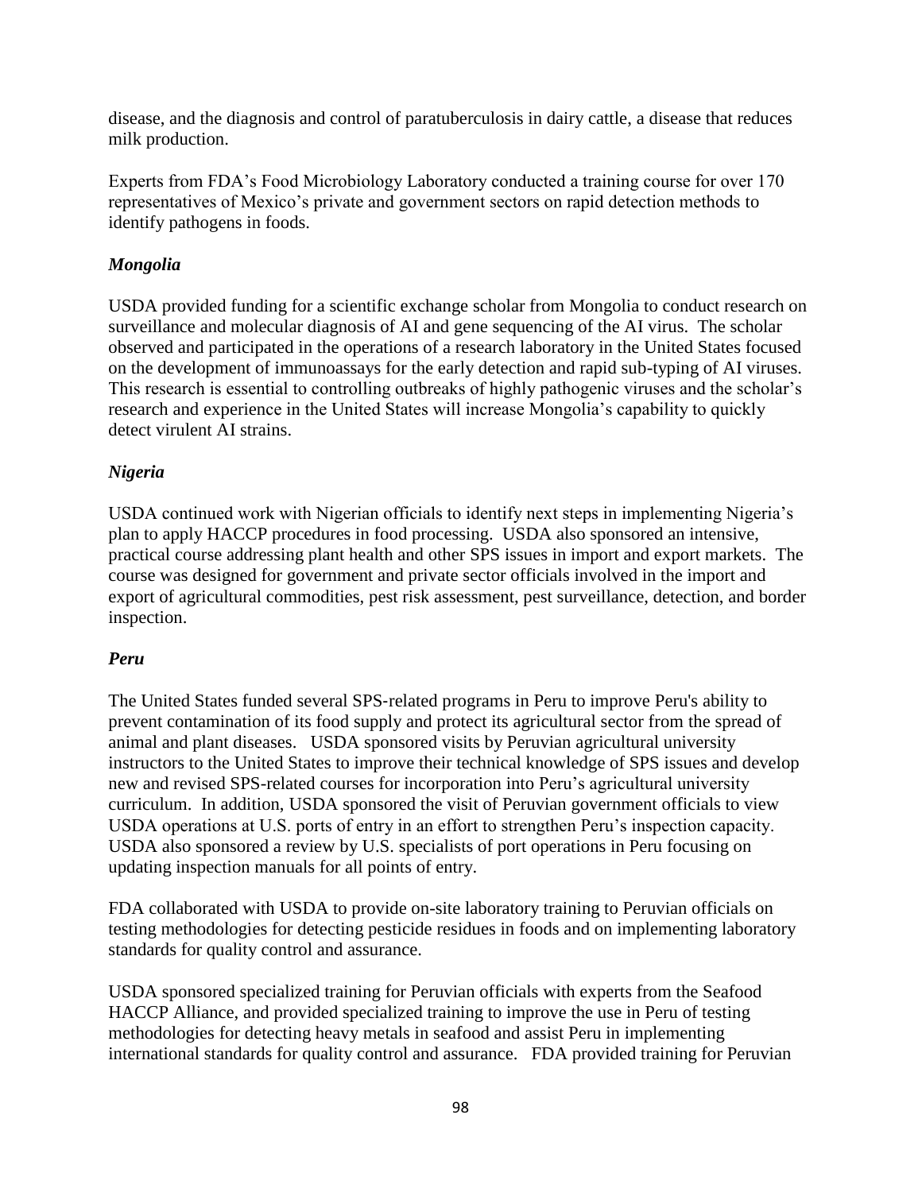disease, and the diagnosis and control of paratuberculosis in dairy cattle, a disease that reduces milk production.

Experts from FDA's Food Microbiology Laboratory conducted a training course for over 170 representatives of Mexico's private and government sectors on rapid detection methods to identify pathogens in foods.

### *Mongolia*

USDA provided funding for a scientific exchange scholar from Mongolia to conduct research on surveillance and molecular diagnosis of AI and gene sequencing of the AI virus. The scholar observed and participated in the operations of a research laboratory in the United States focused on the development of immunoassays for the early detection and rapid sub-typing of AI viruses. This research is essential to controlling outbreaks of highly pathogenic viruses and the scholar's research and experience in the United States will increase Mongolia's capability to quickly detect virulent AI strains.

### *Nigeria*

USDA continued work with Nigerian officials to identify next steps in implementing Nigeria's plan to apply HACCP procedures in food processing. USDA also sponsored an intensive, practical course addressing plant health and other SPS issues in import and export markets. The course was designed for government and private sector officials involved in the import and export of agricultural commodities, pest risk assessment, pest surveillance, detection, and border inspection.

### *Peru*

The United States funded several SPS-related programs in Peru to improve Peru's ability to prevent contamination of its food supply and protect its agricultural sector from the spread of animal and plant diseases. USDA sponsored visits by Peruvian agricultural university instructors to the United States to improve their technical knowledge of SPS issues and develop new and revised SPS-related courses for incorporation into Peru's agricultural university curriculum. In addition, USDA sponsored the visit of Peruvian government officials to view USDA operations at U.S. ports of entry in an effort to strengthen Peru's inspection capacity. USDA also sponsored a review by U.S. specialists of port operations in Peru focusing on updating inspection manuals for all points of entry.

FDA collaborated with USDA to provide on-site laboratory training to Peruvian officials on testing methodologies for detecting pesticide residues in foods and on implementing laboratory standards for quality control and assurance.

USDA sponsored specialized training for Peruvian officials with experts from the Seafood HACCP Alliance, and provided specialized training to improve the use in Peru of testing methodologies for detecting heavy metals in seafood and assist Peru in implementing international standards for quality control and assurance. FDA provided training for Peruvian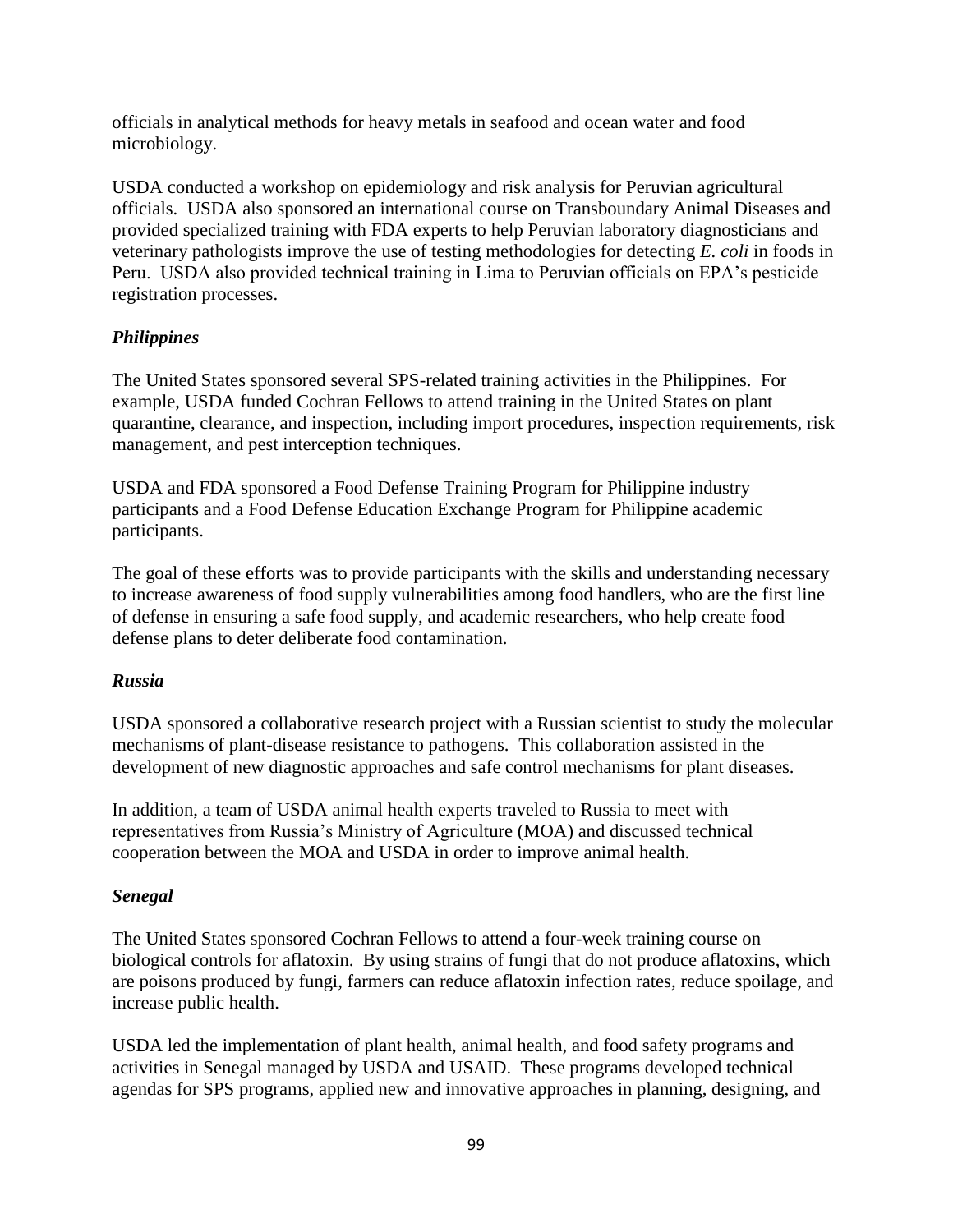officials in analytical methods for heavy metals in seafood and ocean water and food microbiology.

USDA conducted a workshop on epidemiology and risk analysis for Peruvian agricultural officials. USDA also sponsored an international course on Transboundary Animal Diseases and provided specialized training with FDA experts to help Peruvian laboratory diagnosticians and veterinary pathologists improve the use of testing methodologies for detecting *E. coli* in foods in Peru. USDA also provided technical training in Lima to Peruvian officials on EPA's pesticide registration processes.

### *Philippines*

The United States sponsored several SPS-related training activities in the Philippines. For example, USDA funded Cochran Fellows to attend training in the United States on plant quarantine, clearance, and inspection, including import procedures, inspection requirements, risk management, and pest interception techniques.

USDA and FDA sponsored a Food Defense Training Program for Philippine industry participants and a Food Defense Education Exchange Program for Philippine academic participants.

The goal of these efforts was to provide participants with the skills and understanding necessary to increase awareness of food supply vulnerabilities among food handlers, who are the first line of defense in ensuring a safe food supply, and academic researchers, who help create food defense plans to deter deliberate food contamination.

### *Russia*

USDA sponsored a collaborative research project with a Russian scientist to study the molecular mechanisms of plant-disease resistance to pathogens. This collaboration assisted in the development of new diagnostic approaches and safe control mechanisms for plant diseases.

In addition, a team of USDA animal health experts traveled to Russia to meet with representatives from Russia's Ministry of Agriculture (MOA) and discussed technical cooperation between the MOA and USDA in order to improve animal health.

### *Senegal*

The United States sponsored Cochran Fellows to attend a four-week training course on biological controls for aflatoxin. By using strains of fungi that do not produce aflatoxins, which are poisons produced by fungi, farmers can reduce aflatoxin infection rates, reduce spoilage, and increase public health.

USDA led the implementation of plant health, animal health, and food safety programs and activities in Senegal managed by USDA and USAID. These programs developed technical agendas for SPS programs, applied new and innovative approaches in planning, designing, and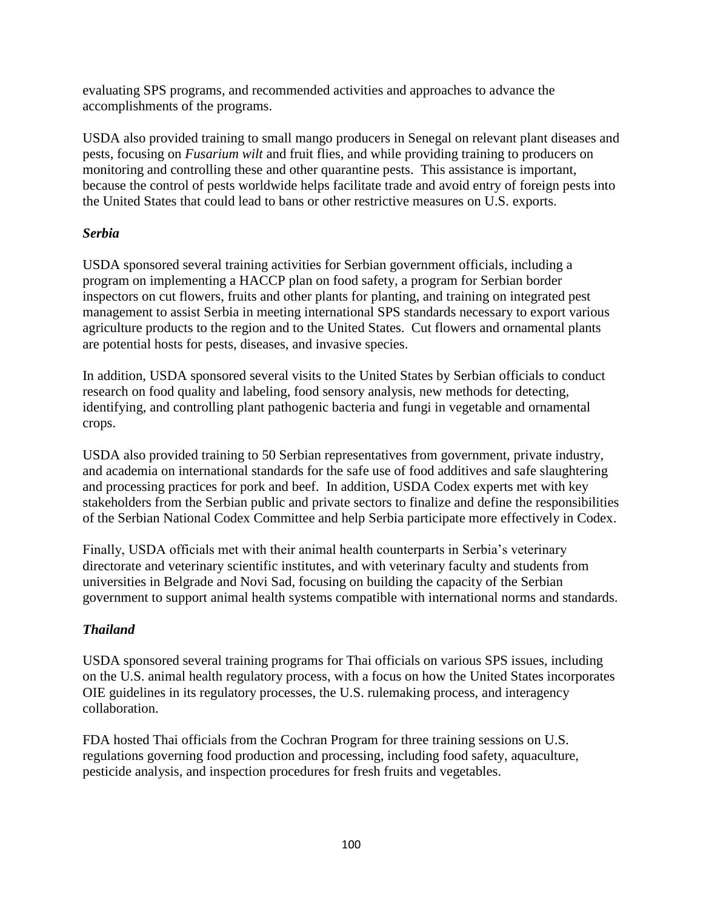evaluating SPS programs, and recommended activities and approaches to advance the accomplishments of the programs.

USDA also provided training to small mango producers in Senegal on relevant plant diseases and pests, focusing on *Fusarium wilt* and fruit flies, and while providing training to producers on monitoring and controlling these and other quarantine pests. This assistance is important, because the control of pests worldwide helps facilitate trade and avoid entry of foreign pests into the United States that could lead to bans or other restrictive measures on U.S. exports.

### *Serbia*

USDA sponsored several training activities for Serbian government officials, including a program on implementing a HACCP plan on food safety, a program for Serbian border inspectors on cut flowers, fruits and other plants for planting, and training on integrated pest management to assist Serbia in meeting international SPS standards necessary to export various agriculture products to the region and to the United States. Cut flowers and ornamental plants are potential hosts for pests, diseases, and invasive species.

In addition, USDA sponsored several visits to the United States by Serbian officials to conduct research on food quality and labeling, food sensory analysis, new methods for detecting, identifying, and controlling plant pathogenic bacteria and fungi in vegetable and ornamental crops.

USDA also provided training to 50 Serbian representatives from government, private industry, and academia on international standards for the safe use of food additives and safe slaughtering and processing practices for pork and beef. In addition, USDA Codex experts met with key stakeholders from the Serbian public and private sectors to finalize and define the responsibilities of the Serbian National Codex Committee and help Serbia participate more effectively in Codex.

Finally, USDA officials met with their animal health counterparts in Serbia's veterinary directorate and veterinary scientific institutes, and with veterinary faculty and students from universities in Belgrade and Novi Sad, focusing on building the capacity of the Serbian government to support animal health systems compatible with international norms and standards.

### *Thailand*

USDA sponsored several training programs for Thai officials on various SPS issues, including on the U.S. animal health regulatory process, with a focus on how the United States incorporates OIE guidelines in its regulatory processes, the U.S. rulemaking process, and interagency collaboration.

FDA hosted Thai officials from the Cochran Program for three training sessions on U.S. regulations governing food production and processing, including food safety, aquaculture, pesticide analysis, and inspection procedures for fresh fruits and vegetables.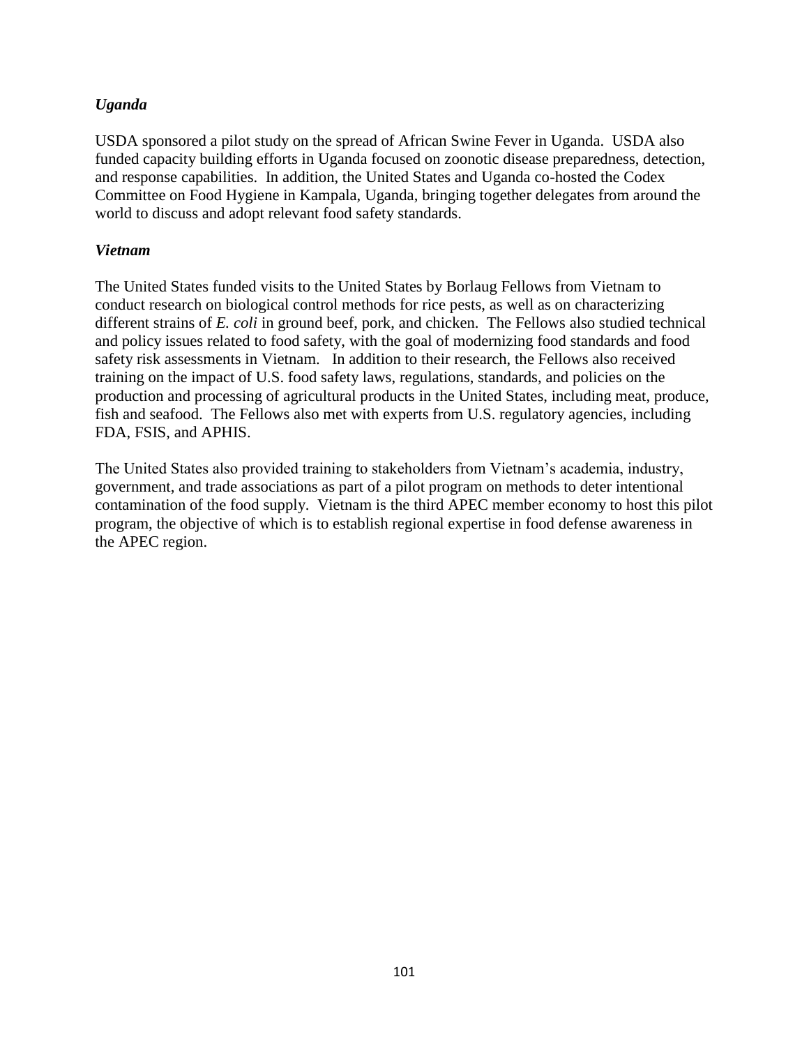### *Uganda*

USDA sponsored a pilot study on the spread of African Swine Fever in Uganda. USDA also funded capacity building efforts in Uganda focused on zoonotic disease preparedness, detection, and response capabilities. In addition, the United States and Uganda co-hosted the Codex Committee on Food Hygiene in Kampala, Uganda, bringing together delegates from around the world to discuss and adopt relevant food safety standards.

### *Vietnam*

The United States funded visits to the United States by Borlaug Fellows from Vietnam to conduct research on biological control methods for rice pests, as well as on characterizing different strains of *E. coli* in ground beef, pork, and chicken. The Fellows also studied technical and policy issues related to food safety, with the goal of modernizing food standards and food safety risk assessments in Vietnam. In addition to their research, the Fellows also received training on the impact of U.S. food safety laws, regulations, standards, and policies on the production and processing of agricultural products in the United States, including meat, produce, fish and seafood. The Fellows also met with experts from U.S. regulatory agencies, including FDA, FSIS, and APHIS.

The United States also provided training to stakeholders from Vietnam's academia, industry, government, and trade associations as part of a pilot program on methods to deter intentional contamination of the food supply. Vietnam is the third APEC member economy to host this pilot program, the objective of which is to establish regional expertise in food defense awareness in the APEC region.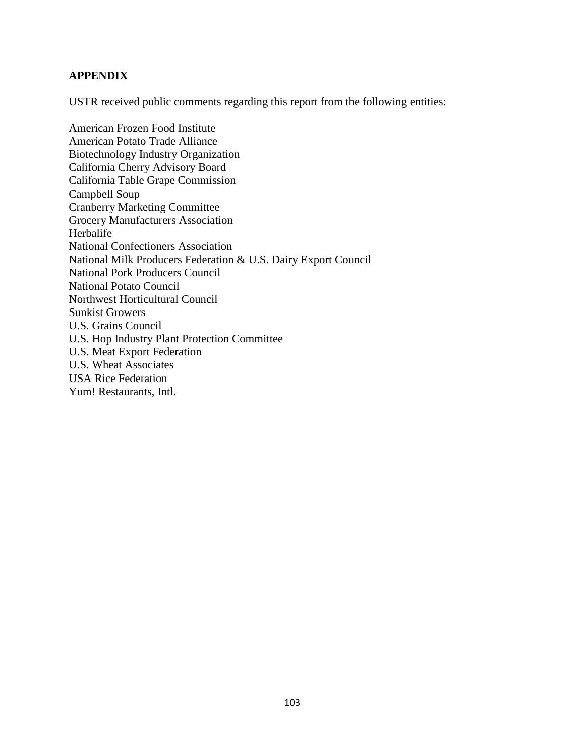## APPENDIX

USTR received public comments regarding this report from the following entities:

American Frozen Food Institute
American Potato Trade Alliance
Biotechnology Industry Organization
California Cherry Advisory Board
California Table Grape Commission
Campbell Soup
Cranberry Marketing Committee
Grocery Manufacturers Association
Herbalife
National Confectioners Association
National Milk Producers Federation & U.S. Dairy Export Council
National Pork Producers Council
National Potato Council
Northwest Horticultural Council
Sunkist Growers
U.S. Grains Council
U.S. Hop Industry Plant Protection Committee
U.S. Meat Export Federation
U.S. Wheat Associates
USA Rice Federation
Yum! Restaurants, Intl.